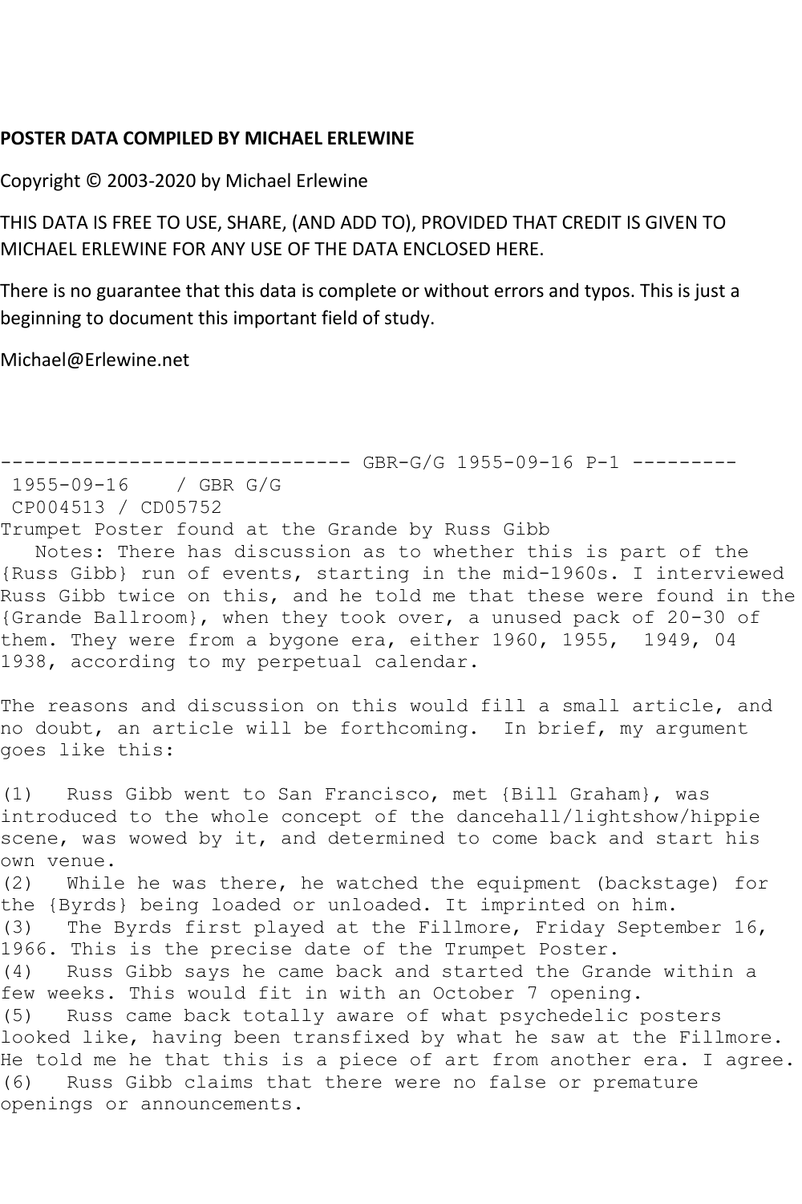**POSTER DATA COMPILED BY MICHAEL ERLEWINE**

Copyright © 2003-2020 by Michael Erlewine

THIS DATA IS FREE TO USE, SHARE, (AND ADD TO), PROVIDED THAT CREDIT IS GIVEN TO MICHAEL ERLEWINE FOR ANY USE OF THE DATA ENCLOSED HERE.

There is no guarantee that this data is complete or without errors and typos. This is just a beginning to document this important field of study.

Michael@Erlewine.net

```
------------------------------ GBR-G/G 1955-09-16 P-1 ---------
 1955-09-16    / GBR G/G
 CP004513 / CD05752
Trumpet Poster found at the Grande by Russ Gibb
   Notes: There has discussion as to whether this is part of the
{Russ Gibb} run of events, starting in the mid-1960s. I interviewed
Russ Gibb twice on this, and he told me that these were found in the
{Grande Ballroom}, when they took over, a unused pack of 20-30 of
them. They were from a bygone era, either 1960, 1955,  1949, 04
1938, according to my perpetual calendar.

The reasons and discussion on this would fill a small article, and
no doubt, an article will be forthcoming.  In brief, my argument
goes like this:

(1)   Russ Gibb went to San Francisco, met {Bill Graham}, was
introduced to the whole concept of the dancehall/lightshow/hippie
scene, was wowed by it, and determined to come back and start his
own venue.
(2)   While he was there, he watched the equipment (backstage) for
the {Byrds} being loaded or unloaded. It imprinted on him.
(3)   The Byrds first played at the Fillmore, Friday September 16,
1966. This is the precise date of the Trumpet Poster.
(4)   Russ Gibb says he came back and started the Grande within a
few weeks. This would fit in with an October 7 opening.
(5)   Russ came back totally aware of what psychedelic posters
looked like, having been transfixed by what he saw at the Fillmore.
He told me he that this is a piece of art from another era. I agree.
(6)   Russ Gibb claims that there were no false or premature
openings or announcements.
```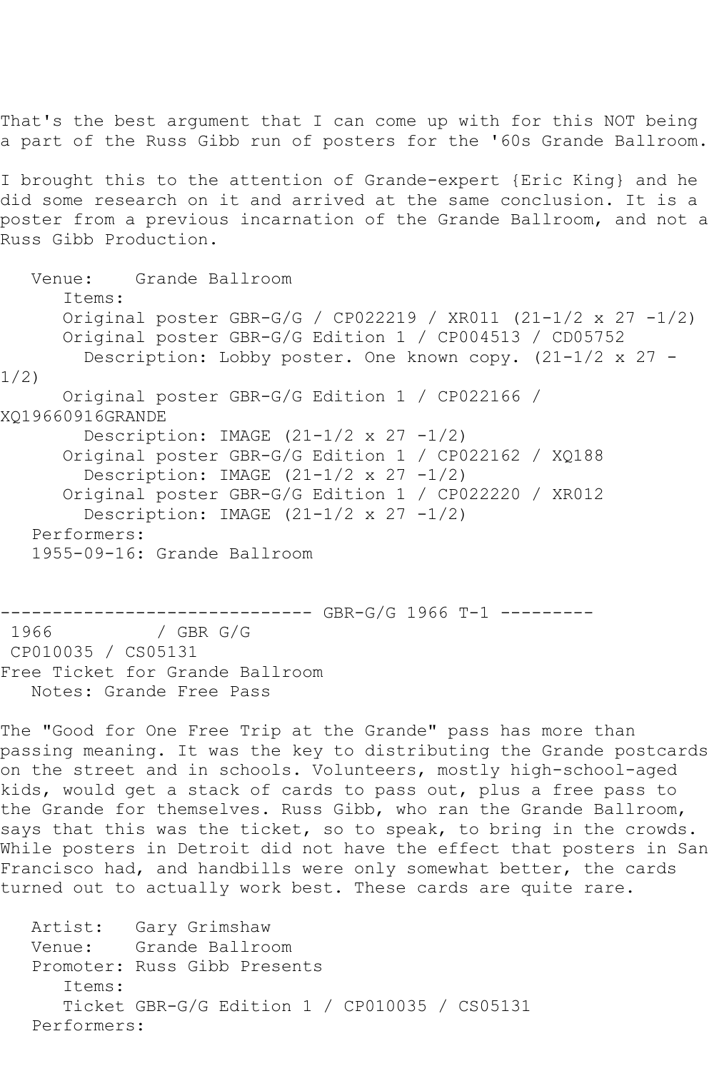That's the best argument that I can come up with for this NOT being a part of the Russ Gibb run of posters for the '60s Grande Ballroom.

I brought this to the attention of Grande-expert {Eric King} and he did some research on it and arrived at the same conclusion. It is a poster from a previous incarnation of the Grande Ballroom, and not a Russ Gibb Production.

```
   Venue:    Grande Ballroom
      Items:
      Original poster GBR-G/G / CP022219 / XR011 (21-1/2 x 27 -1/2)
      Original poster GBR-G/G Edition 1 / CP004513 / CD05752
        Description: Lobby poster. One known copy. (21-1/2 x 27 -
1/2)
      Original poster GBR-G/G Edition 1 / CP022166 /
XQ19660916GRANDE
        Description: IMAGE (21-1/2 x 27 -1/2)
      Original poster GBR-G/G Edition 1 / CP022162 / XQ188
        Description: IMAGE (21-1/2 x 27 -1/2)
      Original poster GBR-G/G Edition 1 / CP022220 / XR012
        Description: IMAGE (21-1/2 x 27 -1/2)
   Performers:
   1955-09-16: Grande Ballroom
```

------------------------------ GBR-G/G 1966 T-1 ---------

```
 1966          / GBR G/G
 CP010035 / CS05131
Free Ticket for Grande Ballroom
   Notes: Grande Free Pass
```

The "Good for One Free Trip at the Grande" pass has more than passing meaning. It was the key to distributing the Grande postcards on the street and in schools. Volunteers, mostly high-school-aged kids, would get a stack of cards to pass out, plus a free pass to the Grande for themselves. Russ Gibb, who ran the Grande Ballroom, says that this was the ticket, so to speak, to bring in the crowds. While posters in Detroit did not have the effect that posters in San Francisco had, and handbills were only somewhat better, the cards turned out to actually work best. These cards are quite rare.

```
   Artist:   Gary Grimshaw
   Venue:    Grande Ballroom
   Promoter: Russ Gibb Presents
      Items:
      Ticket GBR-G/G Edition 1 / CP010035 / CS05131
   Performers:
```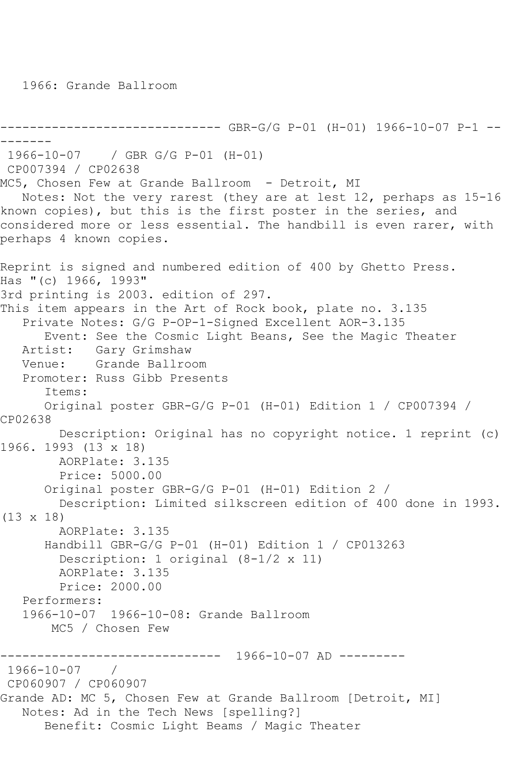1966: Grande Ballroom

------------------------------ GBR-G/G P-01 (H-01) 1966-10-07 P-1 ---------

1966-10-07 / GBR G/G P-01 (H-01)
CP007394 / CP02638
MC5, Chosen Few at Grande Ballroom - Detroit, MI

Notes: Not the very rarest (they are at lest 12, perhaps as 15-16 known copies), but this is the first poster in the series, and considered more or less essential. The handbill is even rarer, with perhaps 4 known copies.

Reprint is signed and numbered edition of 400 by Ghetto Press.
Has "(c) 1966, 1993"
3rd printing is 2003. edition of 297.
This item appears in the Art of Rock book, plate no. 3.135

Private Notes: G/G P-OP-1-Signed Excellent AOR-3.135
Event: See the Cosmic Light Beans, See the Magic Theater
Artist: Gary Grimshaw
Venue: Grande Ballroom
Promoter: Russ Gibb Presents
Items:
Original poster GBR-G/G P-01 (H-01) Edition 1 / CP007394 / CP02638
Description: Original has no copyright notice. 1 reprint (c) 1966. 1993 (13 x 18)
AORPlate: 3.135
Price: 5000.00
Original poster GBR-G/G P-01 (H-01) Edition 2 /
Description: Limited silkscreen edition of 400 done in 1993. (13 x 18)
AORPlate: 3.135
Handbill GBR-G/G P-01 (H-01) Edition 1 / CP013263
Description: 1 original (8-1/2 x 11)
AORPlate: 3.135
Price: 2000.00
Performers:
1966-10-07 1966-10-08: Grande Ballroom
MC5 / Chosen Few

------------------------------ 1966-10-07 AD ---------

1966-10-07 /
CP060907 / CP060907
Grande AD: MC 5, Chosen Few at Grande Ballroom [Detroit, MI]

Notes: Ad in the Tech News [spelling?]
Benefit: Cosmic Light Beams / Magic Theater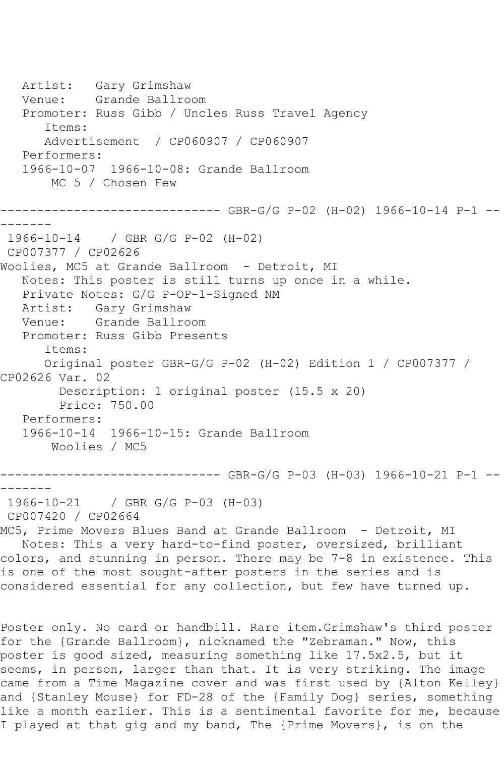Artist: Gary Grimshaw
Venue: Grande Ballroom
Promoter: Russ Gibb / Uncles Russ Travel Agency
Items:
Advertisement / CP060907 / CP060907
Performers:
1966-10-07 1966-10-08: Grande Ballroom
MC 5 / Chosen Few

------------------------------ GBR-G/G P-02 (H-02) 1966-10-14 P-1 --------

1966-10-14 / GBR G/G P-02 (H-02)
CP007377 / CP02626
Woolies, MC5 at Grande Ballroom - Detroit, MI
Notes: This poster is still turns up once in a while.
Private Notes: G/G P-OP-1-Signed NM
Artist: Gary Grimshaw
Venue: Grande Ballroom
Promoter: Russ Gibb Presents
Items:
Original poster GBR-G/G P-02 (H-02) Edition 1 / CP007377 / CP02626 Var. 02
Description: 1 original poster (15.5 x 20)
Price: 750.00
Performers:
1966-10-14 1966-10-15: Grande Ballroom
Woolies / MC5

------------------------------ GBR-G/G P-03 (H-03) 1966-10-21 P-1 --------

1966-10-21 / GBR G/G P-03 (H-03)
CP007420 / CP02664
MC5, Prime Movers Blues Band at Grande Ballroom - Detroit, MI
Notes: This a very hard-to-find poster, oversized, brilliant colors, and stunning in person. There may be 7-8 in existence. This is one of the most sought-after posters in the series and is considered essential for any collection, but few have turned up.

Poster only. No card or handbill. Rare item.Grimshaw's third poster for the {Grande Ballroom}, nicknamed the "Zebraman." Now, this poster is good sized, measuring something like 17.5x2.5, but it seems, in person, larger than that. It is very striking. The image came from a Time Magazine cover and was first used by {Alton Kelley} and {Stanley Mouse} for FD-28 of the {Family Dog} series, something like a month earlier. This is a sentimental favorite for me, because I played at that gig and my band, The {Prime Movers}, is on the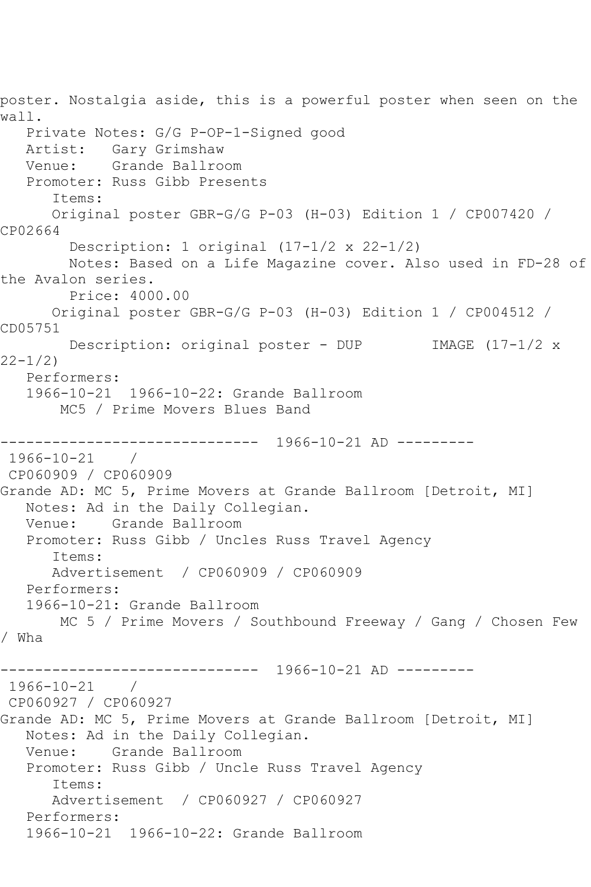poster. Nostalgia aside, this is a powerful poster when seen on the wall.

Private Notes: G/G P-OP-1-Signed good
Artist: Gary Grimshaw
Venue: Grande Ballroom
Promoter: Russ Gibb Presents
Items:
Original poster GBR-G/G P-03 (H-03) Edition 1 / CP007420 / CP02664
Description: 1 original (17-1/2 x 22-1/2)
Notes: Based on a Life Magazine cover. Also used in FD-28 of the Avalon series.
Price: 4000.00
Original poster GBR-G/G P-03 (H-03) Edition 1 / CP004512 / CD05751
Description: original poster - DUP IMAGE (17-1/2 x 22-1/2)
Performers:
1966-10-21 1966-10-22: Grande Ballroom
MC5 / Prime Movers Blues Band

------------------------------ 1966-10-21 AD ---------

1966-10-21 /
CP060909 / CP060909
Grande AD: MC 5, Prime Movers at Grande Ballroom [Detroit, MI]
Notes: Ad in the Daily Collegian.
Venue: Grande Ballroom
Promoter: Russ Gibb / Uncles Russ Travel Agency
Items:
Advertisement / CP060909 / CP060909
Performers:
1966-10-21: Grande Ballroom
MC 5 / Prime Movers / Southbound Freeway / Gang / Chosen Few / Wha

------------------------------ 1966-10-21 AD ---------

1966-10-21 /
CP060927 / CP060927
Grande AD: MC 5, Prime Movers at Grande Ballroom [Detroit, MI]
Notes: Ad in the Daily Collegian.
Venue: Grande Ballroom
Promoter: Russ Gibb / Uncle Russ Travel Agency
Items:
Advertisement / CP060927 / CP060927
Performers:
1966-10-21 1966-10-22: Grande Ballroom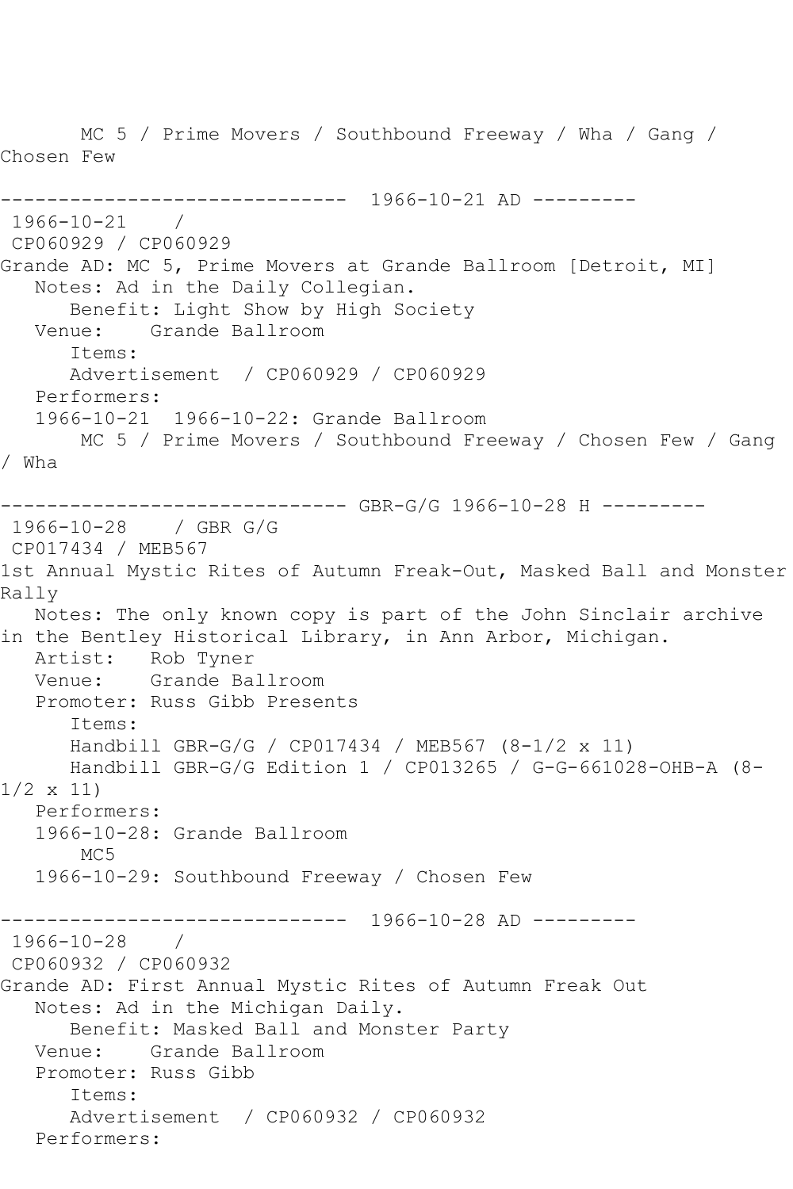MC 5 / Prime Movers / Southbound Freeway / Wha / Gang / Chosen Few

------------------------------ 1966-10-21 AD ---------

1966-10-21 /
CP060929 / CP060929
Grande AD: MC 5, Prime Movers at Grande Ballroom [Detroit, MI]
Notes: Ad in the Daily Collegian.
Benefit: Light Show by High Society
Venue: Grande Ballroom
Items:
Advertisement / CP060929 / CP060929
Performers:
1966-10-21 1966-10-22: Grande Ballroom
MC 5 / Prime Movers / Southbound Freeway / Chosen Few / Gang / Wha

------------------------------ GBR-G/G 1966-10-28 H ---------

1966-10-28 / GBR G/G
CP017434 / MEB567
1st Annual Mystic Rites of Autumn Freak-Out, Masked Ball and Monster Rally
Notes: The only known copy is part of the John Sinclair archive in the Bentley Historical Library, in Ann Arbor, Michigan.
Artist: Rob Tyner
Venue: Grande Ballroom
Promoter: Russ Gibb Presents
Items:
Handbill GBR-G/G / CP017434 / MEB567 (8-1/2 x 11)
Handbill GBR-G/G Edition 1 / CP013265 / G-G-661028-OHB-A (8-1/2 x 11)
Performers:
1966-10-28: Grande Ballroom
MC5
1966-10-29: Southbound Freeway / Chosen Few

------------------------------ 1966-10-28 AD ---------

1966-10-28 /
CP060932 / CP060932
Grande AD: First Annual Mystic Rites of Autumn Freak Out
Notes: Ad in the Michigan Daily.
Benefit: Masked Ball and Monster Party
Venue: Grande Ballroom
Promoter: Russ Gibb
Items:
Advertisement / CP060932 / CP060932
Performers: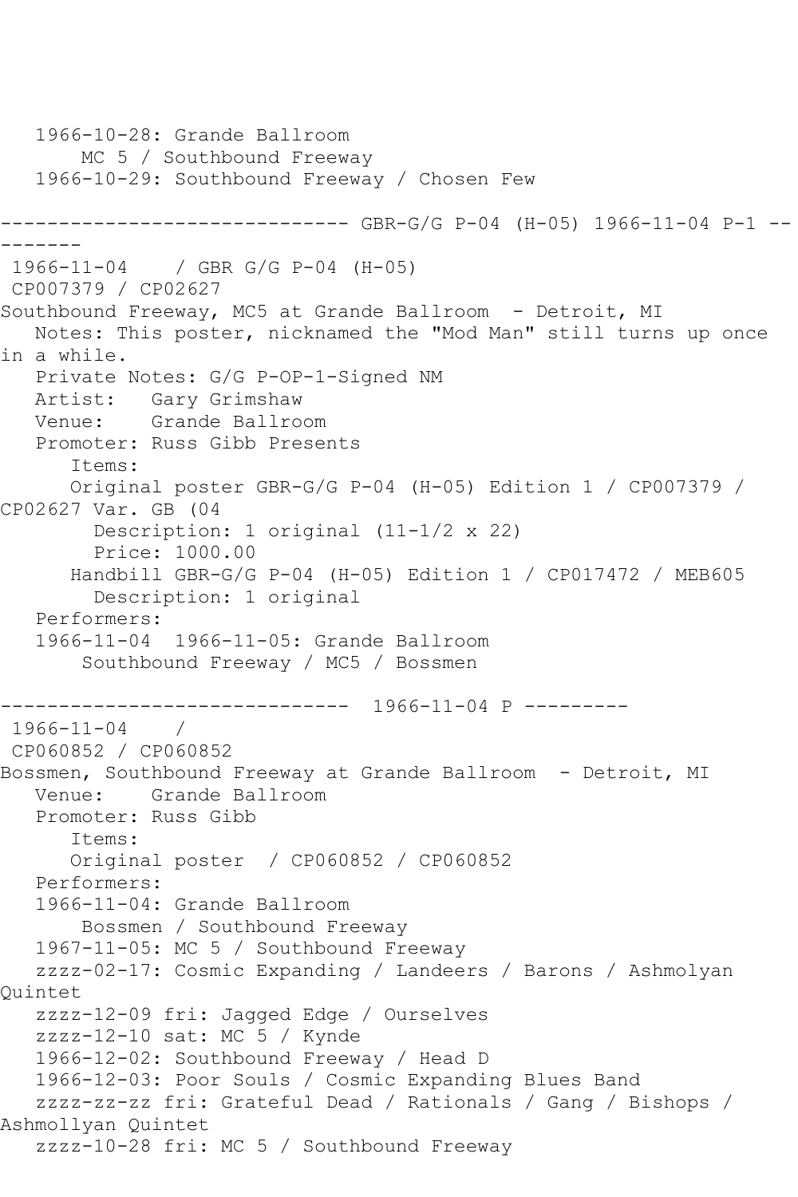1966-10-28: Grande Ballroom
        MC 5 / Southbound Freeway
   1966-10-29: Southbound Freeway / Chosen Few

------------------------------ GBR-G/G P-04 (H-05) 1966-11-04 P-1 ---------

1966-11-04    / GBR G/G P-04 (H-05)
CP007379 / CP02627
Southbound Freeway, MC5 at Grande Ballroom  - Detroit, MI
   Notes: This poster, nicknamed the "Mod Man" still turns up once in a while.
   Private Notes: G/G P-OP-1-Signed NM
   Artist:   Gary Grimshaw
   Venue:    Grande Ballroom
   Promoter: Russ Gibb Presents
      Items:
      Original poster GBR-G/G P-04 (H-05) Edition 1 / CP007379 / CP02627 Var. GB (04
        Description: 1 original (11-1/2 x 22)
        Price: 1000.00
      Handbill GBR-G/G P-04 (H-05) Edition 1 / CP017472 / MEB605
        Description: 1 original
   Performers:
   1966-11-04  1966-11-05: Grande Ballroom
        Southbound Freeway / MC5 / Bossmen

------------------------------  1966-11-04 P ---------

1966-11-04    /
CP060852 / CP060852
Bossmen, Southbound Freeway at Grande Ballroom  - Detroit, MI
   Venue:    Grande Ballroom
   Promoter: Russ Gibb
      Items:
      Original poster  / CP060852 / CP060852
   Performers:
   1966-11-04: Grande Ballroom
        Bossmen / Southbound Freeway
   1967-11-05: MC 5 / Southbound Freeway
   zzzz-02-17: Cosmic Expanding / Landeers / Barons / Ashmolyan Quintet
   zzzz-12-09 fri: Jagged Edge / Ourselves
   zzzz-12-10 sat: MC 5 / Kynde
   1966-12-02: Southbound Freeway / Head D
   1966-12-03: Poor Souls / Cosmic Expanding Blues Band
   zzzz-zz-zz fri: Grateful Dead / Rationals / Gang / Bishops / Ashmollyan Quintet
   zzzz-10-28 fri: MC 5 / Southbound Freeway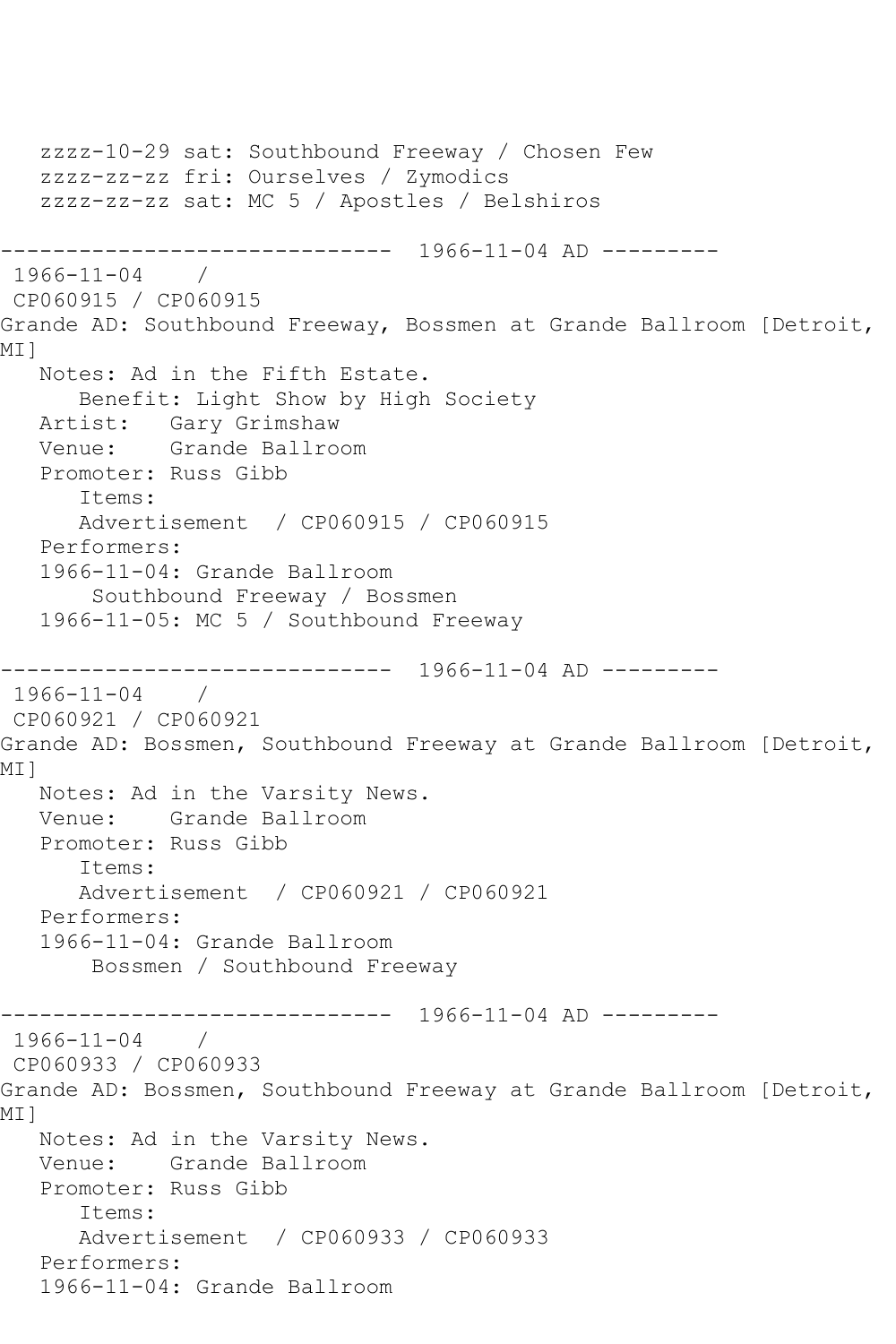```
   zzzz-10-29 sat: Southbound Freeway / Chosen Few
   zzzz-zz-zz fri: Ourselves / Zymodics
   zzzz-zz-zz sat: MC 5 / Apostles / Belshiros

------------------------------  1966-11-04 AD ---------
 1966-11-04    /
 CP060915 / CP060915
Grande AD: Southbound Freeway, Bossmen at Grande Ballroom [Detroit,
MI]
   Notes: Ad in the Fifth Estate.
      Benefit: Light Show by High Society
   Artist:   Gary Grimshaw
   Venue:    Grande Ballroom
   Promoter: Russ Gibb
      Items:
      Advertisement  / CP060915 / CP060915
   Performers:
   1966-11-04: Grande Ballroom
       Southbound Freeway / Bossmen
   1966-11-05: MC 5 / Southbound Freeway

------------------------------  1966-11-04 AD ---------
 1966-11-04    /
 CP060921 / CP060921
Grande AD: Bossmen, Southbound Freeway at Grande Ballroom [Detroit,
MI]
   Notes: Ad in the Varsity News.
   Venue:    Grande Ballroom
   Promoter: Russ Gibb
      Items:
      Advertisement  / CP060921 / CP060921
   Performers:
   1966-11-04: Grande Ballroom
       Bossmen / Southbound Freeway

------------------------------  1966-11-04 AD ---------
 1966-11-04    /
 CP060933 / CP060933
Grande AD: Bossmen, Southbound Freeway at Grande Ballroom [Detroit,
MI]
   Notes: Ad in the Varsity News.
   Venue:    Grande Ballroom
   Promoter: Russ Gibb
      Items:
      Advertisement  / CP060933 / CP060933
   Performers:
   1966-11-04: Grande Ballroom
```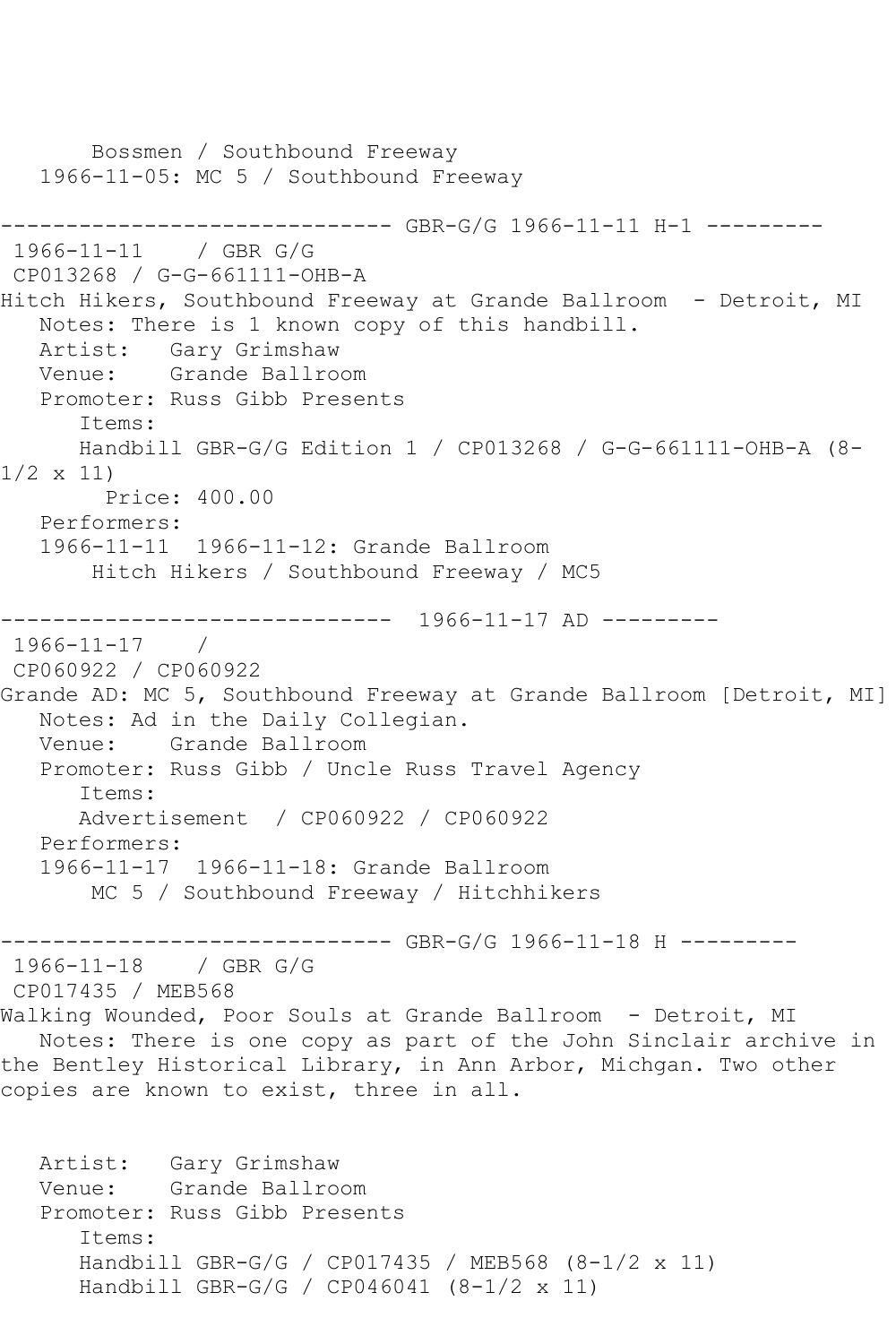Bossmen / Southbound Freeway
1966-11-05: MC 5 / Southbound Freeway

------------------------------ GBR-G/G 1966-11-11 H-1 ---------
1966-11-11 / GBR G/G
CP013268 / G-G-661111-OHB-A
Hitch Hikers, Southbound Freeway at Grande Ballroom - Detroit, MI
Notes: There is 1 known copy of this handbill.
Artist: Gary Grimshaw
Venue: Grande Ballroom
Promoter: Russ Gibb Presents
Items:
Handbill GBR-G/G Edition 1 / CP013268 / G-G-661111-OHB-A (8-1/2 x 11)
Price: 400.00
Performers:
1966-11-11 1966-11-12: Grande Ballroom
Hitch Hikers / Southbound Freeway / MC5

------------------------------ 1966-11-17 AD ---------
1966-11-17 /
CP060922 / CP060922
Grande AD: MC 5, Southbound Freeway at Grande Ballroom [Detroit, MI]
Notes: Ad in the Daily Collegian.
Venue: Grande Ballroom
Promoter: Russ Gibb / Uncle Russ Travel Agency
Items:
Advertisement / CP060922 / CP060922
Performers:
1966-11-17 1966-11-18: Grande Ballroom
MC 5 / Southbound Freeway / Hitchhikers

------------------------------ GBR-G/G 1966-11-18 H ---------
1966-11-18 / GBR G/G
CP017435 / MEB568
Walking Wounded, Poor Souls at Grande Ballroom - Detroit, MI
Notes: There is one copy as part of the John Sinclair archive in the Bentley Historical Library, in Ann Arbor, Michgan. Two other copies are known to exist, three in all.

Artist: Gary Grimshaw
Venue: Grande Ballroom
Promoter: Russ Gibb Presents
Items:
Handbill GBR-G/G / CP017435 / MEB568 (8-1/2 x 11)
Handbill GBR-G/G / CP046041 (8-1/2 x 11)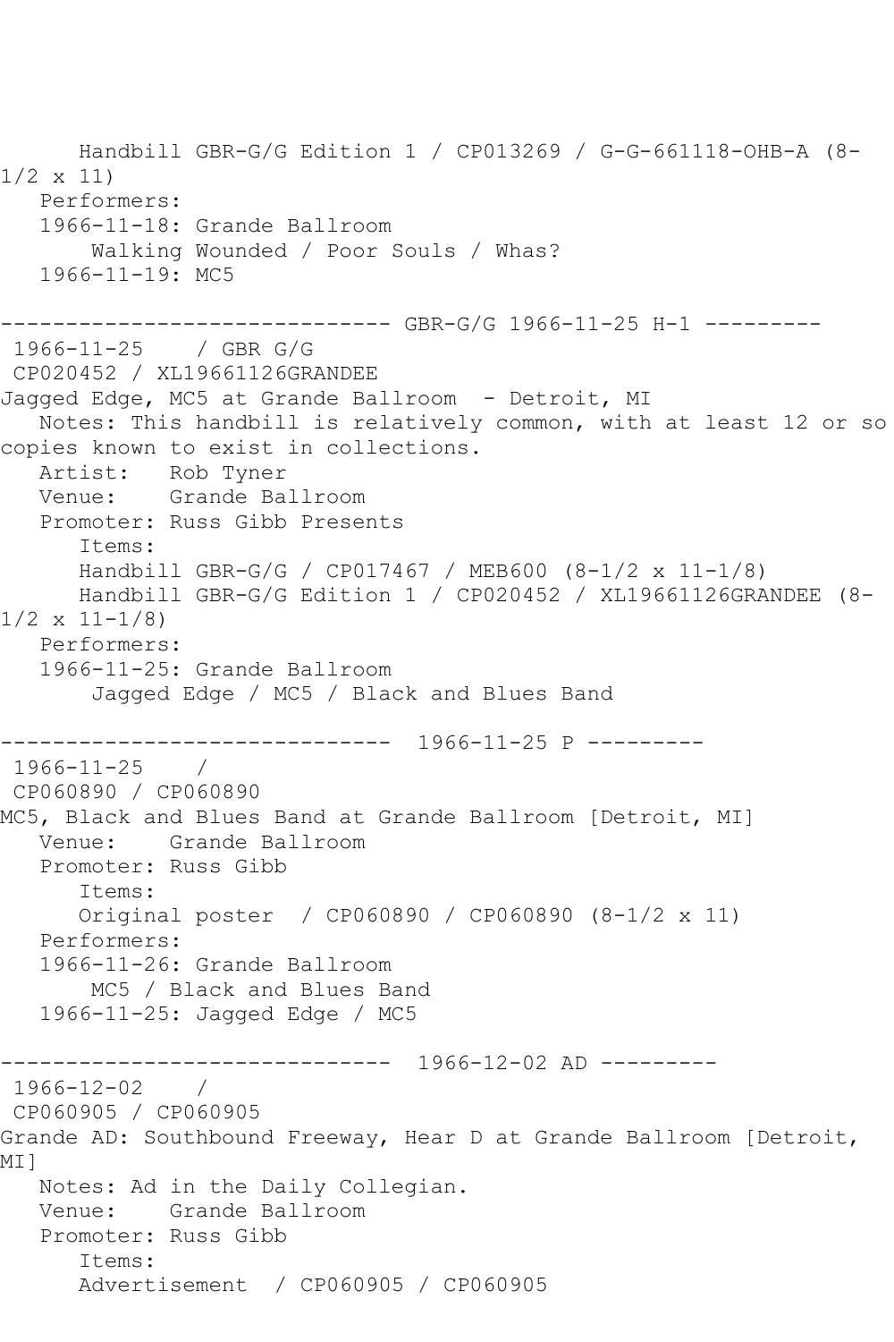Handbill GBR-G/G Edition 1 / CP013269 / G-G-661118-OHB-A (8-1/2 x 11)
Performers:
1966-11-18: Grande Ballroom
Walking Wounded / Poor Souls / Whas?
1966-11-19: MC5

------------------------------ GBR-G/G 1966-11-25 H-1 ---------

1966-11-25 / GBR G/G
CP020452 / XL19661126GRANDEE
Jagged Edge, MC5 at Grande Ballroom - Detroit, MI
Notes: This handbill is relatively common, with at least 12 or so copies known to exist in collections.
Artist: Rob Tyner
Venue: Grande Ballroom
Promoter: Russ Gibb Presents
Items:
Handbill GBR-G/G / CP017467 / MEB600 (8-1/2 x 11-1/8)
Handbill GBR-G/G Edition 1 / CP020452 / XL19661126GRANDEE (8-1/2 x 11-1/8)
Performers:
1966-11-25: Grande Ballroom
Jagged Edge / MC5 / Black and Blues Band

------------------------------ 1966-11-25 P ---------

1966-11-25 /
CP060890 / CP060890
MC5, Black and Blues Band at Grande Ballroom [Detroit, MI]
Venue: Grande Ballroom
Promoter: Russ Gibb
Items:
Original poster / CP060890 / CP060890 (8-1/2 x 11)
Performers:
1966-11-26: Grande Ballroom
MC5 / Black and Blues Band
1966-11-25: Jagged Edge / MC5

------------------------------ 1966-12-02 AD ---------

1966-12-02 /
CP060905 / CP060905
Grande AD: Southbound Freeway, Hear D at Grande Ballroom [Detroit, MI]
Notes: Ad in the Daily Collegian.
Venue: Grande Ballroom
Promoter: Russ Gibb
Items:
Advertisement / CP060905 / CP060905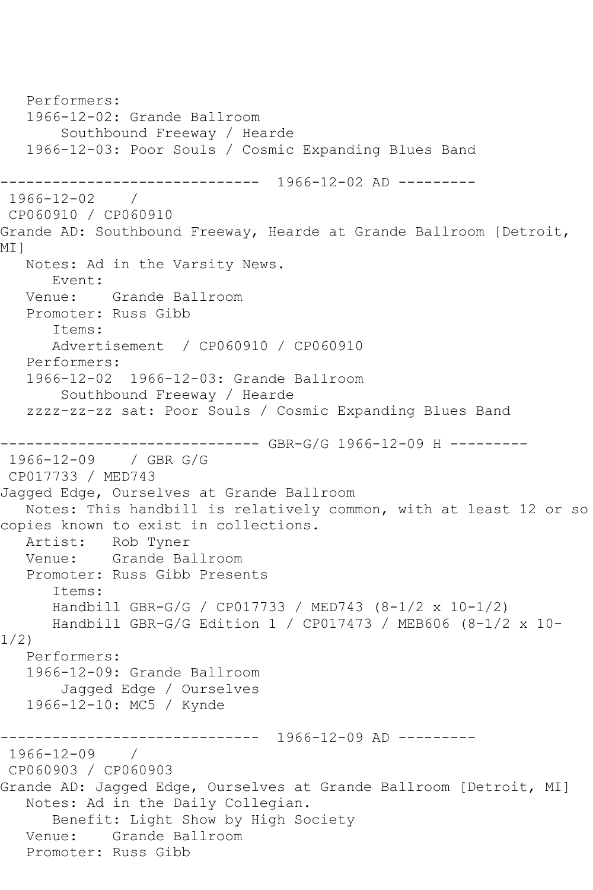```
   Performers:
   1966-12-02: Grande Ballroom
       Southbound Freeway / Hearde
   1966-12-03: Poor Souls / Cosmic Expanding Blues Band

------------------------------  1966-12-02 AD ---------
 1966-12-02    /
 CP060910 / CP060910
Grande AD: Southbound Freeway, Hearde at Grande Ballroom [Detroit, MI]
   Notes: Ad in the Varsity News.
      Event:
   Venue:    Grande Ballroom
   Promoter: Russ Gibb
      Items:
      Advertisement  / CP060910 / CP060910
   Performers:
   1966-12-02  1966-12-03: Grande Ballroom
       Southbound Freeway / Hearde
   zzzz-zz-zz sat: Poor Souls / Cosmic Expanding Blues Band

------------------------------ GBR-G/G 1966-12-09 H ---------
 1966-12-09    / GBR G/G
 CP017733 / MED743
Jagged Edge, Ourselves at Grande Ballroom
   Notes: This handbill is relatively common, with at least 12 or so copies known to exist in collections.
   Artist:   Rob Tyner
   Venue:    Grande Ballroom
   Promoter: Russ Gibb Presents
      Items:
      Handbill GBR-G/G / CP017733 / MED743 (8-1/2 x 10-1/2)
      Handbill GBR-G/G Edition 1 / CP017473 / MEB606 (8-1/2 x 10-1/2)
   Performers:
   1966-12-09: Grande Ballroom
       Jagged Edge / Ourselves
   1966-12-10: MC5 / Kynde

------------------------------  1966-12-09 AD ---------
 1966-12-09    /
 CP060903 / CP060903
Grande AD: Jagged Edge, Ourselves at Grande Ballroom [Detroit, MI]
   Notes: Ad in the Daily Collegian.
      Benefit: Light Show by High Society
   Venue:    Grande Ballroom
   Promoter: Russ Gibb
```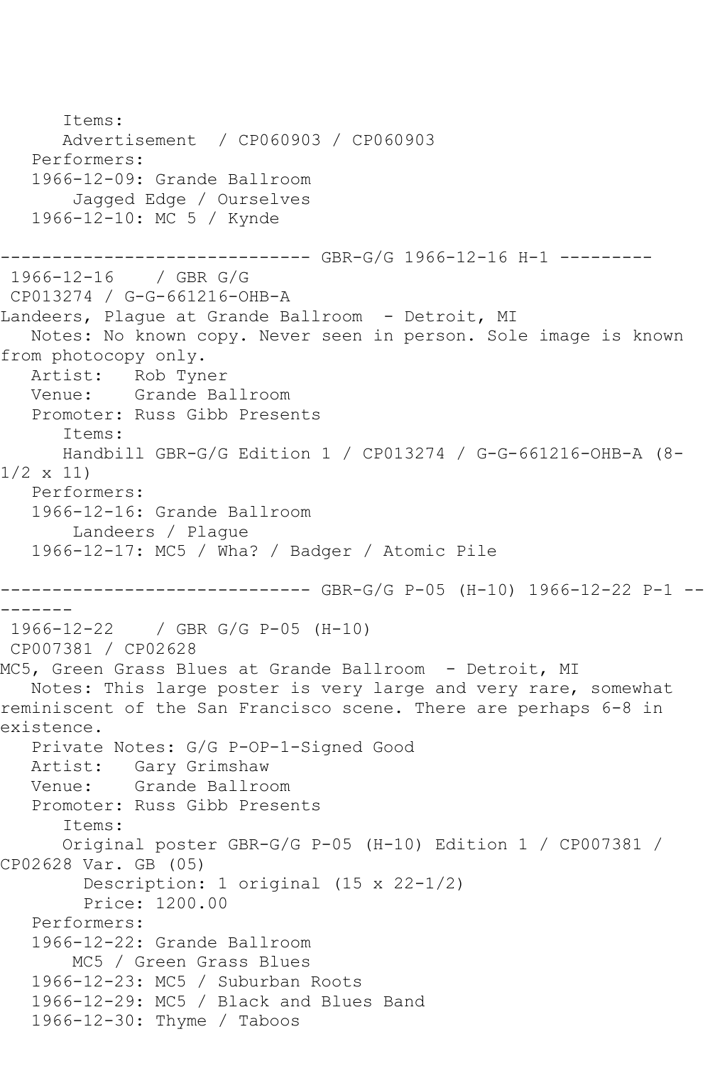Items:
Advertisement / CP060903 / CP060903

Performers:
1966-12-09: Grande Ballroom
Jagged Edge / Ourselves
1966-12-10: MC 5 / Kynde

------------------------------ GBR-G/G 1966-12-16 H-1 ---------

1966-12-16 / GBR G/G
CP013274 / G-G-661216-OHB-A
Landeers, Plague at Grande Ballroom - Detroit, MI

Notes: No known copy. Never seen in person. Sole image is known from photocopy only.
Artist: Rob Tyner
Venue: Grande Ballroom
Promoter: Russ Gibb Presents
Items:
Handbill GBR-G/G Edition 1 / CP013274 / G-G-661216-OHB-A (8-1/2 x 11)

Performers:
1966-12-16: Grande Ballroom
Landeers / Plague
1966-12-17: MC5 / Wha? / Badger / Atomic Pile

------------------------------ GBR-G/G P-05 (H-10) 1966-12-22 P-1 ---------

1966-12-22 / GBR G/G P-05 (H-10)
CP007381 / CP02628
MC5, Green Grass Blues at Grande Ballroom - Detroit, MI

Notes: This large poster is very large and very rare, somewhat reminiscent of the San Francisco scene. There are perhaps 6-8 in existence.
Private Notes: G/G P-OP-1-Signed Good
Artist: Gary Grimshaw
Venue: Grande Ballroom
Promoter: Russ Gibb Presents
Items:
Original poster GBR-G/G P-05 (H-10) Edition 1 / CP007381 / CP02628 Var. GB (05)
Description: 1 original (15 x 22-1/2)
Price: 1200.00

Performers:
1966-12-22: Grande Ballroom
MC5 / Green Grass Blues
1966-12-23: MC5 / Suburban Roots
1966-12-29: MC5 / Black and Blues Band
1966-12-30: Thyme / Taboos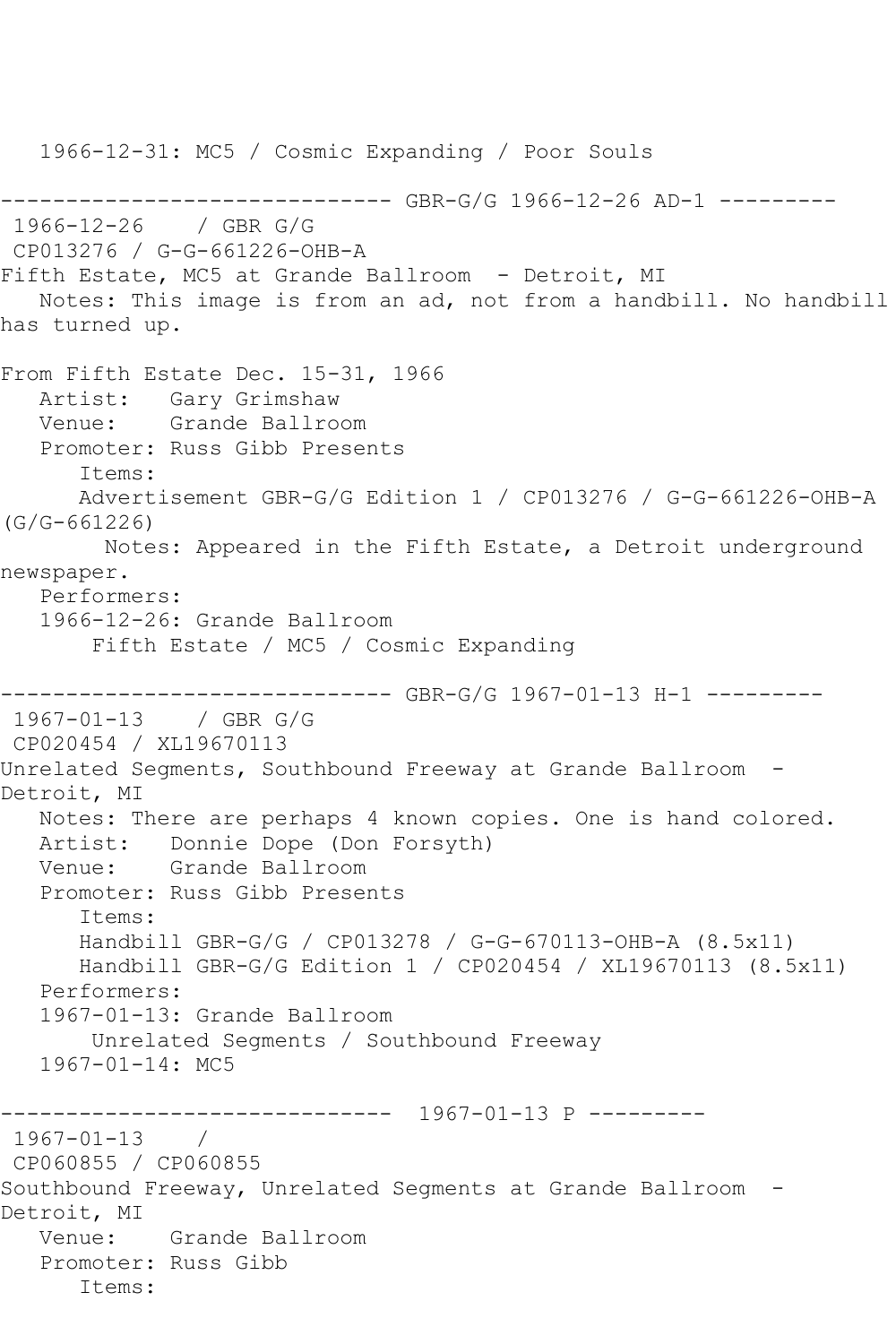1966-12-31: MC5 / Cosmic Expanding / Poor Souls

------------------------------ GBR-G/G 1966-12-26 AD-1 ---------

1966-12-26 / GBR G/G

CP013276 / G-G-661226-OHB-A

Fifth Estate, MC5 at Grande Ballroom - Detroit, MI

Notes: This image is from an ad, not from a handbill. No handbill has turned up.

From Fifth Estate Dec. 15-31, 1966

Artist: Gary Grimshaw

Venue: Grande Ballroom

Promoter: Russ Gibb Presents

Items:

Advertisement GBR-G/G Edition 1 / CP013276 / G-G-661226-OHB-A (G/G-661226)

Notes: Appeared in the Fifth Estate, a Detroit underground newspaper.

Performers:

1966-12-26: Grande Ballroom

Fifth Estate / MC5 / Cosmic Expanding

------------------------------ GBR-G/G 1967-01-13 H-1 ---------

1967-01-13 / GBR G/G

CP020454 / XL19670113

Unrelated Segments, Southbound Freeway at Grande Ballroom - Detroit, MI

Notes: There are perhaps 4 known copies. One is hand colored.

Artist: Donnie Dope (Don Forsyth)

Venue: Grande Ballroom

Promoter: Russ Gibb Presents

Items:

Handbill GBR-G/G / CP013278 / G-G-670113-OHB-A (8.5x11)

Handbill GBR-G/G Edition 1 / CP020454 / XL19670113 (8.5x11)

Performers:

1967-01-13: Grande Ballroom

Unrelated Segments / Southbound Freeway

1967-01-14: MC5

------------------------------ 1967-01-13 P ---------

1967-01-13 /

CP060855 / CP060855

Southbound Freeway, Unrelated Segments at Grande Ballroom - Detroit, MI

Venue: Grande Ballroom

Promoter: Russ Gibb

Items: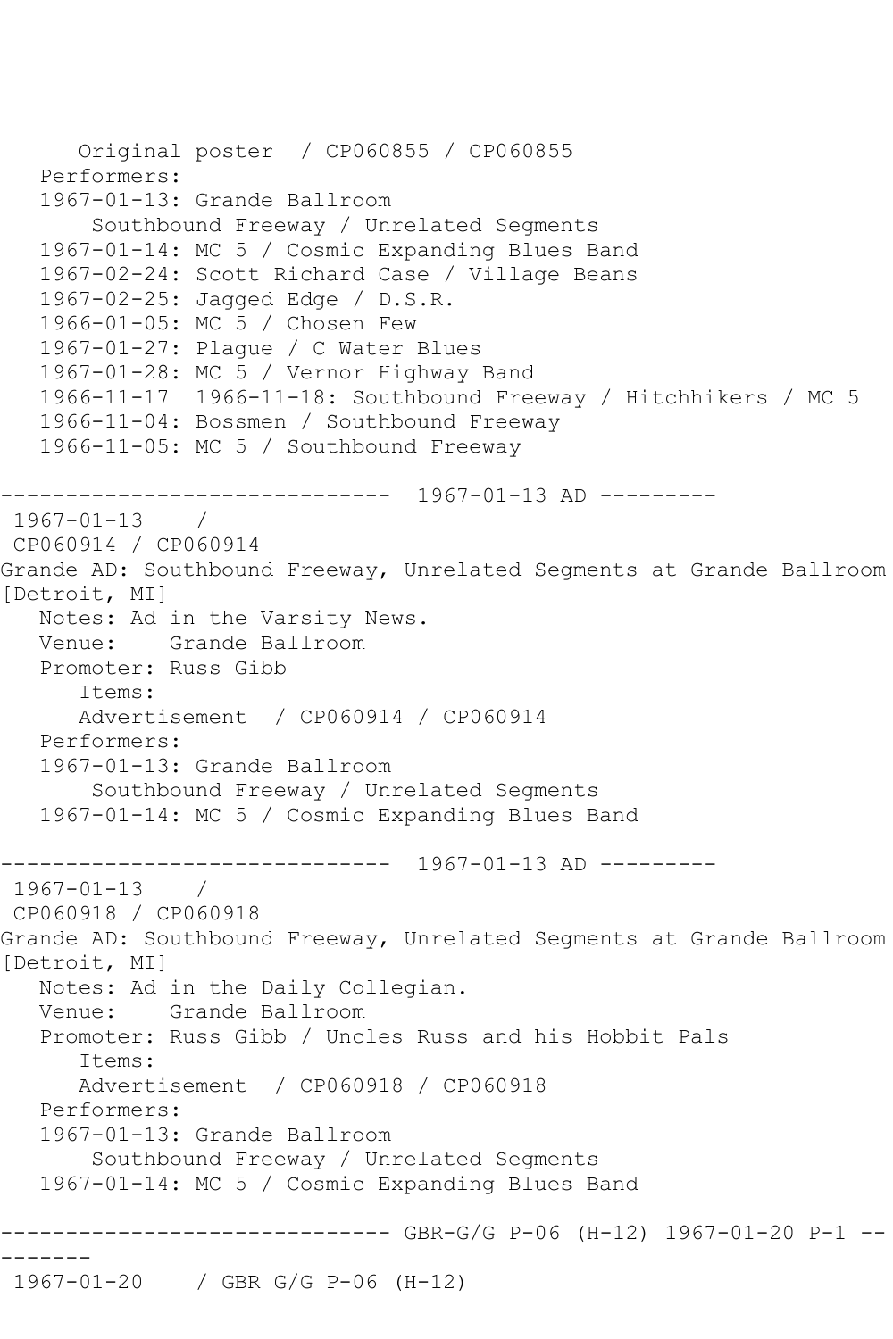Original poster / CP060855 / CP060855

Performers:

1967-01-13: Grande Ballroom
Southbound Freeway / Unrelated Segments

1967-01-14: MC 5 / Cosmic Expanding Blues Band

1967-02-24: Scott Richard Case / Village Beans

1967-02-25: Jagged Edge / D.S.R.

1966-01-05: MC 5 / Chosen Few

1967-01-27: Plague / C Water Blues

1967-01-28: MC 5 / Vernor Highway Band

1966-11-17 1966-11-18: Southbound Freeway / Hitchhikers / MC 5

1966-11-04: Bossmen / Southbound Freeway

1966-11-05: MC 5 / Southbound Freeway

------------------------------ 1967-01-13 AD ---------

1967-01-13 /
CP060914 / CP060914

Grande AD: Southbound Freeway, Unrelated Segments at Grande Ballroom [Detroit, MI]

Notes: Ad in the Varsity News.
Venue: Grande Ballroom
Promoter: Russ Gibb

Items:
Advertisement / CP060914 / CP060914

Performers:

1967-01-13: Grande Ballroom
Southbound Freeway / Unrelated Segments

1967-01-14: MC 5 / Cosmic Expanding Blues Band

------------------------------ 1967-01-13 AD ---------

1967-01-13 /
CP060918 / CP060918

Grande AD: Southbound Freeway, Unrelated Segments at Grande Ballroom [Detroit, MI]

Notes: Ad in the Daily Collegian.
Venue: Grande Ballroom
Promoter: Russ Gibb / Uncles Russ and his Hobbit Pals

Items:
Advertisement / CP060918 / CP060918

Performers:

1967-01-13: Grande Ballroom
Southbound Freeway / Unrelated Segments

1967-01-14: MC 5 / Cosmic Expanding Blues Band

------------------------------ GBR-G/G P-06 (H-12) 1967-01-20 P-1 ---------

1967-01-20 / GBR G/G P-06 (H-12)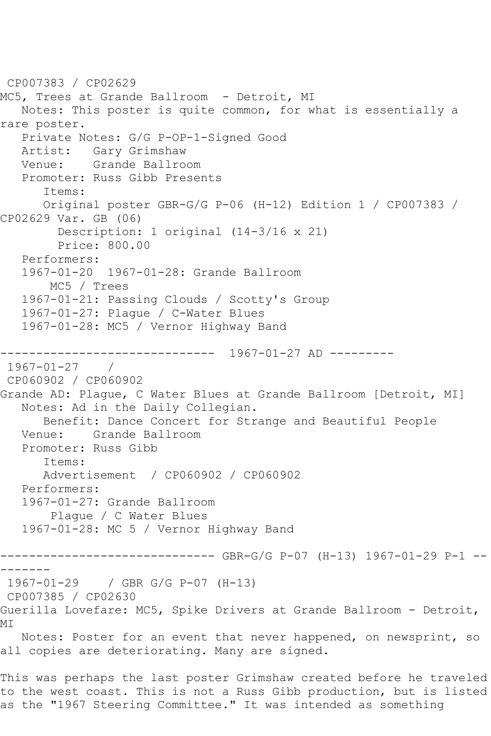CP007383 / CP02629
MC5, Trees at Grande Ballroom - Detroit, MI
Notes: This poster is quite common, for what is essentially a rare poster.
Private Notes: G/G P-OP-1-Signed Good
Artist: Gary Grimshaw
Venue: Grande Ballroom
Promoter: Russ Gibb Presents
Items:
Original poster GBR-G/G P-06 (H-12) Edition 1 / CP007383 / CP02629 Var. GB (06)
Description: 1 original (14-3/16 x 21)
Price: 800.00
Performers:
1967-01-20 1967-01-28: Grande Ballroom
MC5 / Trees
1967-01-21: Passing Clouds / Scotty's Group
1967-01-27: Plague / C-Water Blues
1967-01-28: MC5 / Vernor Highway Band

------------------------------ 1967-01-27 AD ---------

1967-01-27 /
CP060902 / CP060902
Grande AD: Plague, C Water Blues at Grande Ballroom [Detroit, MI]
Notes: Ad in the Daily Collegian.
Benefit: Dance Concert for Strange and Beautiful People
Venue: Grande Ballroom
Promoter: Russ Gibb
Items:
Advertisement / CP060902 / CP060902
Performers:
1967-01-27: Grande Ballroom
Plague / C Water Blues
1967-01-28: MC 5 / Vernor Highway Band

------------------------------ GBR-G/G P-07 (H-13) 1967-01-29 P-1 ---------

1967-01-29 / GBR G/G P-07 (H-13)
CP007385 / CP02630
Guerilla Lovefare: MC5, Spike Drivers at Grande Ballroom - Detroit, MI
Notes: Poster for an event that never happened, on newsprint, so all copies are deteriorating. Many are signed.

This was perhaps the last poster Grimshaw created before he traveled to the west coast. This is not a Russ Gibb production, but is listed as the "1967 Steering Committee." It was intended as something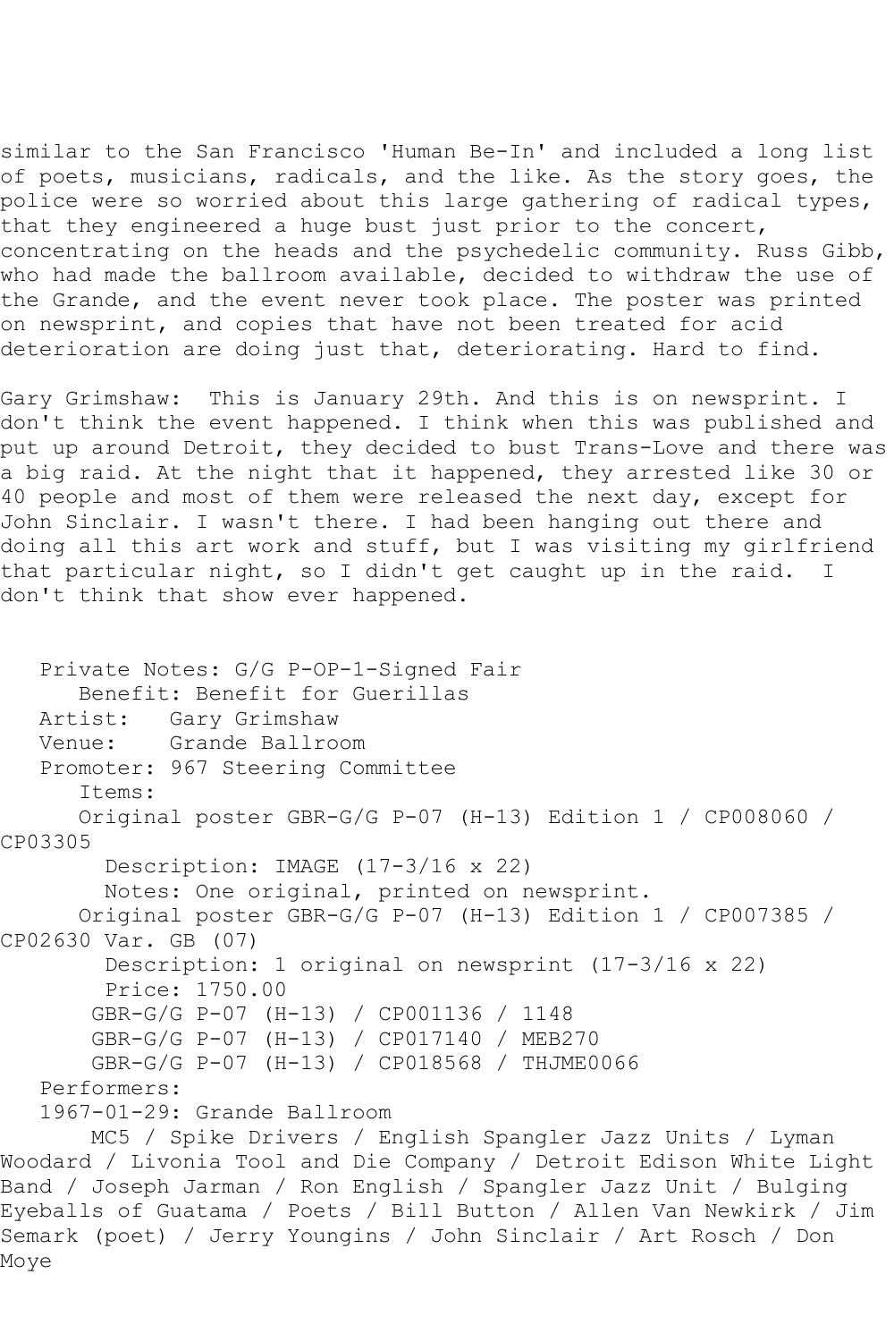similar to the San Francisco 'Human Be-In' and included a long list of poets, musicians, radicals, and the like. As the story goes, the police were so worried about this large gathering of radical types, that they engineered a huge bust just prior to the concert, concentrating on the heads and the psychedelic community. Russ Gibb, who had made the ballroom available, decided to withdraw the use of the Grande, and the event never took place. The poster was printed on newsprint, and copies that have not been treated for acid deterioration are doing just that, deteriorating. Hard to find.

Gary Grimshaw: This is January 29th. And this is on newsprint. I don't think the event happened. I think when this was published and put up around Detroit, they decided to bust Trans-Love and there was a big raid. At the night that it happened, they arrested like 30 or 40 people and most of them were released the next day, except for John Sinclair. I wasn't there. I had been hanging out there and doing all this art work and stuff, but I was visiting my girlfriend that particular night, so I didn't get caught up in the raid. I don't think that show ever happened.

Private Notes: G/G P-OP-1-Signed Fair
Benefit: Benefit for Guerillas
Artist: Gary Grimshaw
Venue: Grande Ballroom
Promoter: 967 Steering Committee
Items:
Original poster GBR-G/G P-07 (H-13) Edition 1 / CP008060 / CP03305
Description: IMAGE (17-3/16 x 22)
Notes: One original, printed on newsprint.
Original poster GBR-G/G P-07 (H-13) Edition 1 / CP007385 / CP02630 Var. GB (07)
Description: 1 original on newsprint (17-3/16 x 22)
Price: 1750.00
GBR-G/G P-07 (H-13) / CP001136 / 1148
GBR-G/G P-07 (H-13) / CP017140 / MEB270
GBR-G/G P-07 (H-13) / CP018568 / THJME0066
Performers:
1967-01-29: Grande Ballroom
MC5 / Spike Drivers / English Spangler Jazz Units / Lyman Woodard / Livonia Tool and Die Company / Detroit Edison White Light Band / Joseph Jarman / Ron English / Spangler Jazz Unit / Bulging Eyeballs of Guatama / Poets / Bill Button / Allen Van Newkirk / Jim Semark (poet) / Jerry Youngins / John Sinclair / Art Rosch / Don Moye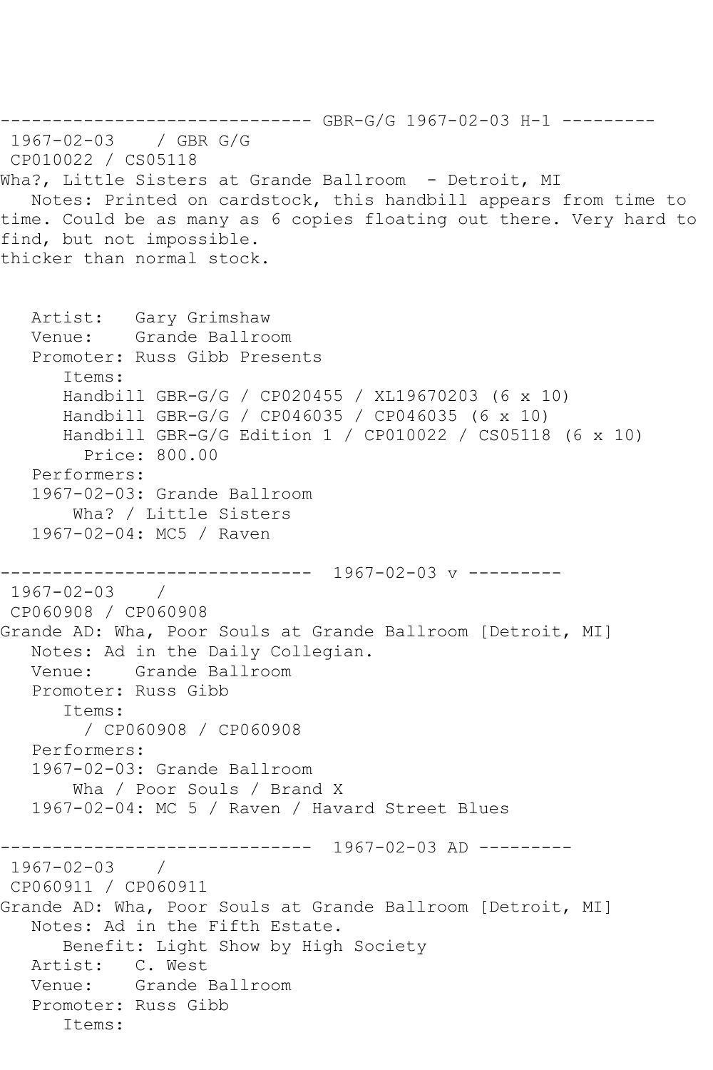------------------------------ GBR-G/G 1967-02-03 H-1 ---------
1967-02-03 / GBR G/G
CP010022 / CS05118
Wha?, Little Sisters at Grande Ballroom - Detroit, MI
Notes: Printed on cardstock, this handbill appears from time to time. Could be as many as 6 copies floating out there. Very hard to find, but not impossible.
thicker than normal stock.

Artist: Gary Grimshaw
Venue: Grande Ballroom
Promoter: Russ Gibb Presents
Items:
Handbill GBR-G/G / CP020455 / XL19670203 (6 x 10)
Handbill GBR-G/G / CP046035 / CP046035 (6 x 10)
Handbill GBR-G/G Edition 1 / CP010022 / CS05118 (6 x 10)
Price: 800.00
Performers:
1967-02-03: Grande Ballroom
Wha? / Little Sisters
1967-02-04: MC5 / Raven

------------------------------ 1967-02-03 v ---------
1967-02-03 /
CP060908 / CP060908
Grande AD: Wha, Poor Souls at Grande Ballroom [Detroit, MI]
Notes: Ad in the Daily Collegian.
Venue: Grande Ballroom
Promoter: Russ Gibb
Items:
/ CP060908 / CP060908
Performers:
1967-02-03: Grande Ballroom
Wha / Poor Souls / Brand X
1967-02-04: MC 5 / Raven / Havard Street Blues

------------------------------ 1967-02-03 AD ---------
1967-02-03 /
CP060911 / CP060911
Grande AD: Wha, Poor Souls at Grande Ballroom [Detroit, MI]
Notes: Ad in the Fifth Estate.
Benefit: Light Show by High Society
Artist: C. West
Venue: Grande Ballroom
Promoter: Russ Gibb
Items: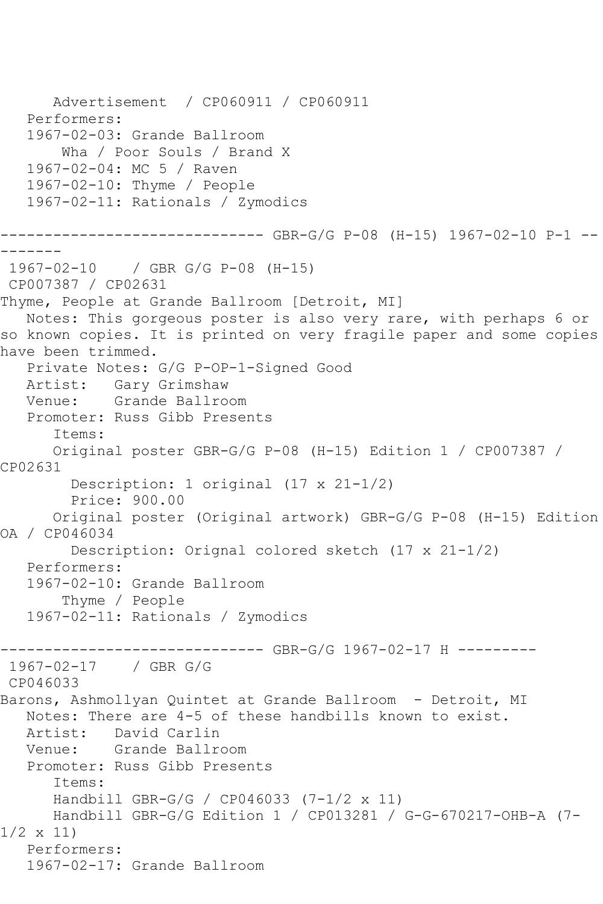Advertisement / CP060911 / CP060911
Performers:
1967-02-03: Grande Ballroom
Wha / Poor Souls / Brand X
1967-02-04: MC 5 / Raven
1967-02-10: Thyme / People
1967-02-11: Rationals / Zymodics

------------------------------ GBR-G/G P-08 (H-15) 1967-02-10 P-1 ---------

1967-02-10 / GBR G/G P-08 (H-15)
CP007387 / CP02631
Thyme, People at Grande Ballroom [Detroit, MI]
Notes: This gorgeous poster is also very rare, with perhaps 6 or so known copies. It is printed on very fragile paper and some copies have been trimmed.
Private Notes: G/G P-OP-1-Signed Good
Artist: Gary Grimshaw
Venue: Grande Ballroom
Promoter: Russ Gibb Presents
Items:
Original poster GBR-G/G P-08 (H-15) Edition 1 / CP007387 / CP02631
Description: 1 original (17 x 21-1/2)
Price: 900.00
Original poster (Original artwork) GBR-G/G P-08 (H-15) Edition OA / CP046034
Description: Orignal colored sketch (17 x 21-1/2)
Performers:
1967-02-10: Grande Ballroom
Thyme / People
1967-02-11: Rationals / Zymodics

------------------------------ GBR-G/G 1967-02-17 H ---------

1967-02-17 / GBR G/G
CP046033
Barons, Ashmollyan Quintet at Grande Ballroom - Detroit, MI
Notes: There are 4-5 of these handbills known to exist.
Artist: David Carlin
Venue: Grande Ballroom
Promoter: Russ Gibb Presents
Items:
Handbill GBR-G/G / CP046033 (7-1/2 x 11)
Handbill GBR-G/G Edition 1 / CP013281 / G-G-670217-OHB-A (7-1/2 x 11)
Performers:
1967-02-17: Grande Ballroom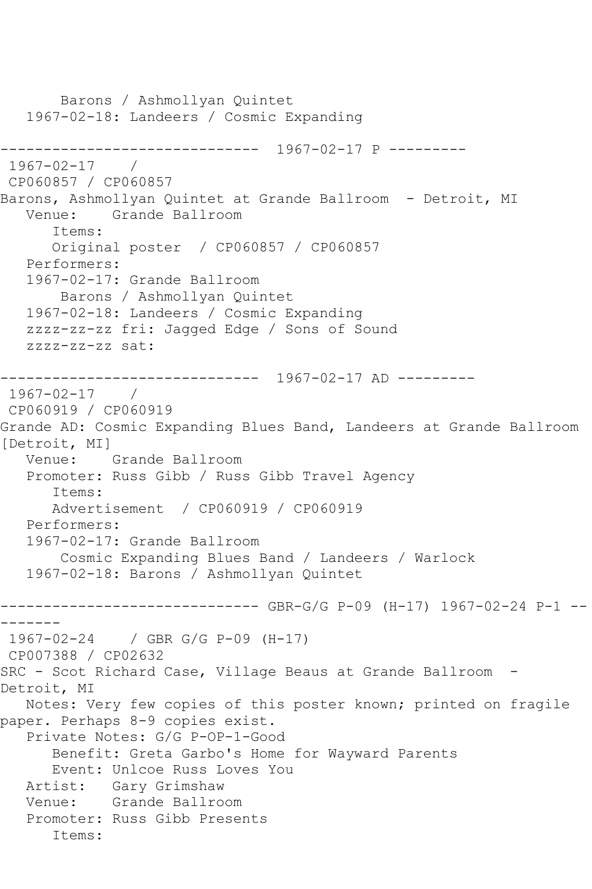```
      Barons / Ashmollyan Quintet
   1967-02-18: Landeers / Cosmic Expanding

------------------------------  1967-02-17 P ---------
 1967-02-17    /
 CP060857 / CP060857
Barons, Ashmollyan Quintet at Grande Ballroom  - Detroit, MI
   Venue:    Grande Ballroom
      Items:
      Original poster  / CP060857 / CP060857
   Performers:
   1967-02-17: Grande Ballroom
       Barons / Ashmollyan Quintet
   1967-02-18: Landeers / Cosmic Expanding
   zzzz-zz-zz fri: Jagged Edge / Sons of Sound
   zzzz-zz-zz sat:

------------------------------  1967-02-17 AD ---------
 1967-02-17    /
 CP060919 / CP060919
Grande AD: Cosmic Expanding Blues Band, Landeers at Grande Ballroom
[Detroit, MI]
   Venue:    Grande Ballroom
   Promoter: Russ Gibb / Russ Gibb Travel Agency
      Items:
      Advertisement  / CP060919 / CP060919
   Performers:
   1967-02-17: Grande Ballroom
       Cosmic Expanding Blues Band / Landeers / Warlock
   1967-02-18: Barons / Ashmollyan Quintet

------------------------------ GBR-G/G P-09 (H-17) 1967-02-24 P-1 --
-------
 1967-02-24    / GBR G/G P-09 (H-17)
 CP007388 / CP02632
SRC - Scot Richard Case, Village Beaus at Grande Ballroom  -
Detroit, MI
   Notes: Very few copies of this poster known; printed on fragile
paper. Perhaps 8-9 copies exist.
   Private Notes: G/G P-OP-1-Good
      Benefit: Greta Garbo's Home for Wayward Parents
      Event: Unlcoe Russ Loves You
   Artist:   Gary Grimshaw
   Venue:    Grande Ballroom
   Promoter: Russ Gibb Presents
      Items:
```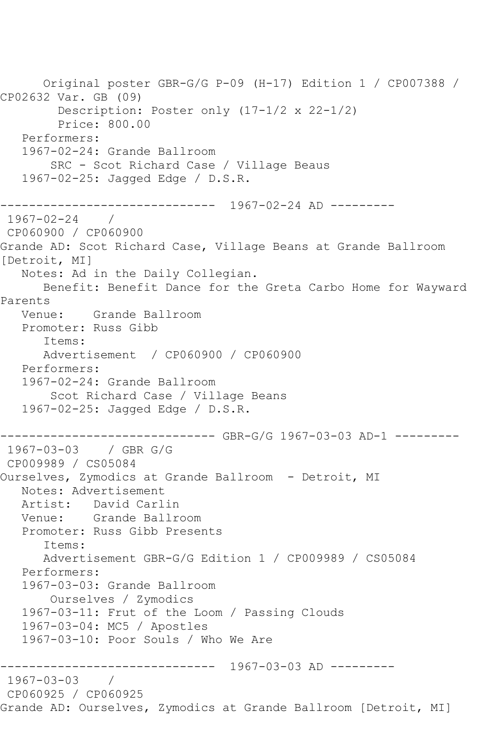Original poster GBR-G/G P-09 (H-17) Edition 1 / CP007388 / CP02632 Var. GB (09)
Description: Poster only (17-1/2 x 22-1/2)
Price: 800.00
Performers:
1967-02-24: Grande Ballroom
SRC - Scot Richard Case / Village Beaus
1967-02-25: Jagged Edge / D.S.R.

------------------------------ 1967-02-24 AD ---------

1967-02-24 /
CP060900 / CP060900
Grande AD: Scot Richard Case, Village Beans at Grande Ballroom [Detroit, MI]
Notes: Ad in the Daily Collegian.
Benefit: Benefit Dance for the Greta Carbo Home for Wayward Parents
Venue: Grande Ballroom
Promoter: Russ Gibb
Items:
Advertisement / CP060900 / CP060900
Performers:
1967-02-24: Grande Ballroom
Scot Richard Case / Village Beans
1967-02-25: Jagged Edge / D.S.R.

------------------------------ GBR-G/G 1967-03-03 AD-1 ---------

1967-03-03 / GBR G/G
CP009989 / CS05084
Ourselves, Zymodics at Grande Ballroom - Detroit, MI
Notes: Advertisement
Artist: David Carlin
Venue: Grande Ballroom
Promoter: Russ Gibb Presents
Items:
Advertisement GBR-G/G Edition 1 / CP009989 / CS05084
Performers:
1967-03-03: Grande Ballroom
Ourselves / Zymodics
1967-03-11: Frut of the Loom / Passing Clouds
1967-03-04: MC5 / Apostles
1967-03-10: Poor Souls / Who We Are

------------------------------ 1967-03-03 AD ---------

1967-03-03 /
CP060925 / CP060925
Grande AD: Ourselves, Zymodics at Grande Ballroom [Detroit, MI]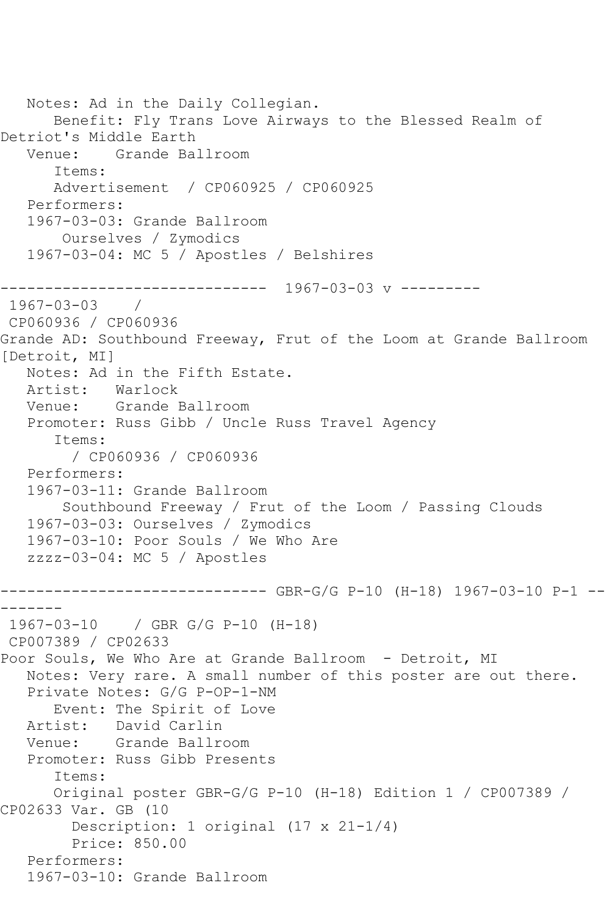Notes: Ad in the Daily Collegian.
Benefit: Fly Trans Love Airways to the Blessed Realm of Detriot's Middle Earth
Venue: Grande Ballroom
Items:
Advertisement / CP060925 / CP060925
Performers:
1967-03-03: Grande Ballroom
Ourselves / Zymodics
1967-03-04: MC 5 / Apostles / Belshires

------------------------------ 1967-03-03 v ---------

1967-03-03 /
CP060936 / CP060936
Grande AD: Southbound Freeway, Frut of the Loom at Grande Ballroom [Detroit, MI]
Notes: Ad in the Fifth Estate.
Artist: Warlock
Venue: Grande Ballroom
Promoter: Russ Gibb / Uncle Russ Travel Agency
Items:
/ CP060936 / CP060936
Performers:
1967-03-11: Grande Ballroom
Southbound Freeway / Frut of the Loom / Passing Clouds
1967-03-03: Ourselves / Zymodics
1967-03-10: Poor Souls / We Who Are
zzzz-03-04: MC 5 / Apostles

------------------------------ GBR-G/G P-10 (H-18) 1967-03-10 P-1 ---------

1967-03-10 / GBR G/G P-10 (H-18)
CP007389 / CP02633
Poor Souls, We Who Are at Grande Ballroom - Detroit, MI
Notes: Very rare. A small number of this poster are out there.
Private Notes: G/G P-OP-1-NM
Event: The Spirit of Love
Artist: David Carlin
Venue: Grande Ballroom
Promoter: Russ Gibb Presents
Items:
Original poster GBR-G/G P-10 (H-18) Edition 1 / CP007389 / CP02633 Var. GB (10
Description: 1 original (17 x 21-1/4)
Price: 850.00
Performers:
1967-03-10: Grande Ballroom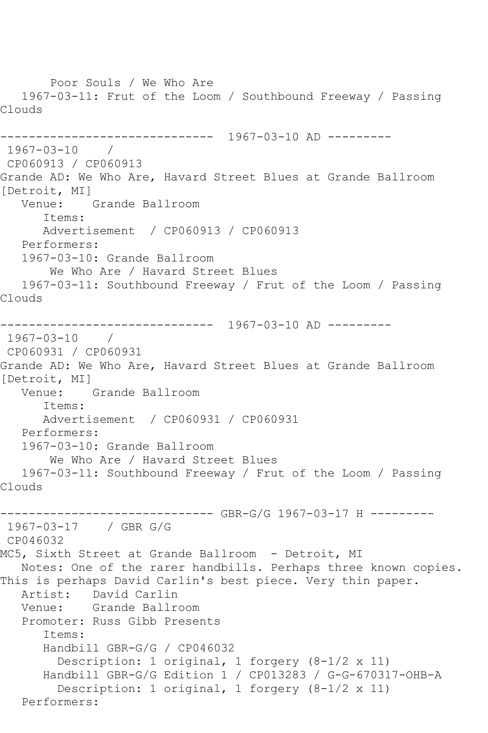```
       Poor Souls / We Who Are
   1967-03-11: Frut of the Loom / Southbound Freeway / Passing
Clouds

------------------------------  1967-03-10 AD ---------
 1967-03-10    /
 CP060913 / CP060913
Grande AD: We Who Are, Havard Street Blues at Grande Ballroom
[Detroit, MI]
   Venue:    Grande Ballroom
      Items:
      Advertisement  / CP060913 / CP060913
   Performers:
   1967-03-10: Grande Ballroom
       We Who Are / Havard Street Blues
   1967-03-11: Southbound Freeway / Frut of the Loom / Passing
Clouds

------------------------------  1967-03-10 AD ---------
 1967-03-10    /
 CP060931 / CP060931
Grande AD: We Who Are, Havard Street Blues at Grande Ballroom
[Detroit, MI]
   Venue:    Grande Ballroom
      Items:
      Advertisement  / CP060931 / CP060931
   Performers:
   1967-03-10: Grande Ballroom
       We Who Are / Havard Street Blues
   1967-03-11: Southbound Freeway / Frut of the Loom / Passing
Clouds

------------------------------ GBR-G/G 1967-03-17 H ---------
 1967-03-17    / GBR G/G
 CP046032
MC5, Sixth Street at Grande Ballroom  - Detroit, MI
   Notes: One of the rarer handbills. Perhaps three known copies.
This is perhaps David Carlin's best piece. Very thin paper.
   Artist:   David Carlin
   Venue:    Grande Ballroom
   Promoter: Russ Gibb Presents
      Items:
      Handbill GBR-G/G / CP046032
        Description: 1 original, 1 forgery (8-1/2 x 11)
      Handbill GBR-G/G Edition 1 / CP013283 / G-G-670317-OHB-A
        Description: 1 original, 1 forgery (8-1/2 x 11)
   Performers:
```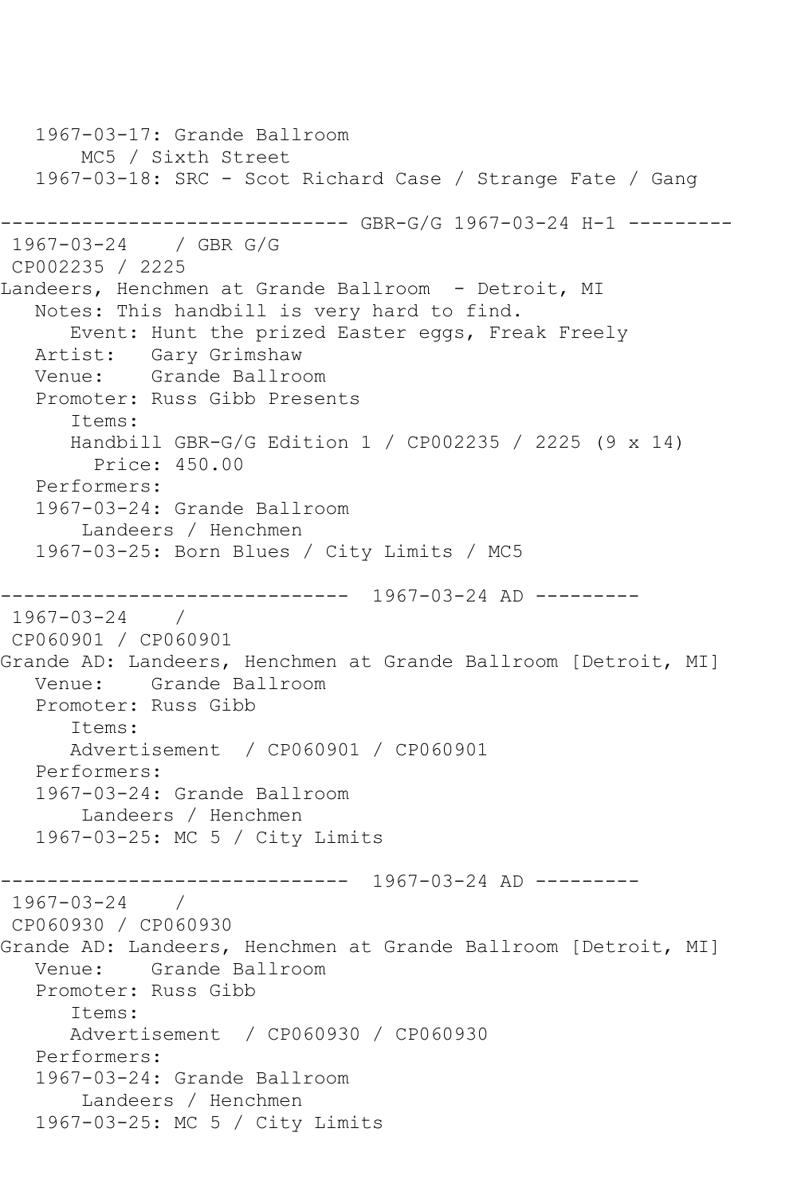```
   1967-03-17: Grande Ballroom
       MC5 / Sixth Street
   1967-03-18: SRC - Scot Richard Case / Strange Fate / Gang

------------------------------ GBR-G/G 1967-03-24 H-1 ---------
 1967-03-24    / GBR G/G
 CP002235 / 2225
Landeers, Henchmen at Grande Ballroom  - Detroit, MI
   Notes: This handbill is very hard to find.
      Event: Hunt the prized Easter eggs, Freak Freely
   Artist:   Gary Grimshaw
   Venue:    Grande Ballroom
   Promoter: Russ Gibb Presents
      Items:
      Handbill GBR-G/G Edition 1 / CP002235 / 2225 (9 x 14)
        Price: 450.00
   Performers:
   1967-03-24: Grande Ballroom
       Landeers / Henchmen
   1967-03-25: Born Blues / City Limits / MC5

------------------------------  1967-03-24 AD ---------
 1967-03-24    /
 CP060901 / CP060901
Grande AD: Landeers, Henchmen at Grande Ballroom [Detroit, MI]
   Venue:    Grande Ballroom
   Promoter: Russ Gibb
      Items:
      Advertisement  / CP060901 / CP060901
   Performers:
   1967-03-24: Grande Ballroom
       Landeers / Henchmen
   1967-03-25: MC 5 / City Limits

------------------------------  1967-03-24 AD ---------
 1967-03-24    /
 CP060930 / CP060930
Grande AD: Landeers, Henchmen at Grande Ballroom [Detroit, MI]
   Venue:    Grande Ballroom
   Promoter: Russ Gibb
      Items:
      Advertisement  / CP060930 / CP060930
   Performers:
   1967-03-24: Grande Ballroom
       Landeers / Henchmen
   1967-03-25: MC 5 / City Limits
```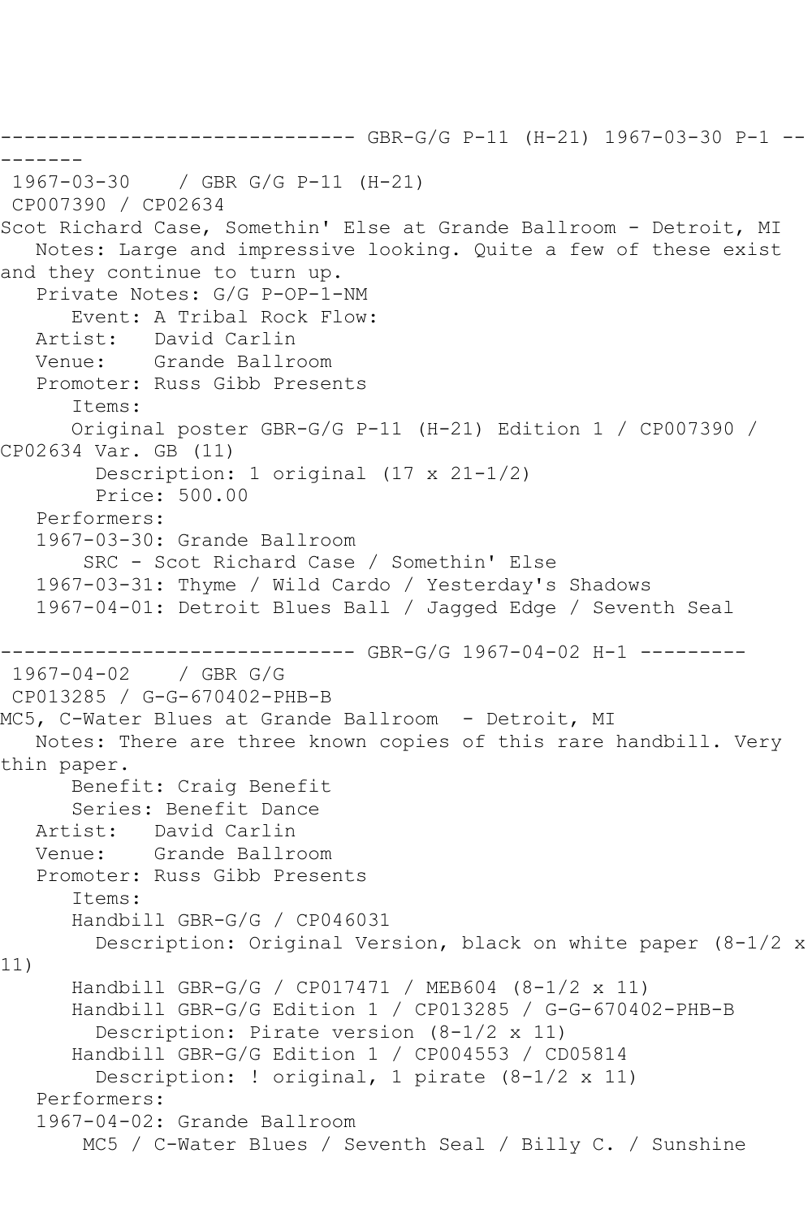------------------------------ GBR-G/G P-11 (H-21) 1967-03-30 P-1 ---------

1967-03-30 / GBR G/G P-11 (H-21)
CP007390 / CP02634

Scot Richard Case, Somethin' Else at Grande Ballroom - Detroit, MI

Notes: Large and impressive looking. Quite a few of these exist and they continue to turn up.

Private Notes: G/G P-OP-1-NM

Event: A Tribal Rock Flow:

Artist: David Carlin

Venue: Grande Ballroom

Promoter: Russ Gibb Presents

Items:

Original poster GBR-G/G P-11 (H-21) Edition 1 / CP007390 / CP02634 Var. GB (11)

Description: 1 original (17 x 21-1/2)

Price: 500.00

Performers:

1967-03-30: Grande Ballroom

SRC - Scot Richard Case / Somethin' Else

1967-03-31: Thyme / Wild Cardo / Yesterday's Shadows

1967-04-01: Detroit Blues Ball / Jagged Edge / Seventh Seal

------------------------------ GBR-G/G 1967-04-02 H-1 ---------

1967-04-02 / GBR G/G
CP013285 / G-G-670402-PHB-B

MC5, C-Water Blues at Grande Ballroom - Detroit, MI

Notes: There are three known copies of this rare handbill. Very thin paper.

Benefit: Craig Benefit

Series: Benefit Dance

Artist: David Carlin

Venue: Grande Ballroom

Promoter: Russ Gibb Presents

Items:

Handbill GBR-G/G / CP046031

Description: Original Version, black on white paper (8-1/2 x 11)

Handbill GBR-G/G / CP017471 / MEB604 (8-1/2 x 11)

Handbill GBR-G/G Edition 1 / CP013285 / G-G-670402-PHB-B

Description: Pirate version (8-1/2 x 11)

Handbill GBR-G/G Edition 1 / CP004553 / CD05814

Description: ! original, 1 pirate (8-1/2 x 11)

Performers:

1967-04-02: Grande Ballroom

MC5 / C-Water Blues / Seventh Seal / Billy C. / Sunshine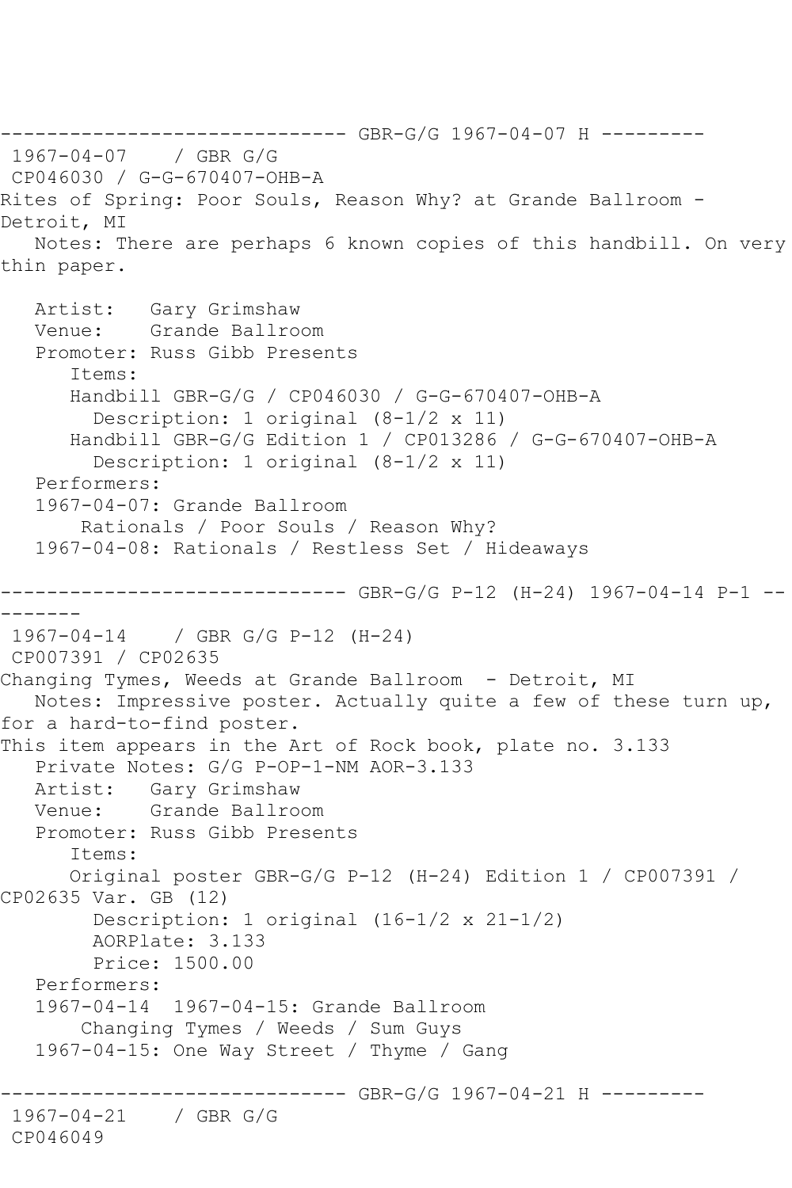------------------------------ GBR-G/G 1967-04-07 H ---------

1967-04-07 / GBR G/G
CP046030 / G-G-670407-OHB-A

Rites of Spring: Poor Souls, Reason Why? at Grande Ballroom - Detroit, MI

Notes: There are perhaps 6 known copies of this handbill. On very thin paper.

Artist: Gary Grimshaw
Venue: Grande Ballroom
Promoter: Russ Gibb Presents
Items:
Handbill GBR-G/G / CP046030 / G-G-670407-OHB-A
Description: 1 original (8-1/2 x 11)
Handbill GBR-G/G Edition 1 / CP013286 / G-G-670407-OHB-A
Description: 1 original (8-1/2 x 11)
Performers:
1967-04-07: Grande Ballroom
Rationals / Poor Souls / Reason Why?
1967-04-08: Rationals / Restless Set / Hideaways

------------------------------ GBR-G/G P-12 (H-24) 1967-04-14 P-1 ---------

1967-04-14 / GBR G/G P-12 (H-24)
CP007391 / CP02635

Changing Tymes, Weeds at Grande Ballroom - Detroit, MI

Notes: Impressive poster. Actually quite a few of these turn up, for a hard-to-find poster.
This item appears in the Art of Rock book, plate no. 3.133
Private Notes: G/G P-OP-1-NM AOR-3.133
Artist: Gary Grimshaw
Venue: Grande Ballroom
Promoter: Russ Gibb Presents
Items:
Original poster GBR-G/G P-12 (H-24) Edition 1 / CP007391 / CP02635 Var. GB (12)
Description: 1 original (16-1/2 x 21-1/2)
AORPlate: 3.133
Price: 1500.00
Performers:
1967-04-14 1967-04-15: Grande Ballroom
Changing Tymes / Weeds / Sum Guys
1967-04-15: One Way Street / Thyme / Gang

------------------------------ GBR-G/G 1967-04-21 H ---------

1967-04-21 / GBR G/G
CP046049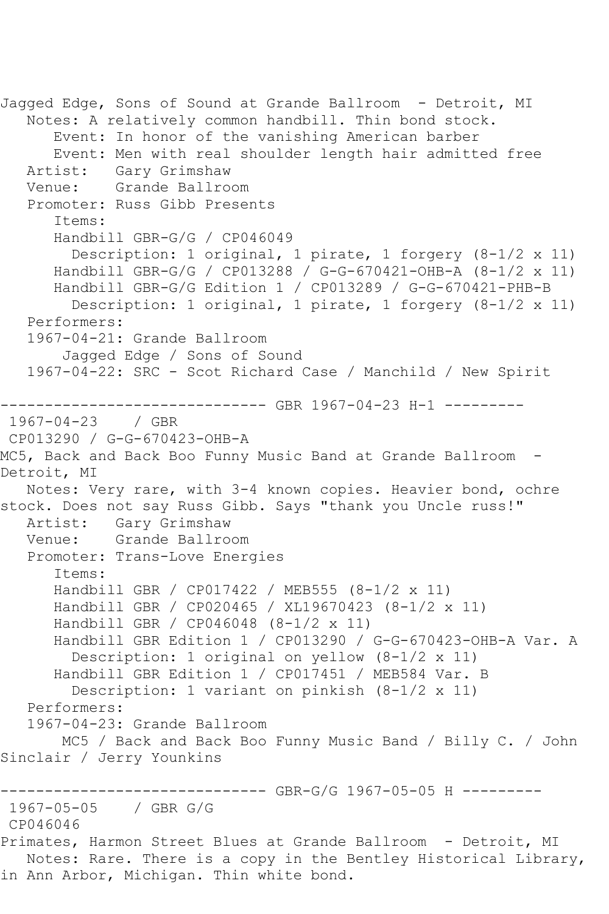Jagged Edge, Sons of Sound at Grande Ballroom - Detroit, MI
   Notes: A relatively common handbill. Thin bond stock.
      Event: In honor of the vanishing American barber
      Event: Men with real shoulder length hair admitted free
   Artist: Gary Grimshaw
   Venue: Grande Ballroom
   Promoter: Russ Gibb Presents
      Items:
      Handbill GBR-G/G / CP046049
        Description: 1 original, 1 pirate, 1 forgery (8-1/2 x 11)
      Handbill GBR-G/G / CP013288 / G-G-670421-OHB-A (8-1/2 x 11)
      Handbill GBR-G/G Edition 1 / CP013289 / G-G-670421-PHB-B
        Description: 1 original, 1 pirate, 1 forgery (8-1/2 x 11)
   Performers:
   1967-04-21: Grande Ballroom
       Jagged Edge / Sons of Sound
   1967-04-22: SRC - Scot Richard Case / Manchild / New Spirit

------------------------------ GBR 1967-04-23 H-1 ---------
 1967-04-23 / GBR
 CP013290 / G-G-670423-OHB-A
MC5, Back and Back Boo Funny Music Band at Grande Ballroom - Detroit, MI
   Notes: Very rare, with 3-4 known copies. Heavier bond, ochre stock. Does not say Russ Gibb. Says "thank you Uncle russ!"
   Artist: Gary Grimshaw
   Venue: Grande Ballroom
   Promoter: Trans-Love Energies
      Items:
      Handbill GBR / CP017422 / MEB555 (8-1/2 x 11)
      Handbill GBR / CP020465 / XL19670423 (8-1/2 x 11)
      Handbill GBR / CP046048 (8-1/2 x 11)
      Handbill GBR Edition 1 / CP013290 / G-G-670423-OHB-A Var. A
        Description: 1 original on yellow (8-1/2 x 11)
      Handbill GBR Edition 1 / CP017451 / MEB584 Var. B
        Description: 1 variant on pinkish (8-1/2 x 11)
   Performers:
   1967-04-23: Grande Ballroom
       MC5 / Back and Back Boo Funny Music Band / Billy C. / John Sinclair / Jerry Younkins

------------------------------ GBR-G/G 1967-05-05 H ---------
 1967-05-05 / GBR G/G
 CP046046
Primates, Harmon Street Blues at Grande Ballroom - Detroit, MI
   Notes: Rare. There is a copy in the Bentley Historical Library, in Ann Arbor, Michigan. Thin white bond.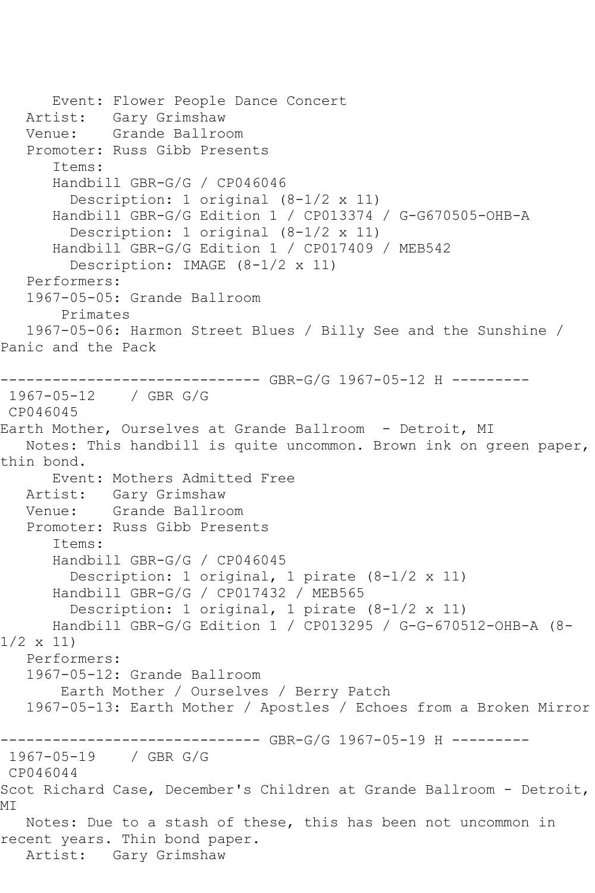Event: Flower People Dance Concert
Artist: Gary Grimshaw
Venue: Grande Ballroom
Promoter: Russ Gibb Presents
Items:
Handbill GBR-G/G / CP046046
Description: 1 original (8-1/2 x 11)
Handbill GBR-G/G Edition 1 / CP013374 / G-G670505-OHB-A
Description: 1 original (8-1/2 x 11)
Handbill GBR-G/G Edition 1 / CP017409 / MEB542
Description: IMAGE (8-1/2 x 11)
Performers:
1967-05-05: Grande Ballroom
Primates
1967-05-06: Harmon Street Blues / Billy See and the Sunshine / Panic and the Pack

------------------------------ GBR-G/G 1967-05-12 H ---------

1967-05-12 / GBR G/G
CP046045
Earth Mother, Ourselves at Grande Ballroom - Detroit, MI
Notes: This handbill is quite uncommon. Brown ink on green paper, thin bond.
Event: Mothers Admitted Free
Artist: Gary Grimshaw
Venue: Grande Ballroom
Promoter: Russ Gibb Presents
Items:
Handbill GBR-G/G / CP046045
Description: 1 original, 1 pirate (8-1/2 x 11)
Handbill GBR-G/G / CP017432 / MEB565
Description: 1 original, 1 pirate (8-1/2 x 11)
Handbill GBR-G/G Edition 1 / CP013295 / G-G-670512-OHB-A (8-1/2 x 11)
Performers:
1967-05-12: Grande Ballroom
Earth Mother / Ourselves / Berry Patch
1967-05-13: Earth Mother / Apostles / Echoes from a Broken Mirror

------------------------------ GBR-G/G 1967-05-19 H ---------

1967-05-19 / GBR G/G
CP046044
Scot Richard Case, December's Children at Grande Ballroom - Detroit, MI
Notes: Due to a stash of these, this has been not uncommon in recent years. Thin bond paper.
Artist: Gary Grimshaw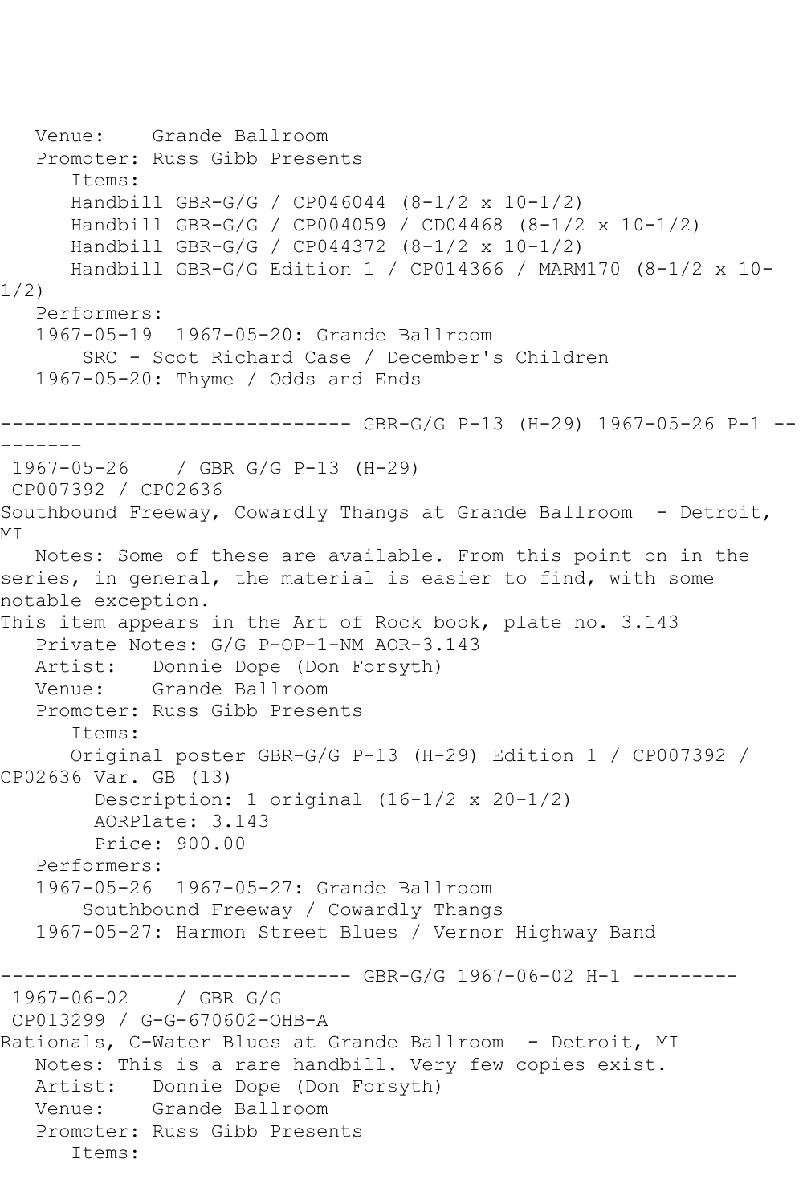Venue: Grande Ballroom
Promoter: Russ Gibb Presents
Items:
Handbill GBR-G/G / CP046044 (8-1/2 x 10-1/2)
Handbill GBR-G/G / CP004059 / CD04468 (8-1/2 x 10-1/2)
Handbill GBR-G/G / CP044372 (8-1/2 x 10-1/2)
Handbill GBR-G/G Edition 1 / CP014366 / MARM170 (8-1/2 x 10-1/2)
Performers:
1967-05-19 1967-05-20: Grande Ballroom
SRC - Scot Richard Case / December's Children
1967-05-20: Thyme / Odds and Ends

------------------------------ GBR-G/G P-13 (H-29) 1967-05-26 P-1 ---------

1967-05-26 / GBR G/G P-13 (H-29)
CP007392 / CP02636
Southbound Freeway, Cowardly Thangs at Grande Ballroom - Detroit, MI
Notes: Some of these are available. From this point on in the series, in general, the material is easier to find, with some notable exception.
This item appears in the Art of Rock book, plate no. 3.143
Private Notes: G/G P-OP-1-NM AOR-3.143
Artist: Donnie Dope (Don Forsyth)
Venue: Grande Ballroom
Promoter: Russ Gibb Presents
Items:
Original poster GBR-G/G P-13 (H-29) Edition 1 / CP007392 / CP02636 Var. GB (13)
Description: 1 original (16-1/2 x 20-1/2)
AORPlate: 3.143
Price: 900.00
Performers:
1967-05-26 1967-05-27: Grande Ballroom
Southbound Freeway / Cowardly Thangs
1967-05-27: Harmon Street Blues / Vernor Highway Band

------------------------------ GBR-G/G 1967-06-02 H-1 ---------

1967-06-02 / GBR G/G
CP013299 / G-G-670602-OHB-A
Rationals, C-Water Blues at Grande Ballroom - Detroit, MI
Notes: This is a rare handbill. Very few copies exist.
Artist: Donnie Dope (Don Forsyth)
Venue: Grande Ballroom
Promoter: Russ Gibb Presents
Items: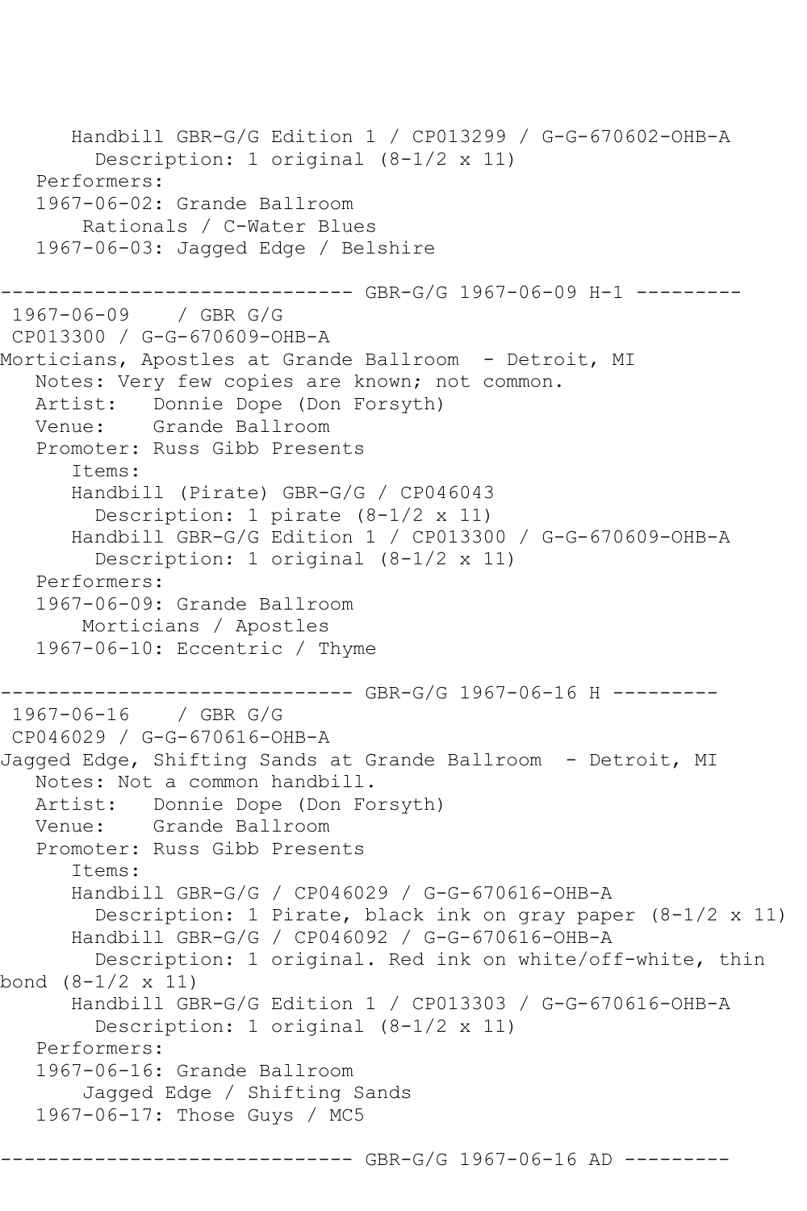Handbill GBR-G/G Edition 1 / CP013299 / G-G-670602-OHB-A
Description: 1 original (8-1/2 x 11)
Performers:
1967-06-02: Grande Ballroom
Rationals / C-Water Blues
1967-06-03: Jagged Edge / Belshire

------------------------------ GBR-G/G 1967-06-09 H-1 ---------

1967-06-09 / GBR G/G
CP013300 / G-G-670609-OHB-A
Morticians, Apostles at Grande Ballroom - Detroit, MI
Notes: Very few copies are known; not common.
Artist: Donnie Dope (Don Forsyth)
Venue: Grande Ballroom
Promoter: Russ Gibb Presents
Items:
Handbill (Pirate) GBR-G/G / CP046043
Description: 1 pirate (8-1/2 x 11)
Handbill GBR-G/G Edition 1 / CP013300 / G-G-670609-OHB-A
Description: 1 original (8-1/2 x 11)
Performers:
1967-06-09: Grande Ballroom
Morticians / Apostles
1967-06-10: Eccentric / Thyme

------------------------------ GBR-G/G 1967-06-16 H ---------

1967-06-16 / GBR G/G
CP046029 / G-G-670616-OHB-A
Jagged Edge, Shifting Sands at Grande Ballroom - Detroit, MI
Notes: Not a common handbill.
Artist: Donnie Dope (Don Forsyth)
Venue: Grande Ballroom
Promoter: Russ Gibb Presents
Items:
Handbill GBR-G/G / CP046029 / G-G-670616-OHB-A
Description: 1 Pirate, black ink on gray paper (8-1/2 x 11)
Handbill GBR-G/G / CP046092 / G-G-670616-OHB-A
Description: 1 original. Red ink on white/off-white, thin bond (8-1/2 x 11)
Handbill GBR-G/G Edition 1 / CP013303 / G-G-670616-OHB-A
Description: 1 original (8-1/2 x 11)
Performers:
1967-06-16: Grande Ballroom
Jagged Edge / Shifting Sands
1967-06-17: Those Guys / MC5

------------------------------ GBR-G/G 1967-06-16 AD ---------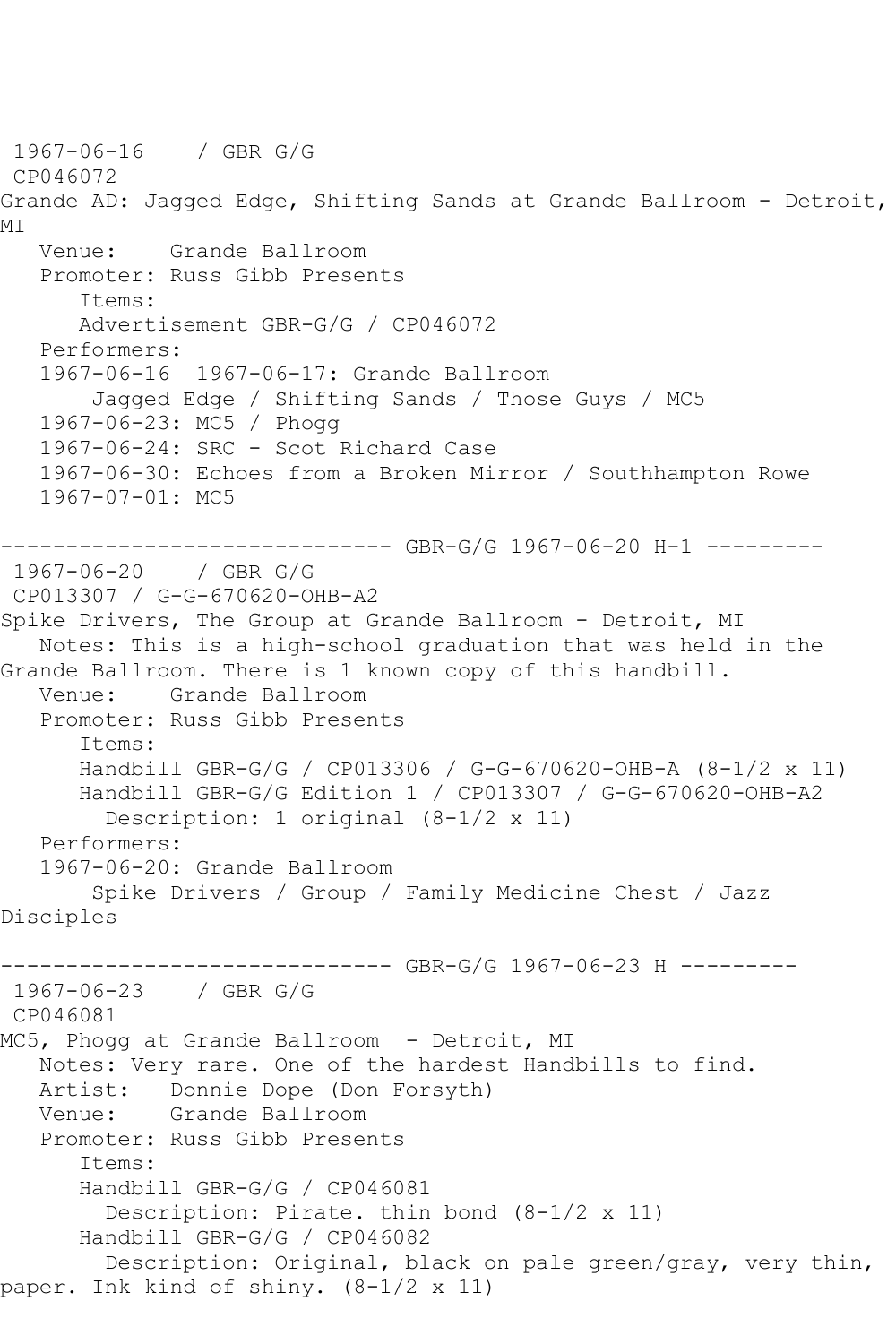```
1967-06-16    / GBR G/G
 CP046072
Grande AD: Jagged Edge, Shifting Sands at Grande Ballroom - Detroit, 
MI
   Venue:    Grande Ballroom
   Promoter: Russ Gibb Presents
      Items:
      Advertisement GBR-G/G / CP046072
   Performers:
   1967-06-16  1967-06-17: Grande Ballroom
       Jagged Edge / Shifting Sands / Those Guys / MC5
   1967-06-23: MC5 / Phogg
   1967-06-24: SRC - Scot Richard Case
   1967-06-30: Echoes from a Broken Mirror / Southhampton Rowe
   1967-07-01: MC5

------------------------------ GBR-G/G 1967-06-20 H-1 ---------
 1967-06-20    / GBR G/G
 CP013307 / G-G-670620-OHB-A2
Spike Drivers, The Group at Grande Ballroom - Detroit, MI
   Notes: This is a high-school graduation that was held in the 
Grande Ballroom. There is 1 known copy of this handbill.
   Venue:    Grande Ballroom
   Promoter: Russ Gibb Presents
      Items:
      Handbill GBR-G/G / CP013306 / G-G-670620-OHB-A (8-1/2 x 11)
      Handbill GBR-G/G Edition 1 / CP013307 / G-G-670620-OHB-A2
        Description: 1 original (8-1/2 x 11)
   Performers:
   1967-06-20: Grande Ballroom
       Spike Drivers / Group / Family Medicine Chest / Jazz 
Disciples

------------------------------ GBR-G/G 1967-06-23 H ---------
 1967-06-23    / GBR G/G
 CP046081
MC5, Phogg at Grande Ballroom  - Detroit, MI
   Notes: Very rare. One of the hardest Handbills to find.
   Artist:   Donnie Dope (Don Forsyth)
   Venue:    Grande Ballroom
   Promoter: Russ Gibb Presents
      Items:
      Handbill GBR-G/G / CP046081
        Description: Pirate. thin bond (8-1/2 x 11)
      Handbill GBR-G/G / CP046082
        Description: Original, black on pale green/gray, very thin, 
paper. Ink kind of shiny. (8-1/2 x 11)
```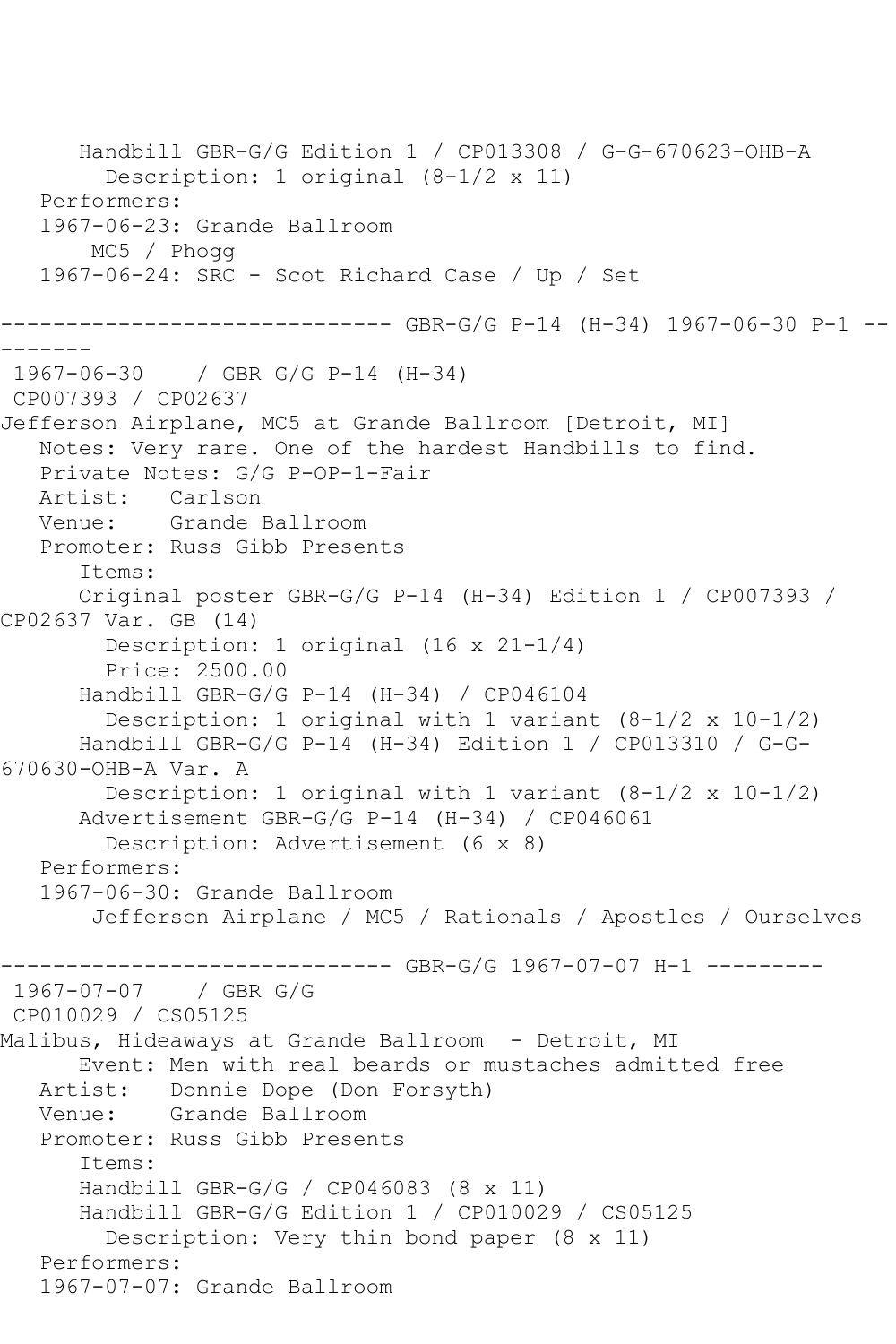Handbill GBR-G/G Edition 1 / CP013308 / G-G-670623-OHB-A
Description: 1 original (8-1/2 x 11)
Performers:
1967-06-23: Grande Ballroom
MC5 / Phogg
1967-06-24: SRC - Scot Richard Case / Up / Set

------------------------------ GBR-G/G P-14 (H-34) 1967-06-30 P-1 ---------

1967-06-30 / GBR G/G P-14 (H-34)
CP007393 / CP02637
Jefferson Airplane, MC5 at Grande Ballroom [Detroit, MI]
Notes: Very rare. One of the hardest Handbills to find.
Private Notes: G/G P-OP-1-Fair
Artist: Carlson
Venue: Grande Ballroom
Promoter: Russ Gibb Presents
Items:
Original poster GBR-G/G P-14 (H-34) Edition 1 / CP007393 / CP02637 Var. GB (14)
Description: 1 original (16 x 21-1/4)
Price: 2500.00
Handbill GBR-G/G P-14 (H-34) / CP046104
Description: 1 original with 1 variant (8-1/2 x 10-1/2)
Handbill GBR-G/G P-14 (H-34) Edition 1 / CP013310 / G-G-670630-OHB-A Var. A
Description: 1 original with 1 variant (8-1/2 x 10-1/2)
Advertisement GBR-G/G P-14 (H-34) / CP046061
Description: Advertisement (6 x 8)
Performers:
1967-06-30: Grande Ballroom
Jefferson Airplane / MC5 / Rationals / Apostles / Ourselves

------------------------------ GBR-G/G 1967-07-07 H-1 ---------

1967-07-07 / GBR G/G
CP010029 / CS05125
Malibus, Hideaways at Grande Ballroom - Detroit, MI
Event: Men with real beards or mustaches admitted free
Artist: Donnie Dope (Don Forsyth)
Venue: Grande Ballroom
Promoter: Russ Gibb Presents
Items:
Handbill GBR-G/G / CP046083 (8 x 11)
Handbill GBR-G/G Edition 1 / CP010029 / CS05125
Description: Very thin bond paper (8 x 11)
Performers:
1967-07-07: Grande Ballroom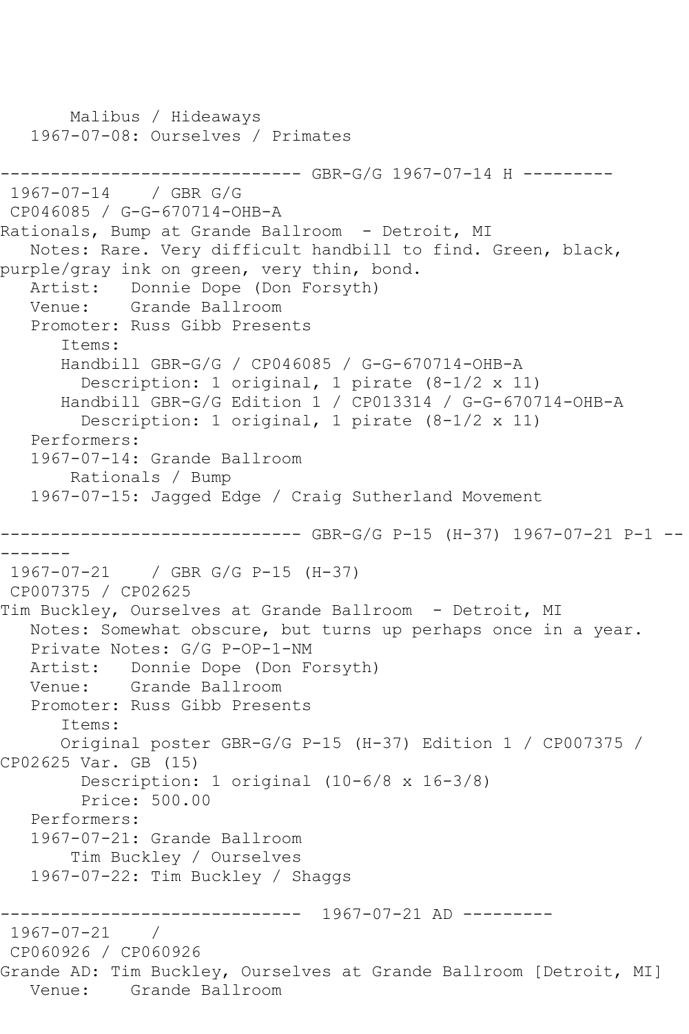```
      Malibus / Hideaways
   1967-07-08: Ourselves / Primates

------------------------------ GBR-G/G 1967-07-14 H ---------
 1967-07-14    / GBR G/G
 CP046085 / G-G-670714-OHB-A
Rationals, Bump at Grande Ballroom  - Detroit, MI
   Notes: Rare. Very difficult handbill to find. Green, black,
purple/gray ink on green, very thin, bond.
   Artist:   Donnie Dope (Don Forsyth)
   Venue:    Grande Ballroom
   Promoter: Russ Gibb Presents
      Items:
      Handbill GBR-G/G / CP046085 / G-G-670714-OHB-A
        Description: 1 original, 1 pirate (8-1/2 x 11)
      Handbill GBR-G/G Edition 1 / CP013314 / G-G-670714-OHB-A
        Description: 1 original, 1 pirate (8-1/2 x 11)
   Performers:
   1967-07-14: Grande Ballroom
       Rationals / Bump
   1967-07-15: Jagged Edge / Craig Sutherland Movement

------------------------------ GBR-G/G P-15 (H-37) 1967-07-21 P-1 --
-------
 1967-07-21    / GBR G/G P-15 (H-37)
 CP007375 / CP02625
Tim Buckley, Ourselves at Grande Ballroom  - Detroit, MI
   Notes: Somewhat obscure, but turns up perhaps once in a year.
   Private Notes: G/G P-OP-1-NM
   Artist:   Donnie Dope (Don Forsyth)
   Venue:    Grande Ballroom
   Promoter: Russ Gibb Presents
      Items:
      Original poster GBR-G/G P-15 (H-37) Edition 1 / CP007375 /
CP02625 Var. GB (15)
        Description: 1 original (10-6/8 x 16-3/8)
        Price: 500.00
   Performers:
   1967-07-21: Grande Ballroom
       Tim Buckley / Ourselves
   1967-07-22: Tim Buckley / Shaggs

------------------------------  1967-07-21 AD ---------
 1967-07-21    /
 CP060926 / CP060926
Grande AD: Tim Buckley, Ourselves at Grande Ballroom [Detroit, MI]
   Venue:    Grande Ballroom
```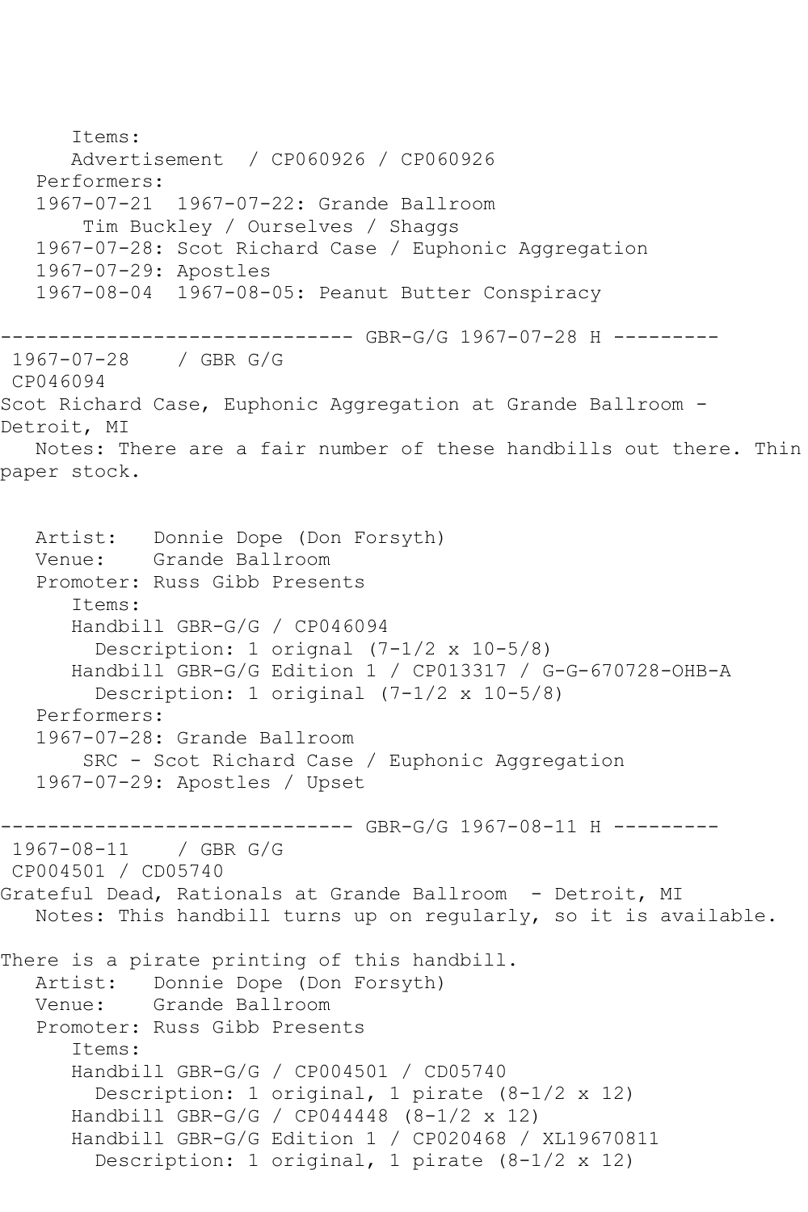```
      Items:
      Advertisement  / CP060926 / CP060926
   Performers:
   1967-07-21  1967-07-22: Grande Ballroom
       Tim Buckley / Ourselves / Shaggs
   1967-07-28: Scot Richard Case / Euphonic Aggregation
   1967-07-29: Apostles
   1967-08-04  1967-08-05: Peanut Butter Conspiracy

------------------------------ GBR-G/G 1967-07-28 H ---------
 1967-07-28    / GBR G/G
 CP046094
Scot Richard Case, Euphonic Aggregation at Grande Ballroom -
Detroit, MI
   Notes: There are a fair number of these handbills out there. Thin
paper stock.


   Artist:   Donnie Dope (Don Forsyth)
   Venue:    Grande Ballroom
   Promoter: Russ Gibb Presents
      Items:
      Handbill GBR-G/G / CP046094
        Description: 1 orignal (7-1/2 x 10-5/8)
      Handbill GBR-G/G Edition 1 / CP013317 / G-G-670728-OHB-A
        Description: 1 original (7-1/2 x 10-5/8)
   Performers:
   1967-07-28: Grande Ballroom
       SRC - Scot Richard Case / Euphonic Aggregation
   1967-07-29: Apostles / Upset

------------------------------ GBR-G/G 1967-08-11 H ---------
 1967-08-11    / GBR G/G
 CP004501 / CD05740
Grateful Dead, Rationals at Grande Ballroom  - Detroit, MI
   Notes: This handbill turns up on regularly, so it is available.

There is a pirate printing of this handbill.
   Artist:   Donnie Dope (Don Forsyth)
   Venue:    Grande Ballroom
   Promoter: Russ Gibb Presents
      Items:
      Handbill GBR-G/G / CP004501 / CD05740
        Description: 1 original, 1 pirate (8-1/2 x 12)
      Handbill GBR-G/G / CP044448 (8-1/2 x 12)
      Handbill GBR-G/G Edition 1 / CP020468 / XL19670811
        Description: 1 original, 1 pirate (8-1/2 x 12)
```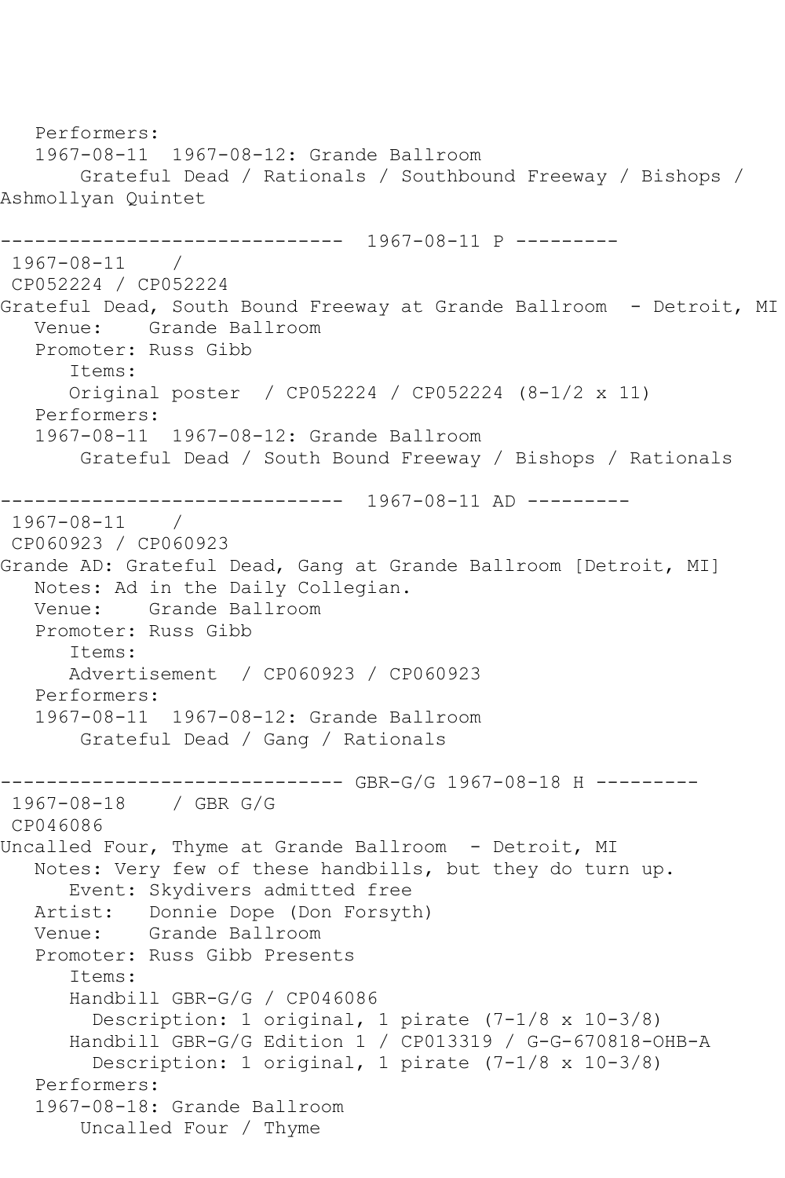Performers:
   1967-08-11  1967-08-12: Grande Ballroom
       Grateful Dead / Rationals / Southbound Freeway / Bishops / Ashmollyan Quintet

------------------------------  1967-08-11 P ---------
1967-08-11    /
CP052224 / CP052224
Grateful Dead, South Bound Freeway at Grande Ballroom  - Detroit, MI
   Venue:    Grande Ballroom
   Promoter: Russ Gibb
      Items:
      Original poster  / CP052224 / CP052224 (8-1/2 x 11)
   Performers:
   1967-08-11  1967-08-12: Grande Ballroom
       Grateful Dead / South Bound Freeway / Bishops / Rationals

------------------------------  1967-08-11 AD ---------
1967-08-11    /
CP060923 / CP060923
Grande AD: Grateful Dead, Gang at Grande Ballroom [Detroit, MI]
   Notes: Ad in the Daily Collegian.
   Venue:    Grande Ballroom
   Promoter: Russ Gibb
      Items:
      Advertisement  / CP060923 / CP060923
   Performers:
   1967-08-11  1967-08-12: Grande Ballroom
       Grateful Dead / Gang / Rationals

------------------------------ GBR-G/G 1967-08-18 H ---------
1967-08-18    / GBR G/G
CP046086
Uncalled Four, Thyme at Grande Ballroom  - Detroit, MI
   Notes: Very few of these handbills, but they do turn up.
      Event: Skydivers admitted free
   Artist:   Donnie Dope (Don Forsyth)
   Venue:    Grande Ballroom
   Promoter: Russ Gibb Presents
      Items:
      Handbill GBR-G/G / CP046086
        Description: 1 original, 1 pirate (7-1/8 x 10-3/8)
      Handbill GBR-G/G Edition 1 / CP013319 / G-G-670818-OHB-A
        Description: 1 original, 1 pirate (7-1/8 x 10-3/8)
   Performers:
   1967-08-18: Grande Ballroom
       Uncalled Four / Thyme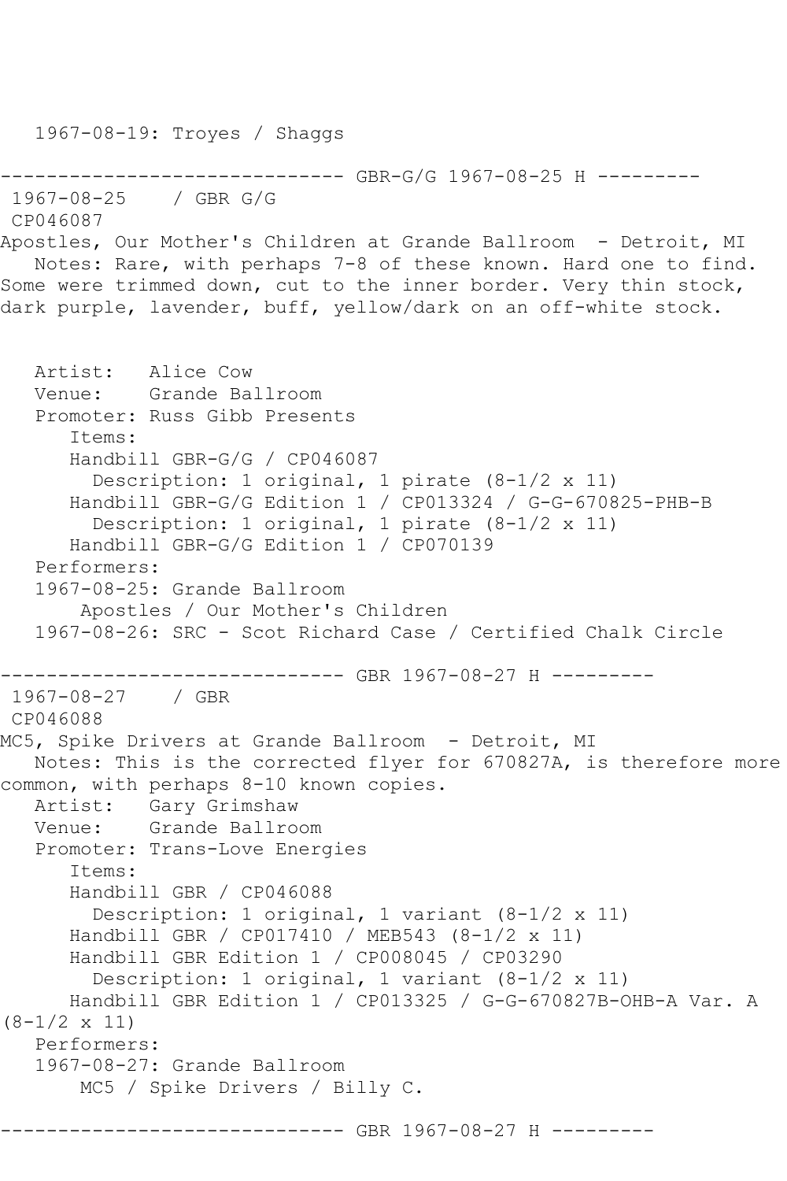1967-08-19: Troyes / Shaggs

------------------------------ GBR-G/G 1967-08-25 H ---------

1967-08-25 / GBR G/G

CP046087

Apostles, Our Mother's Children at Grande Ballroom - Detroit, MI

Notes: Rare, with perhaps 7-8 of these known. Hard one to find. Some were trimmed down, cut to the inner border. Very thin stock, dark purple, lavender, buff, yellow/dark on an off-white stock.

Artist: Alice Cow
Venue: Grande Ballroom
Promoter: Russ Gibb Presents
Items:
Handbill GBR-G/G / CP046087
Description: 1 original, 1 pirate (8-1/2 x 11)
Handbill GBR-G/G Edition 1 / CP013324 / G-G-670825-PHB-B
Description: 1 original, 1 pirate (8-1/2 x 11)
Handbill GBR-G/G Edition 1 / CP070139
Performers:
1967-08-25: Grande Ballroom
Apostles / Our Mother's Children
1967-08-26: SRC - Scot Richard Case / Certified Chalk Circle

------------------------------ GBR 1967-08-27 H ---------

1967-08-27 / GBR

CP046088

MC5, Spike Drivers at Grande Ballroom - Detroit, MI

Notes: This is the corrected flyer for 670827A, is therefore more common, with perhaps 8-10 known copies.

Artist: Gary Grimshaw
Venue: Grande Ballroom
Promoter: Trans-Love Energies
Items:
Handbill GBR / CP046088
Description: 1 original, 1 variant (8-1/2 x 11)
Handbill GBR / CP017410 / MEB543 (8-1/2 x 11)
Handbill GBR Edition 1 / CP008045 / CP03290
Description: 1 original, 1 variant (8-1/2 x 11)
Handbill GBR Edition 1 / CP013325 / G-G-670827B-OHB-A Var. A (8-1/2 x 11)
Performers:
1967-08-27: Grande Ballroom
MC5 / Spike Drivers / Billy C.

------------------------------ GBR 1967-08-27 H ---------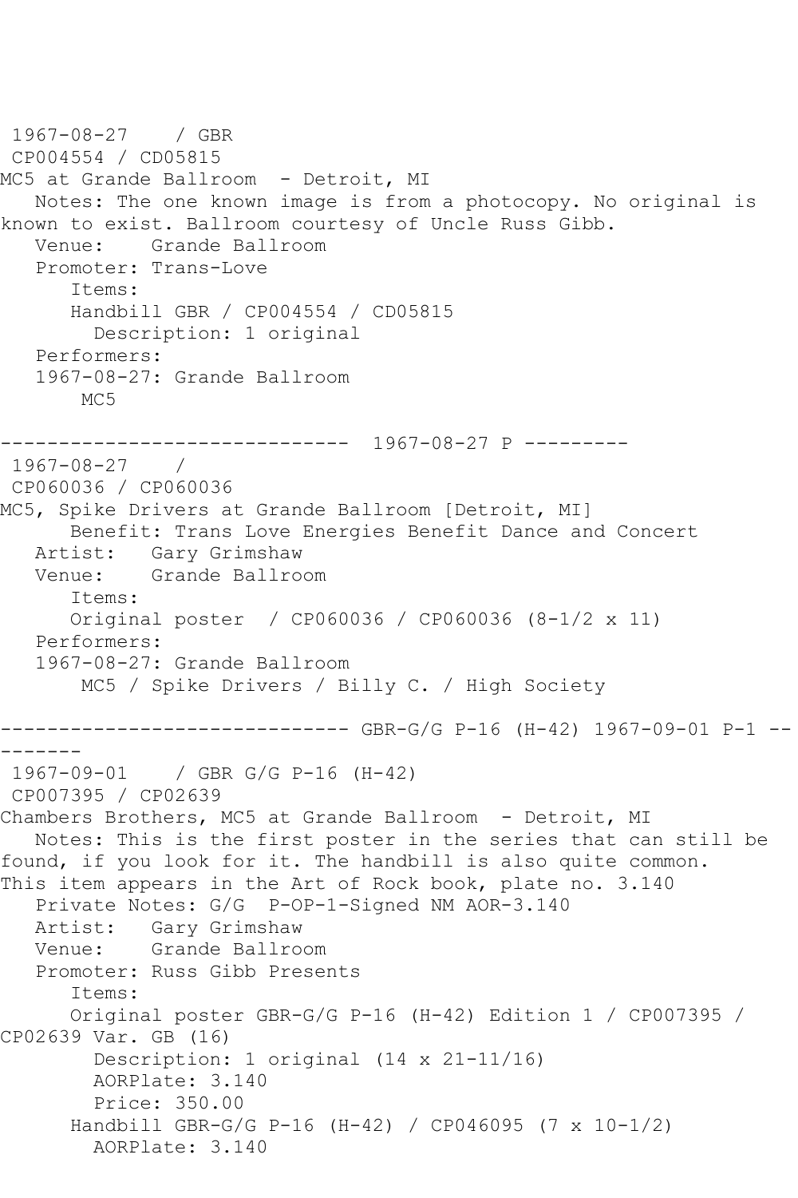1967-08-27 / GBR
CP004554 / CD05815
MC5 at Grande Ballroom - Detroit, MI
Notes: The one known image is from a photocopy. No original is known to exist. Ballroom courtesy of Uncle Russ Gibb.
Venue: Grande Ballroom
Promoter: Trans-Love
Items:
Handbill GBR / CP004554 / CD05815
Description: 1 original
Performers:
1967-08-27: Grande Ballroom
MC5

------------------------------ 1967-08-27 P ---------

1967-08-27 /
CP060036 / CP060036
MC5, Spike Drivers at Grande Ballroom [Detroit, MI]
Benefit: Trans Love Energies Benefit Dance and Concert
Artist: Gary Grimshaw
Venue: Grande Ballroom
Items:
Original poster / CP060036 / CP060036 (8-1/2 x 11)
Performers:
1967-08-27: Grande Ballroom
MC5 / Spike Drivers / Billy C. / High Society

------------------------------ GBR-G/G P-16 (H-42) 1967-09-01 P-1 ---------

1967-09-01 / GBR G/G P-16 (H-42)
CP007395 / CP02639
Chambers Brothers, MC5 at Grande Ballroom - Detroit, MI
Notes: This is the first poster in the series that can still be found, if you look for it. The handbill is also quite common. This item appears in the Art of Rock book, plate no. 3.140
Private Notes: G/G P-OP-1-Signed NM AOR-3.140
Artist: Gary Grimshaw
Venue: Grande Ballroom
Promoter: Russ Gibb Presents
Items:
Original poster GBR-G/G P-16 (H-42) Edition 1 / CP007395 / CP02639 Var. GB (16)
Description: 1 original (14 x 21-11/16)
AORPlate: 3.140
Price: 350.00
Handbill GBR-G/G P-16 (H-42) / CP046095 (7 x 10-1/2)
AORPlate: 3.140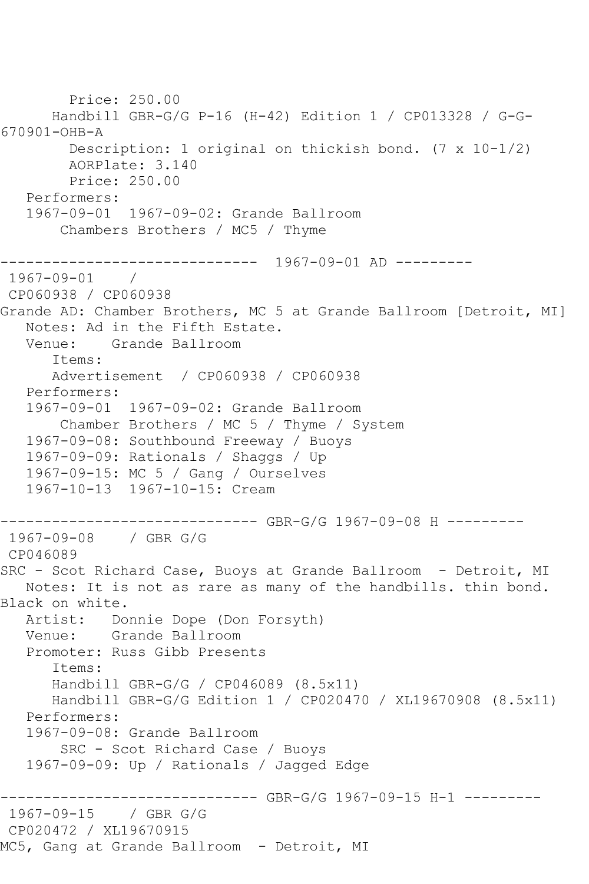```
        Price: 250.00
      Handbill GBR-G/G P-16 (H-42) Edition 1 / CP013328 / G-G-
670901-OHB-A
        Description: 1 original on thickish bond. (7 x 10-1/2)
        AORPlate: 3.140
        Price: 250.00
   Performers:
   1967-09-01  1967-09-02: Grande Ballroom
       Chambers Brothers / MC5 / Thyme

------------------------------  1967-09-01 AD ---------
 1967-09-01    /
 CP060938 / CP060938
Grande AD: Chamber Brothers, MC 5 at Grande Ballroom [Detroit, MI]
   Notes: Ad in the Fifth Estate.
   Venue:    Grande Ballroom
      Items:
      Advertisement  / CP060938 / CP060938
   Performers:
   1967-09-01  1967-09-02: Grande Ballroom
       Chamber Brothers / MC 5 / Thyme / System
   1967-09-08: Southbound Freeway / Buoys
   1967-09-09: Rationals / Shaggs / Up
   1967-09-15: MC 5 / Gang / Ourselves
   1967-10-13  1967-10-15: Cream

------------------------------ GBR-G/G 1967-09-08 H ---------
 1967-09-08    / GBR G/G
 CP046089
SRC - Scot Richard Case, Buoys at Grande Ballroom  - Detroit, MI
   Notes: It is not as rare as many of the handbills. thin bond.
Black on white.
   Artist:   Donnie Dope (Don Forsyth)
   Venue:    Grande Ballroom
   Promoter: Russ Gibb Presents
      Items:
      Handbill GBR-G/G / CP046089 (8.5x11)
      Handbill GBR-G/G Edition 1 / CP020470 / XL19670908 (8.5x11)
   Performers:
   1967-09-08: Grande Ballroom
       SRC - Scot Richard Case / Buoys
   1967-09-09: Up / Rationals / Jagged Edge

------------------------------ GBR-G/G 1967-09-15 H-1 ---------
 1967-09-15    / GBR G/G
 CP020472 / XL19670915
MC5, Gang at Grande Ballroom  - Detroit, MI
```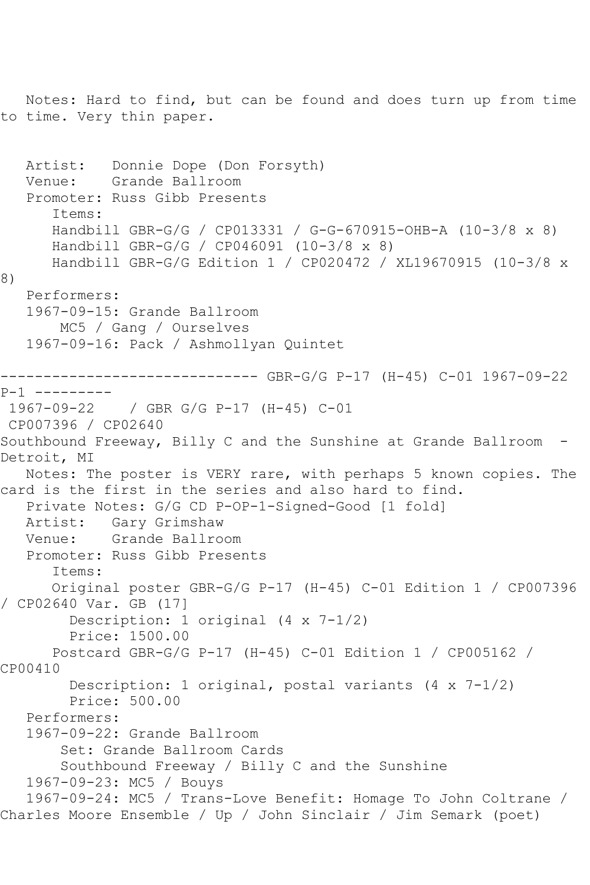Notes: Hard to find, but can be found and does turn up from time to time. Very thin paper.

Artist: Donnie Dope (Don Forsyth)
Venue: Grande Ballroom
Promoter: Russ Gibb Presents
Items:
Handbill GBR-G/G / CP013331 / G-G-670915-OHB-A (10-3/8 x 8)
Handbill GBR-G/G / CP046091 (10-3/8 x 8)
Handbill GBR-G/G Edition 1 / CP020472 / XL19670915 (10-3/8 x 8)
Performers:
1967-09-15: Grande Ballroom
MC5 / Gang / Ourselves
1967-09-16: Pack / Ashmollyan Quintet

------------------------------ GBR-G/G P-17 (H-45) C-01 1967-09-22 P-1 ---------

1967-09-22 / GBR G/G P-17 (H-45) C-01
CP007396 / CP02640
Southbound Freeway, Billy C and the Sunshine at Grande Ballroom - Detroit, MI
Notes: The poster is VERY rare, with perhaps 5 known copies. The card is the first in the series and also hard to find.
Private Notes: G/G CD P-OP-1-Signed-Good [1 fold]
Artist: Gary Grimshaw
Venue: Grande Ballroom
Promoter: Russ Gibb Presents
Items:
Original poster GBR-G/G P-17 (H-45) C-01 Edition 1 / CP007396 / CP02640 Var. GB (17]
Description: 1 original (4 x 7-1/2)
Price: 1500.00
Postcard GBR-G/G P-17 (H-45) C-01 Edition 1 / CP005162 / CP00410
Description: 1 original, postal variants (4 x 7-1/2)
Price: 500.00
Performers:
1967-09-22: Grande Ballroom
Set: Grande Ballroom Cards
Southbound Freeway / Billy C and the Sunshine
1967-09-23: MC5 / Bouys
1967-09-24: MC5 / Trans-Love Benefit: Homage To John Coltrane / Charles Moore Ensemble / Up / John Sinclair / Jim Semark (poet)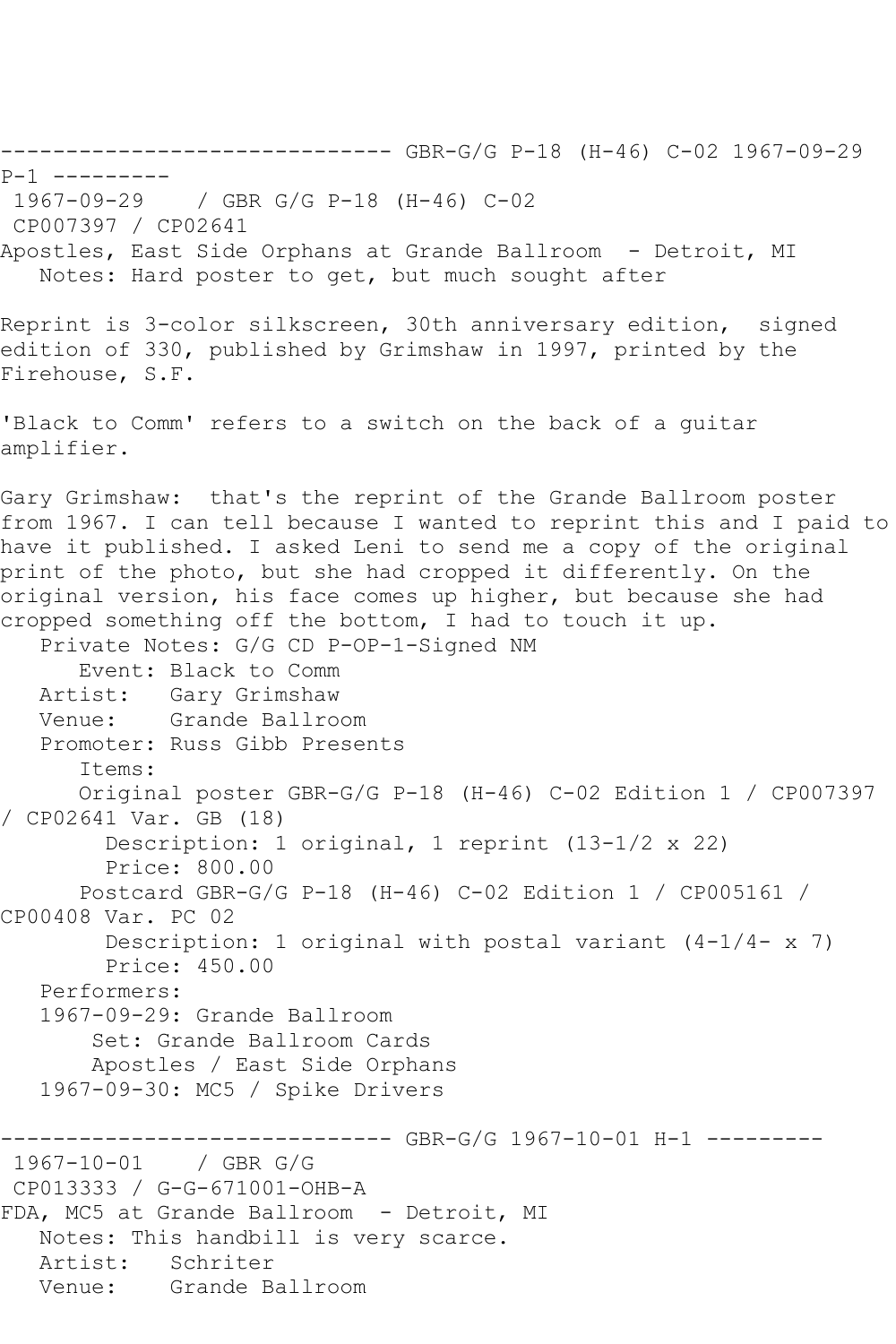------------------------------ GBR-G/G P-18 (H-46) C-02 1967-09-29 P-1 ---------
1967-09-29 / GBR G/G P-18 (H-46) C-02
CP007397 / CP02641
Apostles, East Side Orphans at Grande Ballroom - Detroit, MI
Notes: Hard poster to get, but much sought after

Reprint is 3-color silkscreen, 30th anniversary edition, signed edition of 330, published by Grimshaw in 1997, printed by the Firehouse, S.F.

'Black to Comm' refers to a switch on the back of a guitar amplifier.

Gary Grimshaw: that's the reprint of the Grande Ballroom poster from 1967. I can tell because I wanted to reprint this and I paid to have it published. I asked Leni to send me a copy of the original print of the photo, but she had cropped it differently. On the original version, his face comes up higher, but because she had cropped something off the bottom, I had to touch it up.

Private Notes: G/G CD P-OP-1-Signed NM
Event: Black to Comm
Artist: Gary Grimshaw
Venue: Grande Ballroom
Promoter: Russ Gibb Presents
Items:
Original poster GBR-G/G P-18 (H-46) C-02 Edition 1 / CP007397 / CP02641 Var. GB (18)
Description: 1 original, 1 reprint (13-1/2 x 22)
Price: 800.00
Postcard GBR-G/G P-18 (H-46) C-02 Edition 1 / CP005161 / CP00408 Var. PC 02
Description: 1 original with postal variant (4-1/4- x 7)
Price: 450.00
Performers:
1967-09-29: Grande Ballroom
Set: Grande Ballroom Cards
Apostles / East Side Orphans
1967-09-30: MC5 / Spike Drivers

------------------------------ GBR-G/G 1967-10-01 H-1 ---------
1967-10-01 / GBR G/G
CP013333 / G-G-671001-OHB-A
FDA, MC5 at Grande Ballroom - Detroit, MI
Notes: This handbill is very scarce.
Artist: Schriter
Venue: Grande Ballroom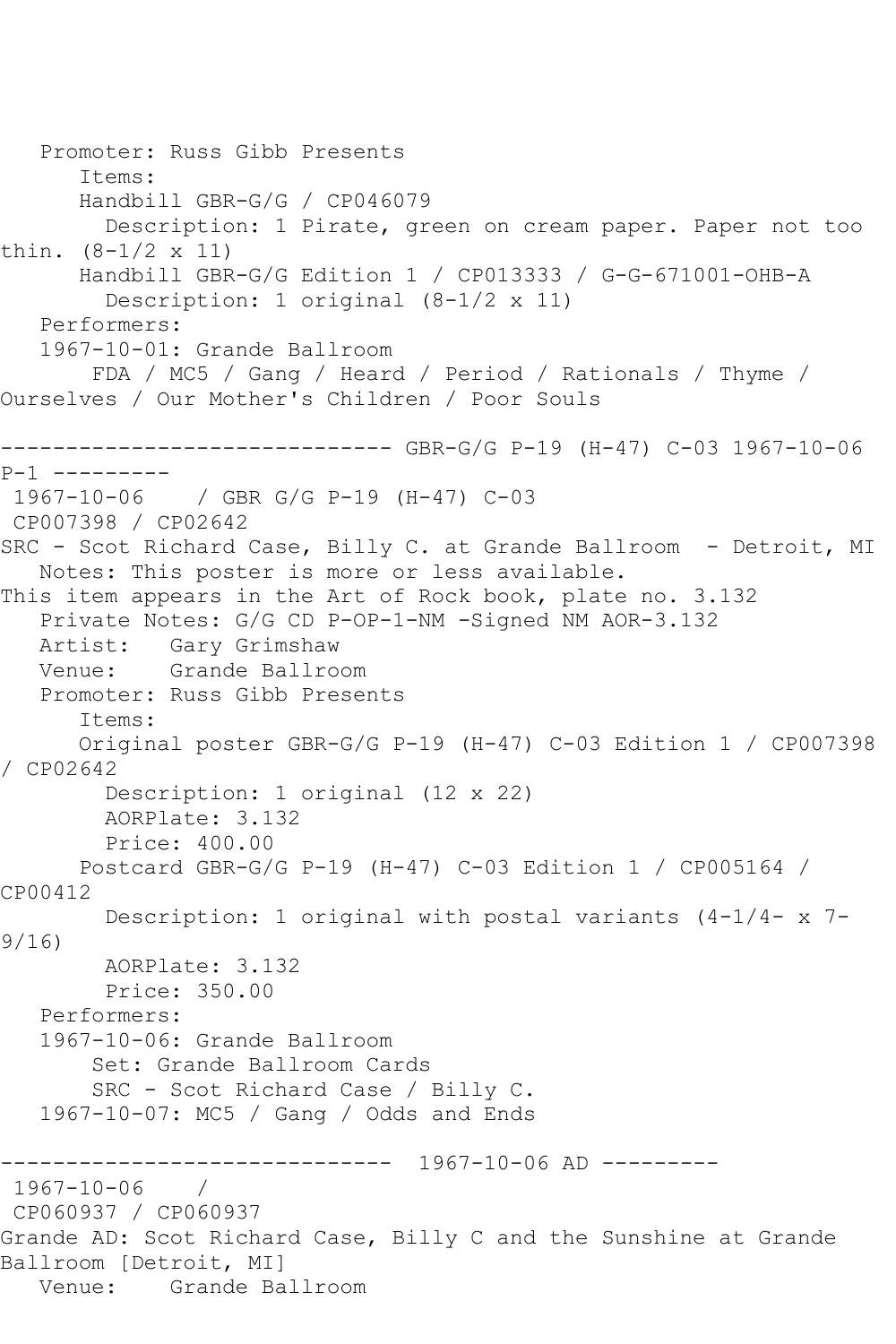Promoter: Russ Gibb Presents
Items:
Handbill GBR-G/G / CP046079
Description: 1 Pirate, green on cream paper. Paper not too thin. (8-1/2 x 11)
Handbill GBR-G/G Edition 1 / CP013333 / G-G-671001-OHB-A
Description: 1 original (8-1/2 x 11)
Performers:
1967-10-01: Grande Ballroom
FDA / MC5 / Gang / Heard / Period / Rationals / Thyme / Ourselves / Our Mother's Children / Poor Souls

------------------------------ GBR-G/G P-19 (H-47) C-03 1967-10-06 P-1 ---------

1967-10-06 / GBR G/G P-19 (H-47) C-03
CP007398 / CP02642
SRC - Scot Richard Case, Billy C. at Grande Ballroom - Detroit, MI
Notes: This poster is more or less available.
This item appears in the Art of Rock book, plate no. 3.132
Private Notes: G/G CD P-OP-1-NM -Signed NM AOR-3.132
Artist: Gary Grimshaw
Venue: Grande Ballroom
Promoter: Russ Gibb Presents
Items:
Original poster GBR-G/G P-19 (H-47) C-03 Edition 1 / CP007398 / CP02642
Description: 1 original (12 x 22)
AORPlate: 3.132
Price: 400.00
Postcard GBR-G/G P-19 (H-47) C-03 Edition 1 / CP005164 / CP00412
Description: 1 original with postal variants (4-1/4- x 7-9/16)
AORPlate: 3.132
Price: 350.00
Performers:
1967-10-06: Grande Ballroom
Set: Grande Ballroom Cards
SRC - Scot Richard Case / Billy C.
1967-10-07: MC5 / Gang / Odds and Ends

------------------------------ 1967-10-06 AD ---------

1967-10-06 /
CP060937 / CP060937
Grande AD: Scot Richard Case, Billy C and the Sunshine at Grande Ballroom [Detroit, MI]
Venue: Grande Ballroom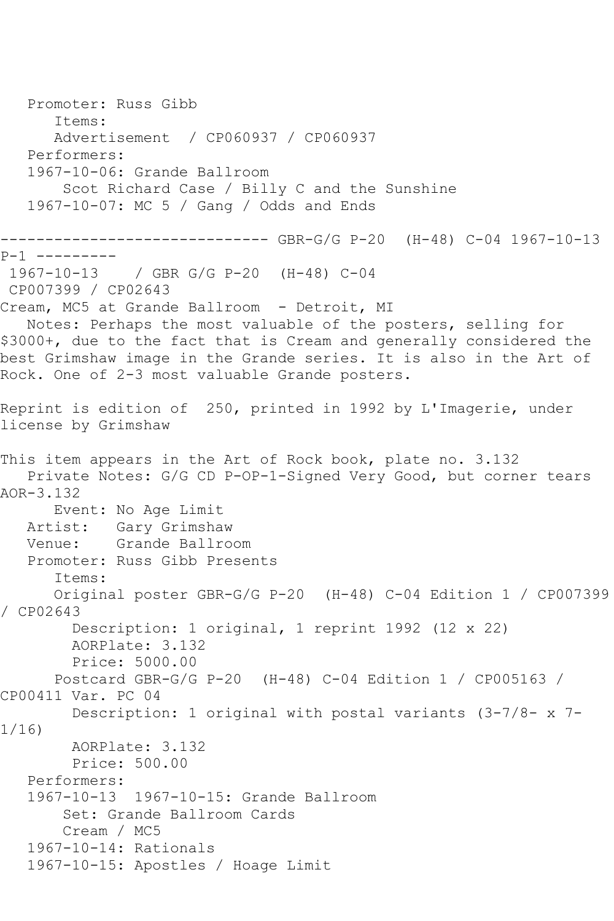Promoter: Russ Gibb
      Items:
      Advertisement  / CP060937 / CP060937
   Performers:
   1967-10-06: Grande Ballroom
        Scot Richard Case / Billy C and the Sunshine
   1967-10-07: MC 5 / Gang / Odds and Ends

------------------------------ GBR-G/G P-20  (H-48) C-04 1967-10-13 P-1 ---------

1967-10-13    / GBR G/G P-20  (H-48) C-04
CP007399 / CP02643
Cream, MC5 at Grande Ballroom  - Detroit, MI

   Notes: Perhaps the most valuable of the posters, selling for $3000+, due to the fact that is Cream and generally considered the best Grimshaw image in the Grande series. It is also in the Art of Rock. One of 2-3 most valuable Grande posters.

Reprint is edition of  250, printed in 1992 by L'Imagerie, under license by Grimshaw

This item appears in the Art of Rock book, plate no. 3.132

   Private Notes: G/G CD P-OP-1-Signed Very Good, but corner tears AOR-3.132
      Event: No Age Limit
   Artist:   Gary Grimshaw
   Venue:    Grande Ballroom
   Promoter: Russ Gibb Presents
      Items:
      Original poster GBR-G/G P-20  (H-48) C-04 Edition 1 / CP007399 / CP02643
        Description: 1 original, 1 reprint 1992 (12 x 22)
        AORPlate: 3.132
        Price: 5000.00
      Postcard GBR-G/G P-20  (H-48) C-04 Edition 1 / CP005163 / CP00411 Var. PC 04
        Description: 1 original with postal variants (3-7/8- x 7-1/16)
        AORPlate: 3.132
        Price: 500.00
   Performers:
   1967-10-13  1967-10-15: Grande Ballroom
        Set: Grande Ballroom Cards
        Cream / MC5
   1967-10-14: Rationals
   1967-10-15: Apostles / Hoage Limit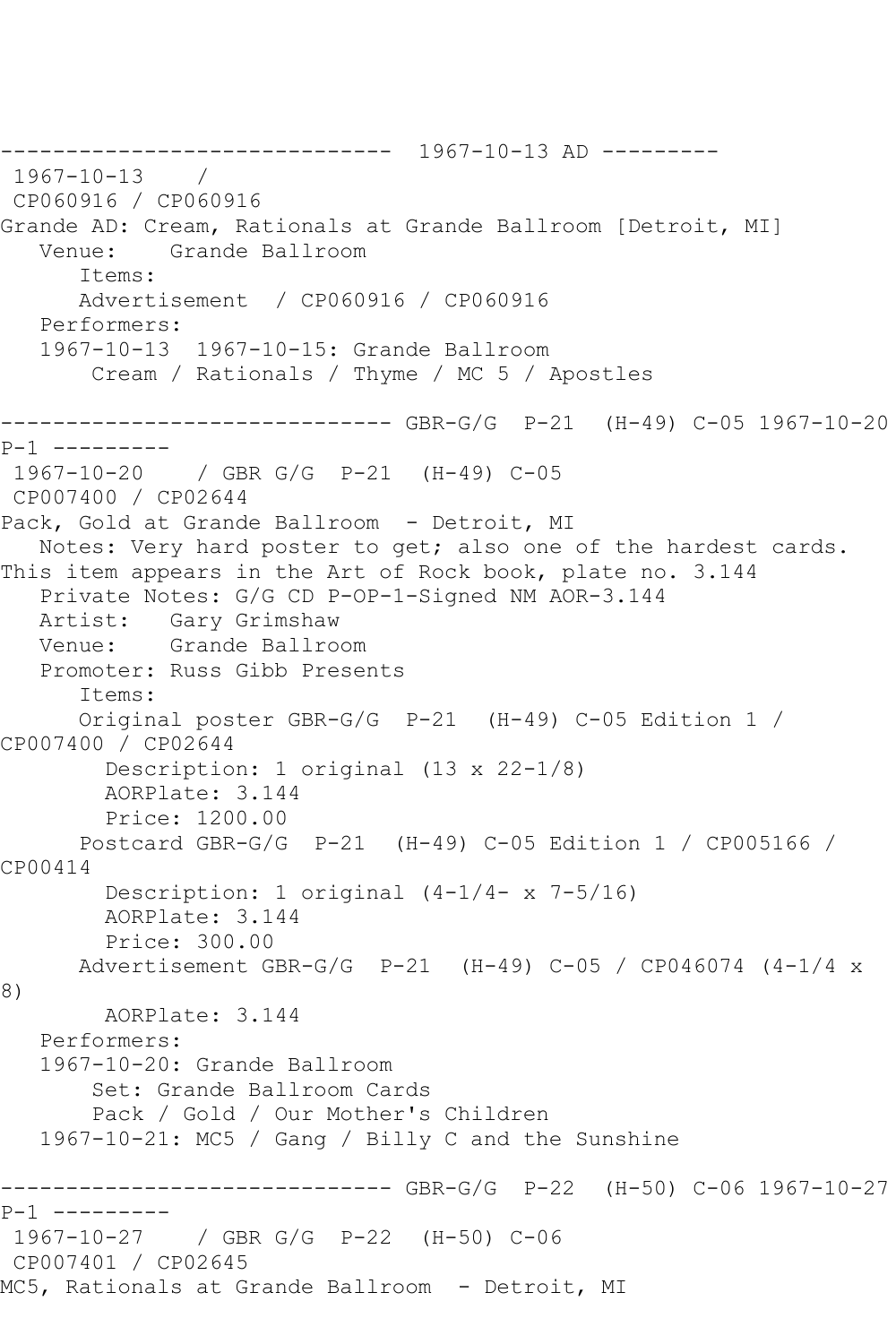------------------------------ 1967-10-13 AD ---------
1967-10-13 /
CP060916 / CP060916
Grande AD: Cream, Rationals at Grande Ballroom [Detroit, MI]
Venue: Grande Ballroom
Items:
Advertisement / CP060916 / CP060916
Performers:
1967-10-13 1967-10-15: Grande Ballroom
Cream / Rationals / Thyme / MC 5 / Apostles

------------------------------ GBR-G/G P-21 (H-49) C-05 1967-10-20 P-1 ---------
1967-10-20 / GBR G/G P-21 (H-49) C-05
CP007400 / CP02644
Pack, Gold at Grande Ballroom - Detroit, MI
Notes: Very hard poster to get; also one of the hardest cards. This item appears in the Art of Rock book, plate no. 3.144
Private Notes: G/G CD P-OP-1-Signed NM AOR-3.144
Artist: Gary Grimshaw
Venue: Grande Ballroom
Promoter: Russ Gibb Presents
Items:
Original poster GBR-G/G P-21 (H-49) C-05 Edition 1 / CP007400 / CP02644
Description: 1 original (13 x 22-1/8)
AORPlate: 3.144
Price: 1200.00
Postcard GBR-G/G P-21 (H-49) C-05 Edition 1 / CP005166 / CP00414
Description: 1 original (4-1/4- x 7-5/16)
AORPlate: 3.144
Price: 300.00
Advertisement GBR-G/G P-21 (H-49) C-05 / CP046074 (4-1/4 x 8)
AORPlate: 3.144
Performers:
1967-10-20: Grande Ballroom
Set: Grande Ballroom Cards
Pack / Gold / Our Mother's Children
1967-10-21: MC5 / Gang / Billy C and the Sunshine

------------------------------ GBR-G/G P-22 (H-50) C-06 1967-10-27 P-1 ---------
1967-10-27 / GBR G/G P-22 (H-50) C-06
CP007401 / CP02645
MC5, Rationals at Grande Ballroom - Detroit, MI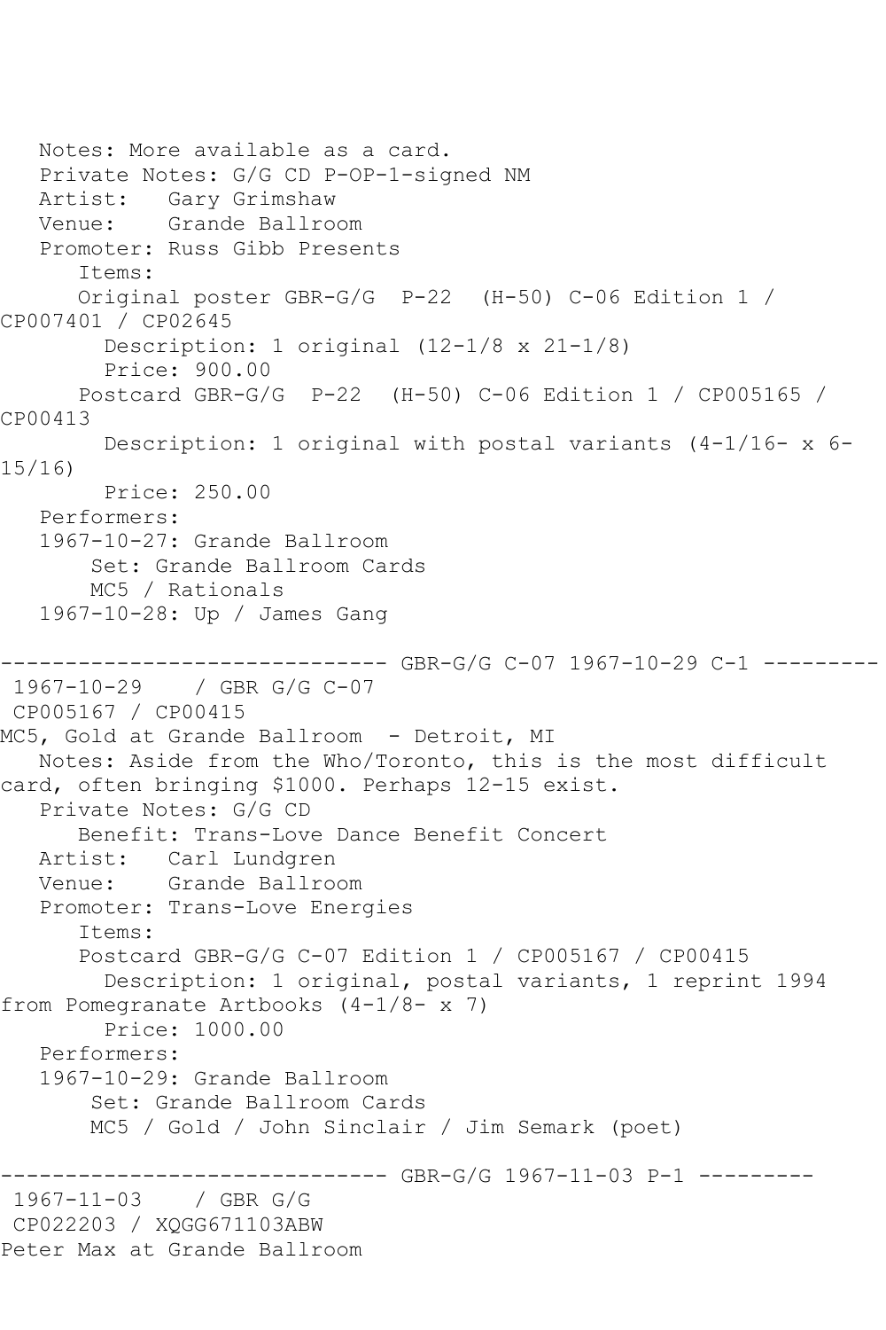Notes: More available as a card.
Private Notes: G/G CD P-OP-1-signed NM
Artist: Gary Grimshaw
Venue: Grande Ballroom
Promoter: Russ Gibb Presents
Items:
Original poster GBR-G/G P-22 (H-50) C-06 Edition 1 / CP007401 / CP02645
Description: 1 original (12-1/8 x 21-1/8)
Price: 900.00
Postcard GBR-G/G P-22 (H-50) C-06 Edition 1 / CP005165 / CP00413
Description: 1 original with postal variants (4-1/16- x 6-15/16)
Price: 250.00
Performers:
1967-10-27: Grande Ballroom
Set: Grande Ballroom Cards
MC5 / Rationals
1967-10-28: Up / James Gang

------------------------------ GBR-G/G C-07 1967-10-29 C-1 ---------

1967-10-29 / GBR G/G C-07
CP005167 / CP00415
MC5, Gold at Grande Ballroom - Detroit, MI
Notes: Aside from the Who/Toronto, this is the most difficult card, often bringing $1000. Perhaps 12-15 exist.
Private Notes: G/G CD
Benefit: Trans-Love Dance Benefit Concert
Artist: Carl Lundgren
Venue: Grande Ballroom
Promoter: Trans-Love Energies
Items:
Postcard GBR-G/G C-07 Edition 1 / CP005167 / CP00415
Description: 1 original, postal variants, 1 reprint 1994 from Pomegranate Artbooks (4-1/8- x 7)
Price: 1000.00
Performers:
1967-10-29: Grande Ballroom
Set: Grande Ballroom Cards
MC5 / Gold / John Sinclair / Jim Semark (poet)

------------------------------ GBR-G/G 1967-11-03 P-1 ---------

1967-11-03 / GBR G/G
CP022203 / XQGG671103ABW
Peter Max at Grande Ballroom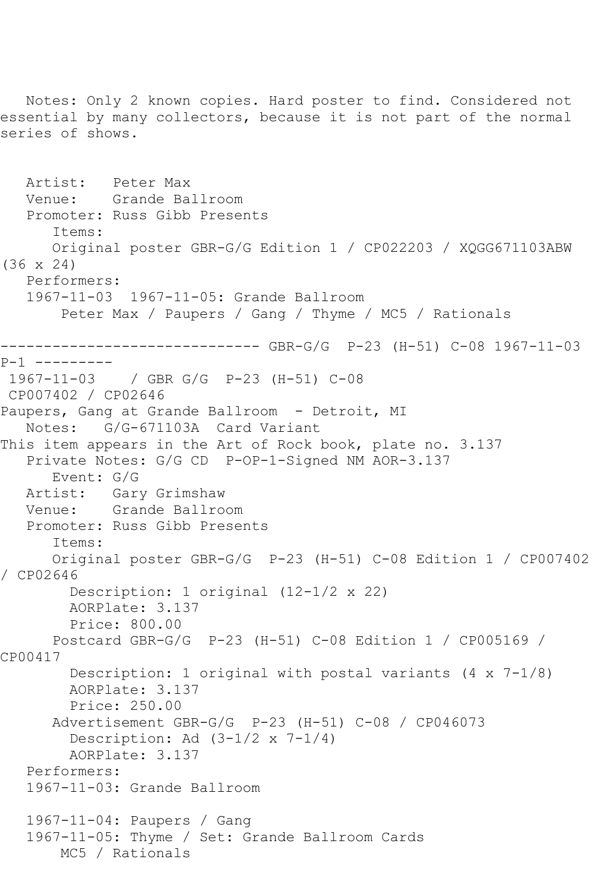Notes: Only 2 known copies. Hard poster to find. Considered not essential by many collectors, because it is not part of the normal series of shows.

Artist: Peter Max
Venue: Grande Ballroom
Promoter: Russ Gibb Presents
Items:
Original poster GBR-G/G Edition 1 / CP022203 / XQGG671103ABW (36 x 24)
Performers:
1967-11-03 1967-11-05: Grande Ballroom
Peter Max / Paupers / Gang / Thyme / MC5 / Rationals

------------------------------ GBR-G/G P-23 (H-51) C-08 1967-11-03 P-1 ---------

1967-11-03 / GBR G/G P-23 (H-51) C-08
CP007402 / CP02646
Paupers, Gang at Grande Ballroom - Detroit, MI
Notes: G/G-671103A Card Variant
This item appears in the Art of Rock book, plate no. 3.137
Private Notes: G/G CD P-OP-1-Signed NM AOR-3.137
Event: G/G
Artist: Gary Grimshaw
Venue: Grande Ballroom
Promoter: Russ Gibb Presents
Items:
Original poster GBR-G/G P-23 (H-51) C-08 Edition 1 / CP007402 / CP02646
Description: 1 original (12-1/2 x 22)
AORPlate: 3.137
Price: 800.00
Postcard GBR-G/G P-23 (H-51) C-08 Edition 1 / CP005169 / CP00417
Description: 1 original with postal variants (4 x 7-1/8)
AORPlate: 3.137
Price: 250.00
Advertisement GBR-G/G P-23 (H-51) C-08 / CP046073
Description: Ad (3-1/2 x 7-1/4)
AORPlate: 3.137
Performers:
1967-11-03: Grande Ballroom

1967-11-04: Paupers / Gang
1967-11-05: Thyme / Set: Grande Ballroom Cards
MC5 / Rationals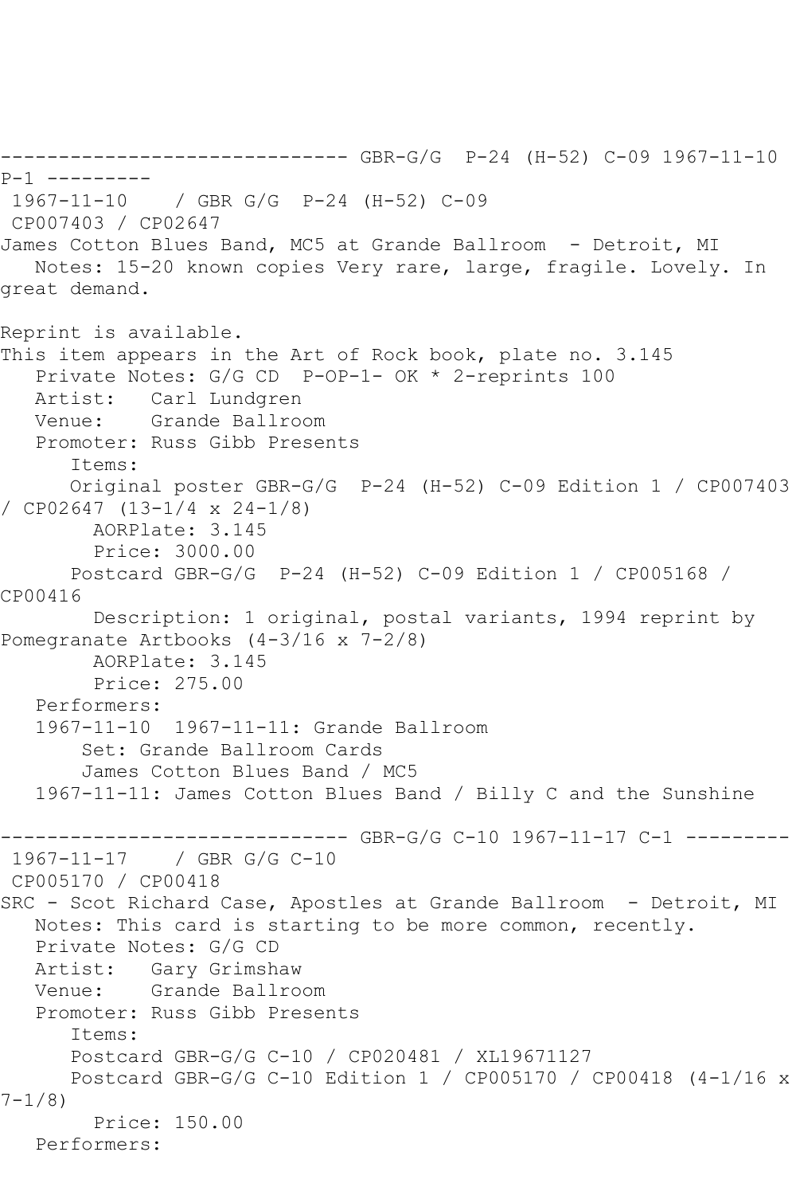------------------------------ GBR-G/G  P-24 (H-52) C-09 1967-11-10 P-1 ---------

1967-11-10    / GBR G/G  P-24 (H-52) C-09
CP007403 / CP02647
James Cotton Blues Band, MC5 at Grande Ballroom  - Detroit, MI
   Notes: 15-20 known copies Very rare, large, fragile. Lovely. In great demand.

Reprint is available.
This item appears in the Art of Rock book, plate no. 3.145
   Private Notes: G/G CD  P-OP-1- OK * 2-reprints 100
   Artist:   Carl Lundgren
   Venue:    Grande Ballroom
   Promoter: Russ Gibb Presents
      Items:
      Original poster GBR-G/G  P-24 (H-52) C-09 Edition 1 / CP007403 / CP02647 (13-1/4 x 24-1/8)
        AORPlate: 3.145
        Price: 3000.00
      Postcard GBR-G/G  P-24 (H-52) C-09 Edition 1 / CP005168 / CP00416
        Description: 1 original, postal variants, 1994 reprint by Pomegranate Artbooks (4-3/16 x 7-2/8)
        AORPlate: 3.145
        Price: 275.00
   Performers:
   1967-11-10  1967-11-11: Grande Ballroom
       Set: Grande Ballroom Cards
       James Cotton Blues Band / MC5
   1967-11-11: James Cotton Blues Band / Billy C and the Sunshine

------------------------------ GBR-G/G C-10 1967-11-17 C-1 ---------

1967-11-17    / GBR G/G C-10
CP005170 / CP00418
SRC - Scot Richard Case, Apostles at Grande Ballroom  - Detroit, MI
   Notes: This card is starting to be more common, recently.
   Private Notes: G/G CD
   Artist:   Gary Grimshaw
   Venue:    Grande Ballroom
   Promoter: Russ Gibb Presents
      Items:
      Postcard GBR-G/G C-10 / CP020481 / XL19671127
      Postcard GBR-G/G C-10 Edition 1 / CP005170 / CP00418 (4-1/16 x 7-1/8)
        Price: 150.00
   Performers: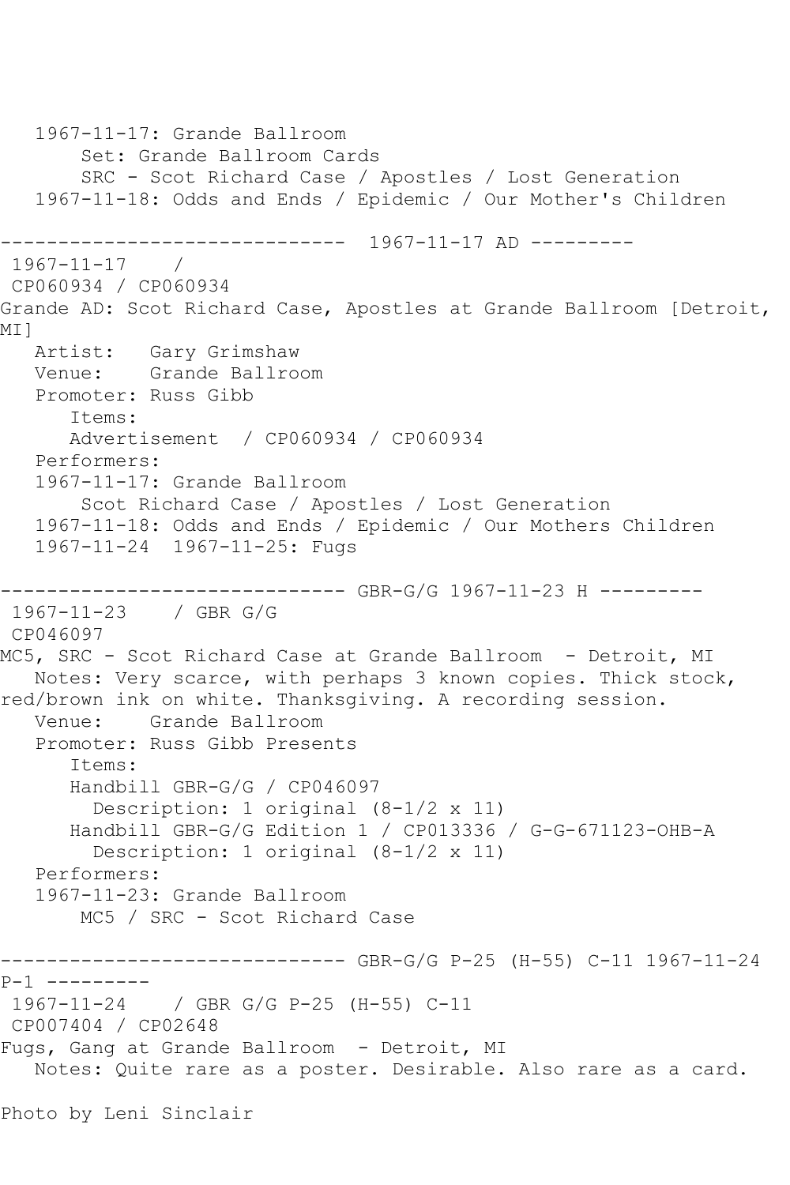1967-11-17: Grande Ballroom
    Set: Grande Ballroom Cards
    SRC - Scot Richard Case / Apostles / Lost Generation
1967-11-18: Odds and Ends / Epidemic / Our Mother's Children

------------------------------ 1967-11-17 AD ---------

1967-11-17 /
CP060934 / CP060934

Grande AD: Scot Richard Case, Apostles at Grande Ballroom [Detroit, MI]

Artist: Gary Grimshaw
Venue: Grande Ballroom
Promoter: Russ Gibb
Items:
Advertisement / CP060934 / CP060934
Performers:
1967-11-17: Grande Ballroom
    Scot Richard Case / Apostles / Lost Generation
1967-11-18: Odds and Ends / Epidemic / Our Mothers Children
1967-11-24 1967-11-25: Fugs

------------------------------ GBR-G/G 1967-11-23 H ---------

1967-11-23 / GBR G/G
CP046097

MC5, SRC - Scot Richard Case at Grande Ballroom - Detroit, MI

Notes: Very scarce, with perhaps 3 known copies. Thick stock, red/brown ink on white. Thanksgiving. A recording session.
Venue: Grande Ballroom
Promoter: Russ Gibb Presents
Items:
Handbill GBR-G/G / CP046097
    Description: 1 original (8-1/2 x 11)
Handbill GBR-G/G Edition 1 / CP013336 / G-G-671123-OHB-A
    Description: 1 original (8-1/2 x 11)
Performers:
1967-11-23: Grande Ballroom
    MC5 / SRC - Scot Richard Case

------------------------------ GBR-G/G P-25 (H-55) C-11 1967-11-24 P-1 ---------

1967-11-24 / GBR G/G P-25 (H-55) C-11
CP007404 / CP02648

Fugs, Gang at Grande Ballroom - Detroit, MI

Notes: Quite rare as a poster. Desirable. Also rare as a card.

Photo by Leni Sinclair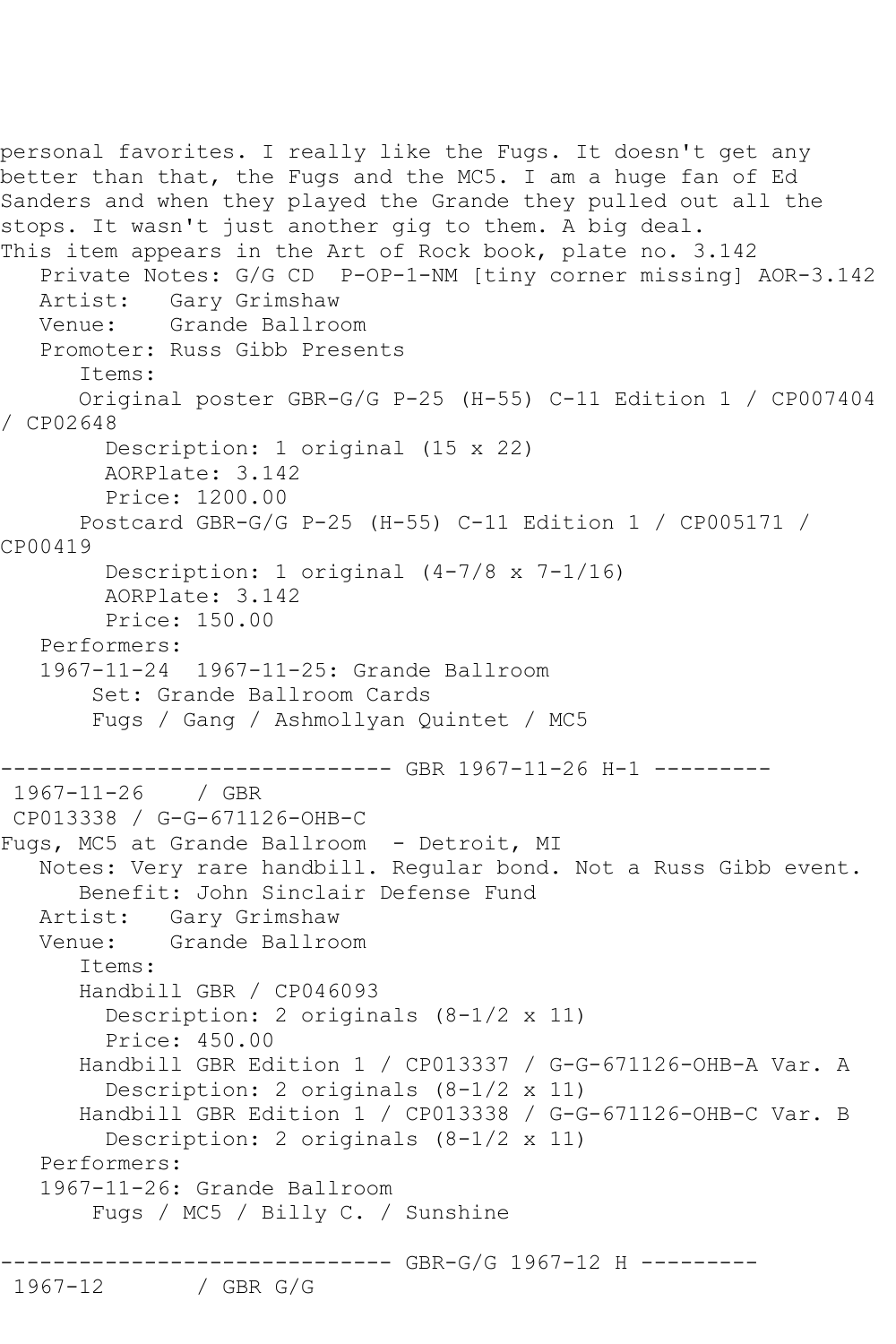personal favorites. I really like the Fugs. It doesn't get any better than that, the Fugs and the MC5. I am a huge fan of Ed Sanders and when they played the Grande they pulled out all the stops. It wasn't just another gig to them. A big deal.
This item appears in the Art of Rock book, plate no. 3.142

```
   Private Notes: G/G CD  P-OP-1-NM [tiny corner missing] AOR-3.142
   Artist:   Gary Grimshaw
   Venue:    Grande Ballroom
   Promoter: Russ Gibb Presents
      Items:
      Original poster GBR-G/G P-25 (H-55) C-11 Edition 1 / CP007404 / CP02648
        Description: 1 original (15 x 22)
        AORPlate: 3.142
        Price: 1200.00
      Postcard GBR-G/G P-25 (H-55) C-11 Edition 1 / CP005171 / CP00419
        Description: 1 original (4-7/8 x 7-1/16)
        AORPlate: 3.142
        Price: 150.00
   Performers:
   1967-11-24  1967-11-25: Grande Ballroom
       Set: Grande Ballroom Cards
       Fugs / Gang / Ashmollyan Quintet / MC5
```

------------------------------ GBR 1967-11-26 H-1 ---------

```
 1967-11-26    / GBR
 CP013338 / G-G-671126-OHB-C
Fugs, MC5 at Grande Ballroom  - Detroit, MI
   Notes: Very rare handbill. Regular bond. Not a Russ Gibb event.
      Benefit: John Sinclair Defense Fund
   Artist:   Gary Grimshaw
   Venue:    Grande Ballroom
      Items:
      Handbill GBR / CP046093
        Description: 2 originals (8-1/2 x 11)
        Price: 450.00
      Handbill GBR Edition 1 / CP013337 / G-G-671126-OHB-A Var. A
        Description: 2 originals (8-1/2 x 11)
      Handbill GBR Edition 1 / CP013338 / G-G-671126-OHB-C Var. B
        Description: 2 originals (8-1/2 x 11)
   Performers:
   1967-11-26: Grande Ballroom
       Fugs / MC5 / Billy C. / Sunshine
```

------------------------------ GBR-G/G 1967-12 H ---------

```
 1967-12       / GBR G/G
```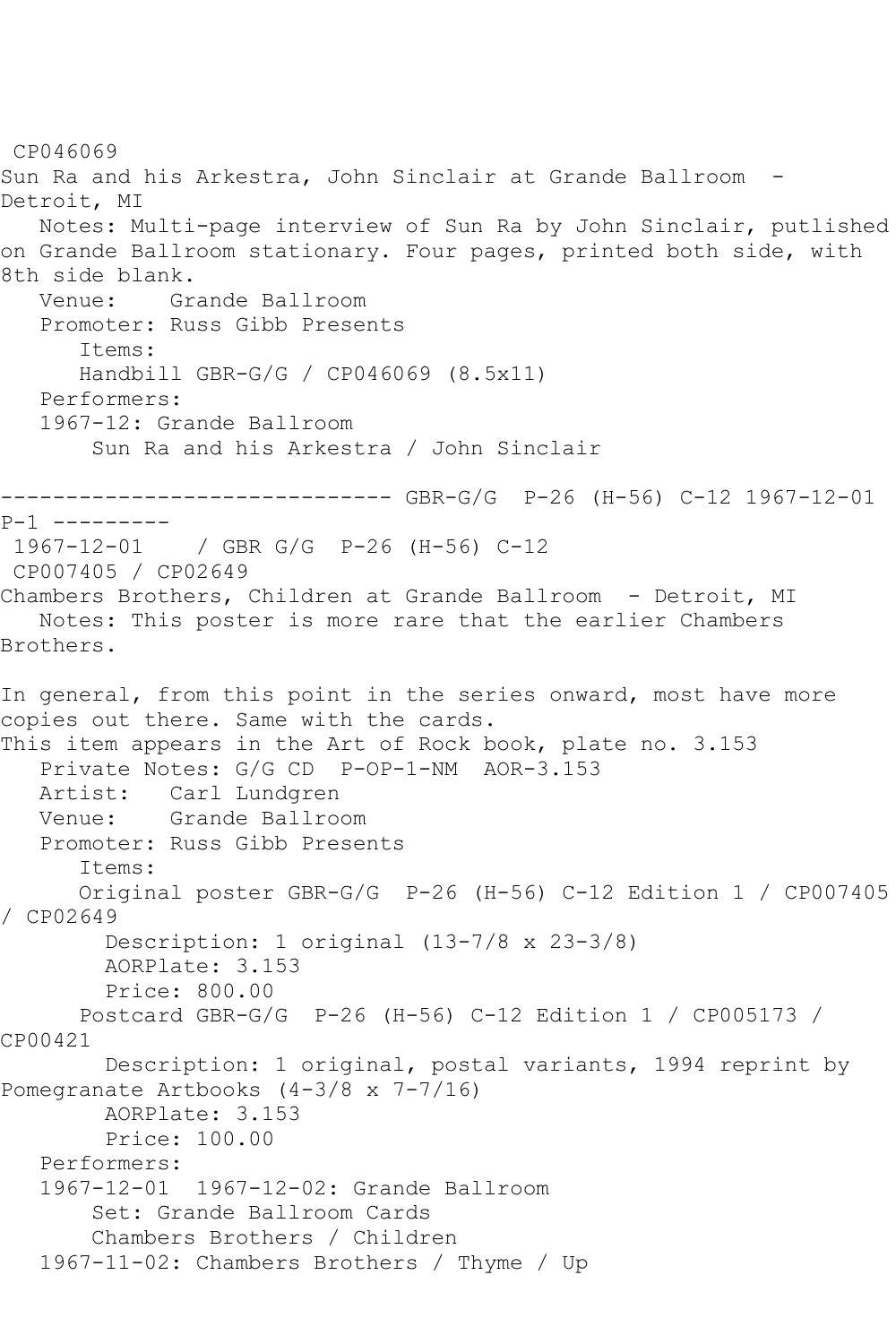CP046069
Sun Ra and his Arkestra, John Sinclair at Grande Ballroom - Detroit, MI
   Notes: Multi-page interview of Sun Ra by John Sinclair, putlished on Grande Ballroom stationary. Four pages, printed both side, with 8th side blank.
   Venue: Grande Ballroom
   Promoter: Russ Gibb Presents
      Items:
      Handbill GBR-G/G / CP046069 (8.5x11)
   Performers:
   1967-12: Grande Ballroom
       Sun Ra and his Arkestra / John Sinclair

------------------------------ GBR-G/G P-26 (H-56) C-12 1967-12-01 P-1 ---------
1967-12-01 / GBR G/G P-26 (H-56) C-12
CP007405 / CP02649
Chambers Brothers, Children at Grande Ballroom - Detroit, MI
   Notes: This poster is more rare that the earlier Chambers Brothers.

In general, from this point in the series onward, most have more copies out there. Same with the cards.
This item appears in the Art of Rock book, plate no. 3.153
   Private Notes: G/G CD P-OP-1-NM AOR-3.153
   Artist: Carl Lundgren
   Venue: Grande Ballroom
   Promoter: Russ Gibb Presents
      Items:
      Original poster GBR-G/G P-26 (H-56) C-12 Edition 1 / CP007405 / CP02649
        Description: 1 original (13-7/8 x 23-3/8)
        AORPlate: 3.153
        Price: 800.00
      Postcard GBR-G/G P-26 (H-56) C-12 Edition 1 / CP005173 / CP00421
        Description: 1 original, postal variants, 1994 reprint by Pomegranate Artbooks (4-3/8 x 7-7/16)
        AORPlate: 3.153
        Price: 100.00
   Performers:
   1967-12-01 1967-12-02: Grande Ballroom
       Set: Grande Ballroom Cards
       Chambers Brothers / Children
   1967-11-02: Chambers Brothers / Thyme / Up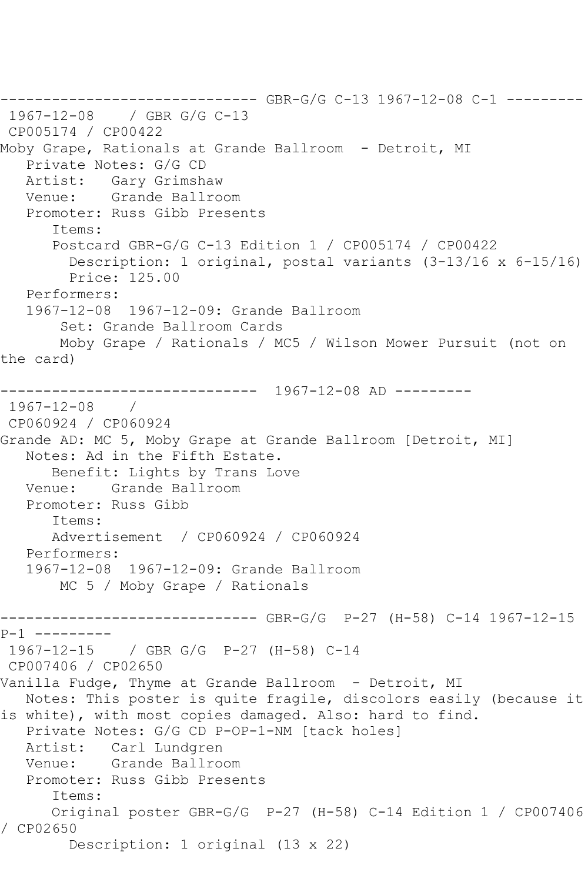------------------------------ GBR-G/G C-13 1967-12-08 C-1 ---------
1967-12-08 / GBR G/G C-13
CP005174 / CP00422
Moby Grape, Rationals at Grande Ballroom - Detroit, MI
Private Notes: G/G CD
Artist: Gary Grimshaw
Venue: Grande Ballroom
Promoter: Russ Gibb Presents
Items:
Postcard GBR-G/G C-13 Edition 1 / CP005174 / CP00422
Description: 1 original, postal variants (3-13/16 x 6-15/16)
Price: 125.00
Performers:
1967-12-08 1967-12-09: Grande Ballroom
Set: Grande Ballroom Cards
Moby Grape / Rationals / MC5 / Wilson Mower Pursuit (not on the card)

------------------------------ 1967-12-08 AD ---------
1967-12-08 /
CP060924 / CP060924
Grande AD: MC 5, Moby Grape at Grande Ballroom [Detroit, MI]
Notes: Ad in the Fifth Estate.
Benefit: Lights by Trans Love
Venue: Grande Ballroom
Promoter: Russ Gibb
Items:
Advertisement / CP060924 / CP060924
Performers:
1967-12-08 1967-12-09: Grande Ballroom
MC 5 / Moby Grape / Rationals

------------------------------ GBR-G/G P-27 (H-58) C-14 1967-12-15 P-1 ---------
1967-12-15 / GBR G/G P-27 (H-58) C-14
CP007406 / CP02650
Vanilla Fudge, Thyme at Grande Ballroom - Detroit, MI
Notes: This poster is quite fragile, discolors easily (because it is white), with most copies damaged. Also: hard to find.
Private Notes: G/G CD P-OP-1-NM [tack holes]
Artist: Carl Lundgren
Venue: Grande Ballroom
Promoter: Russ Gibb Presents
Items:
Original poster GBR-G/G P-27 (H-58) C-14 Edition 1 / CP007406 / CP02650
Description: 1 original (13 x 22)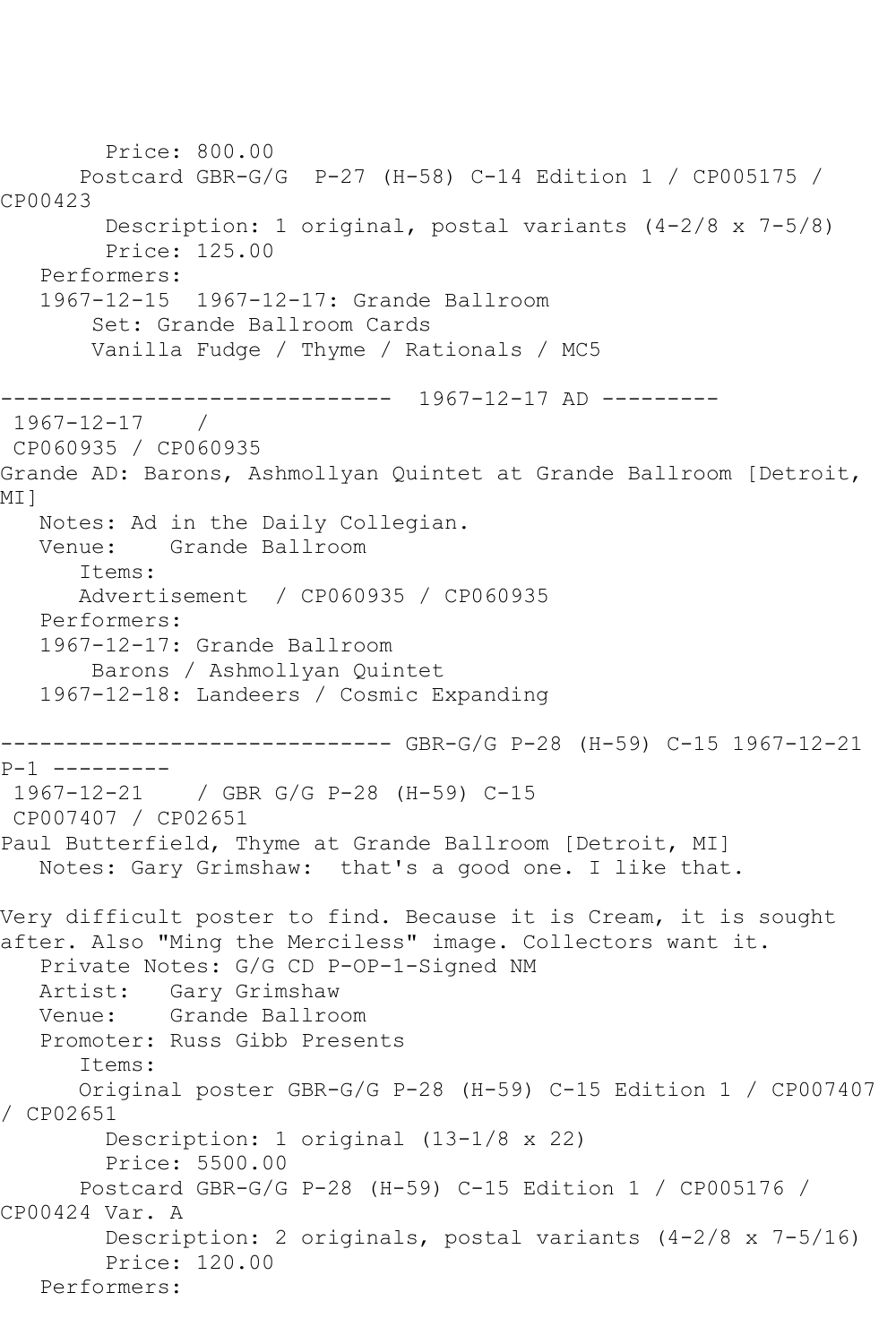Price: 800.00
      Postcard GBR-G/G  P-27 (H-58) C-14 Edition 1 / CP005175 / CP00423
        Description: 1 original, postal variants (4-2/8 x 7-5/8)
        Price: 125.00
   Performers:
   1967-12-15  1967-12-17: Grande Ballroom
       Set: Grande Ballroom Cards
       Vanilla Fudge / Thyme / Rationals / MC5

------------------------------ 1967-12-17 AD ---------
 1967-12-17    /
 CP060935 / CP060935
Grande AD: Barons, Ashmollyan Quintet at Grande Ballroom [Detroit, MI]
   Notes: Ad in the Daily Collegian.
   Venue:    Grande Ballroom
      Items:
      Advertisement  / CP060935 / CP060935
   Performers:
   1967-12-17: Grande Ballroom
       Barons / Ashmollyan Quintet
   1967-12-18: Landeers / Cosmic Expanding

------------------------------ GBR-G/G P-28 (H-59) C-15 1967-12-21 P-1 ---------
 1967-12-21    / GBR G/G P-28 (H-59) C-15
 CP007407 / CP02651
Paul Butterfield, Thyme at Grande Ballroom [Detroit, MI]
   Notes: Gary Grimshaw:  that's a good one. I like that.

Very difficult poster to find. Because it is Cream, it is sought after. Also "Ming the Merciless" image. Collectors want it.
   Private Notes: G/G CD P-OP-1-Signed NM
   Artist:   Gary Grimshaw
   Venue:    Grande Ballroom
   Promoter: Russ Gibb Presents
      Items:
      Original poster GBR-G/G P-28 (H-59) C-15 Edition 1 / CP007407 / CP02651
        Description: 1 original (13-1/8 x 22)
        Price: 5500.00
      Postcard GBR-G/G P-28 (H-59) C-15 Edition 1 / CP005176 / CP00424 Var. A
        Description: 2 originals, postal variants (4-2/8 x 7-5/16)
        Price: 120.00
   Performers: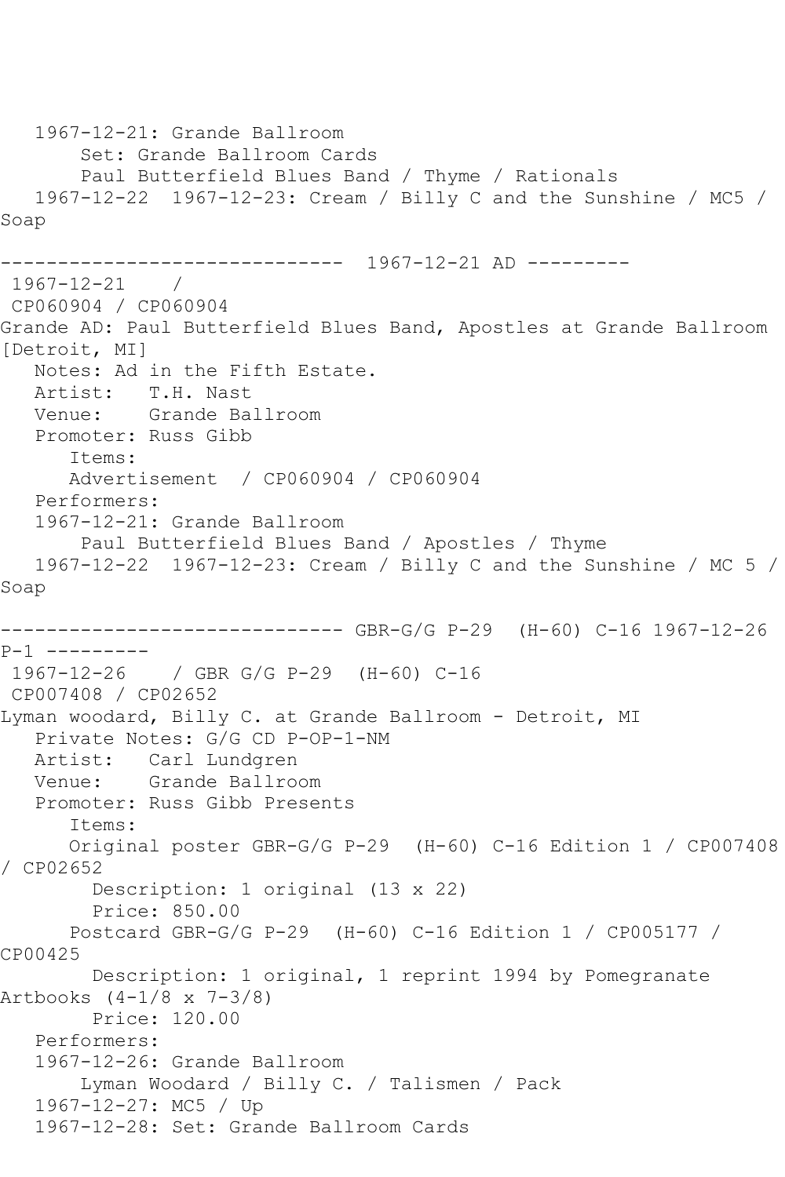1967-12-21: Grande Ballroom
Set: Grande Ballroom Cards
Paul Butterfield Blues Band / Thyme / Rationals
1967-12-22 1967-12-23: Cream / Billy C and the Sunshine / MC5 / Soap

------------------------------ 1967-12-21 AD ---------

1967-12-21 /
CP060904 / CP060904
Grande AD: Paul Butterfield Blues Band, Apostles at Grande Ballroom [Detroit, MI]
Notes: Ad in the Fifth Estate.
Artist: T.H. Nast
Venue: Grande Ballroom
Promoter: Russ Gibb
Items:
Advertisement / CP060904 / CP060904
Performers:
1967-12-21: Grande Ballroom
Paul Butterfield Blues Band / Apostles / Thyme
1967-12-22 1967-12-23: Cream / Billy C and the Sunshine / MC 5 / Soap

------------------------------ GBR-G/G P-29 (H-60) C-16 1967-12-26 P-1 ---------

1967-12-26 / GBR G/G P-29 (H-60) C-16
CP007408 / CP02652
Lyman woodard, Billy C. at Grande Ballroom - Detroit, MI
Private Notes: G/G CD P-OP-1-NM
Artist: Carl Lundgren
Venue: Grande Ballroom
Promoter: Russ Gibb Presents
Items:
Original poster GBR-G/G P-29 (H-60) C-16 Edition 1 / CP007408 / CP02652
Description: 1 original (13 x 22)
Price: 850.00
Postcard GBR-G/G P-29 (H-60) C-16 Edition 1 / CP005177 / CP00425
Description: 1 original, 1 reprint 1994 by Pomegranate Artbooks (4-1/8 x 7-3/8)
Price: 120.00
Performers:
1967-12-26: Grande Ballroom
Lyman Woodard / Billy C. / Talismen / Pack
1967-12-27: MC5 / Up
1967-12-28: Set: Grande Ballroom Cards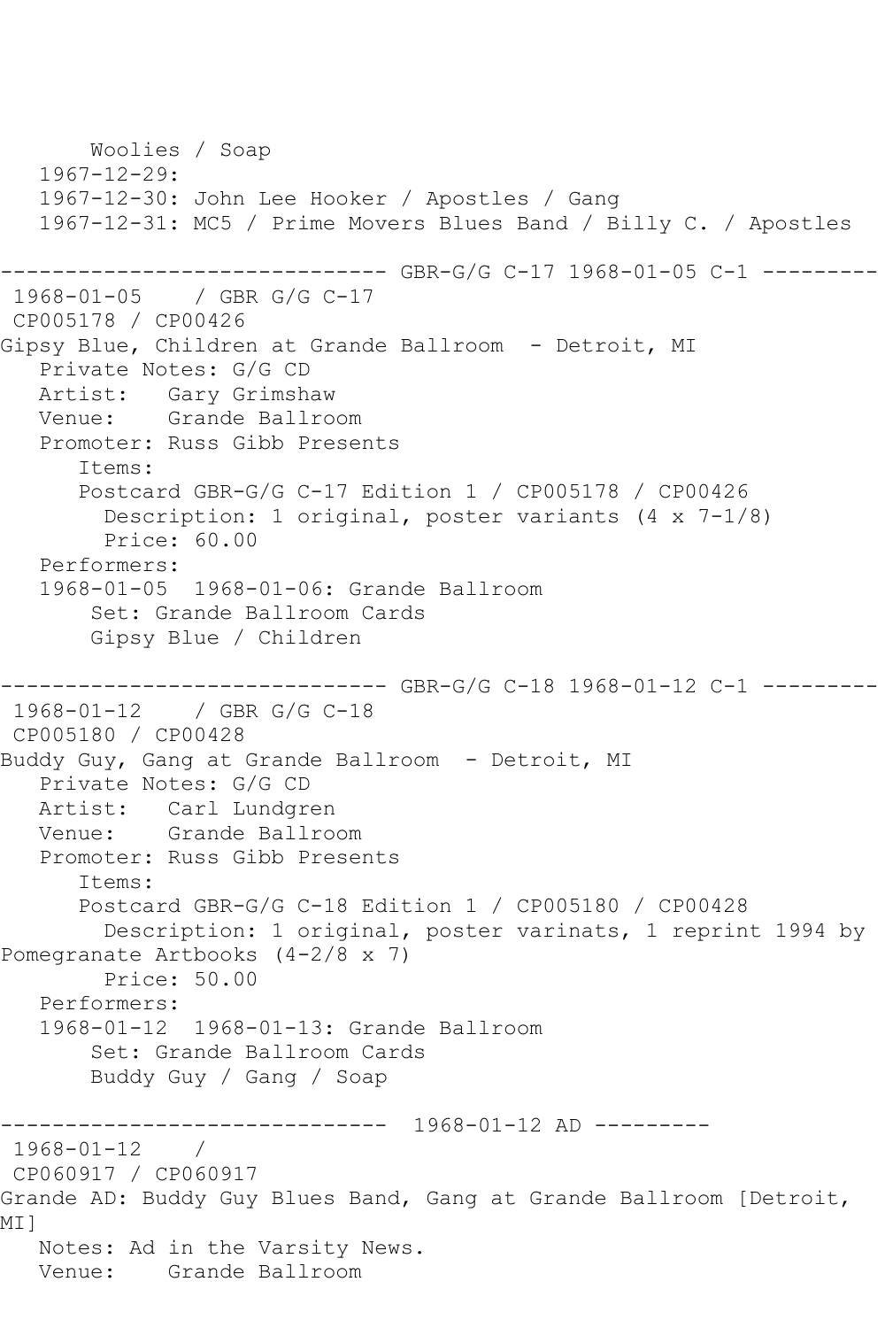Woolies / Soap
1967-12-29:
1967-12-30: John Lee Hooker / Apostles / Gang
1967-12-31: MC5 / Prime Movers Blues Band / Billy C. / Apostles

------------------------------ GBR-G/G C-17 1968-01-05 C-1 ---------

1968-01-05 / GBR G/G C-17
CP005178 / CP00426
Gipsy Blue, Children at Grande Ballroom - Detroit, MI
Private Notes: G/G CD
Artist: Gary Grimshaw
Venue: Grande Ballroom
Promoter: Russ Gibb Presents
Items:
Postcard GBR-G/G C-17 Edition 1 / CP005178 / CP00426
Description: 1 original, poster variants (4 x 7-1/8)
Price: 60.00
Performers:
1968-01-05 1968-01-06: Grande Ballroom
Set: Grande Ballroom Cards
Gipsy Blue / Children

------------------------------ GBR-G/G C-18 1968-01-12 C-1 ---------

1968-01-12 / GBR G/G C-18
CP005180 / CP00428
Buddy Guy, Gang at Grande Ballroom - Detroit, MI
Private Notes: G/G CD
Artist: Carl Lundgren
Venue: Grande Ballroom
Promoter: Russ Gibb Presents
Items:
Postcard GBR-G/G C-18 Edition 1 / CP005180 / CP00428
Description: 1 original, poster varinats, 1 reprint 1994 by Pomegranate Artbooks (4-2/8 x 7)
Price: 50.00
Performers:
1968-01-12 1968-01-13: Grande Ballroom
Set: Grande Ballroom Cards
Buddy Guy / Gang / Soap

------------------------------ 1968-01-12 AD ---------

1968-01-12 /
CP060917 / CP060917
Grande AD: Buddy Guy Blues Band, Gang at Grande Ballroom [Detroit, MI]
Notes: Ad in the Varsity News.
Venue: Grande Ballroom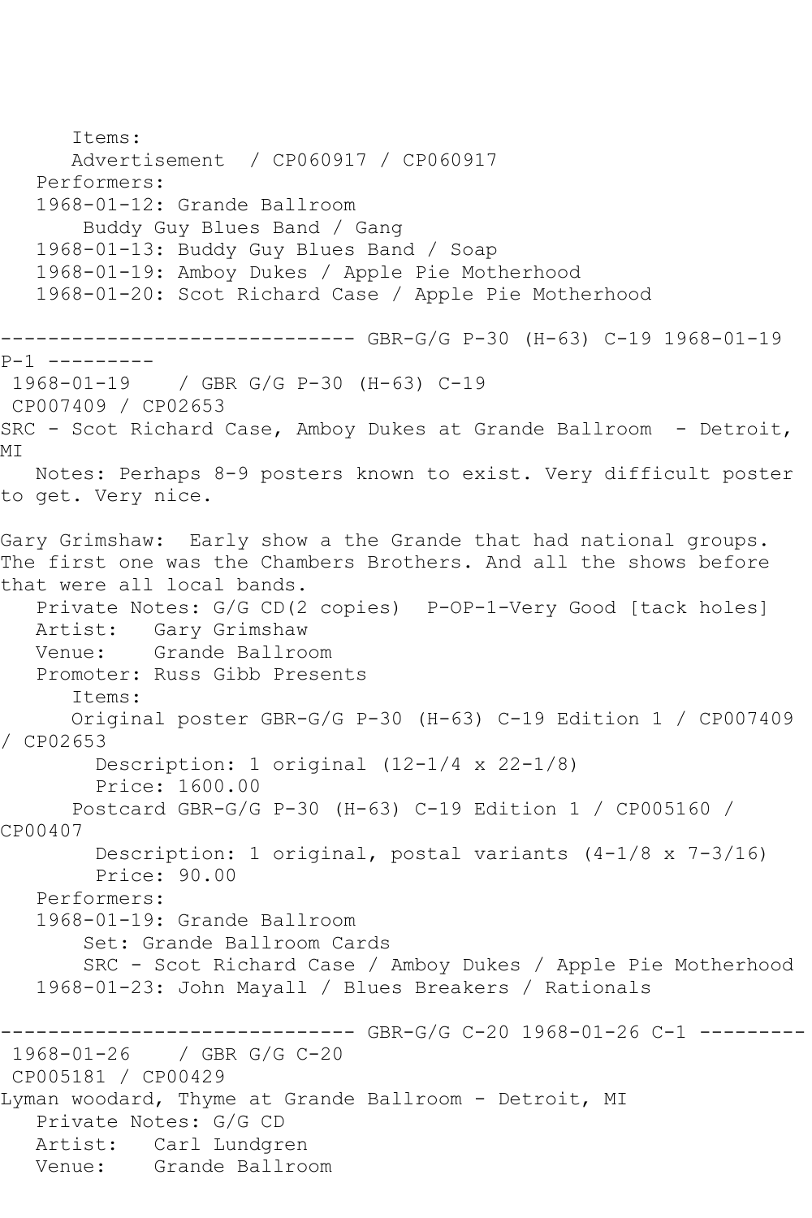Items:
      Advertisement  / CP060917 / CP060917
   Performers:
   1968-01-12: Grande Ballroom
       Buddy Guy Blues Band / Gang
   1968-01-13: Buddy Guy Blues Band / Soap
   1968-01-19: Amboy Dukes / Apple Pie Motherhood
   1968-01-20: Scot Richard Case / Apple Pie Motherhood

------------------------------ GBR-G/G P-30 (H-63) C-19 1968-01-19 P-1 ---------

1968-01-19    / GBR G/G P-30 (H-63) C-19
CP007409 / CP02653
SRC - Scot Richard Case, Amboy Dukes at Grande Ballroom  - Detroit, MI
   Notes: Perhaps 8-9 posters known to exist. Very difficult poster to get. Very nice.

Gary Grimshaw:  Early show a the Grande that had national groups. The first one was the Chambers Brothers. And all the shows before that were all local bands.
   Private Notes: G/G CD(2 copies)  P-OP-1-Very Good [tack holes]
   Artist:   Gary Grimshaw
   Venue:    Grande Ballroom
   Promoter: Russ Gibb Presents
      Items:
      Original poster GBR-G/G P-30 (H-63) C-19 Edition 1 / CP007409 / CP02653
        Description: 1 original (12-1/4 x 22-1/8)
        Price: 1600.00
      Postcard GBR-G/G P-30 (H-63) C-19 Edition 1 / CP005160 / CP00407
        Description: 1 original, postal variants (4-1/8 x 7-3/16)
        Price: 90.00
   Performers:
   1968-01-19: Grande Ballroom
       Set: Grande Ballroom Cards
       SRC - Scot Richard Case / Amboy Dukes / Apple Pie Motherhood
   1968-01-23: John Mayall / Blues Breakers / Rationals

------------------------------ GBR-G/G C-20 1968-01-26 C-1 ---------

1968-01-26    / GBR G/G C-20
CP005181 / CP00429
Lyman woodard, Thyme at Grande Ballroom - Detroit, MI
   Private Notes: G/G CD
   Artist:   Carl Lundgren
   Venue:    Grande Ballroom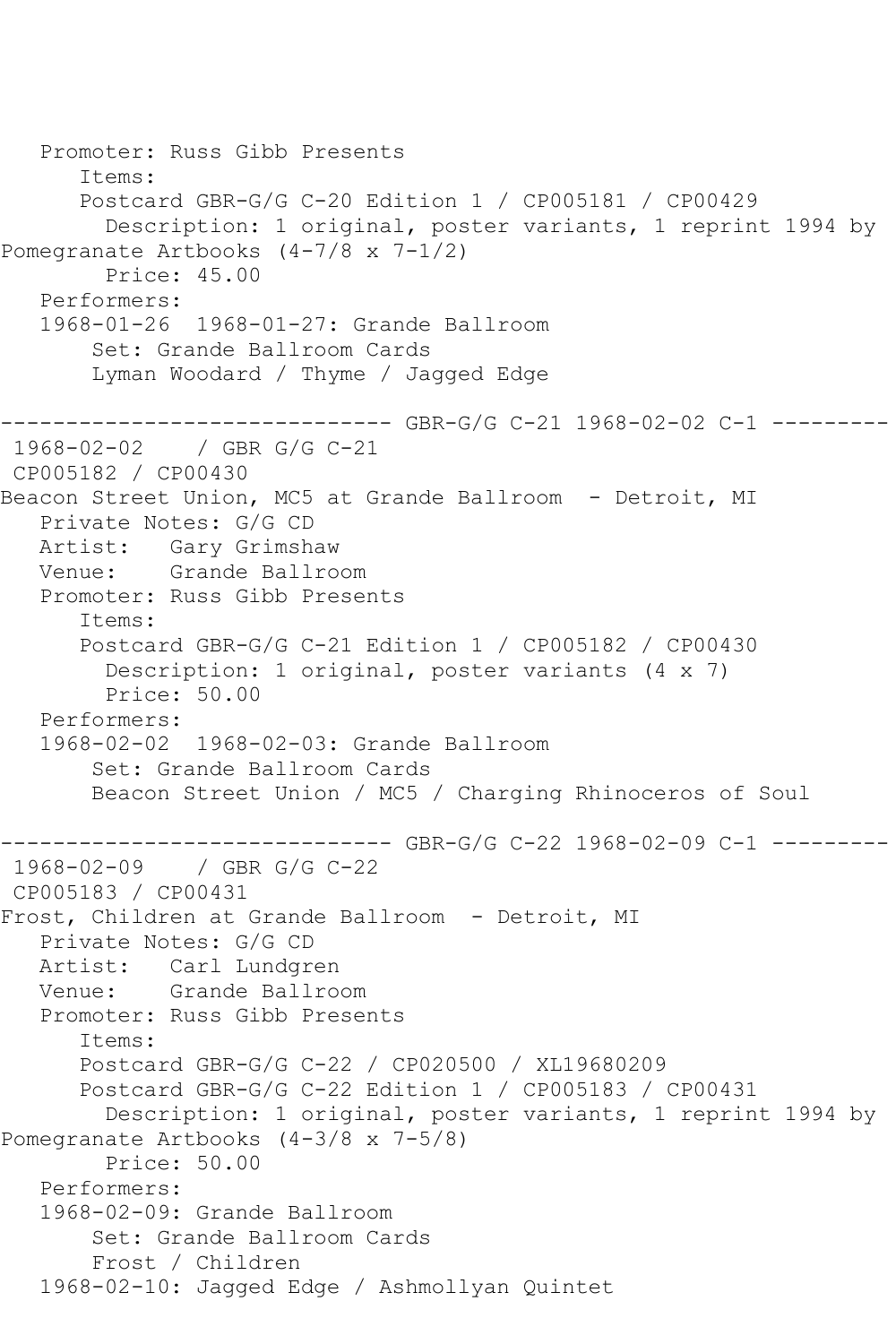Promoter: Russ Gibb Presents
Items:
Postcard GBR-G/G C-20 Edition 1 / CP005181 / CP00429
Description: 1 original, poster variants, 1 reprint 1994 by Pomegranate Artbooks (4-7/8 x 7-1/2)
Price: 45.00
Performers:
1968-01-26 1968-01-27: Grande Ballroom
Set: Grande Ballroom Cards
Lyman Woodard / Thyme / Jagged Edge

------------------------------ GBR-G/G C-21 1968-02-02 C-1 ---------

1968-02-02 / GBR G/G C-21
CP005182 / CP00430
Beacon Street Union, MC5 at Grande Ballroom - Detroit, MI
Private Notes: G/G CD
Artist: Gary Grimshaw
Venue: Grande Ballroom
Promoter: Russ Gibb Presents
Items:
Postcard GBR-G/G C-21 Edition 1 / CP005182 / CP00430
Description: 1 original, poster variants (4 x 7)
Price: 50.00
Performers:
1968-02-02 1968-02-03: Grande Ballroom
Set: Grande Ballroom Cards
Beacon Street Union / MC5 / Charging Rhinoceros of Soul

------------------------------ GBR-G/G C-22 1968-02-09 C-1 ---------

1968-02-09 / GBR G/G C-22
CP005183 / CP00431
Frost, Children at Grande Ballroom - Detroit, MI
Private Notes: G/G CD
Artist: Carl Lundgren
Venue: Grande Ballroom
Promoter: Russ Gibb Presents
Items:
Postcard GBR-G/G C-22 / CP020500 / XL19680209
Postcard GBR-G/G C-22 Edition 1 / CP005183 / CP00431
Description: 1 original, poster variants, 1 reprint 1994 by Pomegranate Artbooks (4-3/8 x 7-5/8)
Price: 50.00
Performers:
1968-02-09: Grande Ballroom
Set: Grande Ballroom Cards
Frost / Children
1968-02-10: Jagged Edge / Ashmollyan Quintet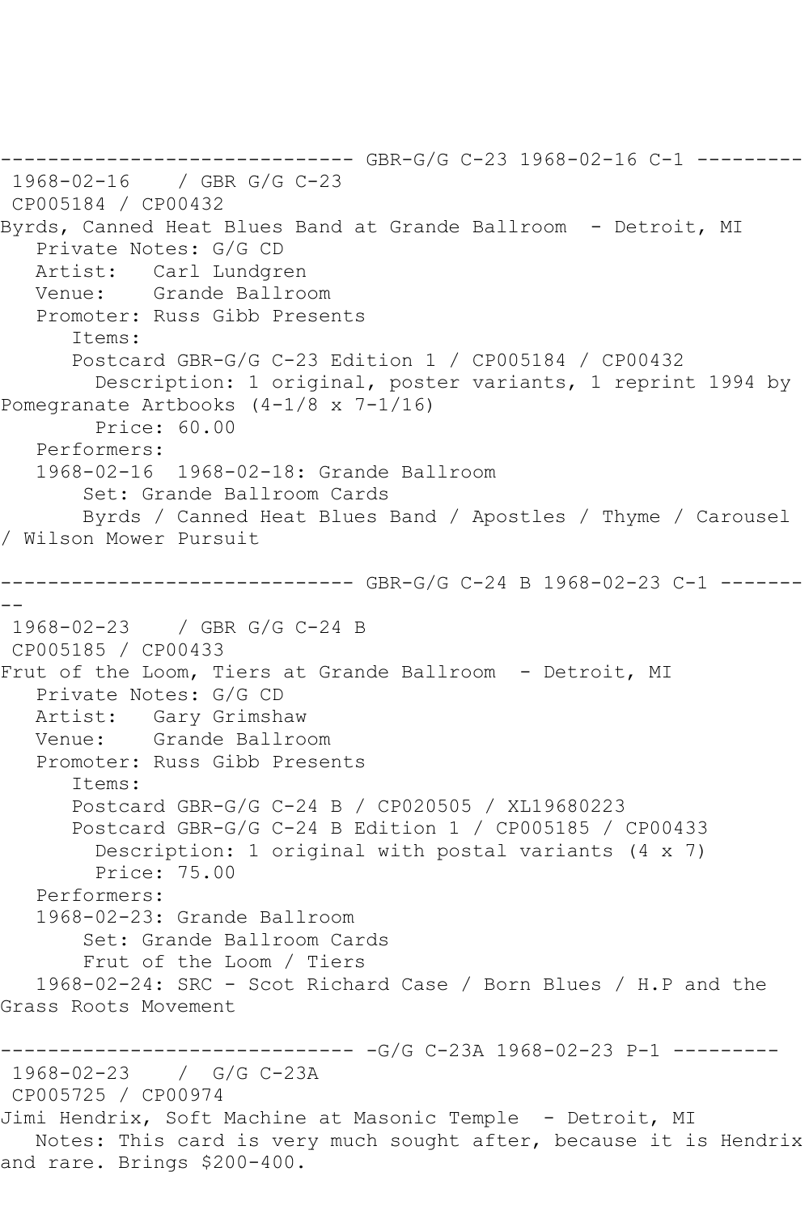------------------------------ GBR-G/G C-23 1968-02-16 C-1 ---------

1968-02-16 / GBR G/G C-23
CP005184 / CP00432
Byrds, Canned Heat Blues Band at Grande Ballroom - Detroit, MI
Private Notes: G/G CD
Artist: Carl Lundgren
Venue: Grande Ballroom
Promoter: Russ Gibb Presents
Items:
Postcard GBR-G/G C-23 Edition 1 / CP005184 / CP00432
Description: 1 original, poster variants, 1 reprint 1994 by Pomegranate Artbooks (4-1/8 x 7-1/16)
Price: 60.00
Performers:
1968-02-16 1968-02-18: Grande Ballroom
Set: Grande Ballroom Cards
Byrds / Canned Heat Blues Band / Apostles / Thyme / Carousel / Wilson Mower Pursuit

------------------------------ GBR-G/G C-24 B 1968-02-23 C-1 ---------

1968-02-23 / GBR G/G C-24 B
CP005185 / CP00433
Frut of the Loom, Tiers at Grande Ballroom - Detroit, MI
Private Notes: G/G CD
Artist: Gary Grimshaw
Venue: Grande Ballroom
Promoter: Russ Gibb Presents
Items:
Postcard GBR-G/G C-24 B / CP020505 / XL19680223
Postcard GBR-G/G C-24 B Edition 1 / CP005185 / CP00433
Description: 1 original with postal variants (4 x 7)
Price: 75.00
Performers:
1968-02-23: Grande Ballroom
Set: Grande Ballroom Cards
Frut of the Loom / Tiers
1968-02-24: SRC - Scot Richard Case / Born Blues / H.P and the Grass Roots Movement

------------------------------ -G/G C-23A 1968-02-23 P-1 ---------

1968-02-23 / G/G C-23A
CP005725 / CP00974
Jimi Hendrix, Soft Machine at Masonic Temple - Detroit, MI
Notes: This card is very much sought after, because it is Hendrix and rare. Brings $200-400.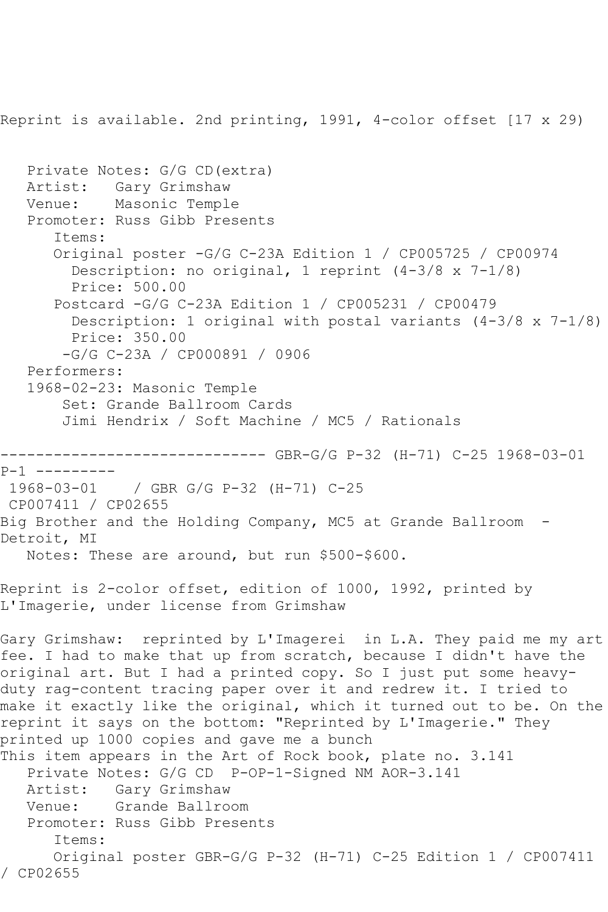Reprint is available. 2nd printing, 1991, 4-color offset [17 x 29)

```
   Private Notes: G/G CD(extra)
   Artist:   Gary Grimshaw
   Venue:    Masonic Temple
   Promoter: Russ Gibb Presents
      Items:
      Original poster -G/G C-23A Edition 1 / CP005725 / CP00974
        Description: no original, 1 reprint (4-3/8 x 7-1/8)
        Price: 500.00
      Postcard -G/G C-23A Edition 1 / CP005231 / CP00479
        Description: 1 original with postal variants (4-3/8 x 7-1/8)
        Price: 350.00
       -G/G C-23A / CP000891 / 0906
   Performers:
   1968-02-23: Masonic Temple
       Set: Grande Ballroom Cards
       Jimi Hendrix / Soft Machine / MC5 / Rationals
```

------------------------------ GBR-G/G P-32 (H-71) C-25 1968-03-01 P-1 ---------

1968-03-01    / GBR G/G P-32 (H-71) C-25
CP007411 / CP02655
Big Brother and the Holding Company, MC5 at Grande Ballroom  - Detroit, MI
   Notes: These are around, but run $500-$600.

Reprint is 2-color offset, edition of 1000, 1992, printed by L'Imagerie, under license from Grimshaw

Gary Grimshaw:  reprinted by L'Imagerei  in L.A. They paid me my art fee. I had to make that up from scratch, because I didn't have the original art. But I had a printed copy. So I just put some heavy-duty rag-content tracing paper over it and redrew it. I tried to make it exactly like the original, which it turned out to be. On the reprint it says on the bottom: "Reprinted by L'Imagerie." They printed up 1000 copies and gave me a bunch
This item appears in the Art of Rock book, plate no. 3.141

```
   Private Notes: G/G CD  P-OP-1-Signed NM AOR-3.141
   Artist:   Gary Grimshaw
   Venue:    Grande Ballroom
   Promoter: Russ Gibb Presents
      Items:
      Original poster GBR-G/G P-32 (H-71) C-25 Edition 1 / CP007411 / CP02655
```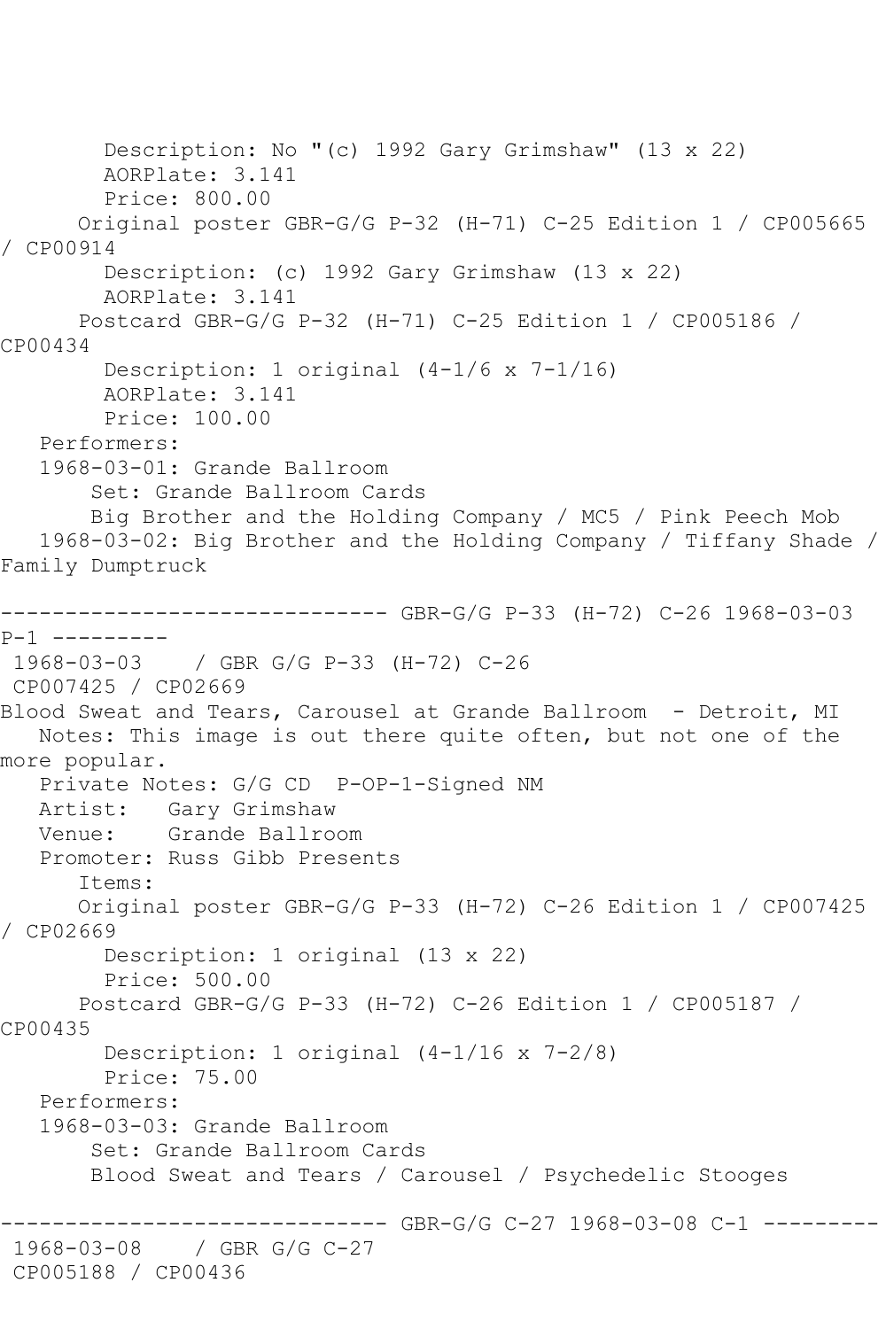Description: No "(c) 1992 Gary Grimshaw" (13 x 22)
AORPlate: 3.141
Price: 800.00

Original poster GBR-G/G P-32 (H-71) C-25 Edition 1 / CP005665 / CP00914
Description: (c) 1992 Gary Grimshaw (13 x 22)
AORPlate: 3.141

Postcard GBR-G/G P-32 (H-71) C-25 Edition 1 / CP005186 / CP00434
Description: 1 original (4-1/6 x 7-1/16)
AORPlate: 3.141
Price: 100.00

Performers:
1968-03-01: Grande Ballroom
Set: Grande Ballroom Cards
Big Brother and the Holding Company / MC5 / Pink Peech Mob
1968-03-02: Big Brother and the Holding Company / Tiffany Shade / Family Dumptruck

------------------------------ GBR-G/G P-33 (H-72) C-26 1968-03-03 P-1 ---------

1968-03-03 / GBR G/G P-33 (H-72) C-26
CP007425 / CP02669
Blood Sweat and Tears, Carousel at Grande Ballroom - Detroit, MI
Notes: This image is out there quite often, but not one of the more popular.
Private Notes: G/G CD P-OP-1-Signed NM
Artist: Gary Grimshaw
Venue: Grande Ballroom
Promoter: Russ Gibb Presents
Items:

Original poster GBR-G/G P-33 (H-72) C-26 Edition 1 / CP007425 / CP02669
Description: 1 original (13 x 22)
Price: 500.00

Postcard GBR-G/G P-33 (H-72) C-26 Edition 1 / CP005187 / CP00435
Description: 1 original (4-1/16 x 7-2/8)
Price: 75.00

Performers:
1968-03-03: Grande Ballroom
Set: Grande Ballroom Cards
Blood Sweat and Tears / Carousel / Psychedelic Stooges

------------------------------ GBR-G/G C-27 1968-03-08 C-1 ---------

1968-03-08 / GBR G/G C-27
CP005188 / CP00436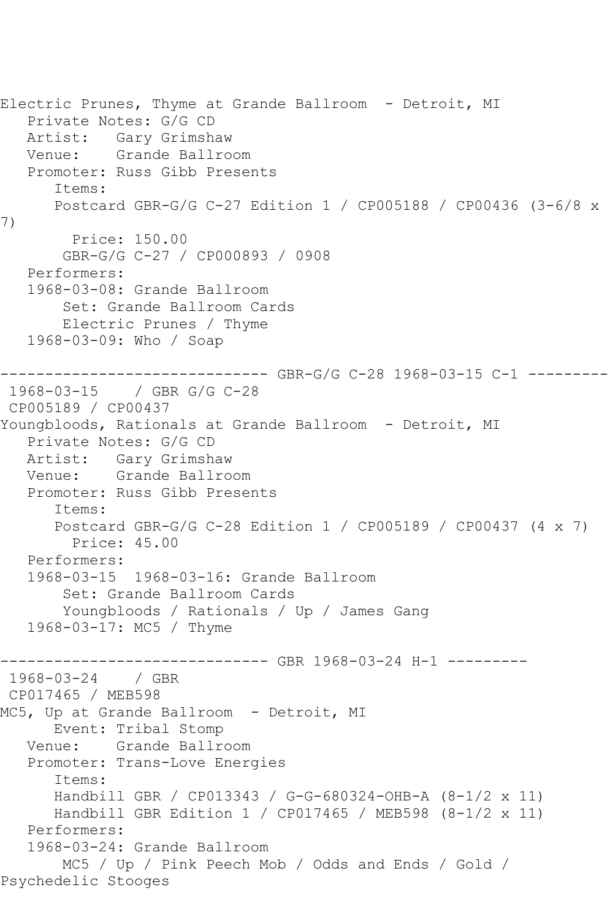Electric Prunes, Thyme at Grande Ballroom - Detroit, MI
   Private Notes: G/G CD
   Artist: Gary Grimshaw
   Venue: Grande Ballroom
   Promoter: Russ Gibb Presents
      Items:
      Postcard GBR-G/G C-27 Edition 1 / CP005188 / CP00436 (3-6/8 x 7)
        Price: 150.00
       GBR-G/G C-27 / CP000893 / 0908
   Performers:
   1968-03-08: Grande Ballroom
       Set: Grande Ballroom Cards
       Electric Prunes / Thyme
   1968-03-09: Who / Soap

------------------------------ GBR-G/G C-28 1968-03-15 C-1 ---------
 1968-03-15 / GBR G/G C-28
 CP005189 / CP00437
Youngbloods, Rationals at Grande Ballroom - Detroit, MI
   Private Notes: G/G CD
   Artist: Gary Grimshaw
   Venue: Grande Ballroom
   Promoter: Russ Gibb Presents
      Items:
      Postcard GBR-G/G C-28 Edition 1 / CP005189 / CP00437 (4 x 7)
        Price: 45.00
   Performers:
   1968-03-15 1968-03-16: Grande Ballroom
       Set: Grande Ballroom Cards
       Youngbloods / Rationals / Up / James Gang
   1968-03-17: MC5 / Thyme

------------------------------ GBR 1968-03-24 H-1 ---------
 1968-03-24 / GBR
 CP017465 / MEB598
MC5, Up at Grande Ballroom - Detroit, MI
      Event: Tribal Stomp
   Venue: Grande Ballroom
   Promoter: Trans-Love Energies
      Items:
      Handbill GBR / CP013343 / G-G-680324-OHB-A (8-1/2 x 11)
      Handbill GBR Edition 1 / CP017465 / MEB598 (8-1/2 x 11)
   Performers:
   1968-03-24: Grande Ballroom
       MC5 / Up / Pink Peech Mob / Odds and Ends / Gold / Psychedelic Stooges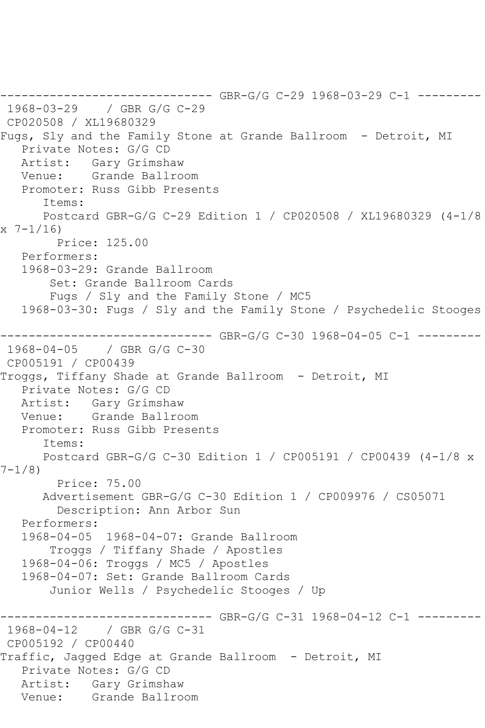------------------------------ GBR-G/G C-29 1968-03-29 C-1 ---------

1968-03-29 / GBR G/G C-29
CP020508 / XL19680329
Fugs, Sly and the Family Stone at Grande Ballroom - Detroit, MI
Private Notes: G/G CD
Artist: Gary Grimshaw
Venue: Grande Ballroom
Promoter: Russ Gibb Presents
Items:
Postcard GBR-G/G C-29 Edition 1 / CP020508 / XL19680329 (4-1/8 x 7-1/16)
Price: 125.00
Performers:
1968-03-29: Grande Ballroom
Set: Grande Ballroom Cards
Fugs / Sly and the Family Stone / MC5
1968-03-30: Fugs / Sly and the Family Stone / Psychedelic Stooges

------------------------------ GBR-G/G C-30 1968-04-05 C-1 ---------

1968-04-05 / GBR G/G C-30
CP005191 / CP00439
Troggs, Tiffany Shade at Grande Ballroom - Detroit, MI
Private Notes: G/G CD
Artist: Gary Grimshaw
Venue: Grande Ballroom
Promoter: Russ Gibb Presents
Items:
Postcard GBR-G/G C-30 Edition 1 / CP005191 / CP00439 (4-1/8 x 7-1/8)
Price: 75.00
Advertisement GBR-G/G C-30 Edition 1 / CP009976 / CS05071
Description: Ann Arbor Sun
Performers:
1968-04-05 1968-04-07: Grande Ballroom
Troggs / Tiffany Shade / Apostles
1968-04-06: Troggs / MC5 / Apostles
1968-04-07: Set: Grande Ballroom Cards
Junior Wells / Psychedelic Stooges / Up

------------------------------ GBR-G/G C-31 1968-04-12 C-1 ---------

1968-04-12 / GBR G/G C-31
CP005192 / CP00440
Traffic, Jagged Edge at Grande Ballroom - Detroit, MI
Private Notes: G/G CD
Artist: Gary Grimshaw
Venue: Grande Ballroom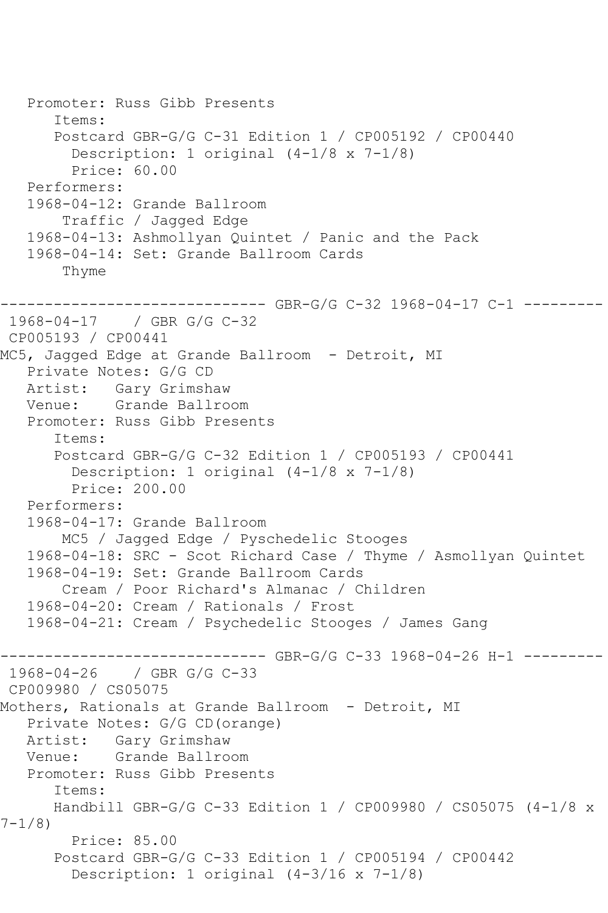```
   Promoter: Russ Gibb Presents
      Items:
      Postcard GBR-G/G C-31 Edition 1 / CP005192 / CP00440
        Description: 1 original (4-1/8 x 7-1/8)
        Price: 60.00
   Performers:
   1968-04-12: Grande Ballroom
       Traffic / Jagged Edge
   1968-04-13: Ashmollyan Quintet / Panic and the Pack
   1968-04-14: Set: Grande Ballroom Cards
       Thyme

------------------------------ GBR-G/G C-32 1968-04-17 C-1 ---------
 1968-04-17    / GBR G/G C-32
 CP005193 / CP00441
MC5, Jagged Edge at Grande Ballroom  - Detroit, MI
   Private Notes: G/G CD
   Artist:   Gary Grimshaw
   Venue:    Grande Ballroom
   Promoter: Russ Gibb Presents
      Items:
      Postcard GBR-G/G C-32 Edition 1 / CP005193 / CP00441
        Description: 1 original (4-1/8 x 7-1/8)
        Price: 200.00
   Performers:
   1968-04-17: Grande Ballroom
       MC5 / Jagged Edge / Pyschedelic Stooges
   1968-04-18: SRC - Scot Richard Case / Thyme / Asmollyan Quintet
   1968-04-19: Set: Grande Ballroom Cards
       Cream / Poor Richard's Almanac / Children
   1968-04-20: Cream / Rationals / Frost
   1968-04-21: Cream / Psychedelic Stooges / James Gang

------------------------------ GBR-G/G C-33 1968-04-26 H-1 ---------
 1968-04-26    / GBR G/G C-33
 CP009980 / CS05075
Mothers, Rationals at Grande Ballroom  - Detroit, MI
   Private Notes: G/G CD(orange)
   Artist:   Gary Grimshaw
   Venue:    Grande Ballroom
   Promoter: Russ Gibb Presents
      Items:
      Handbill GBR-G/G C-33 Edition 1 / CP009980 / CS05075 (4-1/8 x
7-1/8)
        Price: 85.00
      Postcard GBR-G/G C-33 Edition 1 / CP005194 / CP00442
        Description: 1 original (4-3/16 x 7-1/8)
```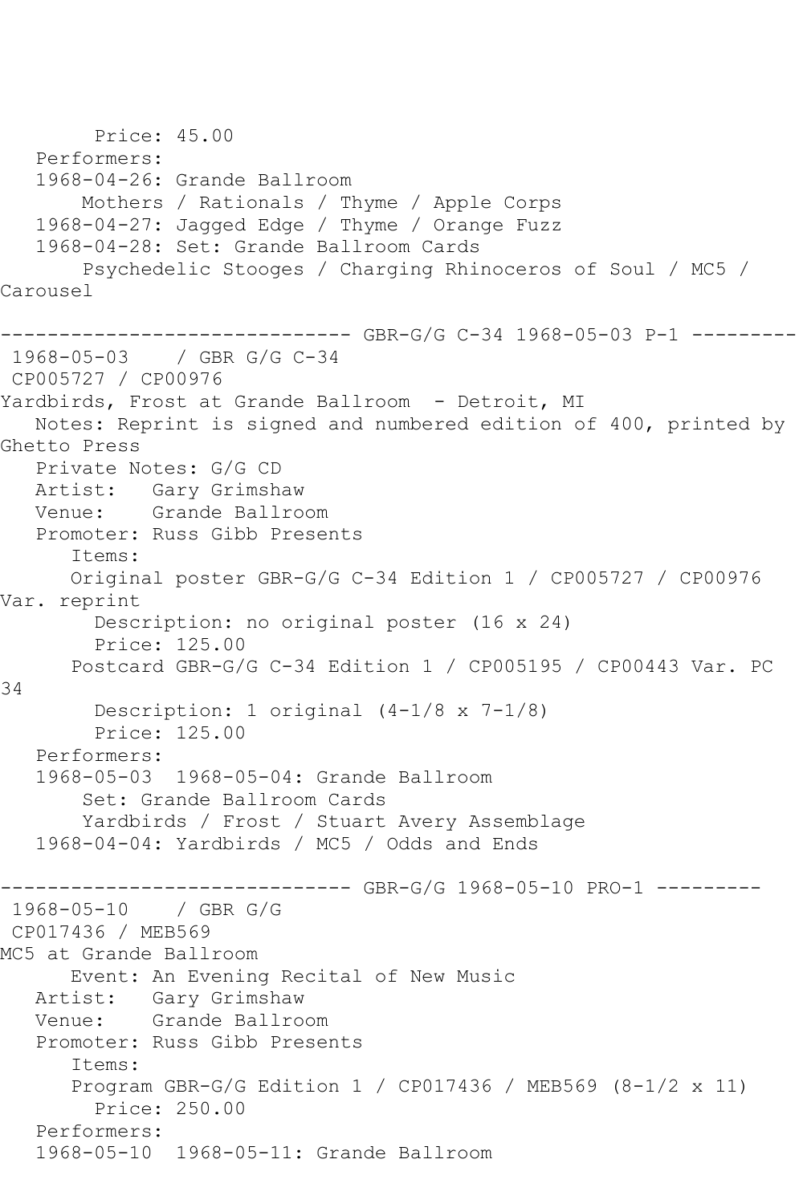Price: 45.00
Performers:
1968-04-26: Grande Ballroom
Mothers / Rationals / Thyme / Apple Corps
1968-04-27: Jagged Edge / Thyme / Orange Fuzz
1968-04-28: Set: Grande Ballroom Cards
Psychedelic Stooges / Charging Rhinoceros of Soul / MC5 / Carousel

------------------------------ GBR-G/G C-34 1968-05-03 P-1 ---------

1968-05-03 / GBR G/G C-34
CP005727 / CP00976
Yardbirds, Frost at Grande Ballroom - Detroit, MI
Notes: Reprint is signed and numbered edition of 400, printed by Ghetto Press
Private Notes: G/G CD
Artist: Gary Grimshaw
Venue: Grande Ballroom
Promoter: Russ Gibb Presents
Items:
Original poster GBR-G/G C-34 Edition 1 / CP005727 / CP00976 Var. reprint
Description: no original poster (16 x 24)
Price: 125.00
Postcard GBR-G/G C-34 Edition 1 / CP005195 / CP00443 Var. PC 34
Description: 1 original (4-1/8 x 7-1/8)
Price: 125.00
Performers:
1968-05-03 1968-05-04: Grande Ballroom
Set: Grande Ballroom Cards
Yardbirds / Frost / Stuart Avery Assemblage
1968-04-04: Yardbirds / MC5 / Odds and Ends

------------------------------ GBR-G/G 1968-05-10 PRO-1 ---------

1968-05-10 / GBR G/G
CP017436 / MEB569
MC5 at Grande Ballroom
Event: An Evening Recital of New Music
Artist: Gary Grimshaw
Venue: Grande Ballroom
Promoter: Russ Gibb Presents
Items:
Program GBR-G/G Edition 1 / CP017436 / MEB569 (8-1/2 x 11)
Price: 250.00
Performers:
1968-05-10 1968-05-11: Grande Ballroom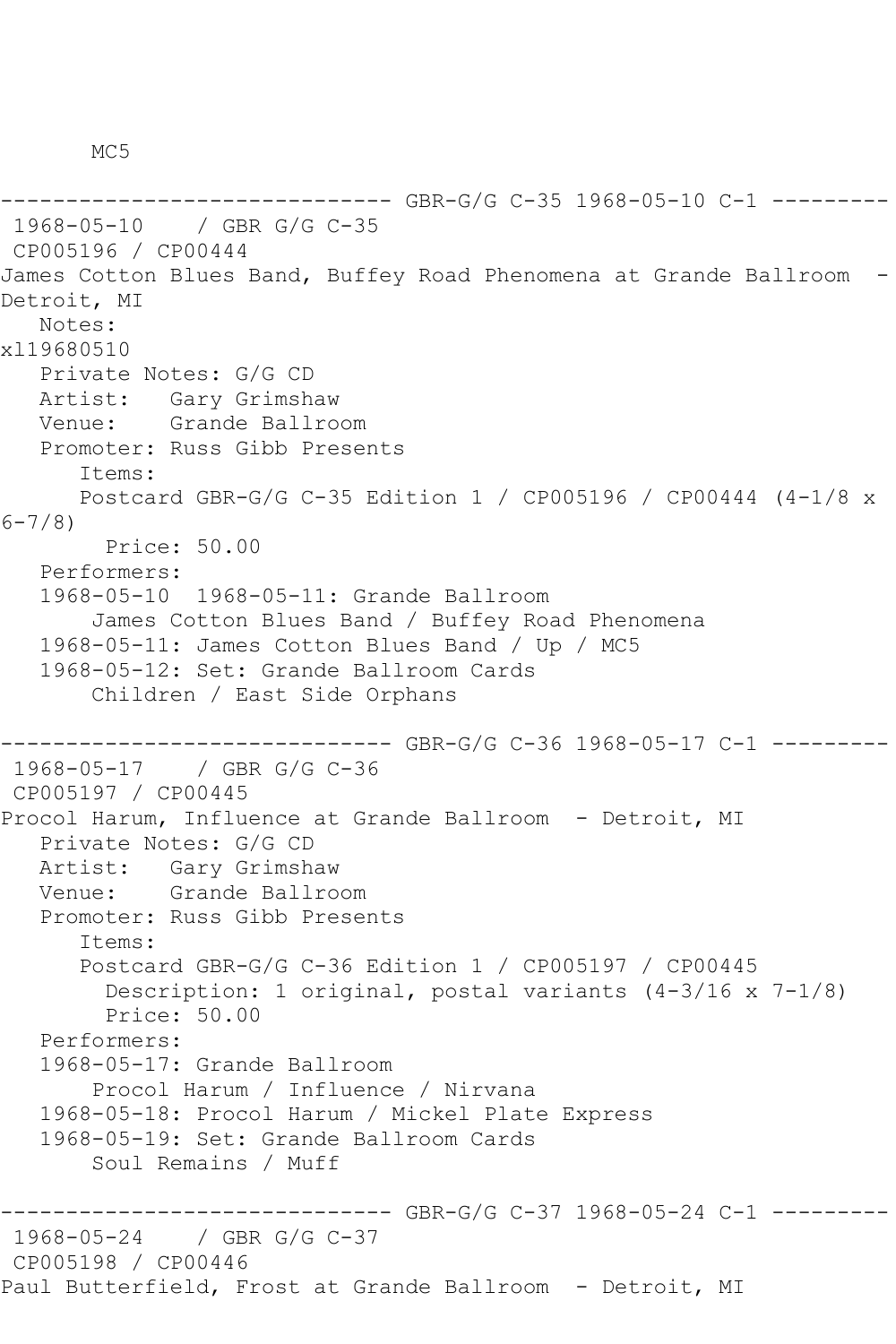MC5

------------------------------ GBR-G/G C-35 1968-05-10 C-1 ---------
1968-05-10 / GBR G/G C-35
CP005196 / CP00444
James Cotton Blues Band, Buffey Road Phenomena at Grande Ballroom - Detroit, MI
Notes:
xl19680510
Private Notes: G/G CD
Artist: Gary Grimshaw
Venue: Grande Ballroom
Promoter: Russ Gibb Presents
Items:
Postcard GBR-G/G C-35 Edition 1 / CP005196 / CP00444 (4-1/8 x 6-7/8)
Price: 50.00
Performers:
1968-05-10 1968-05-11: Grande Ballroom
James Cotton Blues Band / Buffey Road Phenomena
1968-05-11: James Cotton Blues Band / Up / MC5
1968-05-12: Set: Grande Ballroom Cards
Children / East Side Orphans

------------------------------ GBR-G/G C-36 1968-05-17 C-1 ---------
1968-05-17 / GBR G/G C-36
CP005197 / CP00445
Procol Harum, Influence at Grande Ballroom - Detroit, MI
Private Notes: G/G CD
Artist: Gary Grimshaw
Venue: Grande Ballroom
Promoter: Russ Gibb Presents
Items:
Postcard GBR-G/G C-36 Edition 1 / CP005197 / CP00445
Description: 1 original, postal variants (4-3/16 x 7-1/8)
Price: 50.00
Performers:
1968-05-17: Grande Ballroom
Procol Harum / Influence / Nirvana
1968-05-18: Procol Harum / Mickel Plate Express
1968-05-19: Set: Grande Ballroom Cards
Soul Remains / Muff

------------------------------ GBR-G/G C-37 1968-05-24 C-1 ---------
1968-05-24 / GBR G/G C-37
CP005198 / CP00446
Paul Butterfield, Frost at Grande Ballroom - Detroit, MI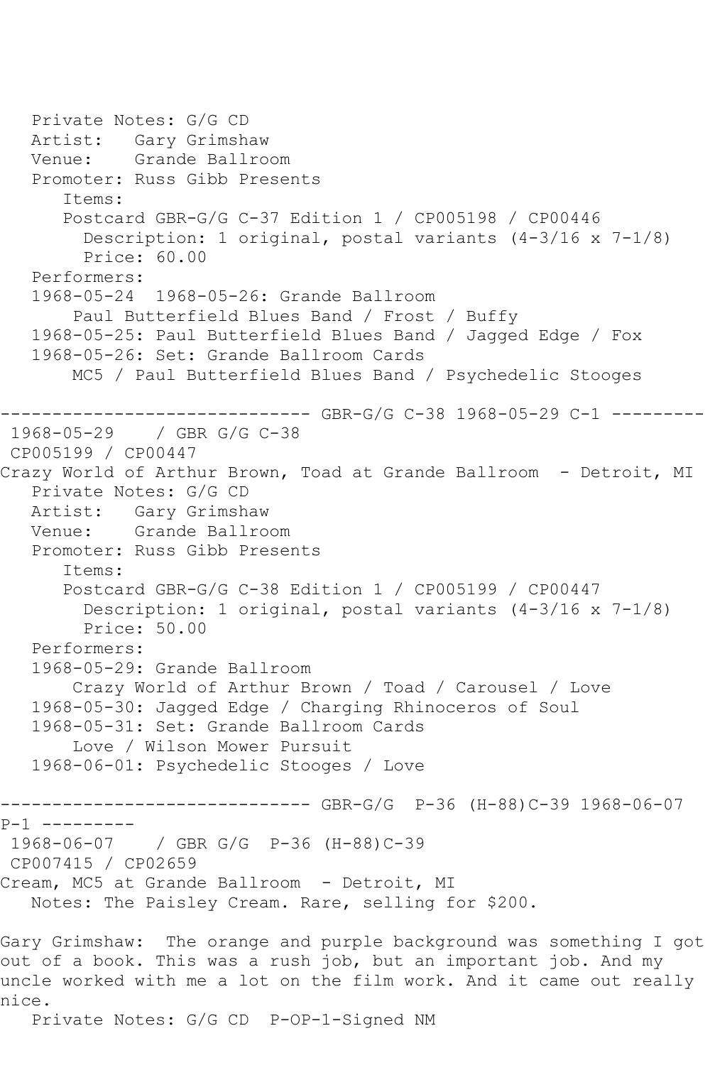Private Notes: G/G CD
Artist: Gary Grimshaw
Venue: Grande Ballroom
Promoter: Russ Gibb Presents
Items:
Postcard GBR-G/G C-37 Edition 1 / CP005198 / CP00446
Description: 1 original, postal variants (4-3/16 x 7-1/8)
Price: 60.00
Performers:
1968-05-24 1968-05-26: Grande Ballroom
Paul Butterfield Blues Band / Frost / Buffy
1968-05-25: Paul Butterfield Blues Band / Jagged Edge / Fox
1968-05-26: Set: Grande Ballroom Cards
MC5 / Paul Butterfield Blues Band / Psychedelic Stooges

------------------------------ GBR-G/G C-38 1968-05-29 C-1 ---------

1968-05-29 / GBR G/G C-38
CP005199 / CP00447
Crazy World of Arthur Brown, Toad at Grande Ballroom - Detroit, MI
Private Notes: G/G CD
Artist: Gary Grimshaw
Venue: Grande Ballroom
Promoter: Russ Gibb Presents
Items:
Postcard GBR-G/G C-38 Edition 1 / CP005199 / CP00447
Description: 1 original, postal variants (4-3/16 x 7-1/8)
Price: 50.00
Performers:
1968-05-29: Grande Ballroom
Crazy World of Arthur Brown / Toad / Carousel / Love
1968-05-30: Jagged Edge / Charging Rhinoceros of Soul
1968-05-31: Set: Grande Ballroom Cards
Love / Wilson Mower Pursuit
1968-06-01: Psychedelic Stooges / Love

------------------------------ GBR-G/G P-36 (H-88)C-39 1968-06-07 P-1 ---------

1968-06-07 / GBR G/G P-36 (H-88)C-39
CP007415 / CP02659
Cream, MC5 at Grande Ballroom - Detroit, MI
Notes: The Paisley Cream. Rare, selling for $200.

Gary Grimshaw: The orange and purple background was something I got out of a book. This was a rush job, but an important job. And my uncle worked with me a lot on the film work. And it came out really nice.
Private Notes: G/G CD P-OP-1-Signed NM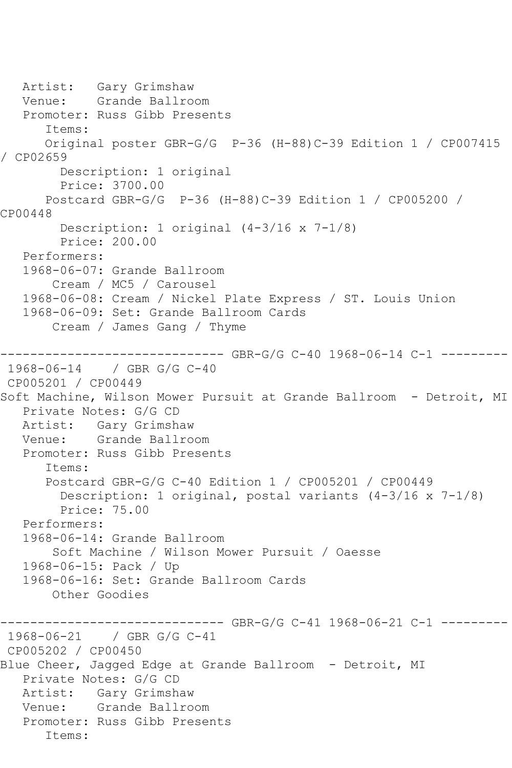Artist: Gary Grimshaw
Venue: Grande Ballroom
Promoter: Russ Gibb Presents
Items:
Original poster GBR-G/G P-36 (H-88)C-39 Edition 1 / CP007415 / CP02659
Description: 1 original
Price: 3700.00
Postcard GBR-G/G P-36 (H-88)C-39 Edition 1 / CP005200 / CP00448
Description: 1 original (4-3/16 x 7-1/8)
Price: 200.00
Performers:
1968-06-07: Grande Ballroom
Cream / MC5 / Carousel
1968-06-08: Cream / Nickel Plate Express / ST. Louis Union
1968-06-09: Set: Grande Ballroom Cards
Cream / James Gang / Thyme

------------------------------ GBR-G/G C-40 1968-06-14 C-1 ---------

1968-06-14 / GBR G/G C-40
CP005201 / CP00449
Soft Machine, Wilson Mower Pursuit at Grande Ballroom - Detroit, MI
Private Notes: G/G CD
Artist: Gary Grimshaw
Venue: Grande Ballroom
Promoter: Russ Gibb Presents
Items:
Postcard GBR-G/G C-40 Edition 1 / CP005201 / CP00449
Description: 1 original, postal variants (4-3/16 x 7-1/8)
Price: 75.00
Performers:
1968-06-14: Grande Ballroom
Soft Machine / Wilson Mower Pursuit / Oaesse
1968-06-15: Pack / Up
1968-06-16: Set: Grande Ballroom Cards
Other Goodies

------------------------------ GBR-G/G C-41 1968-06-21 C-1 ---------

1968-06-21 / GBR G/G C-41
CP005202 / CP00450
Blue Cheer, Jagged Edge at Grande Ballroom - Detroit, MI
Private Notes: G/G CD
Artist: Gary Grimshaw
Venue: Grande Ballroom
Promoter: Russ Gibb Presents
Items: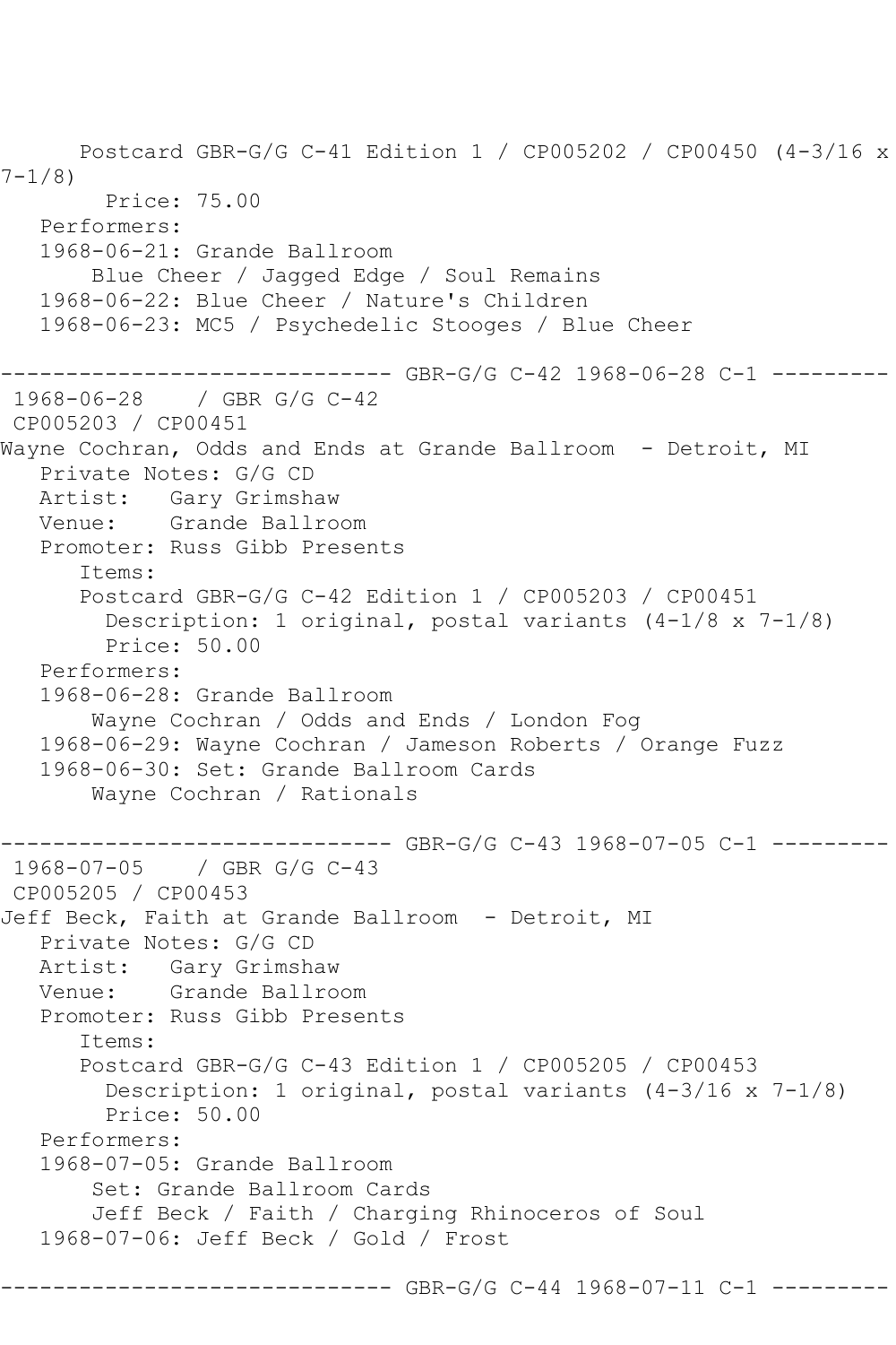Postcard GBR-G/G C-41 Edition 1 / CP005202 / CP00450 (4-3/16 x 7-1/8)
Price: 75.00
Performers:
1968-06-21: Grande Ballroom
Blue Cheer / Jagged Edge / Soul Remains
1968-06-22: Blue Cheer / Nature's Children
1968-06-23: MC5 / Psychedelic Stooges / Blue Cheer

------------------------------ GBR-G/G C-42 1968-06-28 C-1 ---------

1968-06-28 / GBR G/G C-42
CP005203 / CP00451
Wayne Cochran, Odds and Ends at Grande Ballroom - Detroit, MI
Private Notes: G/G CD
Artist: Gary Grimshaw
Venue: Grande Ballroom
Promoter: Russ Gibb Presents
Items:
Postcard GBR-G/G C-42 Edition 1 / CP005203 / CP00451
Description: 1 original, postal variants (4-1/8 x 7-1/8)
Price: 50.00
Performers:
1968-06-28: Grande Ballroom
Wayne Cochran / Odds and Ends / London Fog
1968-06-29: Wayne Cochran / Jameson Roberts / Orange Fuzz
1968-06-30: Set: Grande Ballroom Cards
Wayne Cochran / Rationals

------------------------------ GBR-G/G C-43 1968-07-05 C-1 ---------

1968-07-05 / GBR G/G C-43
CP005205 / CP00453
Jeff Beck, Faith at Grande Ballroom - Detroit, MI
Private Notes: G/G CD
Artist: Gary Grimshaw
Venue: Grande Ballroom
Promoter: Russ Gibb Presents
Items:
Postcard GBR-G/G C-43 Edition 1 / CP005205 / CP00453
Description: 1 original, postal variants (4-3/16 x 7-1/8)
Price: 50.00
Performers:
1968-07-05: Grande Ballroom
Set: Grande Ballroom Cards
Jeff Beck / Faith / Charging Rhinoceros of Soul
1968-07-06: Jeff Beck / Gold / Frost

------------------------------ GBR-G/G C-44 1968-07-11 C-1 ---------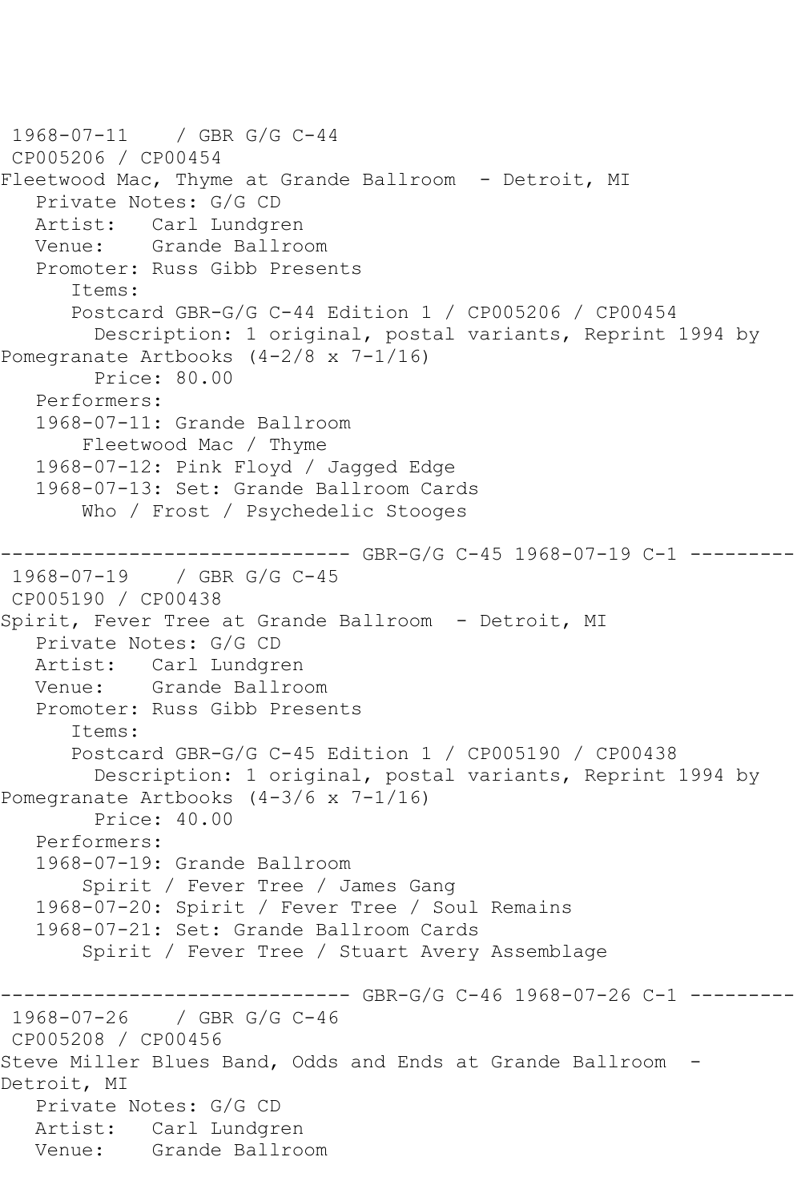1968-07-11    / GBR G/G C-44
CP005206 / CP00454
Fleetwood Mac, Thyme at Grande Ballroom  - Detroit, MI
   Private Notes: G/G CD
   Artist:   Carl Lundgren
   Venue:    Grande Ballroom
   Promoter: Russ Gibb Presents
      Items:
      Postcard GBR-G/G C-44 Edition 1 / CP005206 / CP00454
        Description: 1 original, postal variants, Reprint 1994 by Pomegranate Artbooks (4-2/8 x 7-1/16)
        Price: 80.00
   Performers:
   1968-07-11: Grande Ballroom
       Fleetwood Mac / Thyme
   1968-07-12: Pink Floyd / Jagged Edge
   1968-07-13: Set: Grande Ballroom Cards
       Who / Frost / Psychedelic Stooges

------------------------------ GBR-G/G C-45 1968-07-19 C-1 ---------

1968-07-19    / GBR G/G C-45
CP005190 / CP00438
Spirit, Fever Tree at Grande Ballroom  - Detroit, MI
   Private Notes: G/G CD
   Artist:   Carl Lundgren
   Venue:    Grande Ballroom
   Promoter: Russ Gibb Presents
      Items:
      Postcard GBR-G/G C-45 Edition 1 / CP005190 / CP00438
        Description: 1 original, postal variants, Reprint 1994 by Pomegranate Artbooks (4-3/6 x 7-1/16)
        Price: 40.00
   Performers:
   1968-07-19: Grande Ballroom
       Spirit / Fever Tree / James Gang
   1968-07-20: Spirit / Fever Tree / Soul Remains
   1968-07-21: Set: Grande Ballroom Cards
       Spirit / Fever Tree / Stuart Avery Assemblage

------------------------------ GBR-G/G C-46 1968-07-26 C-1 ---------

1968-07-26    / GBR G/G C-46
CP005208 / CP00456
Steve Miller Blues Band, Odds and Ends at Grande Ballroom  - Detroit, MI
   Private Notes: G/G CD
   Artist:   Carl Lundgren
   Venue:    Grande Ballroom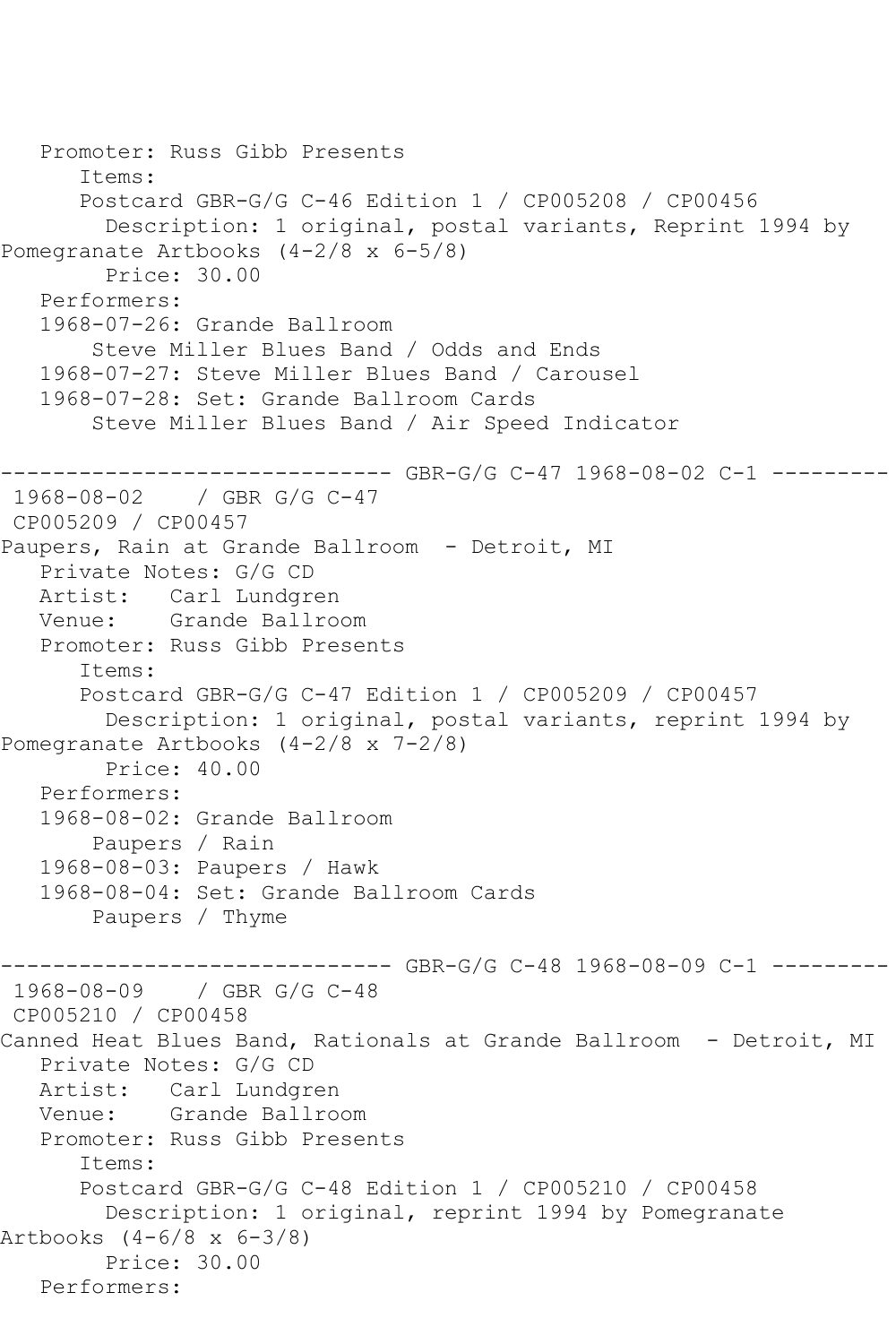Promoter: Russ Gibb Presents
Items:
Postcard GBR-G/G C-46 Edition 1 / CP005208 / CP00456
Description: 1 original, postal variants, Reprint 1994 by Pomegranate Artbooks (4-2/8 x 6-5/8)
Price: 30.00
Performers:
1968-07-26: Grande Ballroom
Steve Miller Blues Band / Odds and Ends
1968-07-27: Steve Miller Blues Band / Carousel
1968-07-28: Set: Grande Ballroom Cards
Steve Miller Blues Band / Air Speed Indicator

------------------------------ GBR-G/G C-47 1968-08-02 C-1 ---------

1968-08-02 / GBR G/G C-47
CP005209 / CP00457
Paupers, Rain at Grande Ballroom - Detroit, MI
Private Notes: G/G CD
Artist: Carl Lundgren
Venue: Grande Ballroom
Promoter: Russ Gibb Presents
Items:
Postcard GBR-G/G C-47 Edition 1 / CP005209 / CP00457
Description: 1 original, postal variants, reprint 1994 by Pomegranate Artbooks (4-2/8 x 7-2/8)
Price: 40.00
Performers:
1968-08-02: Grande Ballroom
Paupers / Rain
1968-08-03: Paupers / Hawk
1968-08-04: Set: Grande Ballroom Cards
Paupers / Thyme

------------------------------ GBR-G/G C-48 1968-08-09 C-1 ---------

1968-08-09 / GBR G/G C-48
CP005210 / CP00458
Canned Heat Blues Band, Rationals at Grande Ballroom - Detroit, MI
Private Notes: G/G CD
Artist: Carl Lundgren
Venue: Grande Ballroom
Promoter: Russ Gibb Presents
Items:
Postcard GBR-G/G C-48 Edition 1 / CP005210 / CP00458
Description: 1 original, reprint 1994 by Pomegranate Artbooks (4-6/8 x 6-3/8)
Price: 30.00
Performers: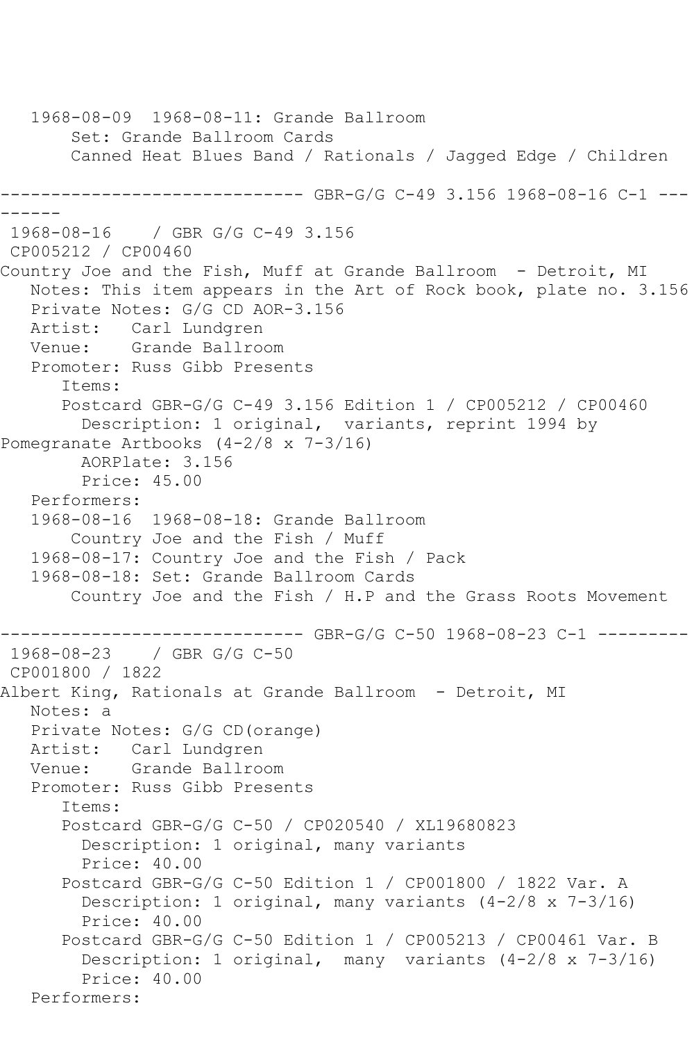1968-08-09  1968-08-11: Grande Ballroom
Set: Grande Ballroom Cards
Canned Heat Blues Band / Rationals / Jagged Edge / Children

------------------------------ GBR-G/G C-49 3.156 1968-08-16 C-1 ---------

1968-08-16    / GBR G/G C-49 3.156
CP005212 / CP00460
Country Joe and the Fish, Muff at Grande Ballroom  - Detroit, MI
Notes: This item appears in the Art of Rock book, plate no. 3.156
Private Notes: G/G CD AOR-3.156
Artist:   Carl Lundgren
Venue:    Grande Ballroom
Promoter: Russ Gibb Presents
Items:
Postcard GBR-G/G C-49 3.156 Edition 1 / CP005212 / CP00460
Description: 1 original,  variants, reprint 1994 by Pomegranate Artbooks (4-2/8 x 7-3/16)
AORPlate: 3.156
Price: 45.00
Performers:
1968-08-16  1968-08-18: Grande Ballroom
Country Joe and the Fish / Muff
1968-08-17: Country Joe and the Fish / Pack
1968-08-18: Set: Grande Ballroom Cards
Country Joe and the Fish / H.P and the Grass Roots Movement

------------------------------ GBR-G/G C-50 1968-08-23 C-1 ---------

1968-08-23    / GBR G/G C-50
CP001800 / 1822
Albert King, Rationals at Grande Ballroom  - Detroit, MI
Notes: a
Private Notes: G/G CD(orange)
Artist:   Carl Lundgren
Venue:    Grande Ballroom
Promoter: Russ Gibb Presents
Items:
Postcard GBR-G/G C-50 / CP020540 / XL19680823
Description: 1 original, many variants
Price: 40.00
Postcard GBR-G/G C-50 Edition 1 / CP001800 / 1822 Var. A
Description: 1 original, many variants (4-2/8 x 7-3/16)
Price: 40.00
Postcard GBR-G/G C-50 Edition 1 / CP005213 / CP00461 Var. B
Description: 1 original,  many  variants (4-2/8 x 7-3/16)
Price: 40.00
Performers: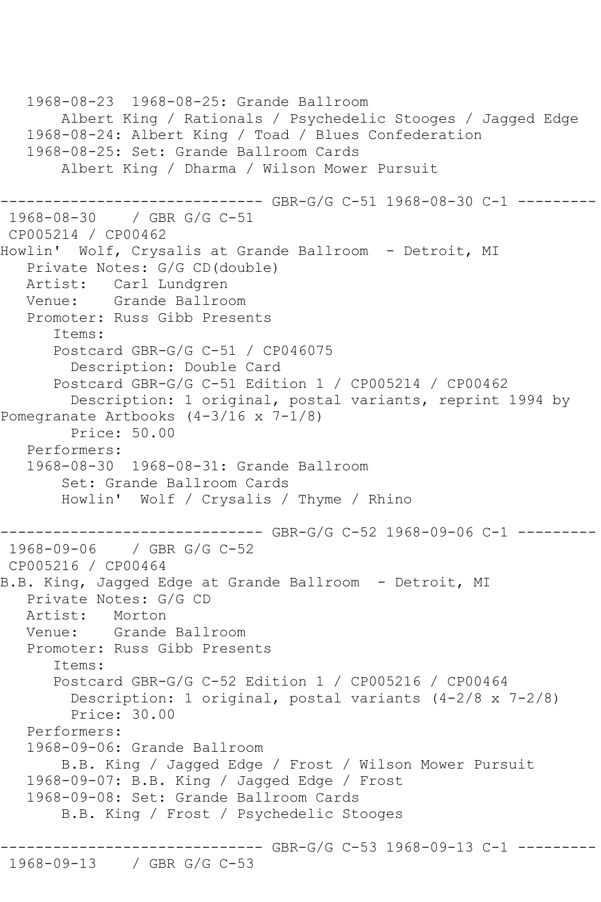```
   1968-08-23  1968-08-25: Grande Ballroom
       Albert King / Rationals / Psychedelic Stooges / Jagged Edge
   1968-08-24: Albert King / Toad / Blues Confederation
   1968-08-25: Set: Grande Ballroom Cards
       Albert King / Dharma / Wilson Mower Pursuit

------------------------------ GBR-G/G C-51 1968-08-30 C-1 ---------
 1968-08-30    / GBR G/G C-51
 CP005214 / CP00462
Howlin'  Wolf, Crysalis at Grande Ballroom  - Detroit, MI
   Private Notes: G/G CD(double)
   Artist:   Carl Lundgren
   Venue:    Grande Ballroom
   Promoter: Russ Gibb Presents
      Items:
      Postcard GBR-G/G C-51 / CP046075
        Description: Double Card
      Postcard GBR-G/G C-51 Edition 1 / CP005214 / CP00462
        Description: 1 original, postal variants, reprint 1994 by
Pomegranate Artbooks (4-3/16 x 7-1/8)
        Price: 50.00
   Performers:
   1968-08-30  1968-08-31: Grande Ballroom
       Set: Grande Ballroom Cards
       Howlin'  Wolf / Crysalis / Thyme / Rhino

------------------------------ GBR-G/G C-52 1968-09-06 C-1 ---------
 1968-09-06    / GBR G/G C-52
 CP005216 / CP00464
B.B. King, Jagged Edge at Grande Ballroom  - Detroit, MI
   Private Notes: G/G CD
   Artist:   Morton
   Venue:    Grande Ballroom
   Promoter: Russ Gibb Presents
      Items:
      Postcard GBR-G/G C-52 Edition 1 / CP005216 / CP00464
        Description: 1 original, postal variants (4-2/8 x 7-2/8)
        Price: 30.00
   Performers:
   1968-09-06: Grande Ballroom
       B.B. King / Jagged Edge / Frost / Wilson Mower Pursuit
   1968-09-07: B.B. King / Jagged Edge / Frost
   1968-09-08: Set: Grande Ballroom Cards
       B.B. King / Frost / Psychedelic Stooges

------------------------------ GBR-G/G C-53 1968-09-13 C-1 ---------
 1968-09-13    / GBR G/G C-53
```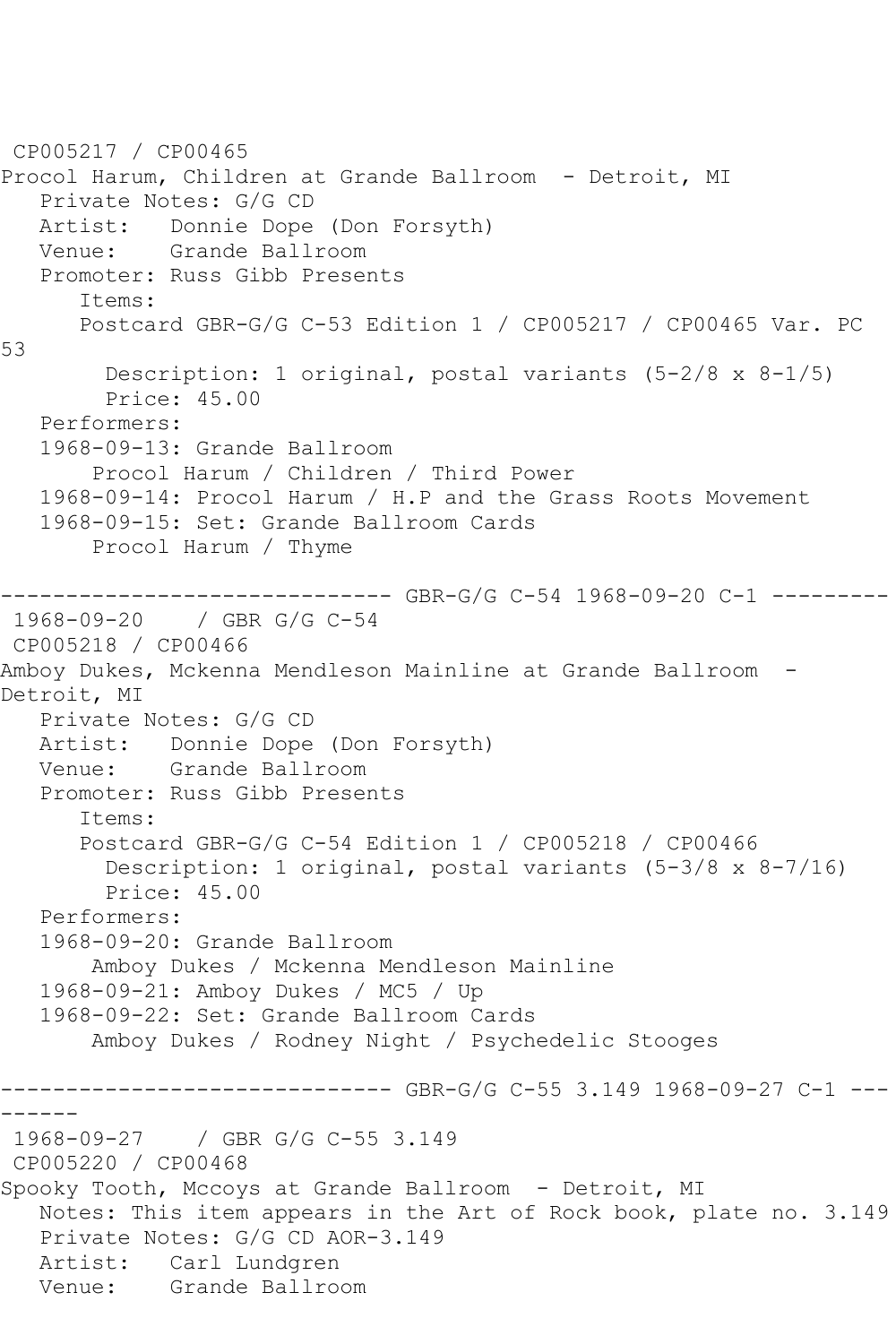CP005217 / CP00465
Procol Harum, Children at Grande Ballroom - Detroit, MI
   Private Notes: G/G CD
   Artist: Donnie Dope (Don Forsyth)
   Venue: Grande Ballroom
   Promoter: Russ Gibb Presents
      Items:
      Postcard GBR-G/G C-53 Edition 1 / CP005217 / CP00465 Var. PC 53
        Description: 1 original, postal variants (5-2/8 x 8-1/5)
        Price: 45.00
   Performers:
   1968-09-13: Grande Ballroom
       Procol Harum / Children / Third Power
   1968-09-14: Procol Harum / H.P and the Grass Roots Movement
   1968-09-15: Set: Grande Ballroom Cards
       Procol Harum / Thyme

------------------------------ GBR-G/G C-54 1968-09-20 C-1 ---------

1968-09-20 / GBR G/G C-54
CP005218 / CP00466
Amboy Dukes, Mckenna Mendleson Mainline at Grande Ballroom - Detroit, MI
   Private Notes: G/G CD
   Artist: Donnie Dope (Don Forsyth)
   Venue: Grande Ballroom
   Promoter: Russ Gibb Presents
      Items:
      Postcard GBR-G/G C-54 Edition 1 / CP005218 / CP00466
        Description: 1 original, postal variants (5-3/8 x 8-7/16)
        Price: 45.00
   Performers:
   1968-09-20: Grande Ballroom
       Amboy Dukes / Mckenna Mendleson Mainline
   1968-09-21: Amboy Dukes / MC5 / Up
   1968-09-22: Set: Grande Ballroom Cards
       Amboy Dukes / Rodney Night / Psychedelic Stooges

------------------------------ GBR-G/G C-55 3.149 1968-09-27 C-1 ---------

1968-09-27 / GBR G/G C-55 3.149
CP005220 / CP00468
Spooky Tooth, Mccoys at Grande Ballroom - Detroit, MI
   Notes: This item appears in the Art of Rock book, plate no. 3.149
   Private Notes: G/G CD AOR-3.149
   Artist: Carl Lundgren
   Venue: Grande Ballroom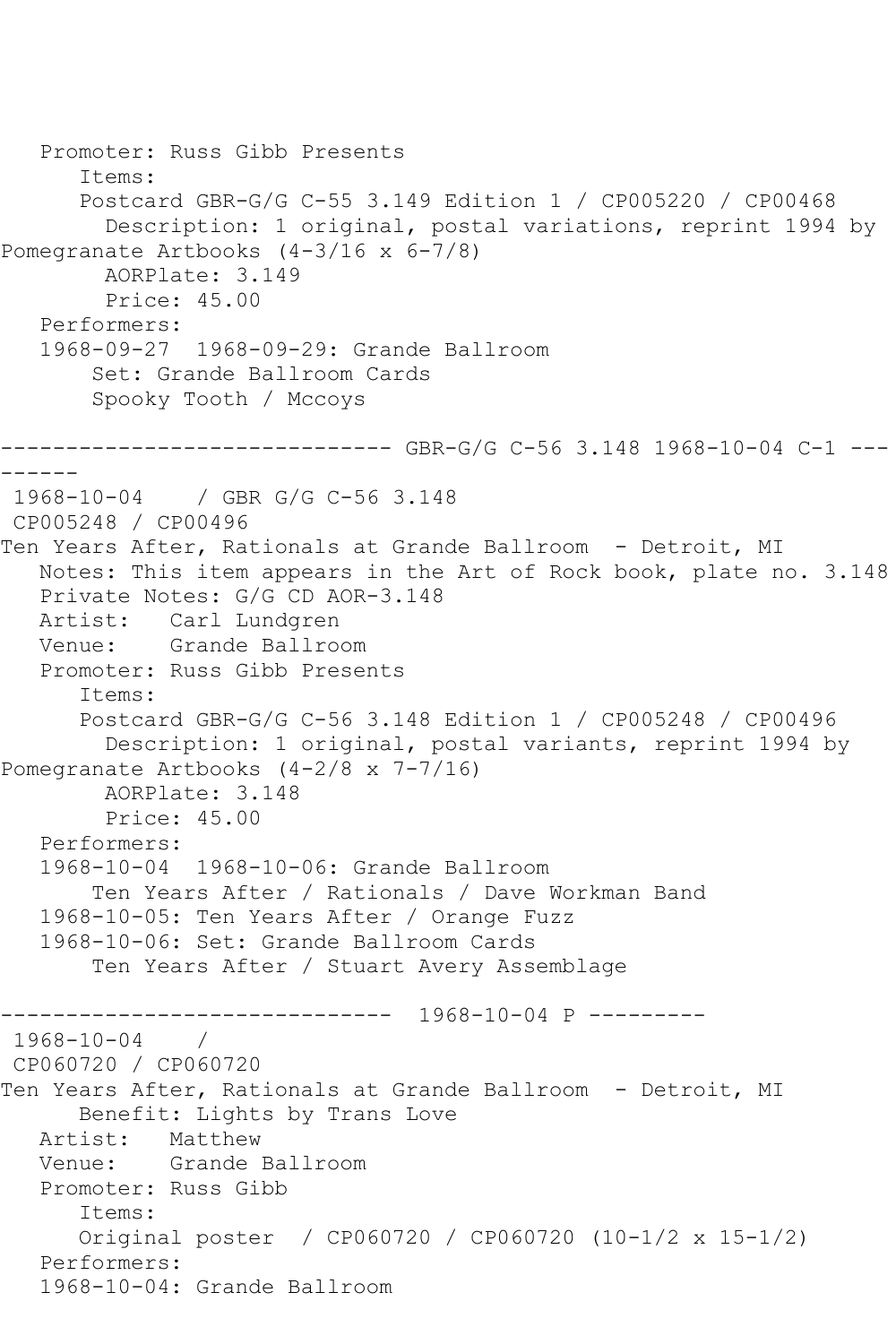Promoter: Russ Gibb Presents
Items:
Postcard GBR-G/G C-55 3.149 Edition 1 / CP005220 / CP00468
Description: 1 original, postal variations, reprint 1994 by Pomegranate Artbooks (4-3/16 x 6-7/8)
AORPlate: 3.149
Price: 45.00
Performers:
1968-09-27 1968-09-29: Grande Ballroom
Set: Grande Ballroom Cards
Spooky Tooth / Mccoys

------------------------------ GBR-G/G C-56 3.148 1968-10-04 C-1 ---------

1968-10-04 / GBR G/G C-56 3.148
CP005248 / CP00496
Ten Years After, Rationals at Grande Ballroom - Detroit, MI
Notes: This item appears in the Art of Rock book, plate no. 3.148
Private Notes: G/G CD AOR-3.148
Artist: Carl Lundgren
Venue: Grande Ballroom
Promoter: Russ Gibb Presents
Items:
Postcard GBR-G/G C-56 3.148 Edition 1 / CP005248 / CP00496
Description: 1 original, postal variants, reprint 1994 by Pomegranate Artbooks (4-2/8 x 7-7/16)
AORPlate: 3.148
Price: 45.00
Performers:
1968-10-04 1968-10-06: Grande Ballroom
Ten Years After / Rationals / Dave Workman Band
1968-10-05: Ten Years After / Orange Fuzz
1968-10-06: Set: Grande Ballroom Cards
Ten Years After / Stuart Avery Assemblage

------------------------------ 1968-10-04 P ---------

1968-10-04 /
CP060720 / CP060720
Ten Years After, Rationals at Grande Ballroom - Detroit, MI
Benefit: Lights by Trans Love
Artist: Matthew
Venue: Grande Ballroom
Promoter: Russ Gibb
Items:
Original poster / CP060720 / CP060720 (10-1/2 x 15-1/2)
Performers:
1968-10-04: Grande Ballroom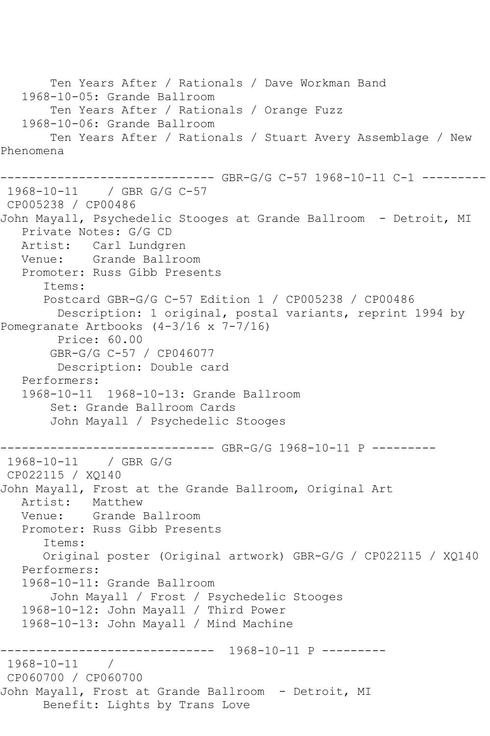```
       Ten Years After / Rationals / Dave Workman Band
   1968-10-05: Grande Ballroom
       Ten Years After / Rationals / Orange Fuzz
   1968-10-06: Grande Ballroom
       Ten Years After / Rationals / Stuart Avery Assemblage / New
Phenomena

------------------------------ GBR-G/G C-57 1968-10-11 C-1 ---------
 1968-10-11    / GBR G/G C-57
 CP005238 / CP00486
John Mayall, Psychedelic Stooges at Grande Ballroom  - Detroit, MI
   Private Notes: G/G CD
   Artist:   Carl Lundgren
   Venue:    Grande Ballroom
   Promoter: Russ Gibb Presents
      Items:
      Postcard GBR-G/G C-57 Edition 1 / CP005238 / CP00486
        Description: 1 original, postal variants, reprint 1994 by
Pomegranate Artbooks (4-3/16 x 7-7/16)
        Price: 60.00
       GBR-G/G C-57 / CP046077
        Description: Double card
   Performers:
   1968-10-11  1968-10-13: Grande Ballroom
       Set: Grande Ballroom Cards
       John Mayall / Psychedelic Stooges

------------------------------ GBR-G/G 1968-10-11 P ---------
 1968-10-11    / GBR G/G
 CP022115 / XQ140
John Mayall, Frost at the Grande Ballroom, Original Art
   Artist:   Matthew
   Venue:    Grande Ballroom
   Promoter: Russ Gibb Presents
      Items:
      Original poster (Original artwork) GBR-G/G / CP022115 / XQ140
   Performers:
   1968-10-11: Grande Ballroom
       John Mayall / Frost / Psychedelic Stooges
   1968-10-12: John Mayall / Third Power
   1968-10-13: John Mayall / Mind Machine

------------------------------  1968-10-11 P ---------
 1968-10-11    /
 CP060700 / CP060700
John Mayall, Frost at Grande Ballroom  - Detroit, MI
      Benefit: Lights by Trans Love
```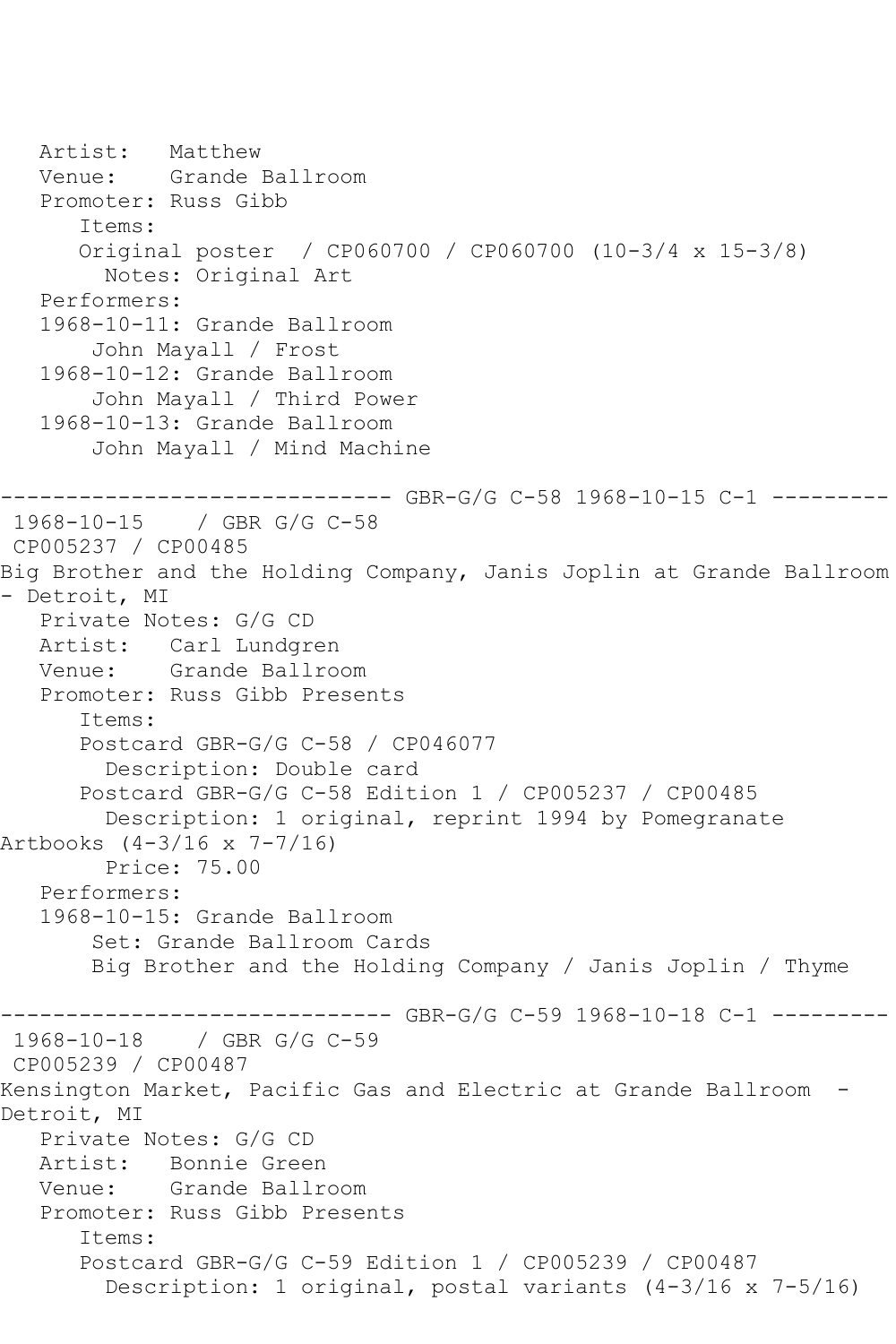Artist: Matthew
Venue: Grande Ballroom
Promoter: Russ Gibb
Items:
Original poster / CP060700 / CP060700 (10-3/4 x 15-3/8)
Notes: Original Art
Performers:
1968-10-11: Grande Ballroom
John Mayall / Frost
1968-10-12: Grande Ballroom
John Mayall / Third Power
1968-10-13: Grande Ballroom
John Mayall / Mind Machine

------------------------------ GBR-G/G C-58 1968-10-15 C-1 ---------

1968-10-15 / GBR G/G C-58
CP005237 / CP00485
Big Brother and the Holding Company, Janis Joplin at Grande Ballroom - Detroit, MI
Private Notes: G/G CD
Artist: Carl Lundgren
Venue: Grande Ballroom
Promoter: Russ Gibb Presents
Items:
Postcard GBR-G/G C-58 / CP046077
Description: Double card
Postcard GBR-G/G C-58 Edition 1 / CP005237 / CP00485
Description: 1 original, reprint 1994 by Pomegranate Artbooks (4-3/16 x 7-7/16)
Price: 75.00
Performers:
1968-10-15: Grande Ballroom
Set: Grande Ballroom Cards
Big Brother and the Holding Company / Janis Joplin / Thyme

------------------------------ GBR-G/G C-59 1968-10-18 C-1 ---------

1968-10-18 / GBR G/G C-59
CP005239 / CP00487
Kensington Market, Pacific Gas and Electric at Grande Ballroom - Detroit, MI
Private Notes: G/G CD
Artist: Bonnie Green
Venue: Grande Ballroom
Promoter: Russ Gibb Presents
Items:
Postcard GBR-G/G C-59 Edition 1 / CP005239 / CP00487
Description: 1 original, postal variants (4-3/16 x 7-5/16)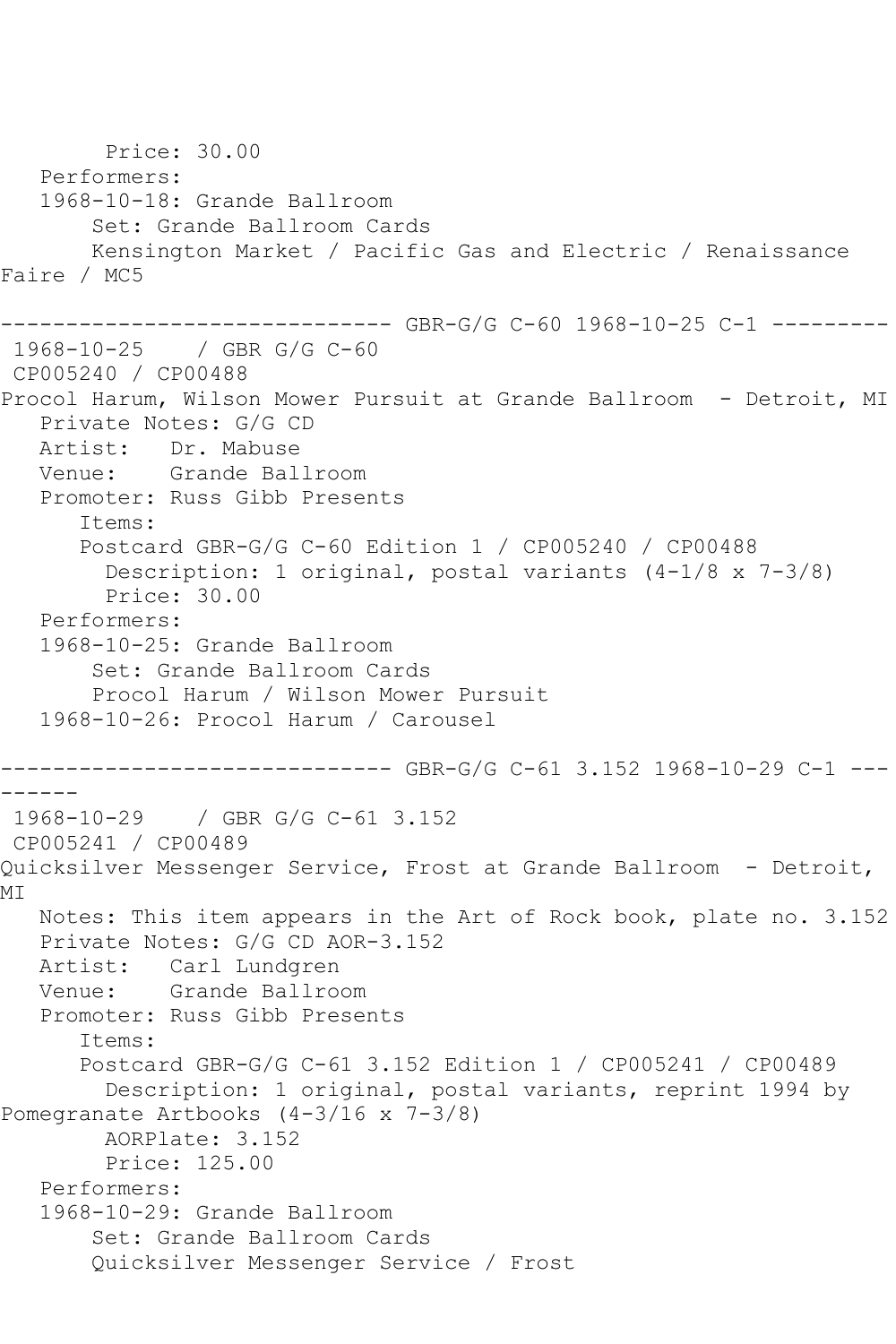Price: 30.00
Performers:
1968-10-18: Grande Ballroom
Set: Grande Ballroom Cards
Kensington Market / Pacific Gas and Electric / Renaissance Faire / MC5

------------------------------ GBR-G/G C-60 1968-10-25 C-1 ---------
1968-10-25 / GBR G/G C-60
CP005240 / CP00488
Procol Harum, Wilson Mower Pursuit at Grande Ballroom - Detroit, MI
Private Notes: G/G CD
Artist: Dr. Mabuse
Venue: Grande Ballroom
Promoter: Russ Gibb Presents
Items:
Postcard GBR-G/G C-60 Edition 1 / CP005240 / CP00488
Description: 1 original, postal variants (4-1/8 x 7-3/8)
Price: 30.00
Performers:
1968-10-25: Grande Ballroom
Set: Grande Ballroom Cards
Procol Harum / Wilson Mower Pursuit
1968-10-26: Procol Harum / Carousel

------------------------------ GBR-G/G C-61 3.152 1968-10-29 C-1 ---------
1968-10-29 / GBR G/G C-61 3.152
CP005241 / CP00489
Quicksilver Messenger Service, Frost at Grande Ballroom - Detroit, MI
Notes: This item appears in the Art of Rock book, plate no. 3.152
Private Notes: G/G CD AOR-3.152
Artist: Carl Lundgren
Venue: Grande Ballroom
Promoter: Russ Gibb Presents
Items:
Postcard GBR-G/G C-61 3.152 Edition 1 / CP005241 / CP00489
Description: 1 original, postal variants, reprint 1994 by Pomegranate Artbooks (4-3/16 x 7-3/8)
AORPlate: 3.152
Price: 125.00
Performers:
1968-10-29: Grande Ballroom
Set: Grande Ballroom Cards
Quicksilver Messenger Service / Frost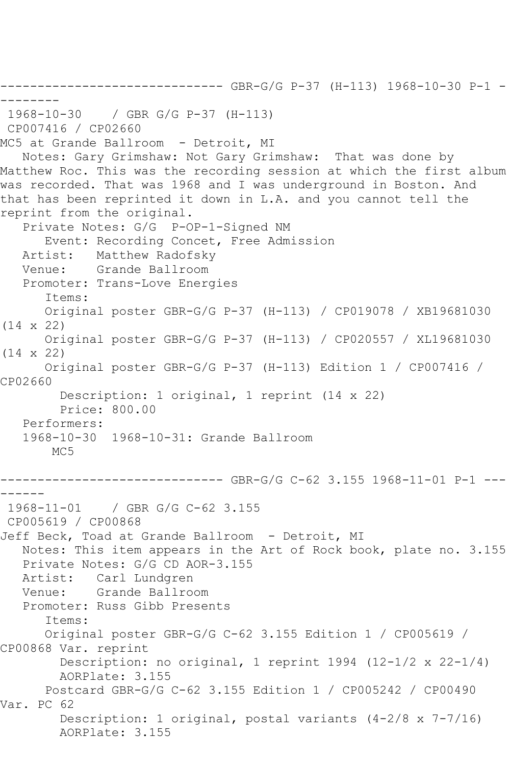------------------------------ GBR-G/G P-37 (H-113) 1968-10-30 P-1 --------

1968-10-30    / GBR G/G P-37 (H-113)
CP007416 / CP02660
MC5 at Grande Ballroom  - Detroit, MI
   Notes: Gary Grimshaw: Not Gary Grimshaw:  That was done by Matthew Roc. This was the recording session at which the first album was recorded. That was 1968 and I was underground in Boston. And that has been reprinted it down in L.A. and you cannot tell the reprint from the original.
   Private Notes: G/G  P-OP-1-Signed NM
      Event: Recording Concet, Free Admission
   Artist:   Matthew Radofsky
   Venue:    Grande Ballroom
   Promoter: Trans-Love Energies
      Items:
      Original poster GBR-G/G P-37 (H-113) / CP019078 / XB19681030 (14 x 22)
      Original poster GBR-G/G P-37 (H-113) / CP020557 / XL19681030 (14 x 22)
      Original poster GBR-G/G P-37 (H-113) Edition 1 / CP007416 / CP02660
        Description: 1 original, 1 reprint (14 x 22)
        Price: 800.00
   Performers:
   1968-10-30  1968-10-31: Grande Ballroom
       MC5

------------------------------ GBR-G/G C-62 3.155 1968-11-01 P-1 ---------

1968-11-01    / GBR G/G C-62 3.155
CP005619 / CP00868
Jeff Beck, Toad at Grande Ballroom  - Detroit, MI
   Notes: This item appears in the Art of Rock book, plate no. 3.155
   Private Notes: G/G CD AOR-3.155
   Artist:   Carl Lundgren
   Venue:    Grande Ballroom
   Promoter: Russ Gibb Presents
      Items:
      Original poster GBR-G/G C-62 3.155 Edition 1 / CP005619 / CP00868 Var. reprint
        Description: no original, 1 reprint 1994 (12-1/2 x 22-1/4)
        AORPlate: 3.155
      Postcard GBR-G/G C-62 3.155 Edition 1 / CP005242 / CP00490 Var. PC 62
        Description: 1 original, postal variants (4-2/8 x 7-7/16)
        AORPlate: 3.155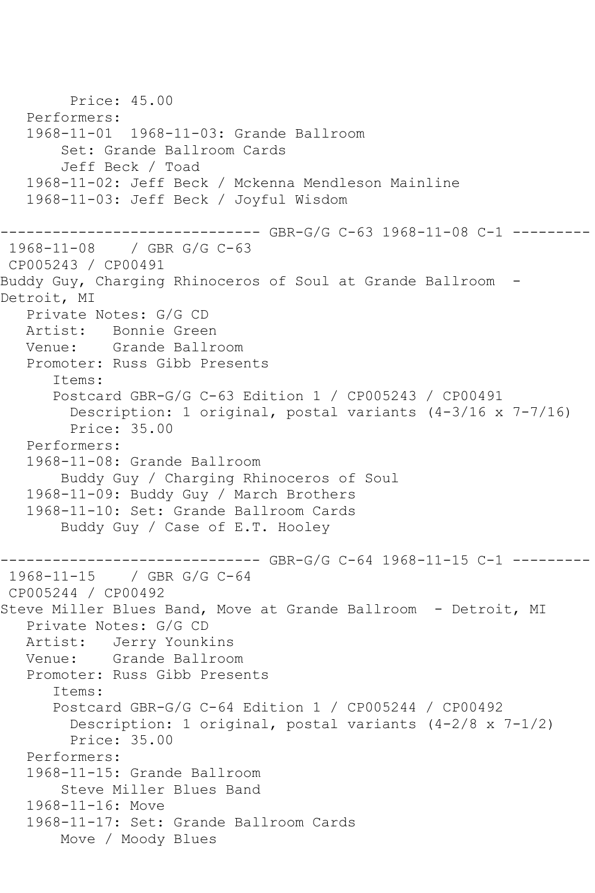Price: 45.00
   Performers:
   1968-11-01  1968-11-03: Grande Ballroom
       Set: Grande Ballroom Cards
       Jeff Beck / Toad
   1968-11-02: Jeff Beck / Mckenna Mendleson Mainline
   1968-11-03: Jeff Beck / Joyful Wisdom

------------------------------ GBR-G/G C-63 1968-11-08 C-1 ---------

1968-11-08    / GBR G/G C-63
CP005243 / CP00491
Buddy Guy, Charging Rhinoceros of Soul at Grande Ballroom  - Detroit, MI
   Private Notes: G/G CD
   Artist:   Bonnie Green
   Venue:    Grande Ballroom
   Promoter: Russ Gibb Presents
      Items:
      Postcard GBR-G/G C-63 Edition 1 / CP005243 / CP00491
        Description: 1 original, postal variants (4-3/16 x 7-7/16)
        Price: 35.00
   Performers:
   1968-11-08: Grande Ballroom
       Buddy Guy / Charging Rhinoceros of Soul
   1968-11-09: Buddy Guy / March Brothers
   1968-11-10: Set: Grande Ballroom Cards
       Buddy Guy / Case of E.T. Hooley

------------------------------ GBR-G/G C-64 1968-11-15 C-1 ---------

1968-11-15    / GBR G/G C-64
CP005244 / CP00492
Steve Miller Blues Band, Move at Grande Ballroom  - Detroit, MI
   Private Notes: G/G CD
   Artist:   Jerry Younkins
   Venue:    Grande Ballroom
   Promoter: Russ Gibb Presents
      Items:
      Postcard GBR-G/G C-64 Edition 1 / CP005244 / CP00492
        Description: 1 original, postal variants (4-2/8 x 7-1/2)
        Price: 35.00
   Performers:
   1968-11-15: Grande Ballroom
       Steve Miller Blues Band
   1968-11-16: Move
   1968-11-17: Set: Grande Ballroom Cards
       Move / Moody Blues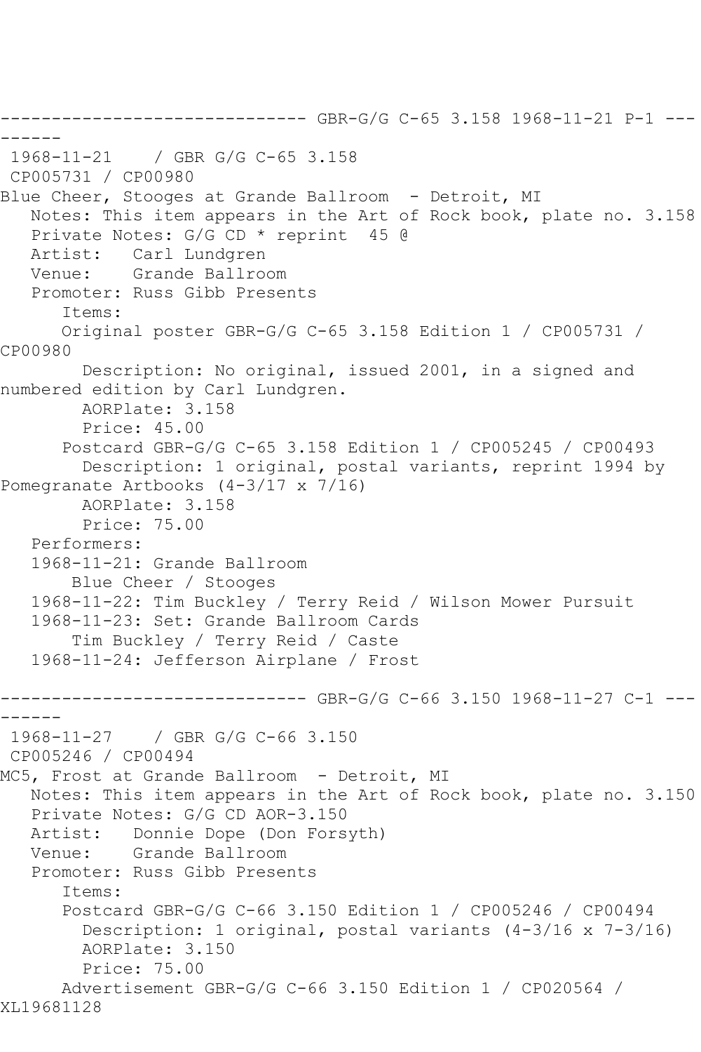------------------------------ GBR-G/G C-65 3.158 1968-11-21 P-1 ---
------

1968-11-21 / GBR G/G C-65 3.158
CP005731 / CP00980
Blue Cheer, Stooges at Grande Ballroom - Detroit, MI
Notes: This item appears in the Art of Rock book, plate no. 3.158
Private Notes: G/G CD * reprint 45 @
Artist: Carl Lundgren
Venue: Grande Ballroom
Promoter: Russ Gibb Presents
Items:
Original poster GBR-G/G C-65 3.158 Edition 1 / CP005731 / CP00980
Description: No original, issued 2001, in a signed and numbered edition by Carl Lundgren.
AORPlate: 3.158
Price: 45.00
Postcard GBR-G/G C-65 3.158 Edition 1 / CP005245 / CP00493
Description: 1 original, postal variants, reprint 1994 by Pomegranate Artbooks (4-3/17 x 7/16)
AORPlate: 3.158
Price: 75.00
Performers:
1968-11-21: Grande Ballroom
Blue Cheer / Stooges
1968-11-22: Tim Buckley / Terry Reid / Wilson Mower Pursuit
1968-11-23: Set: Grande Ballroom Cards
Tim Buckley / Terry Reid / Caste
1968-11-24: Jefferson Airplane / Frost

------------------------------ GBR-G/G C-66 3.150 1968-11-27 C-1 ---
------

1968-11-27 / GBR G/G C-66 3.150
CP005246 / CP00494
MC5, Frost at Grande Ballroom - Detroit, MI
Notes: This item appears in the Art of Rock book, plate no. 3.150
Private Notes: G/G CD AOR-3.150
Artist: Donnie Dope (Don Forsyth)
Venue: Grande Ballroom
Promoter: Russ Gibb Presents
Items:
Postcard GBR-G/G C-66 3.150 Edition 1 / CP005246 / CP00494
Description: 1 original, postal variants (4-3/16 x 7-3/16)
AORPlate: 3.150
Price: 75.00
Advertisement GBR-G/G C-66 3.150 Edition 1 / CP020564 / XL19681128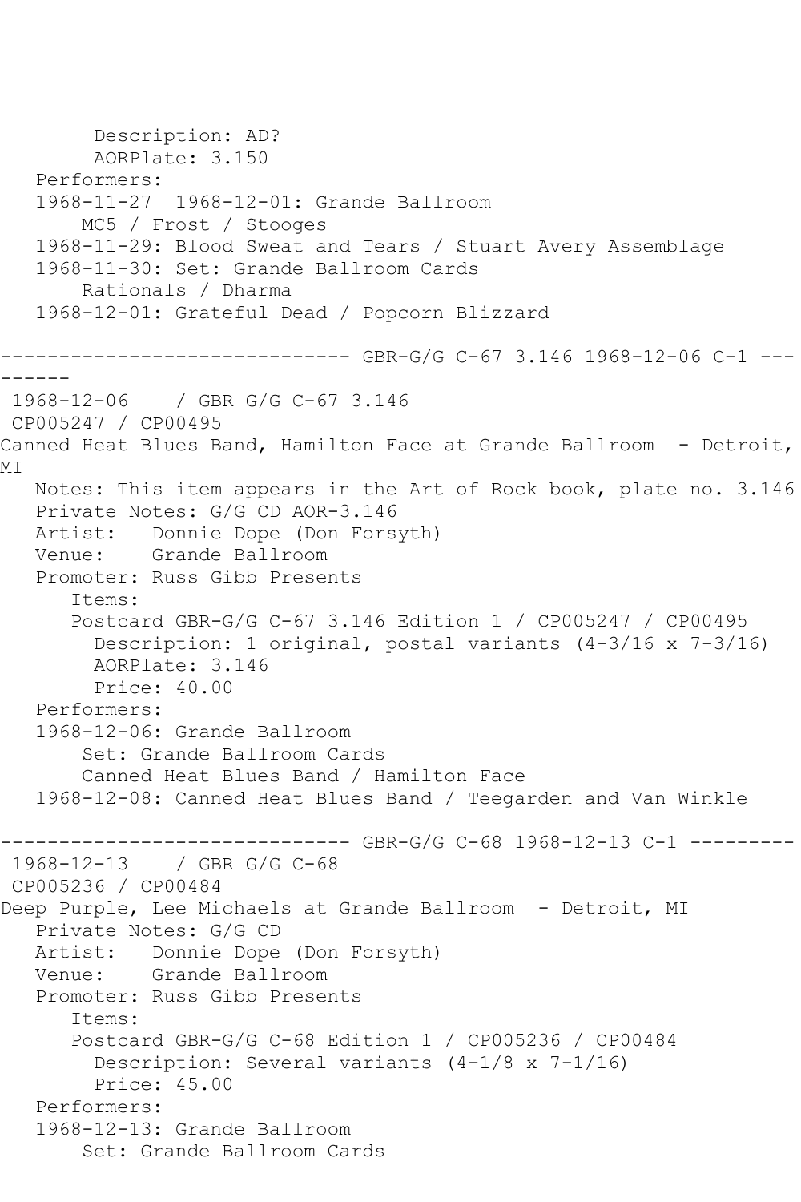```
        Description: AD?
        AORPlate: 3.150
   Performers:
   1968-11-27  1968-12-01: Grande Ballroom
       MC5 / Frost / Stooges
   1968-11-29: Blood Sweat and Tears / Stuart Avery Assemblage
   1968-11-30: Set: Grande Ballroom Cards
       Rationals / Dharma
   1968-12-01: Grateful Dead / Popcorn Blizzard

------------------------------ GBR-G/G C-67 3.146 1968-12-06 C-1 ---
------
 1968-12-06    / GBR G/G C-67 3.146
 CP005247 / CP00495
Canned Heat Blues Band, Hamilton Face at Grande Ballroom  - Detroit,
MI
   Notes: This item appears in the Art of Rock book, plate no. 3.146
   Private Notes: G/G CD AOR-3.146
   Artist:   Donnie Dope (Don Forsyth)
   Venue:    Grande Ballroom
   Promoter: Russ Gibb Presents
      Items:
      Postcard GBR-G/G C-67 3.146 Edition 1 / CP005247 / CP00495
        Description: 1 original, postal variants (4-3/16 x 7-3/16)
        AORPlate: 3.146
        Price: 40.00
   Performers:
   1968-12-06: Grande Ballroom
       Set: Grande Ballroom Cards
       Canned Heat Blues Band / Hamilton Face
   1968-12-08: Canned Heat Blues Band / Teegarden and Van Winkle

------------------------------ GBR-G/G C-68 1968-12-13 C-1 ---------
 1968-12-13    / GBR G/G C-68
 CP005236 / CP00484
Deep Purple, Lee Michaels at Grande Ballroom  - Detroit, MI
   Private Notes: G/G CD
   Artist:   Donnie Dope (Don Forsyth)
   Venue:    Grande Ballroom
   Promoter: Russ Gibb Presents
      Items:
      Postcard GBR-G/G C-68 Edition 1 / CP005236 / CP00484
        Description: Several variants (4-1/8 x 7-1/16)
        Price: 45.00
   Performers:
   1968-12-13: Grande Ballroom
       Set: Grande Ballroom Cards
```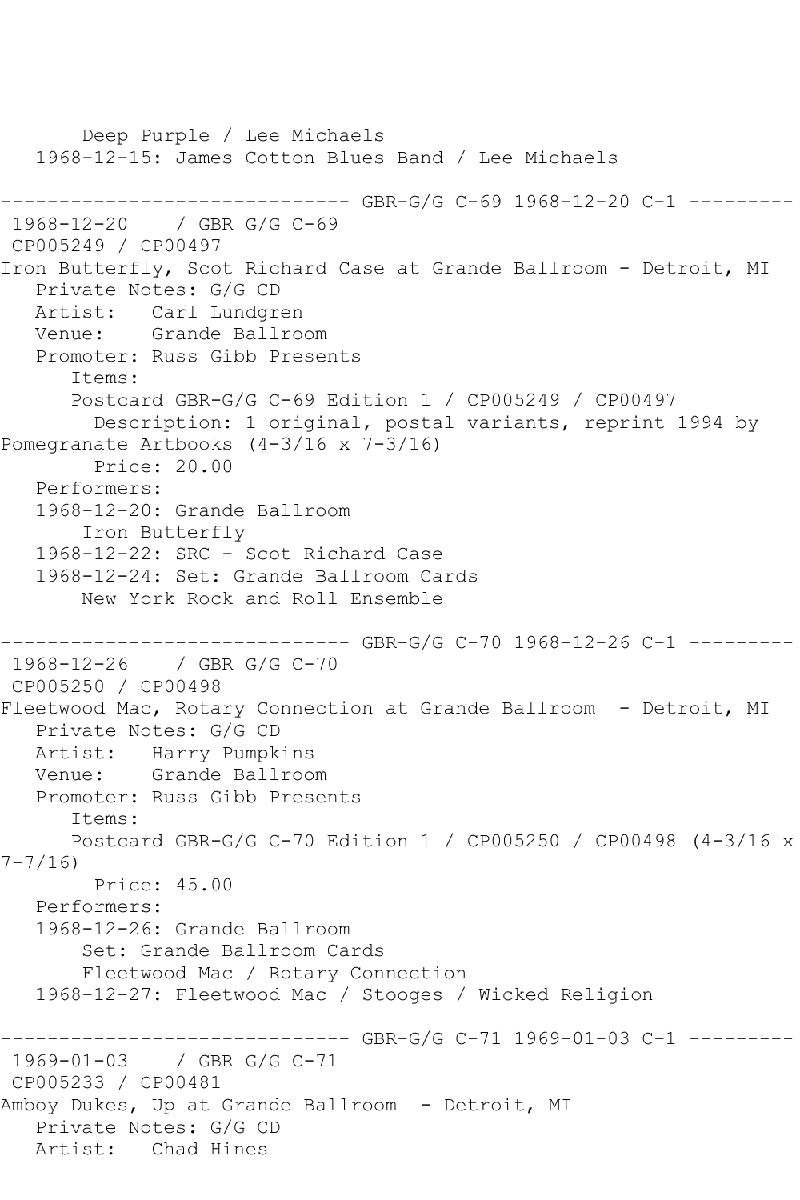Deep Purple / Lee Michaels
1968-12-15: James Cotton Blues Band / Lee Michaels

------------------------------ GBR-G/G C-69 1968-12-20 C-1 ---------
1968-12-20 / GBR G/G C-69
CP005249 / CP00497
Iron Butterfly, Scot Richard Case at Grande Ballroom - Detroit, MI
Private Notes: G/G CD
Artist: Carl Lundgren
Venue: Grande Ballroom
Promoter: Russ Gibb Presents
Items:
Postcard GBR-G/G C-69 Edition 1 / CP005249 / CP00497
Description: 1 original, postal variants, reprint 1994 by Pomegranate Artbooks (4-3/16 x 7-3/16)
Price: 20.00
Performers:
1968-12-20: Grande Ballroom
Iron Butterfly
1968-12-22: SRC - Scot Richard Case
1968-12-24: Set: Grande Ballroom Cards
New York Rock and Roll Ensemble

------------------------------ GBR-G/G C-70 1968-12-26 C-1 ---------
1968-12-26 / GBR G/G C-70
CP005250 / CP00498
Fleetwood Mac, Rotary Connection at Grande Ballroom - Detroit, MI
Private Notes: G/G CD
Artist: Harry Pumpkins
Venue: Grande Ballroom
Promoter: Russ Gibb Presents
Items:
Postcard GBR-G/G C-70 Edition 1 / CP005250 / CP00498 (4-3/16 x 7-7/16)
Price: 45.00
Performers:
1968-12-26: Grande Ballroom
Set: Grande Ballroom Cards
Fleetwood Mac / Rotary Connection
1968-12-27: Fleetwood Mac / Stooges / Wicked Religion

------------------------------ GBR-G/G C-71 1969-01-03 C-1 ---------
1969-01-03 / GBR G/G C-71
CP005233 / CP00481
Amboy Dukes, Up at Grande Ballroom - Detroit, MI
Private Notes: G/G CD
Artist: Chad Hines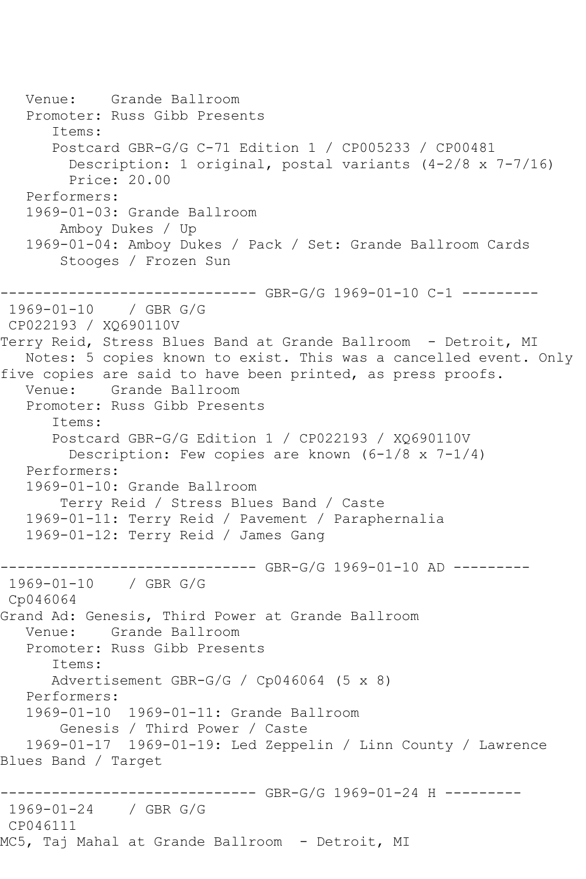```
   Venue:    Grande Ballroom
   Promoter: Russ Gibb Presents
      Items:
      Postcard GBR-G/G C-71 Edition 1 / CP005233 / CP00481
        Description: 1 original, postal variants (4-2/8 x 7-7/16)
        Price: 20.00
   Performers:
   1969-01-03: Grande Ballroom
       Amboy Dukes / Up
   1969-01-04: Amboy Dukes / Pack / Set: Grande Ballroom Cards
       Stooges / Frozen Sun

------------------------------ GBR-G/G 1969-01-10 C-1 ---------
 1969-01-10    / GBR G/G
 CP022193 / XQ690110V
Terry Reid, Stress Blues Band at Grande Ballroom  - Detroit, MI
   Notes: 5 copies known to exist. This was a cancelled event. Only
five copies are said to have been printed, as press proofs.
   Venue:    Grande Ballroom
   Promoter: Russ Gibb Presents
      Items:
      Postcard GBR-G/G Edition 1 / CP022193 / XQ690110V
        Description: Few copies are known (6-1/8 x 7-1/4)
   Performers:
   1969-01-10: Grande Ballroom
       Terry Reid / Stress Blues Band / Caste
   1969-01-11: Terry Reid / Pavement / Paraphernalia
   1969-01-12: Terry Reid / James Gang

------------------------------ GBR-G/G 1969-01-10 AD ---------
 1969-01-10    / GBR G/G
 Cp046064
Grand Ad: Genesis, Third Power at Grande Ballroom
   Venue:    Grande Ballroom
   Promoter: Russ Gibb Presents
      Items:
      Advertisement GBR-G/G / Cp046064 (5 x 8)
   Performers:
   1969-01-10  1969-01-11: Grande Ballroom
       Genesis / Third Power / Caste
   1969-01-17  1969-01-19: Led Zeppelin / Linn County / Lawrence
Blues Band / Target

------------------------------ GBR-G/G 1969-01-24 H ---------
 1969-01-24    / GBR G/G
 CP046111
MC5, Taj Mahal at Grande Ballroom  - Detroit, MI
```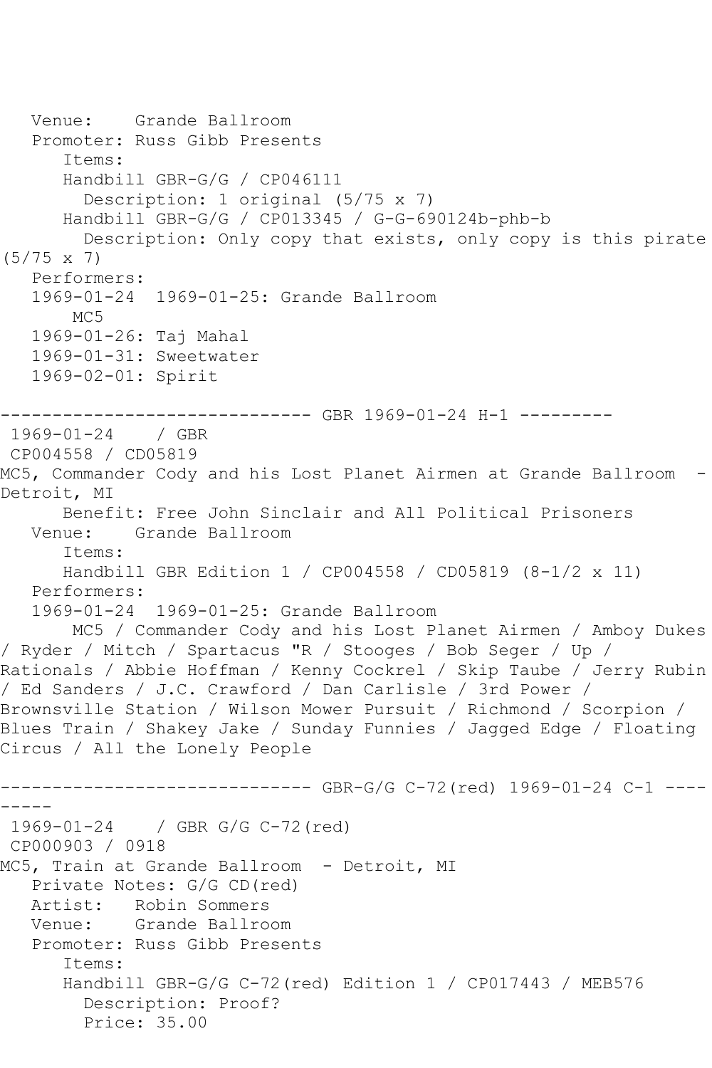```
   Venue:    Grande Ballroom
   Promoter: Russ Gibb Presents
      Items:
      Handbill GBR-G/G / CP046111
        Description: 1 original (5/75 x 7)
      Handbill GBR-G/G / CP013345 / G-G-690124b-phb-b
        Description: Only copy that exists, only copy is this pirate
(5/75 x 7)
   Performers:
   1969-01-24  1969-01-25: Grande Ballroom
       MC5
   1969-01-26: Taj Mahal
   1969-01-31: Sweetwater
   1969-02-01: Spirit

------------------------------ GBR 1969-01-24 H-1 ---------
 1969-01-24    / GBR
 CP004558 / CD05819
MC5, Commander Cody and his Lost Planet Airmen at Grande Ballroom  -
Detroit, MI
      Benefit: Free John Sinclair and All Political Prisoners
   Venue:    Grande Ballroom
      Items:
      Handbill GBR Edition 1 / CP004558 / CD05819 (8-1/2 x 11)
   Performers:
   1969-01-24  1969-01-25: Grande Ballroom
       MC5 / Commander Cody and his Lost Planet Airmen / Amboy Dukes
/ Ryder / Mitch / Spartacus "R / Stooges / Bob Seger / Up /
Rationals / Abbie Hoffman / Kenny Cockrel / Skip Taube / Jerry Rubin
/ Ed Sanders / J.C. Crawford / Dan Carlisle / 3rd Power /
Brownsville Station / Wilson Mower Pursuit / Richmond / Scorpion /
Blues Train / Shakey Jake / Sunday Funnies / Jagged Edge / Floating
Circus / All the Lonely People

------------------------------ GBR-G/G C-72(red) 1969-01-24 C-1 ----
-----
 1969-01-24    / GBR G/G C-72(red)
 CP000903 / 0918
MC5, Train at Grande Ballroom  - Detroit, MI
   Private Notes: G/G CD(red)
   Artist:   Robin Sommers
   Venue:    Grande Ballroom
   Promoter: Russ Gibb Presents
      Items:
      Handbill GBR-G/G C-72(red) Edition 1 / CP017443 / MEB576
        Description: Proof?
        Price: 35.00
```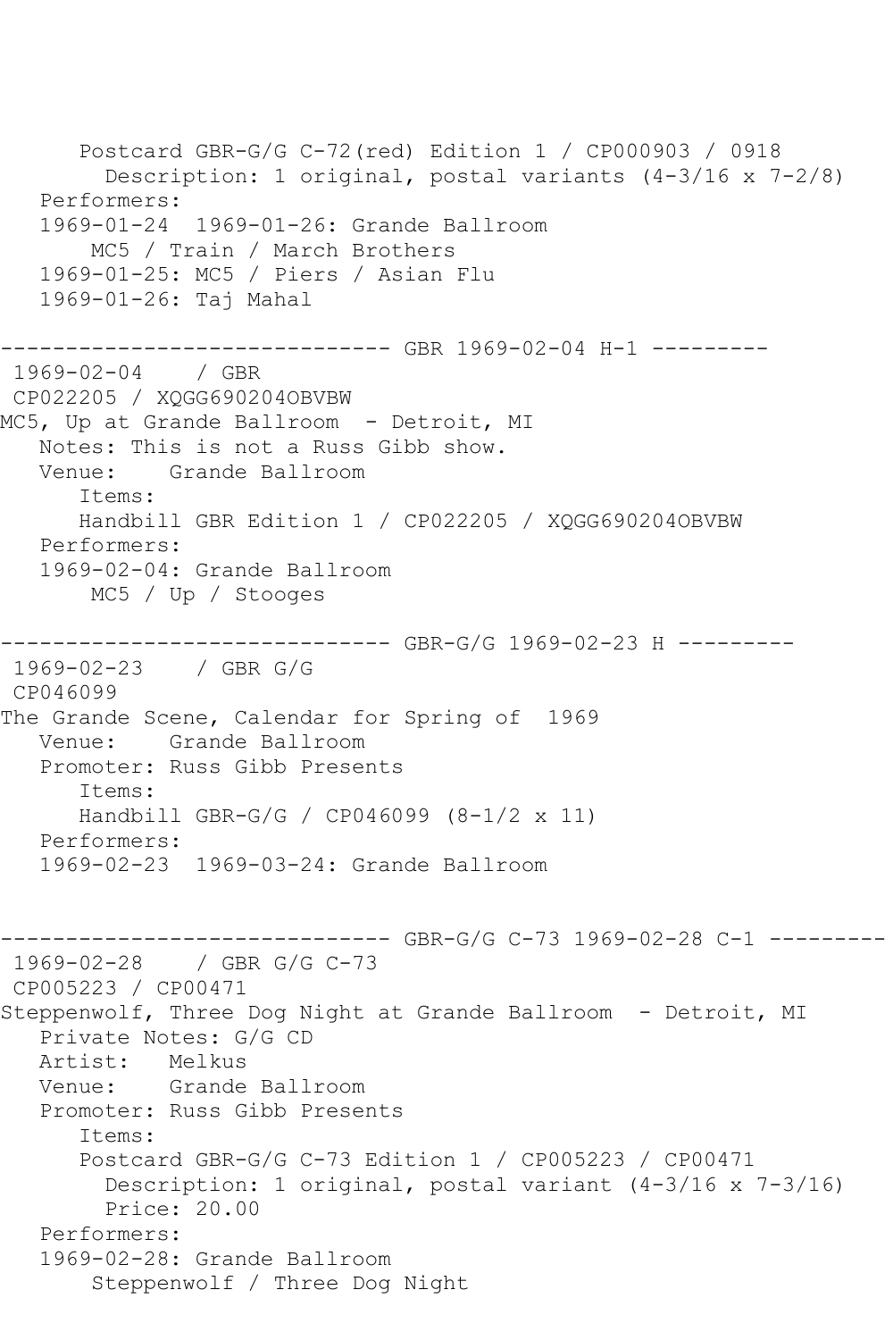```
      Postcard GBR-G/G C-72(red) Edition 1 / CP000903 / 0918
        Description: 1 original, postal variants (4-3/16 x 7-2/8)
   Performers:
   1969-01-24  1969-01-26: Grande Ballroom
       MC5 / Train / March Brothers
   1969-01-25: MC5 / Piers / Asian Flu
   1969-01-26: Taj Mahal

------------------------------ GBR 1969-02-04 H-1 ---------
 1969-02-04    / GBR
 CP022205 / XQGG690204OBVBW
MC5, Up at Grande Ballroom  - Detroit, MI
   Notes: This is not a Russ Gibb show.
   Venue:    Grande Ballroom
      Items:
      Handbill GBR Edition 1 / CP022205 / XQGG690204OBVBW
   Performers:
   1969-02-04: Grande Ballroom
       MC5 / Up / Stooges

------------------------------ GBR-G/G 1969-02-23 H ---------
 1969-02-23    / GBR G/G
 CP046099
The Grande Scene, Calendar for Spring of  1969
   Venue:    Grande Ballroom
   Promoter: Russ Gibb Presents
      Items:
      Handbill GBR-G/G / CP046099 (8-1/2 x 11)
   Performers:
   1969-02-23  1969-03-24: Grande Ballroom


------------------------------ GBR-G/G C-73 1969-02-28 C-1 ---------
 1969-02-28    / GBR G/G C-73
 CP005223 / CP00471
Steppenwolf, Three Dog Night at Grande Ballroom  - Detroit, MI
   Private Notes: G/G CD
   Artist:   Melkus
   Venue:    Grande Ballroom
   Promoter: Russ Gibb Presents
      Items:
      Postcard GBR-G/G C-73 Edition 1 / CP005223 / CP00471
        Description: 1 original, postal variant (4-3/16 x 7-3/16)
        Price: 20.00
   Performers:
   1969-02-28: Grande Ballroom
       Steppenwolf / Three Dog Night
```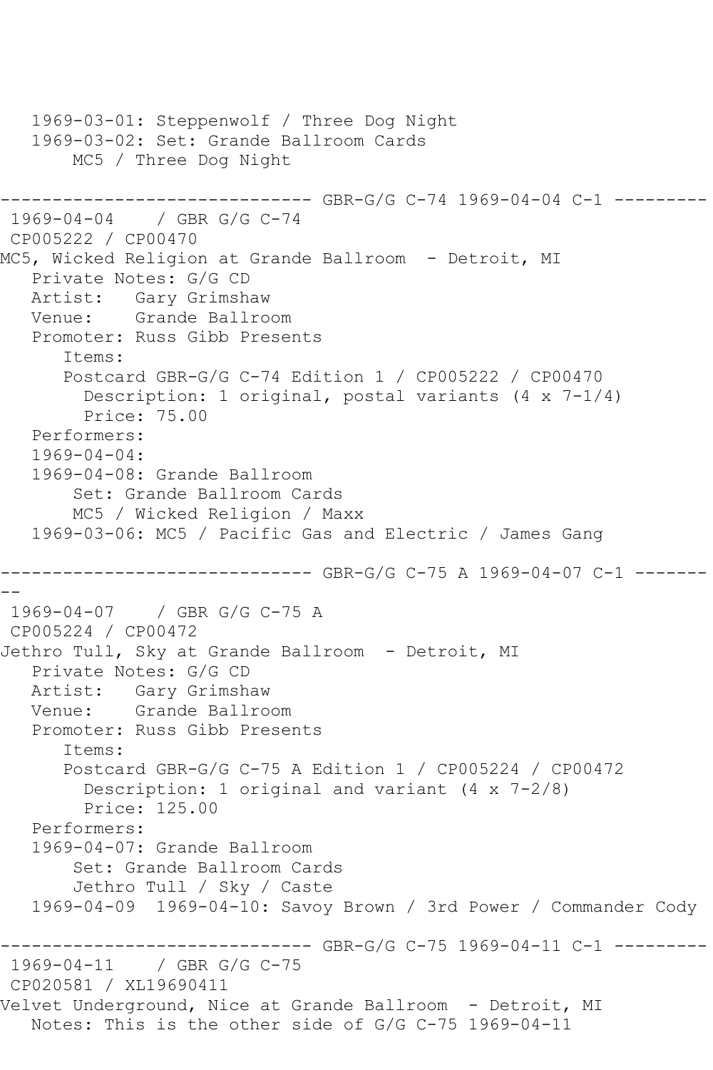```
   1969-03-01: Steppenwolf / Three Dog Night
   1969-03-02: Set: Grande Ballroom Cards
        MC5 / Three Dog Night

------------------------------ GBR-G/G C-74 1969-04-04 C-1 ---------
 1969-04-04    / GBR G/G C-74
 CP005222 / CP00470
MC5, Wicked Religion at Grande Ballroom  - Detroit, MI
   Private Notes: G/G CD
   Artist:   Gary Grimshaw
   Venue:    Grande Ballroom
   Promoter: Russ Gibb Presents
      Items:
      Postcard GBR-G/G C-74 Edition 1 / CP005222 / CP00470
        Description: 1 original, postal variants (4 x 7-1/4)
        Price: 75.00
   Performers:
   1969-04-04:
   1969-04-08: Grande Ballroom
        Set: Grande Ballroom Cards
        MC5 / Wicked Religion / Maxx
   1969-03-06: MC5 / Pacific Gas and Electric / James Gang

------------------------------ GBR-G/G C-75 A 1969-04-07 C-1 -------
--
 1969-04-07    / GBR G/G C-75 A
 CP005224 / CP00472
Jethro Tull, Sky at Grande Ballroom  - Detroit, MI
   Private Notes: G/G CD
   Artist:   Gary Grimshaw
   Venue:    Grande Ballroom
   Promoter: Russ Gibb Presents
      Items:
      Postcard GBR-G/G C-75 A Edition 1 / CP005224 / CP00472
        Description: 1 original and variant (4 x 7-2/8)
        Price: 125.00
   Performers:
   1969-04-07: Grande Ballroom
        Set: Grande Ballroom Cards
        Jethro Tull / Sky / Caste
   1969-04-09  1969-04-10: Savoy Brown / 3rd Power / Commander Cody

------------------------------ GBR-G/G C-75 1969-04-11 C-1 ---------
 1969-04-11    / GBR G/G C-75
 CP020581 / XL19690411
Velvet Underground, Nice at Grande Ballroom  - Detroit, MI
   Notes: This is the other side of G/G C-75 1969-04-11
```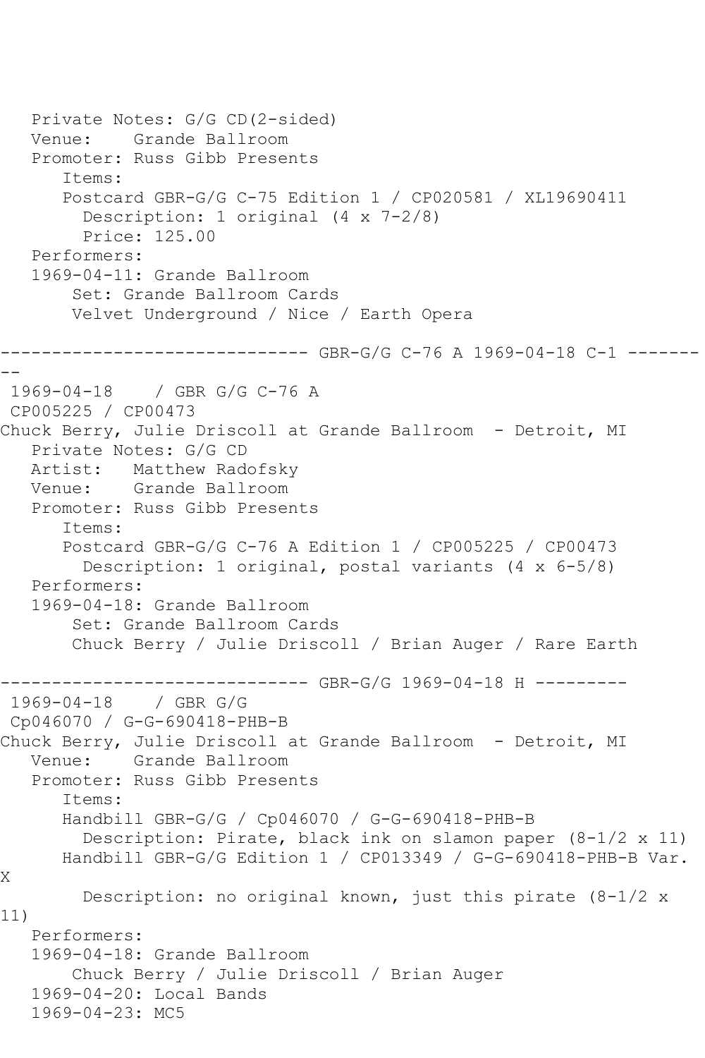Private Notes: G/G CD(2-sided)
Venue: Grande Ballroom
Promoter: Russ Gibb Presents
Items:
Postcard GBR-G/G C-75 Edition 1 / CP020581 / XL19690411
Description: 1 original (4 x 7-2/8)
Price: 125.00
Performers:
1969-04-11: Grande Ballroom
Set: Grande Ballroom Cards
Velvet Underground / Nice / Earth Opera

------------------------------ GBR-G/G C-76 A 1969-04-18 C-1 ---------

1969-04-18 / GBR G/G C-76 A
CP005225 / CP00473
Chuck Berry, Julie Driscoll at Grande Ballroom - Detroit, MI
Private Notes: G/G CD
Artist: Matthew Radofsky
Venue: Grande Ballroom
Promoter: Russ Gibb Presents
Items:
Postcard GBR-G/G C-76 A Edition 1 / CP005225 / CP00473
Description: 1 original, postal variants (4 x 6-5/8)
Performers:
1969-04-18: Grande Ballroom
Set: Grande Ballroom Cards
Chuck Berry / Julie Driscoll / Brian Auger / Rare Earth

------------------------------ GBR-G/G 1969-04-18 H ---------

1969-04-18 / GBR G/G
Cp046070 / G-G-690418-PHB-B
Chuck Berry, Julie Driscoll at Grande Ballroom - Detroit, MI
Venue: Grande Ballroom
Promoter: Russ Gibb Presents
Items:
Handbill GBR-G/G / Cp046070 / G-G-690418-PHB-B
Description: Pirate, black ink on slamon paper (8-1/2 x 11)
Handbill GBR-G/G Edition 1 / CP013349 / G-G-690418-PHB-B Var. X
Description: no original known, just this pirate (8-1/2 x 11)
Performers:
1969-04-18: Grande Ballroom
Chuck Berry / Julie Driscoll / Brian Auger
1969-04-20: Local Bands
1969-04-23: MC5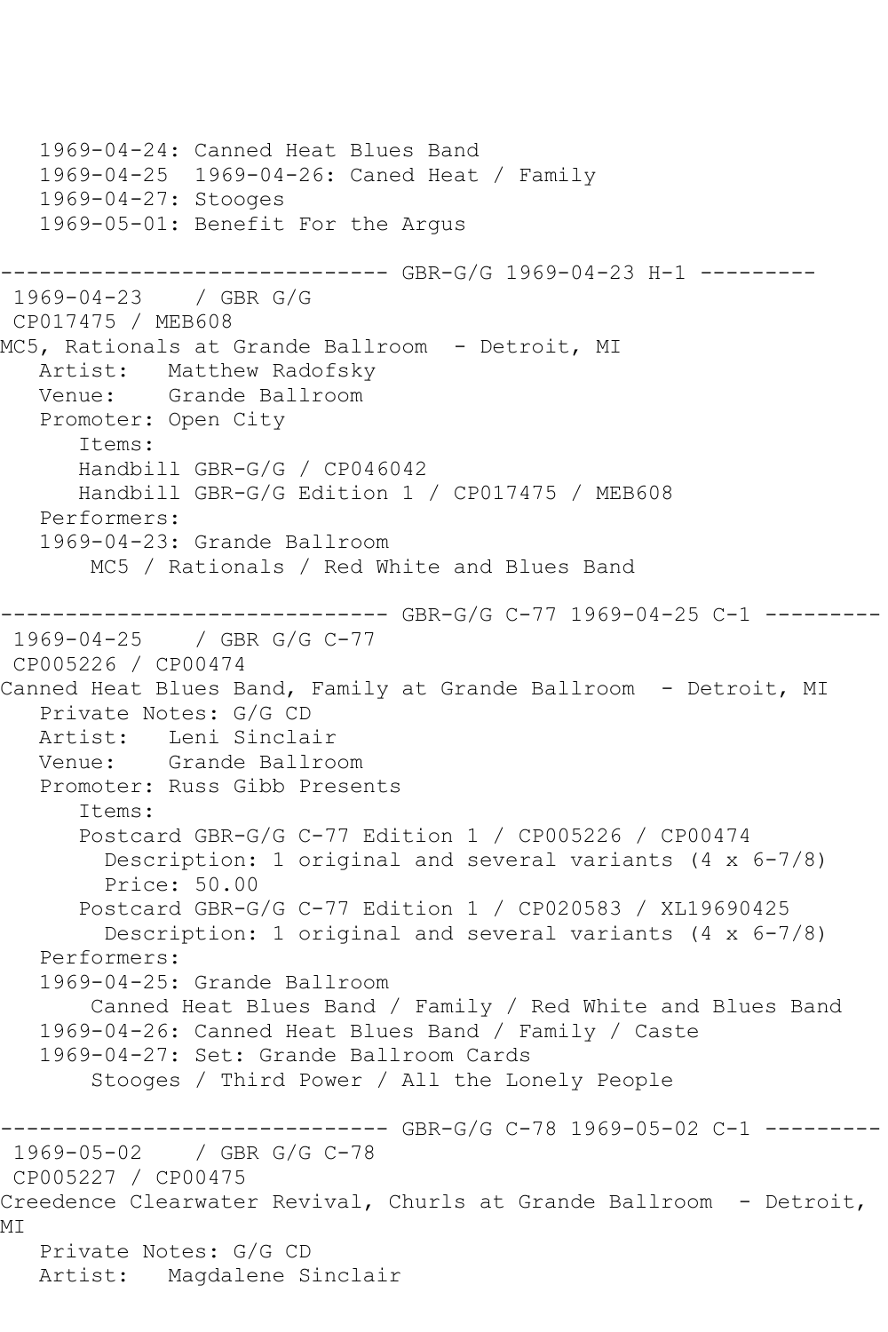1969-04-24: Canned Heat Blues Band
1969-04-25  1969-04-26: Caned Heat / Family
1969-04-27: Stooges
1969-05-01: Benefit For the Argus

------------------------------ GBR-G/G 1969-04-23 H-1 ---------

1969-04-23    / GBR G/G
CP017475 / MEB608

MC5, Rationals at Grande Ballroom  - Detroit, MI

Artist:   Matthew Radofsky
Venue:    Grande Ballroom
Promoter: Open City

Items:
Handbill GBR-G/G / CP046042
Handbill GBR-G/G Edition 1 / CP017475 / MEB608

Performers:
1969-04-23: Grande Ballroom
MC5 / Rationals / Red White and Blues Band

------------------------------ GBR-G/G C-77 1969-04-25 C-1 ---------

1969-04-25    / GBR G/G C-77
CP005226 / CP00474

Canned Heat Blues Band, Family at Grande Ballroom  - Detroit, MI

Private Notes: G/G CD
Artist:   Leni Sinclair
Venue:    Grande Ballroom
Promoter: Russ Gibb Presents

Items:
Postcard GBR-G/G C-77 Edition 1 / CP005226 / CP00474
Description: 1 original and several variants (4 x 6-7/8)
Price: 50.00
Postcard GBR-G/G C-77 Edition 1 / CP020583 / XL19690425
Description: 1 original and several variants (4 x 6-7/8)

Performers:
1969-04-25: Grande Ballroom
Canned Heat Blues Band / Family / Red White and Blues Band
1969-04-26: Canned Heat Blues Band / Family / Caste
1969-04-27: Set: Grande Ballroom Cards
Stooges / Third Power / All the Lonely People

------------------------------ GBR-G/G C-78 1969-05-02 C-1 ---------

1969-05-02    / GBR G/G C-78
CP005227 / CP00475

Creedence Clearwater Revival, Churls at Grande Ballroom  - Detroit, MI

Private Notes: G/G CD
Artist:   Magdalene Sinclair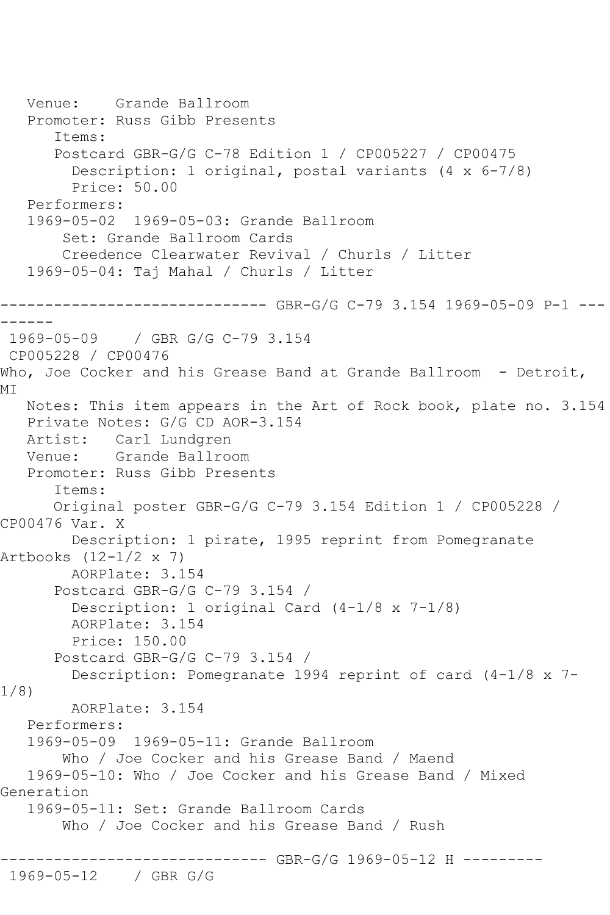Venue:    Grande Ballroom
   Promoter: Russ Gibb Presents
      Items:
      Postcard GBR-G/G C-78 Edition 1 / CP005227 / CP00475
        Description: 1 original, postal variants (4 x 6-7/8)
        Price: 50.00
   Performers:
   1969-05-02  1969-05-03: Grande Ballroom
       Set: Grande Ballroom Cards
       Creedence Clearwater Revival / Churls / Litter
   1969-05-04: Taj Mahal / Churls / Litter

------------------------------ GBR-G/G C-79 3.154 1969-05-09 P-1 ---------
 1969-05-09    / GBR G/G C-79 3.154
 CP005228 / CP00476
Who, Joe Cocker and his Grease Band at Grande Ballroom  - Detroit, MI
   Notes: This item appears in the Art of Rock book, plate no. 3.154
   Private Notes: G/G CD AOR-3.154
   Artist:   Carl Lundgren
   Venue:    Grande Ballroom
   Promoter: Russ Gibb Presents
      Items:
      Original poster GBR-G/G C-79 3.154 Edition 1 / CP005228 / CP00476 Var. X
        Description: 1 pirate, 1995 reprint from Pomegranate Artbooks (12-1/2 x 7)
        AORPlate: 3.154
      Postcard GBR-G/G C-79 3.154 /
        Description: 1 original Card (4-1/8 x 7-1/8)
        AORPlate: 3.154
        Price: 150.00
      Postcard GBR-G/G C-79 3.154 /
        Description: Pomegranate 1994 reprint of card (4-1/8 x 7-1/8)
        AORPlate: 3.154
   Performers:
   1969-05-09  1969-05-11: Grande Ballroom
       Who / Joe Cocker and his Grease Band / Maend
   1969-05-10: Who / Joe Cocker and his Grease Band / Mixed Generation
   1969-05-11: Set: Grande Ballroom Cards
       Who / Joe Cocker and his Grease Band / Rush

------------------------------ GBR-G/G 1969-05-12 H ---------
 1969-05-12    / GBR G/G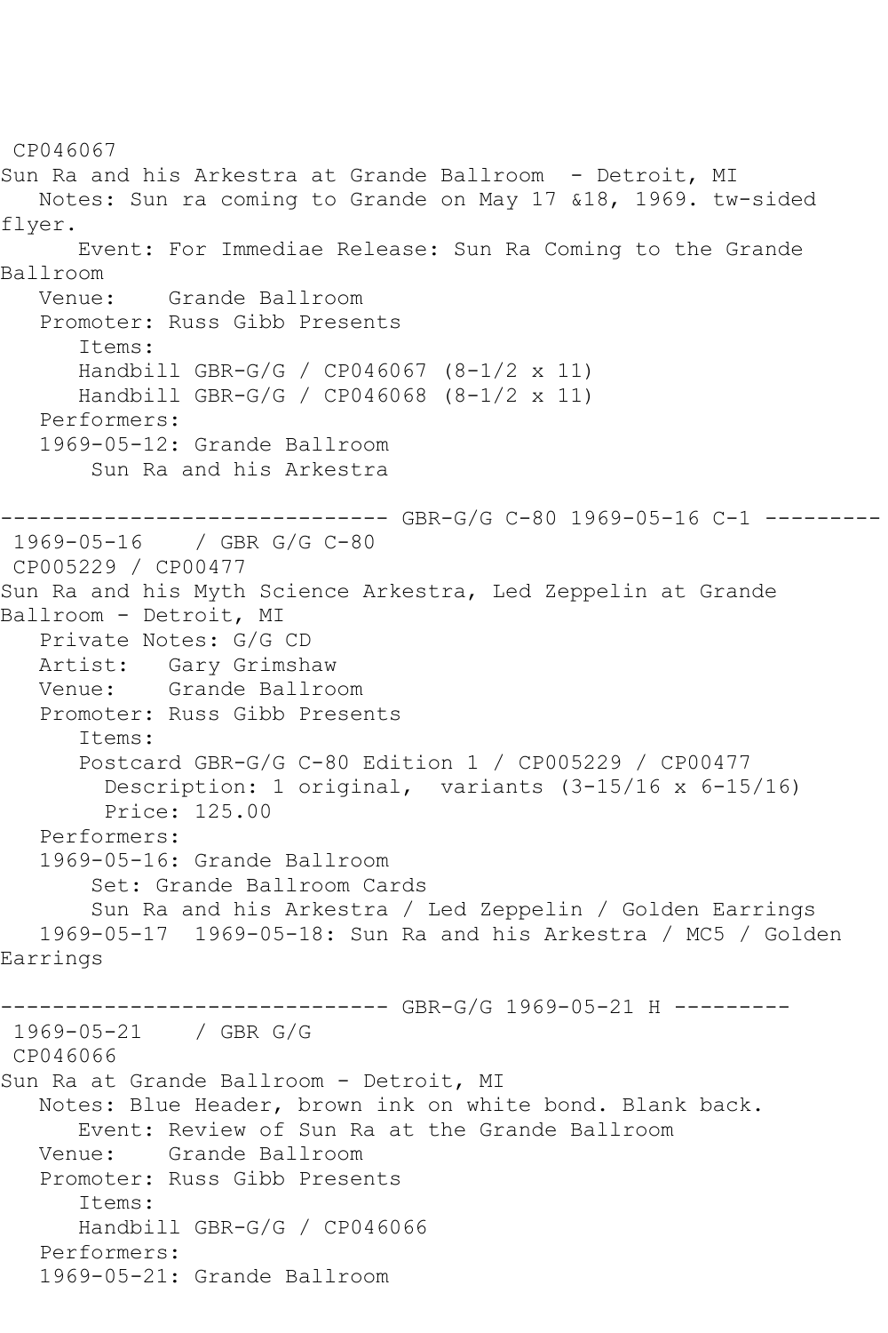CP046067
Sun Ra and his Arkestra at Grande Ballroom - Detroit, MI
Notes: Sun ra coming to Grande on May 17 &18, 1969. tw-sided flyer.
Event: For Immediae Release: Sun Ra Coming to the Grande Ballroom
Venue: Grande Ballroom
Promoter: Russ Gibb Presents
Items:
Handbill GBR-G/G / CP046067 (8-1/2 x 11)
Handbill GBR-G/G / CP046068 (8-1/2 x 11)
Performers:
1969-05-12: Grande Ballroom
Sun Ra and his Arkestra

------------------------------ GBR-G/G C-80 1969-05-16 C-1 ---------

1969-05-16 / GBR G/G C-80
CP005229 / CP00477
Sun Ra and his Myth Science Arkestra, Led Zeppelin at Grande Ballroom - Detroit, MI
Private Notes: G/G CD
Artist: Gary Grimshaw
Venue: Grande Ballroom
Promoter: Russ Gibb Presents
Items:
Postcard GBR-G/G C-80 Edition 1 / CP005229 / CP00477
Description: 1 original, variants (3-15/16 x 6-15/16)
Price: 125.00
Performers:
1969-05-16: Grande Ballroom
Set: Grande Ballroom Cards
Sun Ra and his Arkestra / Led Zeppelin / Golden Earrings
1969-05-17 1969-05-18: Sun Ra and his Arkestra / MC5 / Golden Earrings

------------------------------ GBR-G/G 1969-05-21 H ---------

1969-05-21 / GBR G/G
CP046066
Sun Ra at Grande Ballroom - Detroit, MI
Notes: Blue Header, brown ink on white bond. Blank back.
Event: Review of Sun Ra at the Grande Ballroom
Venue: Grande Ballroom
Promoter: Russ Gibb Presents
Items:
Handbill GBR-G/G / CP046066
Performers:
1969-05-21: Grande Ballroom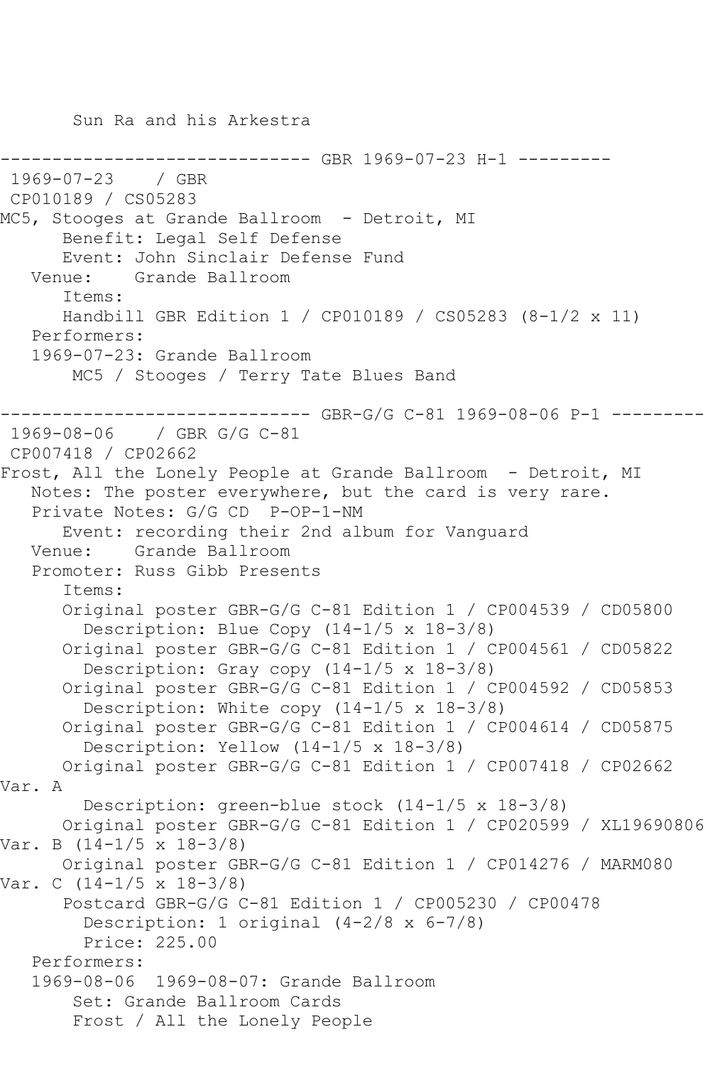Sun Ra and his Arkestra

------------------------------ GBR 1969-07-23 H-1 ---------

1969-07-23 / GBR
CP010189 / CS05283
MC5, Stooges at Grande Ballroom - Detroit, MI
Benefit: Legal Self Defense
Event: John Sinclair Defense Fund
Venue: Grande Ballroom
Items:
Handbill GBR Edition 1 / CP010189 / CS05283 (8-1/2 x 11)
Performers:
1969-07-23: Grande Ballroom
MC5 / Stooges / Terry Tate Blues Band

------------------------------ GBR-G/G C-81 1969-08-06 P-1 ---------

1969-08-06 / GBR G/G C-81
CP007418 / CP02662
Frost, All the Lonely People at Grande Ballroom - Detroit, MI
Notes: The poster everywhere, but the card is very rare.
Private Notes: G/G CD P-OP-1-NM
Event: recording their 2nd album for Vanguard
Venue: Grande Ballroom
Promoter: Russ Gibb Presents
Items:
Original poster GBR-G/G C-81 Edition 1 / CP004539 / CD05800
Description: Blue Copy (14-1/5 x 18-3/8)
Original poster GBR-G/G C-81 Edition 1 / CP004561 / CD05822
Description: Gray copy (14-1/5 x 18-3/8)
Original poster GBR-G/G C-81 Edition 1 / CP004592 / CD05853
Description: White copy (14-1/5 x 18-3/8)
Original poster GBR-G/G C-81 Edition 1 / CP004614 / CD05875
Description: Yellow (14-1/5 x 18-3/8)
Original poster GBR-G/G C-81 Edition 1 / CP007418 / CP02662 Var. A
Description: green-blue stock (14-1/5 x 18-3/8)
Original poster GBR-G/G C-81 Edition 1 / CP020599 / XL19690806 Var. B (14-1/5 x 18-3/8)
Original poster GBR-G/G C-81 Edition 1 / CP014276 / MARM080 Var. C (14-1/5 x 18-3/8)
Postcard GBR-G/G C-81 Edition 1 / CP005230 / CP00478
Description: 1 original (4-2/8 x 6-7/8)
Price: 225.00
Performers:
1969-08-06 1969-08-07: Grande Ballroom
Set: Grande Ballroom Cards
Frost / All the Lonely People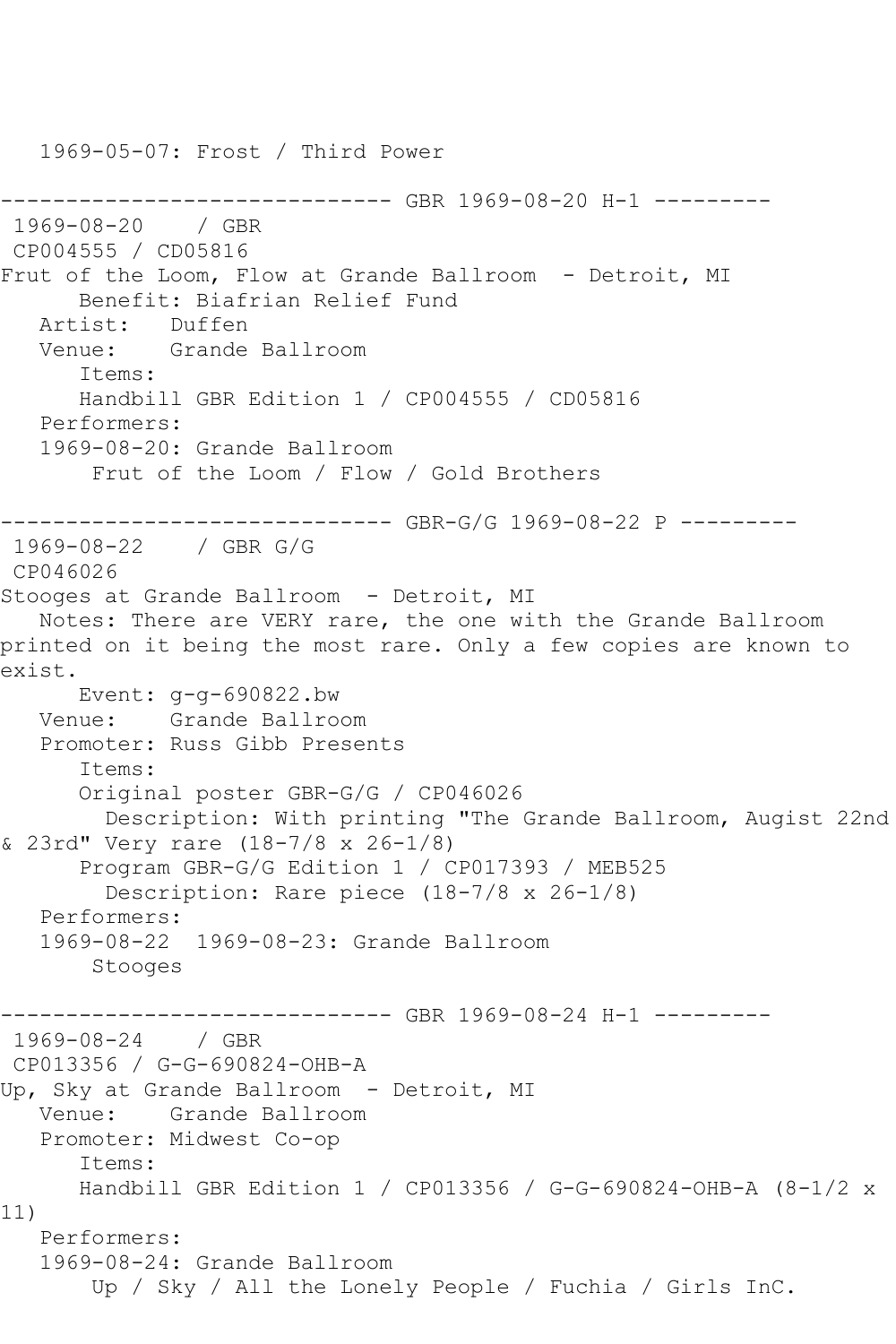1969-05-07: Frost / Third Power

------------------------------ GBR 1969-08-20 H-1 ---------

1969-08-20 / GBR

CP004555 / CD05816

Frut of the Loom, Flow at Grande Ballroom - Detroit, MI

Benefit: Biafrian Relief Fund

Artist: Duffen

Venue: Grande Ballroom

Items:

Handbill GBR Edition 1 / CP004555 / CD05816

Performers:

1969-08-20: Grande Ballroom

Frut of the Loom / Flow / Gold Brothers

------------------------------ GBR-G/G 1969-08-22 P ---------

1969-08-22 / GBR G/G

CP046026

Stooges at Grande Ballroom - Detroit, MI

Notes: There are VERY rare, the one with the Grande Ballroom printed on it being the most rare. Only a few copies are known to exist.

Event: g-g-690822.bw

Venue: Grande Ballroom

Promoter: Russ Gibb Presents

Items:

Original poster GBR-G/G / CP046026

Description: With printing "The Grande Ballroom, Augist 22nd & 23rd" Very rare (18-7/8 x 26-1/8)

Program GBR-G/G Edition 1 / CP017393 / MEB525

Description: Rare piece (18-7/8 x 26-1/8)

Performers:

1969-08-22 1969-08-23: Grande Ballroom

Stooges

------------------------------ GBR 1969-08-24 H-1 ---------

1969-08-24 / GBR

CP013356 / G-G-690824-OHB-A

Up, Sky at Grande Ballroom - Detroit, MI

Venue: Grande Ballroom

Promoter: Midwest Co-op

Items:

Handbill GBR Edition 1 / CP013356 / G-G-690824-OHB-A (8-1/2 x 11)

Performers:

1969-08-24: Grande Ballroom

Up / Sky / All the Lonely People / Fuchia / Girls InC.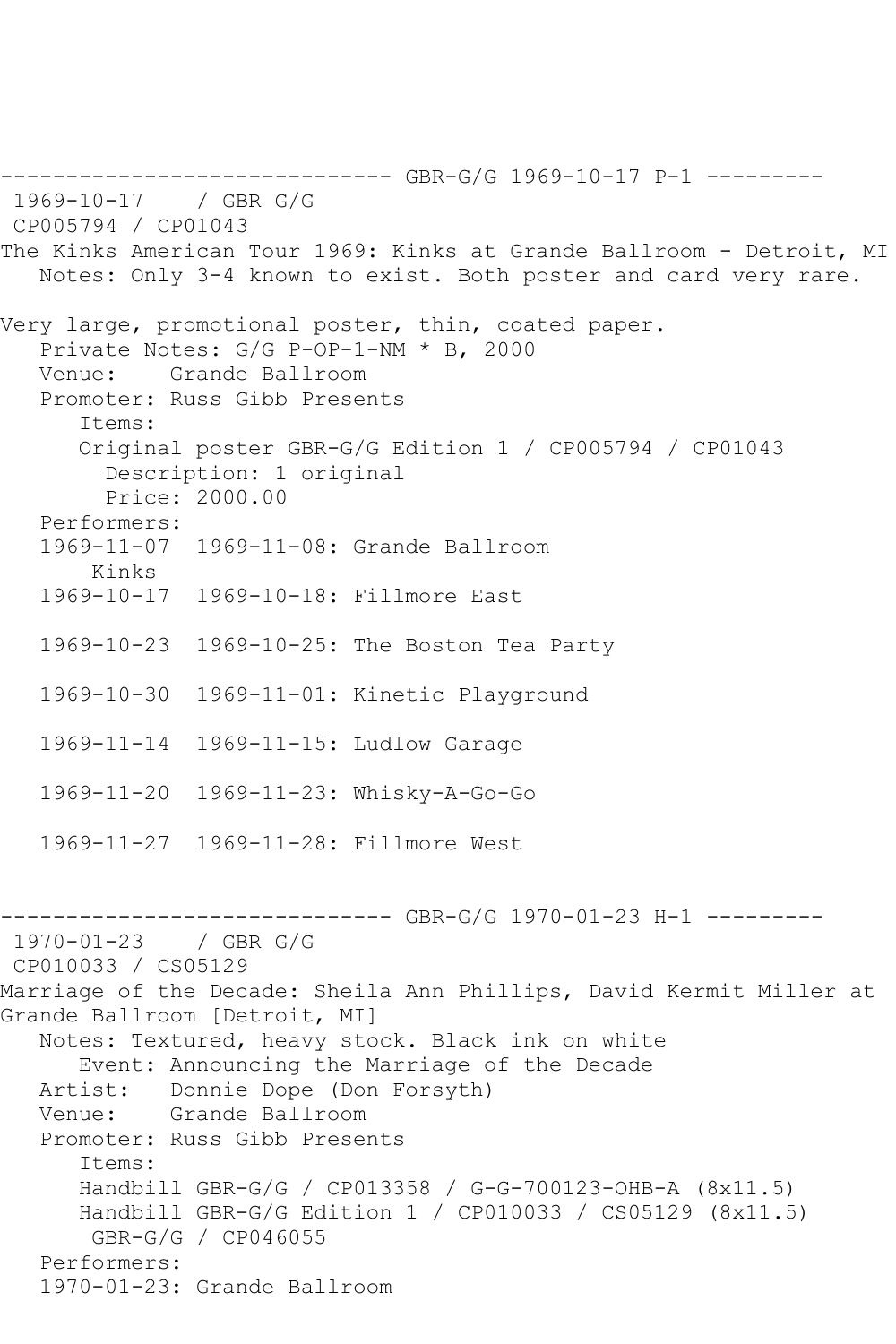```
------------------------------ GBR-G/G 1969-10-17 P-1 ---------
 1969-10-17    / GBR G/G
 CP005794 / CP01043
The Kinks American Tour 1969: Kinks at Grande Ballroom - Detroit, MI
   Notes: Only 3-4 known to exist. Both poster and card very rare.

Very large, promotional poster, thin, coated paper.
   Private Notes: G/G P-OP-1-NM * B, 2000
   Venue:    Grande Ballroom
   Promoter: Russ Gibb Presents
      Items:
      Original poster GBR-G/G Edition 1 / CP005794 / CP01043
        Description: 1 original
        Price: 2000.00
   Performers:
   1969-11-07  1969-11-08: Grande Ballroom
       Kinks
   1969-10-17  1969-10-18: Fillmore East

   1969-10-23  1969-10-25: The Boston Tea Party

   1969-10-30  1969-11-01: Kinetic Playground

   1969-11-14  1969-11-15: Ludlow Garage

   1969-11-20  1969-11-23: Whisky-A-Go-Go

   1969-11-27  1969-11-28: Fillmore West


------------------------------ GBR-G/G 1970-01-23 H-1 ---------
 1970-01-23    / GBR G/G
 CP010033 / CS05129
Marriage of the Decade: Sheila Ann Phillips, David Kermit Miller at
Grande Ballroom [Detroit, MI]
   Notes: Textured, heavy stock. Black ink on white
      Event: Announcing the Marriage of the Decade
   Artist:   Donnie Dope (Don Forsyth)
   Venue:    Grande Ballroom
   Promoter: Russ Gibb Presents
      Items:
      Handbill GBR-G/G / CP013358 / G-G-700123-OHB-A (8x11.5)
      Handbill GBR-G/G Edition 1 / CP010033 / CS05129 (8x11.5)
       GBR-G/G / CP046055
   Performers:
   1970-01-23: Grande Ballroom
```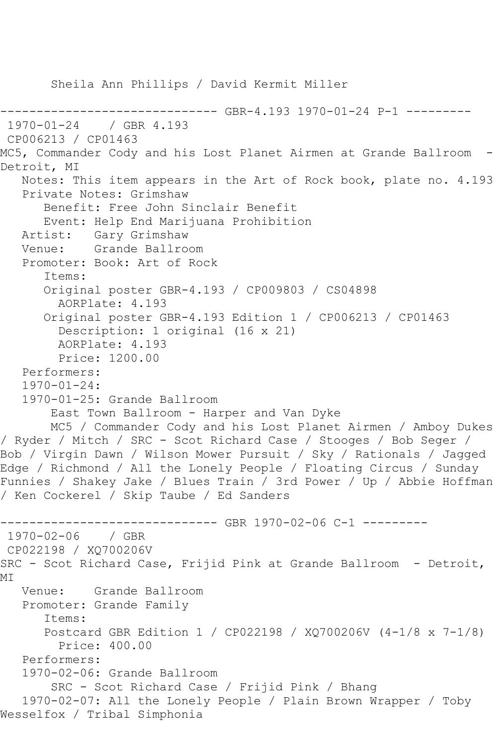Sheila Ann Phillips / David Kermit Miller

------------------------------ GBR-4.193 1970-01-24 P-1 ---------

1970-01-24 / GBR 4.193

CP006213 / CP01463

MC5, Commander Cody and his Lost Planet Airmen at Grande Ballroom - Detroit, MI

Notes: This item appears in the Art of Rock book, plate no. 4.193

Private Notes: Grimshaw

Benefit: Free John Sinclair Benefit

Event: Help End Marijuana Prohibition

Artist: Gary Grimshaw

Venue: Grande Ballroom

Promoter: Book: Art of Rock

Items:

Original poster GBR-4.193 / CP009803 / CS04898

AORPlate: 4.193

Original poster GBR-4.193 Edition 1 / CP006213 / CP01463

Description: 1 original (16 x 21)

AORPlate: 4.193

Price: 1200.00

Performers:

1970-01-24:

1970-01-25: Grande Ballroom

East Town Ballroom - Harper and Van Dyke

MC5 / Commander Cody and his Lost Planet Airmen / Amboy Dukes / Ryder / Mitch / SRC - Scot Richard Case / Stooges / Bob Seger / Bob / Virgin Dawn / Wilson Mower Pursuit / Sky / Rationals / Jagged Edge / Richmond / All the Lonely People / Floating Circus / Sunday Funnies / Shakey Jake / Blues Train / 3rd Power / Up / Abbie Hoffman / Ken Cockerel / Skip Taube / Ed Sanders

------------------------------ GBR 1970-02-06 C-1 ---------

1970-02-06 / GBR

CP022198 / XQ700206V

SRC - Scot Richard Case, Frijid Pink at Grande Ballroom - Detroit, MI

Venue: Grande Ballroom

Promoter: Grande Family

Items:

Postcard GBR Edition 1 / CP022198 / XQ700206V (4-1/8 x 7-1/8)

Price: 400.00

Performers:

1970-02-06: Grande Ballroom

SRC - Scot Richard Case / Frijid Pink / Bhang

1970-02-07: All the Lonely People / Plain Brown Wrapper / Toby Wesselfox / Tribal Simphonia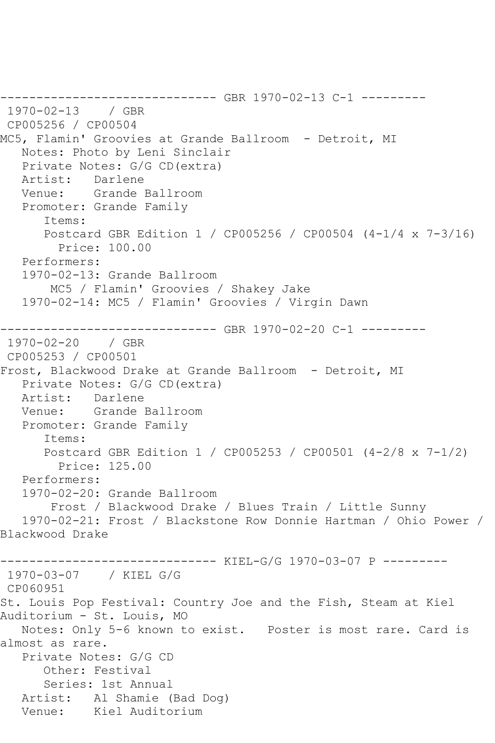------------------------------ GBR 1970-02-13 C-1 ---------
1970-02-13 / GBR
CP005256 / CP00504
MC5, Flamin' Groovies at Grande Ballroom - Detroit, MI
Notes: Photo by Leni Sinclair
Private Notes: G/G CD(extra)
Artist: Darlene
Venue: Grande Ballroom
Promoter: Grande Family
Items:
Postcard GBR Edition 1 / CP005256 / CP00504 (4-1/4 x 7-3/16)
Price: 100.00
Performers:
1970-02-13: Grande Ballroom
MC5 / Flamin' Groovies / Shakey Jake
1970-02-14: MC5 / Flamin' Groovies / Virgin Dawn

------------------------------ GBR 1970-02-20 C-1 ---------
1970-02-20 / GBR
CP005253 / CP00501
Frost, Blackwood Drake at Grande Ballroom - Detroit, MI
Private Notes: G/G CD(extra)
Artist: Darlene
Venue: Grande Ballroom
Promoter: Grande Family
Items:
Postcard GBR Edition 1 / CP005253 / CP00501 (4-2/8 x 7-1/2)
Price: 125.00
Performers:
1970-02-20: Grande Ballroom
Frost / Blackwood Drake / Blues Train / Little Sunny
1970-02-21: Frost / Blackstone Row Donnie Hartman / Ohio Power / Blackwood Drake

------------------------------ KIEL-G/G 1970-03-07 P ---------
1970-03-07 / KIEL G/G
CP060951
St. Louis Pop Festival: Country Joe and the Fish, Steam at Kiel Auditorium - St. Louis, MO
Notes: Only 5-6 known to exist. Poster is most rare. Card is almost as rare.
Private Notes: G/G CD
Other: Festival
Series: 1st Annual
Artist: Al Shamie (Bad Dog)
Venue: Kiel Auditorium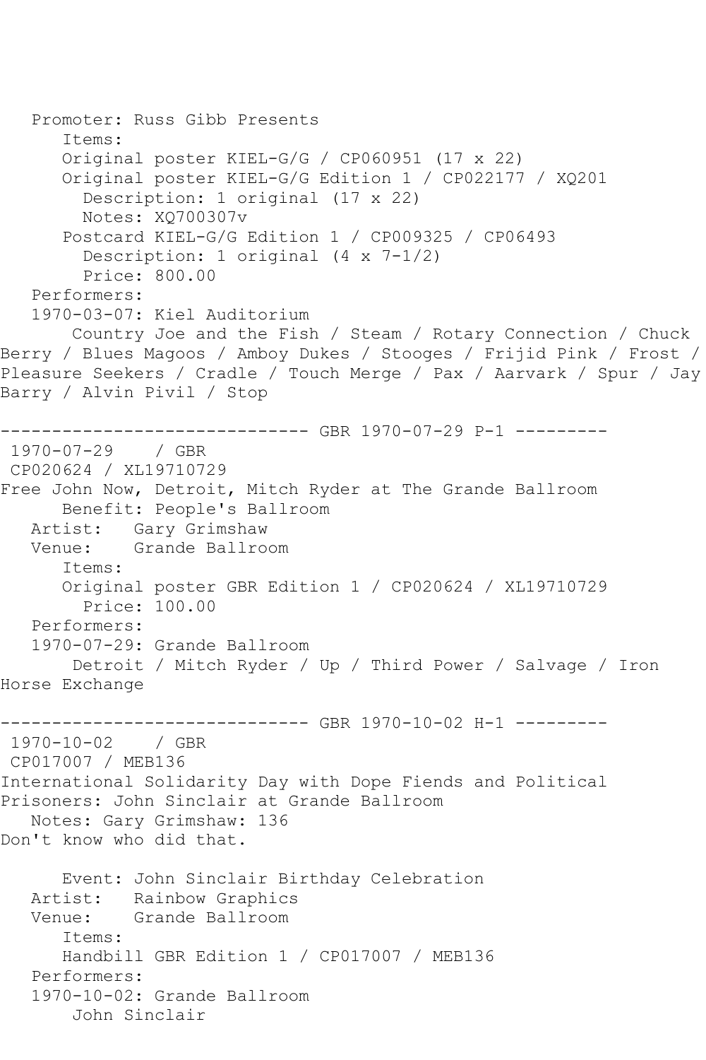Promoter: Russ Gibb Presents
Items:
Original poster KIEL-G/G / CP060951 (17 x 22)
Original poster KIEL-G/G Edition 1 / CP022177 / XQ201
Description: 1 original (17 x 22)
Notes: XQ700307v
Postcard KIEL-G/G Edition 1 / CP009325 / CP06493
Description: 1 original (4 x 7-1/2)
Price: 800.00
Performers:
1970-03-07: Kiel Auditorium
Country Joe and the Fish / Steam / Rotary Connection / Chuck Berry / Blues Magoos / Amboy Dukes / Stooges / Frijid Pink / Frost / Pleasure Seekers / Cradle / Touch Merge / Pax / Aarvark / Spur / Jay Barry / Alvin Pivil / Stop

------------------------------ GBR 1970-07-29 P-1 ---------

1970-07-29 / GBR
CP020624 / XL19710729
Free John Now, Detroit, Mitch Ryder at The Grande Ballroom
Benefit: People's Ballroom
Artist: Gary Grimshaw
Venue: Grande Ballroom
Items:
Original poster GBR Edition 1 / CP020624 / XL19710729
Price: 100.00
Performers:
1970-07-29: Grande Ballroom
Detroit / Mitch Ryder / Up / Third Power / Salvage / Iron Horse Exchange

------------------------------ GBR 1970-10-02 H-1 ---------

1970-10-02 / GBR
CP017007 / MEB136
International Solidarity Day with Dope Fiends and Political Prisoners: John Sinclair at Grande Ballroom
Notes: Gary Grimshaw: 136
Don't know who did that.

Event: John Sinclair Birthday Celebration
Artist: Rainbow Graphics
Venue: Grande Ballroom
Items:
Handbill GBR Edition 1 / CP017007 / MEB136
Performers:
1970-10-02: Grande Ballroom
John Sinclair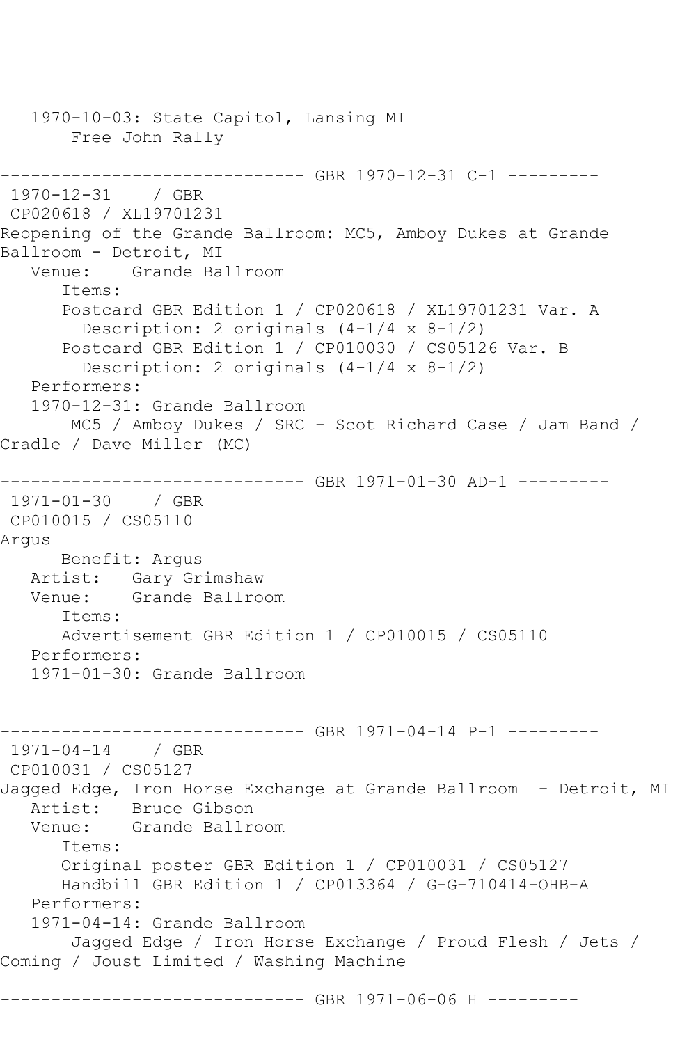1970-10-03: State Capitol, Lansing MI
    Free John Rally

------------------------------ GBR 1970-12-31 C-1 ---------

1970-12-31 / GBR
CP020618 / XL19701231
Reopening of the Grande Ballroom: MC5, Amboy Dukes at Grande Ballroom - Detroit, MI
Venue: Grande Ballroom
Items:
Postcard GBR Edition 1 / CP020618 / XL19701231 Var. A
Description: 2 originals (4-1/4 x 8-1/2)
Postcard GBR Edition 1 / CP010030 / CS05126 Var. B
Description: 2 originals (4-1/4 x 8-1/2)
Performers:
1970-12-31: Grande Ballroom
MC5 / Amboy Dukes / SRC - Scot Richard Case / Jam Band / Cradle / Dave Miller (MC)

------------------------------ GBR 1971-01-30 AD-1 ---------

1971-01-30 / GBR
CP010015 / CS05110
Argus
Benefit: Argus
Artist: Gary Grimshaw
Venue: Grande Ballroom
Items:
Advertisement GBR Edition 1 / CP010015 / CS05110
Performers:
1971-01-30: Grande Ballroom

------------------------------ GBR 1971-04-14 P-1 ---------

1971-04-14 / GBR
CP010031 / CS05127
Jagged Edge, Iron Horse Exchange at Grande Ballroom - Detroit, MI
Artist: Bruce Gibson
Venue: Grande Ballroom
Items:
Original poster GBR Edition 1 / CP010031 / CS05127
Handbill GBR Edition 1 / CP013364 / G-G-710414-OHB-A
Performers:
1971-04-14: Grande Ballroom
Jagged Edge / Iron Horse Exchange / Proud Flesh / Jets / Coming / Joust Limited / Washing Machine

------------------------------ GBR 1971-06-06 H ---------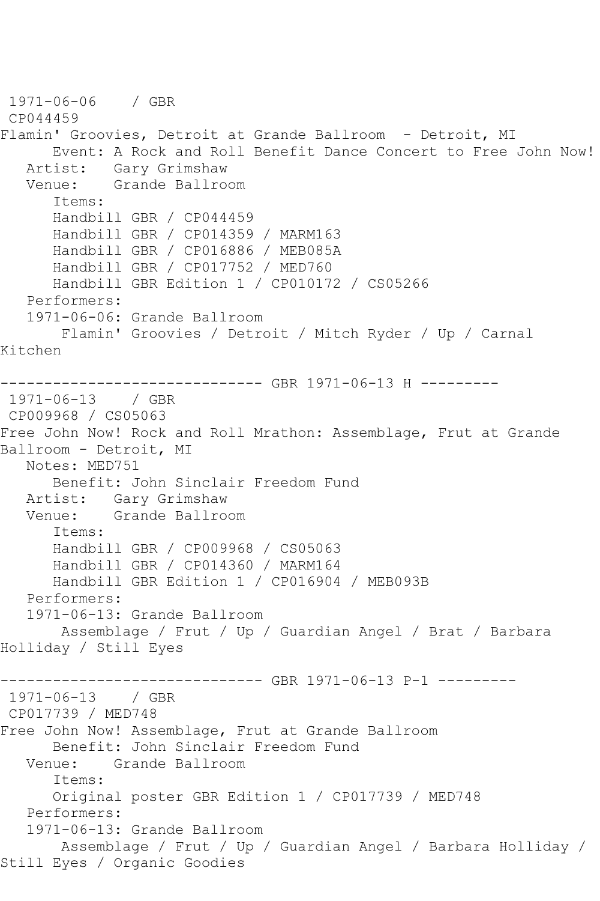1971-06-06 / GBR
CP044459
Flamin' Groovies, Detroit at Grande Ballroom - Detroit, MI
Event: A Rock and Roll Benefit Dance Concert to Free John Now!
Artist: Gary Grimshaw
Venue: Grande Ballroom
Items:
Handbill GBR / CP044459
Handbill GBR / CP014359 / MARM163
Handbill GBR / CP016886 / MEB085A
Handbill GBR / CP017752 / MED760
Handbill GBR Edition 1 / CP010172 / CS05266
Performers:
1971-06-06: Grande Ballroom
Flamin' Groovies / Detroit / Mitch Ryder / Up / Carnal Kitchen

------------------------------ GBR 1971-06-13 H ---------
1971-06-13 / GBR
CP009968 / CS05063
Free John Now! Rock and Roll Mrathon: Assemblage, Frut at Grande Ballroom - Detroit, MI
Notes: MED751
Benefit: John Sinclair Freedom Fund
Artist: Gary Grimshaw
Venue: Grande Ballroom
Items:
Handbill GBR / CP009968 / CS05063
Handbill GBR / CP014360 / MARM164
Handbill GBR Edition 1 / CP016904 / MEB093B
Performers:
1971-06-13: Grande Ballroom
Assemblage / Frut / Up / Guardian Angel / Brat / Barbara Holliday / Still Eyes

------------------------------ GBR 1971-06-13 P-1 ---------
1971-06-13 / GBR
CP017739 / MED748
Free John Now! Assemblage, Frut at Grande Ballroom
Benefit: John Sinclair Freedom Fund
Venue: Grande Ballroom
Items:
Original poster GBR Edition 1 / CP017739 / MED748
Performers:
1971-06-13: Grande Ballroom
Assemblage / Frut / Up / Guardian Angel / Barbara Holliday / Still Eyes / Organic Goodies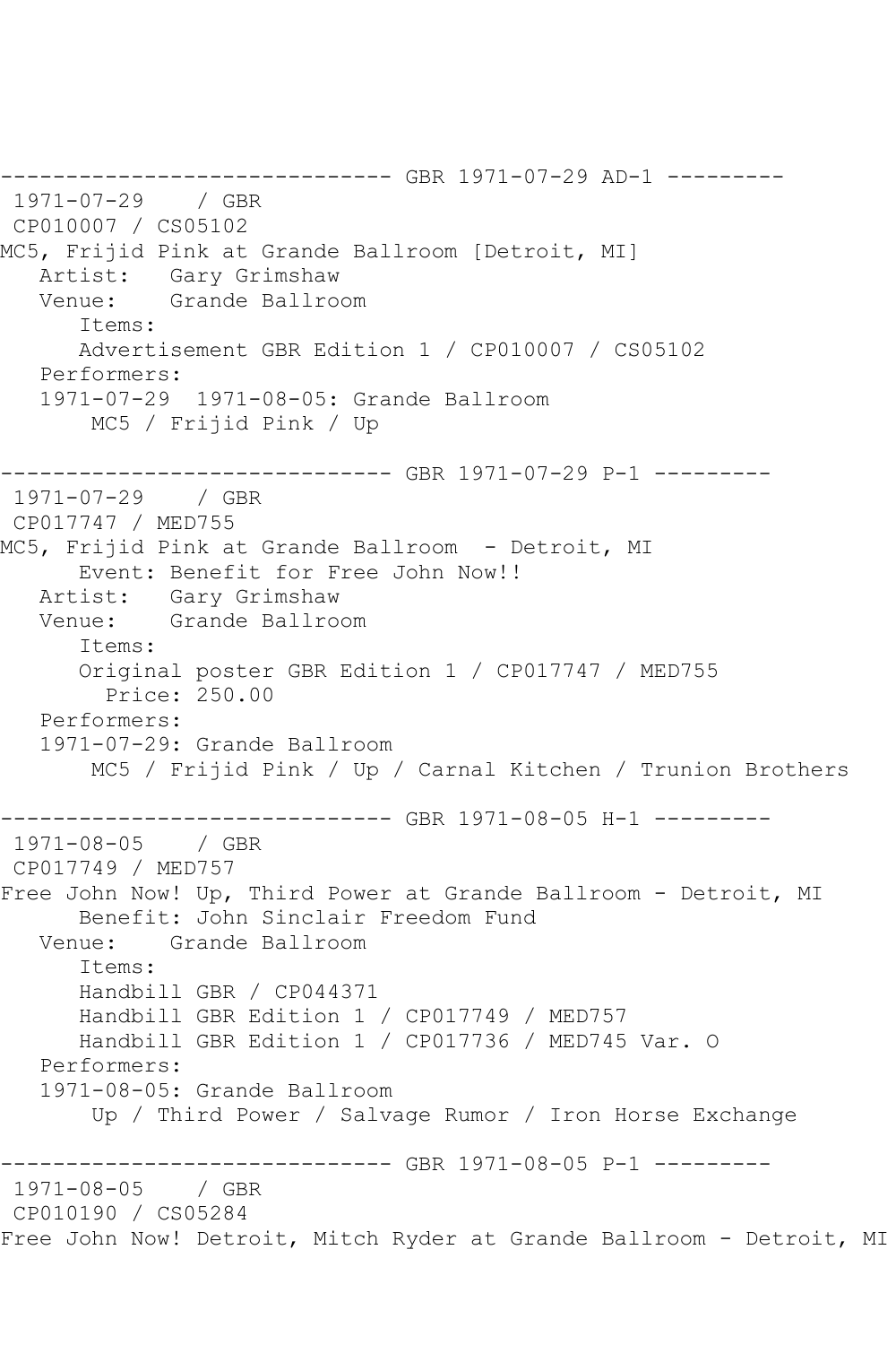```
------------------------------ GBR 1971-07-29 AD-1 ---------
 1971-07-29    / GBR
 CP010007 / CS05102
MC5, Frijid Pink at Grande Ballroom [Detroit, MI]
   Artist:   Gary Grimshaw
   Venue:    Grande Ballroom
      Items:
      Advertisement GBR Edition 1 / CP010007 / CS05102
   Performers:
   1971-07-29  1971-08-05: Grande Ballroom
       MC5 / Frijid Pink / Up

------------------------------ GBR 1971-07-29 P-1 ---------
 1971-07-29    / GBR
 CP017747 / MED755
MC5, Frijid Pink at Grande Ballroom  - Detroit, MI
      Event: Benefit for Free John Now!!
   Artist:   Gary Grimshaw
   Venue:    Grande Ballroom
      Items:
      Original poster GBR Edition 1 / CP017747 / MED755
        Price: 250.00
   Performers:
   1971-07-29: Grande Ballroom
       MC5 / Frijid Pink / Up / Carnal Kitchen / Trunion Brothers

------------------------------ GBR 1971-08-05 H-1 ---------
 1971-08-05    / GBR
 CP017749 / MED757
Free John Now! Up, Third Power at Grande Ballroom - Detroit, MI
      Benefit: John Sinclair Freedom Fund
   Venue:    Grande Ballroom
      Items:
      Handbill GBR / CP044371
      Handbill GBR Edition 1 / CP017749 / MED757
      Handbill GBR Edition 1 / CP017736 / MED745 Var. O
   Performers:
   1971-08-05: Grande Ballroom
       Up / Third Power / Salvage Rumor / Iron Horse Exchange

------------------------------ GBR 1971-08-05 P-1 ---------
 1971-08-05    / GBR
 CP010190 / CS05284
Free John Now! Detroit, Mitch Ryder at Grande Ballroom - Detroit, MI
```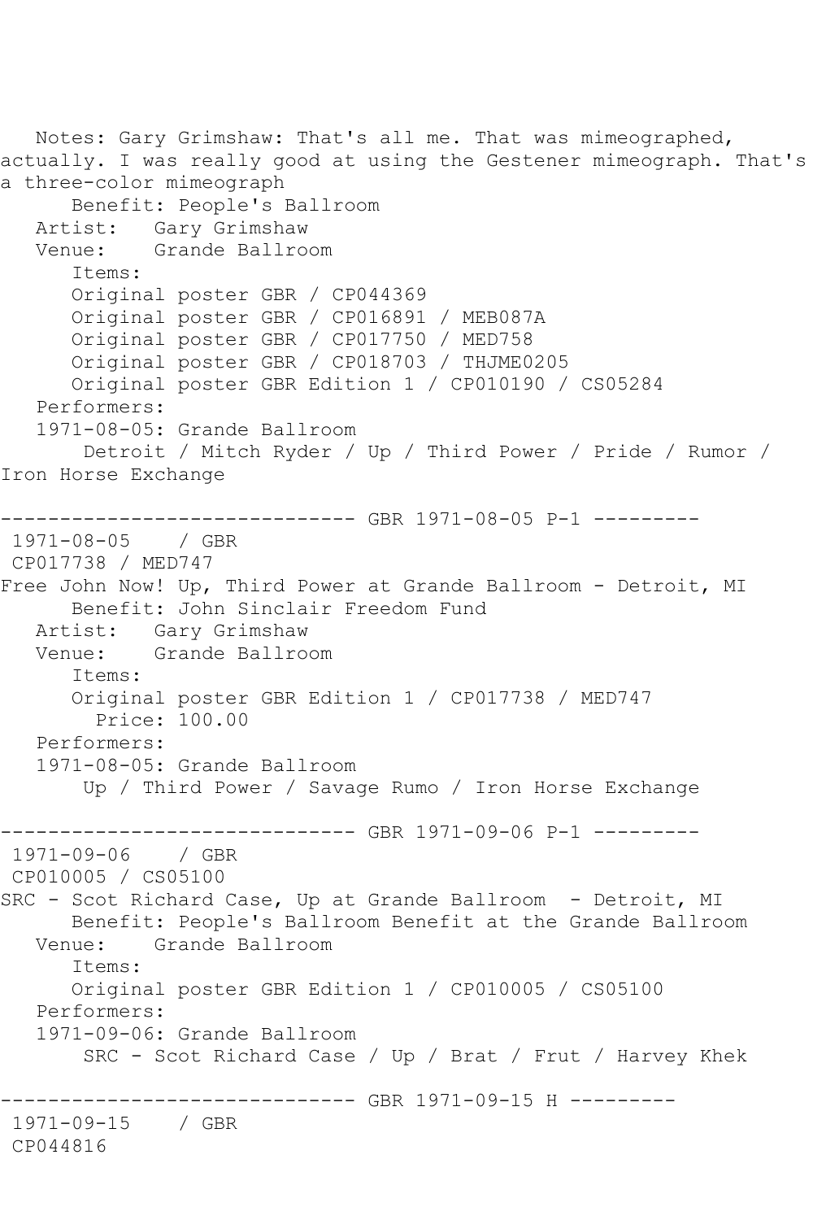Notes: Gary Grimshaw: That's all me. That was mimeographed, actually. I was really good at using the Gestener mimeograph. That's a three-color mimeograph

Benefit: People's Ballroom
Artist: Gary Grimshaw
Venue: Grande Ballroom
Items:
Original poster GBR / CP044369
Original poster GBR / CP016891 / MEB087A
Original poster GBR / CP017750 / MED758
Original poster GBR / CP018703 / THJME0205
Original poster GBR Edition 1 / CP010190 / CS05284
Performers:
1971-08-05: Grande Ballroom
Detroit / Mitch Ryder / Up / Third Power / Pride / Rumor / Iron Horse Exchange

------------------------------ GBR 1971-08-05 P-1 ---------

1971-08-05 / GBR
CP017738 / MED747
Free John Now! Up, Third Power at Grande Ballroom - Detroit, MI
Benefit: John Sinclair Freedom Fund
Artist: Gary Grimshaw
Venue: Grande Ballroom
Items:
Original poster GBR Edition 1 / CP017738 / MED747
Price: 100.00
Performers:
1971-08-05: Grande Ballroom
Up / Third Power / Savage Rumo / Iron Horse Exchange

------------------------------ GBR 1971-09-06 P-1 ---------

1971-09-06 / GBR
CP010005 / CS05100
SRC - Scot Richard Case, Up at Grande Ballroom - Detroit, MI
Benefit: People's Ballroom Benefit at the Grande Ballroom
Venue: Grande Ballroom
Items:
Original poster GBR Edition 1 / CP010005 / CS05100
Performers:
1971-09-06: Grande Ballroom
SRC - Scot Richard Case / Up / Brat / Frut / Harvey Khek

------------------------------ GBR 1971-09-15 H ---------

1971-09-15 / GBR
CP044816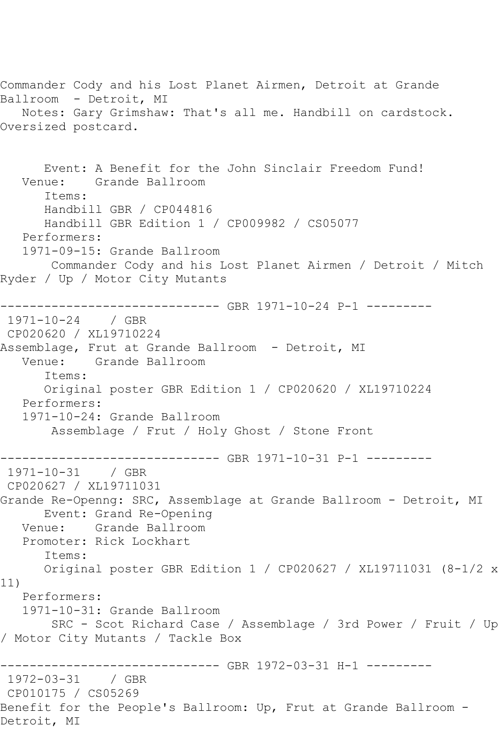Commander Cody and his Lost Planet Airmen, Detroit at Grande Ballroom - Detroit, MI
Notes: Gary Grimshaw: That's all me. Handbill on cardstock. Oversized postcard.

Event: A Benefit for the John Sinclair Freedom Fund!
Venue: Grande Ballroom
Items:
Handbill GBR / CP044816
Handbill GBR Edition 1 / CP009982 / CS05077
Performers:
1971-09-15: Grande Ballroom
Commander Cody and his Lost Planet Airmen / Detroit / Mitch Ryder / Up / Motor City Mutants

------------------------------ GBR 1971-10-24 P-1 ---------

1971-10-24 / GBR
CP020620 / XL19710224
Assemblage, Frut at Grande Ballroom - Detroit, MI
Venue: Grande Ballroom
Items:
Original poster GBR Edition 1 / CP020620 / XL19710224
Performers:
1971-10-24: Grande Ballroom
Assemblage / Frut / Holy Ghost / Stone Front

------------------------------ GBR 1971-10-31 P-1 ---------

1971-10-31 / GBR
CP020627 / XL19711031
Grande Re-Openng: SRC, Assemblage at Grande Ballroom - Detroit, MI
Event: Grand Re-Opening
Venue: Grande Ballroom
Promoter: Rick Lockhart
Items:
Original poster GBR Edition 1 / CP020627 / XL19711031 (8-1/2 x 11)
Performers:
1971-10-31: Grande Ballroom
SRC - Scot Richard Case / Assemblage / 3rd Power / Fruit / Up / Motor City Mutants / Tackle Box

------------------------------ GBR 1972-03-31 H-1 ---------

1972-03-31 / GBR
CP010175 / CS05269
Benefit for the People's Ballroom: Up, Frut at Grande Ballroom - Detroit, MI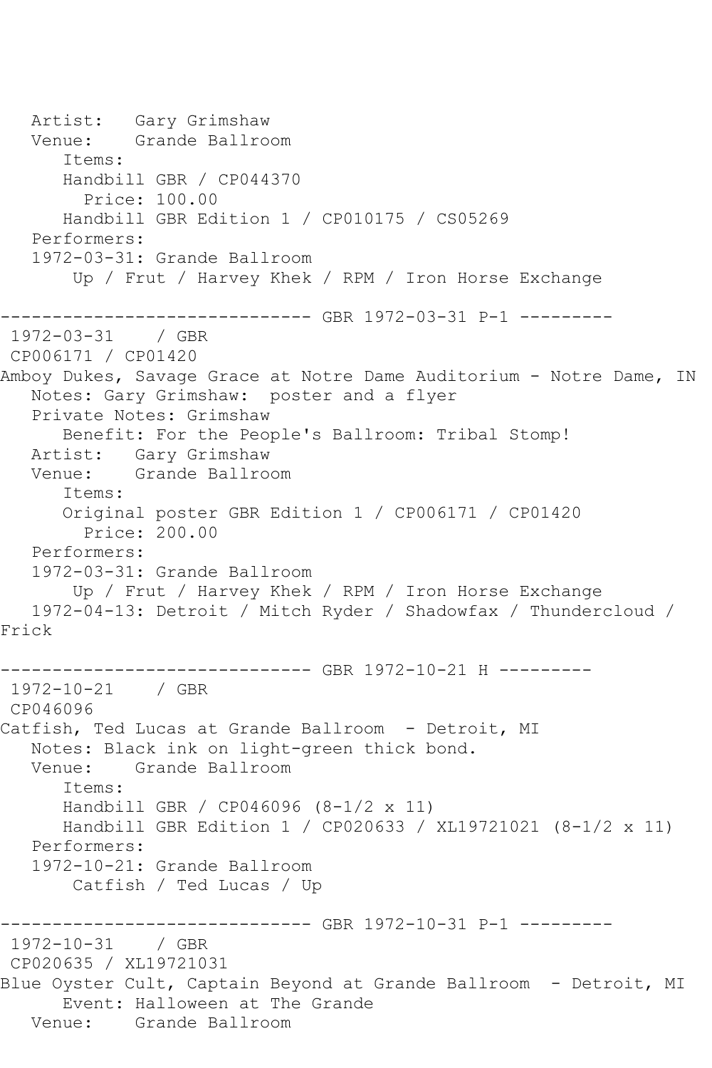```
   Artist:   Gary Grimshaw
   Venue:    Grande Ballroom
      Items:
      Handbill GBR / CP044370
        Price: 100.00
      Handbill GBR Edition 1 / CP010175 / CS05269
   Performers:
   1972-03-31: Grande Ballroom
       Up / Frut / Harvey Khek / RPM / Iron Horse Exchange

------------------------------ GBR 1972-03-31 P-1 ---------
 1972-03-31    / GBR
 CP006171 / CP01420
Amboy Dukes, Savage Grace at Notre Dame Auditorium - Notre Dame, IN
   Notes: Gary Grimshaw:  poster and a flyer
   Private Notes: Grimshaw
      Benefit: For the People's Ballroom: Tribal Stomp!
   Artist:   Gary Grimshaw
   Venue:    Grande Ballroom
      Items:
      Original poster GBR Edition 1 / CP006171 / CP01420
        Price: 200.00
   Performers:
   1972-03-31: Grande Ballroom
       Up / Frut / Harvey Khek / RPM / Iron Horse Exchange
   1972-04-13: Detroit / Mitch Ryder / Shadowfax / Thundercloud /
Frick

------------------------------ GBR 1972-10-21 H ---------
 1972-10-21    / GBR
 CP046096
Catfish, Ted Lucas at Grande Ballroom  - Detroit, MI
   Notes: Black ink on light-green thick bond.
   Venue:    Grande Ballroom
      Items:
      Handbill GBR / CP046096 (8-1/2 x 11)
      Handbill GBR Edition 1 / CP020633 / XL19721021 (8-1/2 x 11)
   Performers:
   1972-10-21: Grande Ballroom
       Catfish / Ted Lucas / Up

------------------------------ GBR 1972-10-31 P-1 ---------
 1972-10-31    / GBR
 CP020635 / XL19721031
Blue Oyster Cult, Captain Beyond at Grande Ballroom  - Detroit, MI
      Event: Halloween at The Grande
   Venue:    Grande Ballroom
```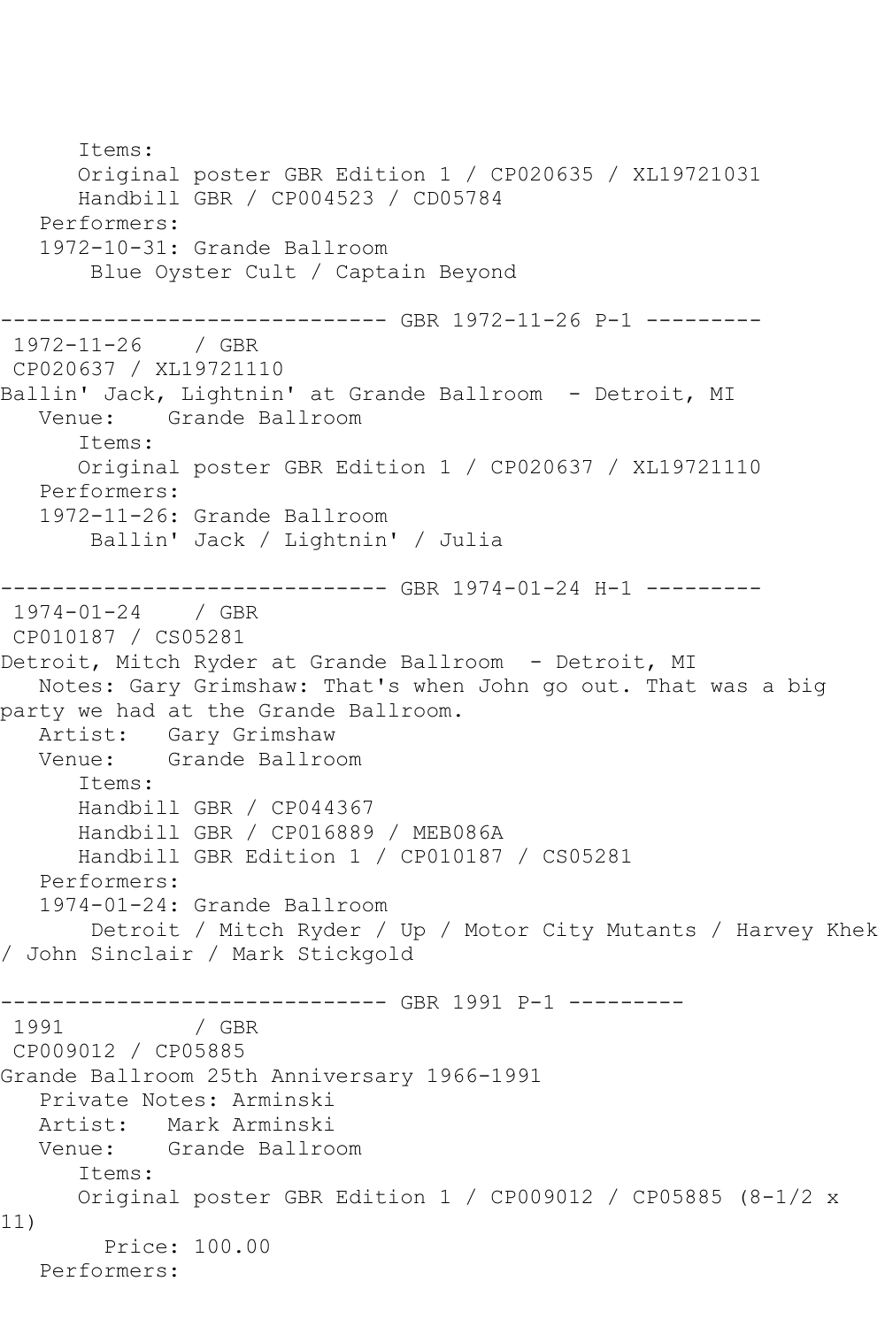```
      Items:
      Original poster GBR Edition 1 / CP020635 / XL19721031
      Handbill GBR / CP004523 / CD05784
   Performers:
   1972-10-31: Grande Ballroom
       Blue Oyster Cult / Captain Beyond

------------------------------ GBR 1972-11-26 P-1 ---------
 1972-11-26    / GBR
 CP020637 / XL19721110
Ballin' Jack, Lightnin' at Grande Ballroom  - Detroit, MI
   Venue:    Grande Ballroom
      Items:
      Original poster GBR Edition 1 / CP020637 / XL19721110
   Performers:
   1972-11-26: Grande Ballroom
       Ballin' Jack / Lightnin' / Julia

------------------------------ GBR 1974-01-24 H-1 ---------
 1974-01-24    / GBR
 CP010187 / CS05281
Detroit, Mitch Ryder at Grande Ballroom  - Detroit, MI
   Notes: Gary Grimshaw: That's when John go out. That was a big
party we had at the Grande Ballroom.
   Artist:   Gary Grimshaw
   Venue:    Grande Ballroom
      Items:
      Handbill GBR / CP044367
      Handbill GBR / CP016889 / MEB086A
      Handbill GBR Edition 1 / CP010187 / CS05281
   Performers:
   1974-01-24: Grande Ballroom
       Detroit / Mitch Ryder / Up / Motor City Mutants / Harvey Khek
/ John Sinclair / Mark Stickgold

------------------------------ GBR 1991 P-1 ---------
 1991          / GBR
 CP009012 / CP05885
Grande Ballroom 25th Anniversary 1966-1991
   Private Notes: Arminski
   Artist:   Mark Arminski
   Venue:    Grande Ballroom
      Items:
      Original poster GBR Edition 1 / CP009012 / CP05885 (8-1/2 x
11)
        Price: 100.00
   Performers:
```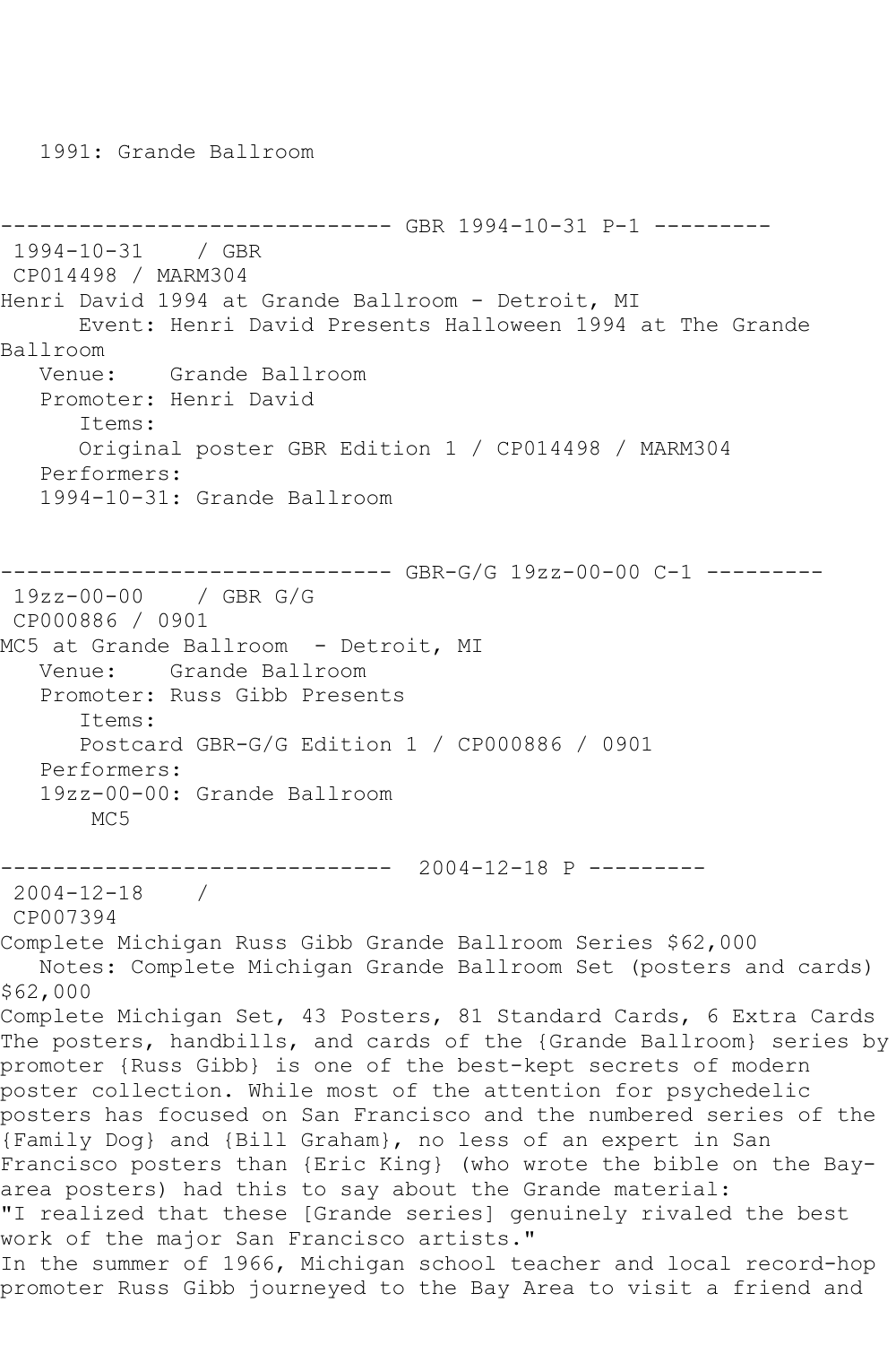1991: Grande Ballroom

------------------------------ GBR 1994-10-31 P-1 ---------

1994-10-31 / GBR

CP014498 / MARM304

Henri David 1994 at Grande Ballroom - Detroit, MI

Event: Henri David Presents Halloween 1994 at The Grande Ballroom

Venue: Grande Ballroom

Promoter: Henri David

Items:

Original poster GBR Edition 1 / CP014498 / MARM304

Performers:

1994-10-31: Grande Ballroom

------------------------------ GBR-G/G 19zz-00-00 C-1 ---------

19zz-00-00 / GBR G/G

CP000886 / 0901

MC5 at Grande Ballroom - Detroit, MI

Venue: Grande Ballroom

Promoter: Russ Gibb Presents

Items:

Postcard GBR-G/G Edition 1 / CP000886 / 0901

Performers:

19zz-00-00: Grande Ballroom

MC5

------------------------------ 2004-12-18 P ---------

2004-12-18 /

CP007394

Complete Michigan Russ Gibb Grande Ballroom Series $62,000

Notes: Complete Michigan Grande Ballroom Set (posters and cards) $62,000

Complete Michigan Set, 43 Posters, 81 Standard Cards, 6 Extra Cards

The posters, handbills, and cards of the {Grande Ballroom} series by promoter {Russ Gibb} is one of the best-kept secrets of modern poster collection. While most of the attention for psychedelic posters has focused on San Francisco and the numbered series of the {Family Dog} and {Bill Graham}, no less of an expert in San Francisco posters than {Eric King} (who wrote the bible on the Bay-area posters) had this to say about the Grande material:

"I realized that these [Grande series] genuinely rivaled the best work of the major San Francisco artists."

In the summer of 1966, Michigan school teacher and local record-hop promoter Russ Gibb journeyed to the Bay Area to visit a friend and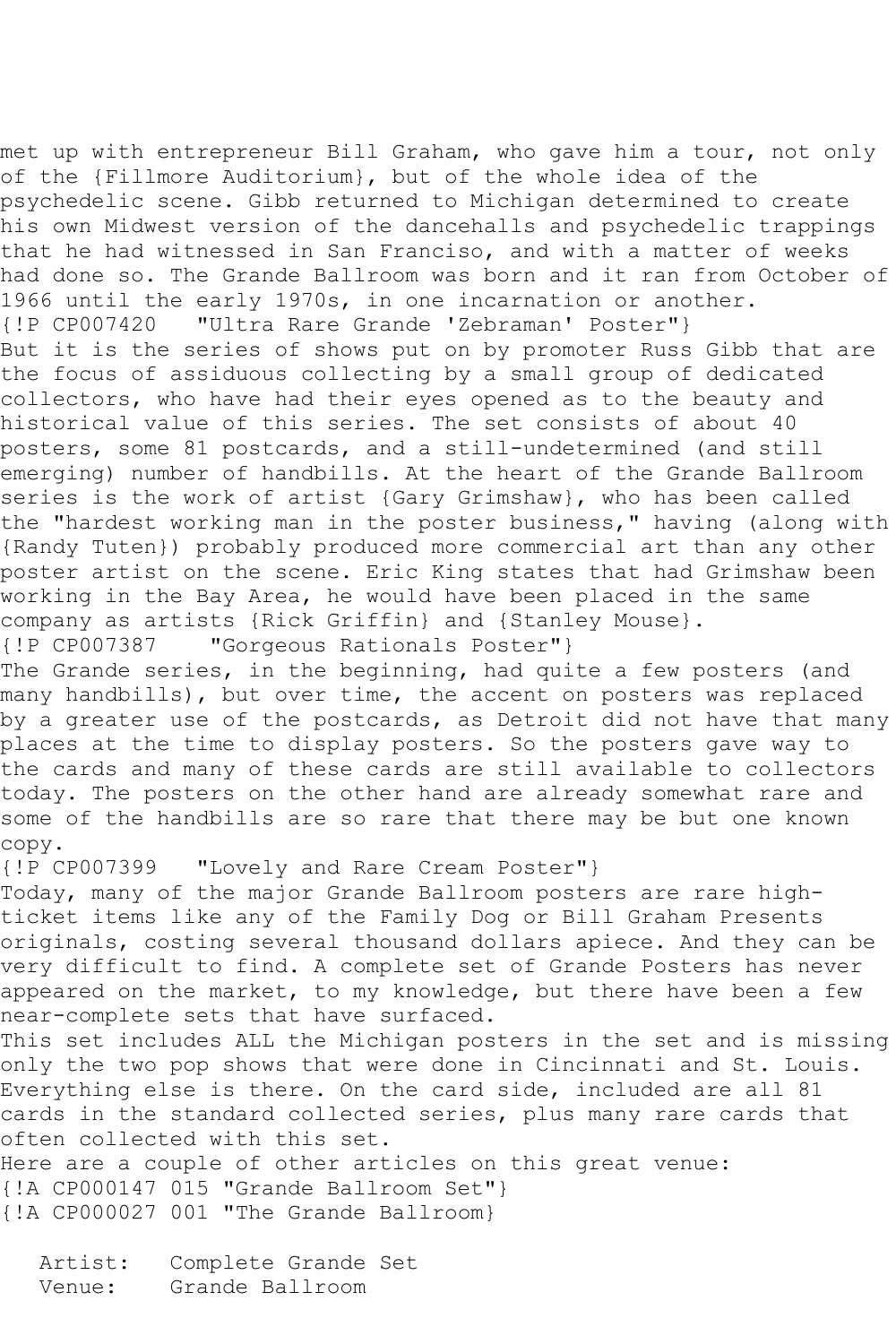met up with entrepreneur Bill Graham, who gave him a tour, not only of the {Fillmore Auditorium}, but of the whole idea of the psychedelic scene. Gibb returned to Michigan determined to create his own Midwest version of the dancehalls and psychedelic trappings that he had witnessed in San Franciso, and with a matter of weeks had done so. The Grande Ballroom was born and it ran from October of 1966 until the early 1970s, in one incarnation or another.
{!P CP007420   "Ultra Rare Grande 'Zebraman' Poster"}
But it is the series of shows put on by promoter Russ Gibb that are the focus of assiduous collecting by a small group of dedicated collectors, who have had their eyes opened as to the beauty and historical value of this series. The set consists of about 40 posters, some 81 postcards, and a still-undetermined (and still emerging) number of handbills. At the heart of the Grande Ballroom series is the work of artist {Gary Grimshaw}, who has been called the "hardest working man in the poster business," having (along with {Randy Tuten}) probably produced more commercial art than any other poster artist on the scene. Eric King states that had Grimshaw been working in the Bay Area, he would have been placed in the same company as artists {Rick Griffin} and {Stanley Mouse}.
{!P CP007387    "Gorgeous Rationals Poster"}
The Grande series, in the beginning, had quite a few posters (and many handbills), but over time, the accent on posters was replaced by a greater use of the postcards, as Detroit did not have that many places at the time to display posters. So the posters gave way to the cards and many of these cards are still available to collectors today. The posters on the other hand are already somewhat rare and some of the handbills are so rare that there may be but one known copy.
{!P CP007399   "Lovely and Rare Cream Poster"}
Today, many of the major Grande Ballroom posters are rare high-ticket items like any of the Family Dog or Bill Graham Presents originals, costing several thousand dollars apiece. And they can be very difficult to find. A complete set of Grande Posters has never appeared on the market, to my knowledge, but there have been a few near-complete sets that have surfaced.
This set includes ALL the Michigan posters in the set and is missing only the two pop shows that were done in Cincinnati and St. Louis. Everything else is there. On the card side, included are all 81 cards in the standard collected series, plus many rare cards that often collected with this set.
Here are a couple of other articles on this great venue:
{!A CP000147 015 "Grande Ballroom Set"}
{!A CP000027 001 "The Grande Ballroom}

Artist:   Complete Grande Set
Venue:    Grande Ballroom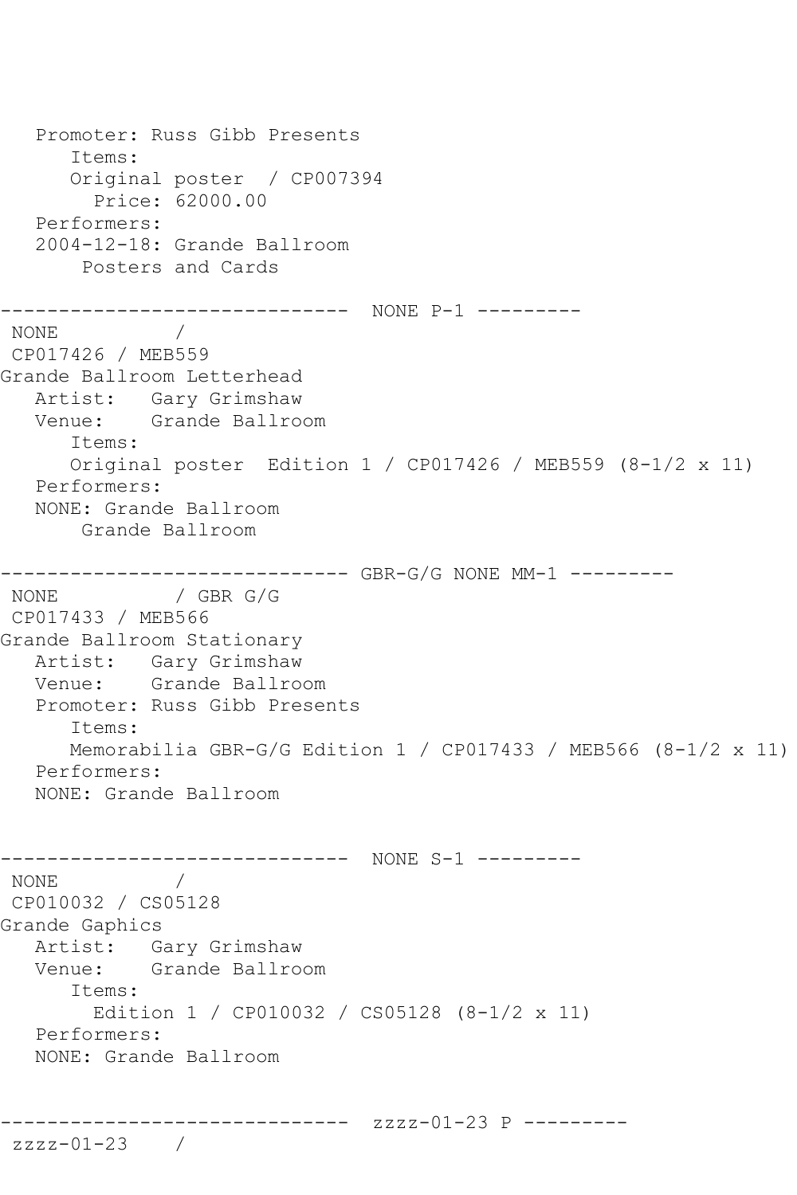```
   Promoter: Russ Gibb Presents
      Items:
      Original poster  / CP007394
        Price: 62000.00
   Performers:
   2004-12-18: Grande Ballroom
       Posters and Cards

------------------------------  NONE P-1 ---------
 NONE          /
 CP017426 / MEB559
Grande Ballroom Letterhead
   Artist:   Gary Grimshaw
   Venue:    Grande Ballroom
      Items:
      Original poster  Edition 1 / CP017426 / MEB559 (8-1/2 x 11)
   Performers:
   NONE: Grande Ballroom
       Grande Ballroom

------------------------------ GBR-G/G NONE MM-1 ---------
 NONE          / GBR G/G
 CP017433 / MEB566
Grande Ballroom Stationary
   Artist:   Gary Grimshaw
   Venue:    Grande Ballroom
   Promoter: Russ Gibb Presents
      Items:
      Memorabilia GBR-G/G Edition 1 / CP017433 / MEB566 (8-1/2 x 11)
   Performers:
   NONE: Grande Ballroom


------------------------------  NONE S-1 ---------
 NONE          /
 CP010032 / CS05128
Grande Gaphics
   Artist:   Gary Grimshaw
   Venue:    Grande Ballroom
      Items:
        Edition 1 / CP010032 / CS05128 (8-1/2 x 11)
   Performers:
   NONE: Grande Ballroom


------------------------------  zzzz-01-23 P ---------
 zzzz-01-23    /
```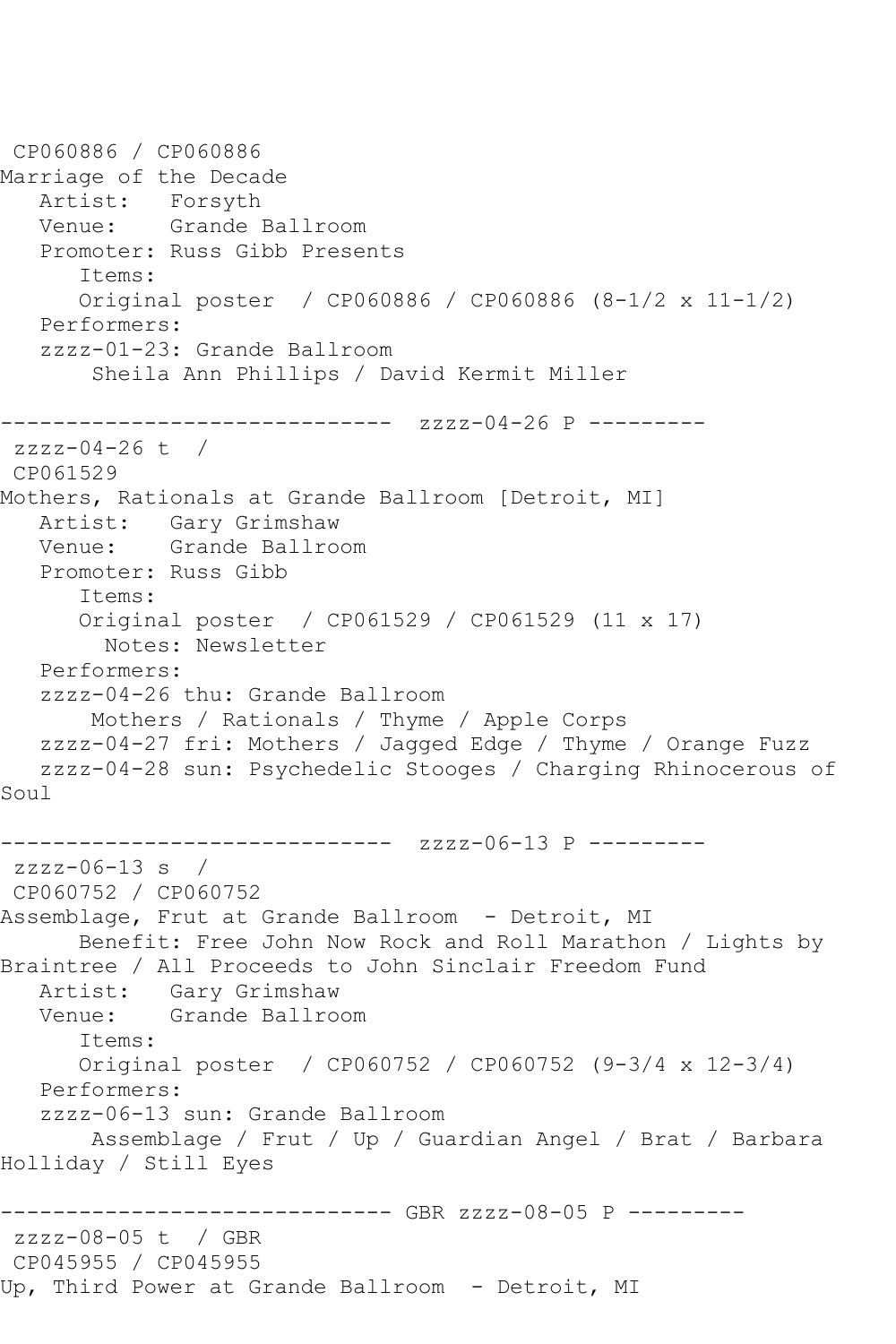CP060886 / CP060886
Marriage of the Decade
   Artist:   Forsyth
   Venue:    Grande Ballroom
   Promoter: Russ Gibb Presents
      Items:
      Original poster  / CP060886 / CP060886 (8-1/2 x 11-1/2)
   Performers:
   zzzz-01-23: Grande Ballroom
       Sheila Ann Phillips / David Kermit Miller

------------------------------  zzzz-04-26 P ---------
 zzzz-04-26 t  /
 CP061529
Mothers, Rationals at Grande Ballroom [Detroit, MI]
   Artist:   Gary Grimshaw
   Venue:    Grande Ballroom
   Promoter: Russ Gibb
      Items:
      Original poster  / CP061529 / CP061529 (11 x 17)
        Notes: Newsletter
   Performers:
   zzzz-04-26 thu: Grande Ballroom
       Mothers / Rationals / Thyme / Apple Corps
   zzzz-04-27 fri: Mothers / Jagged Edge / Thyme / Orange Fuzz
   zzzz-04-28 sun: Psychedelic Stooges / Charging Rhinocerous of Soul

------------------------------  zzzz-06-13 P ---------
 zzzz-06-13 s  /
 CP060752 / CP060752
Assemblage, Frut at Grande Ballroom  - Detroit, MI
      Benefit: Free John Now Rock and Roll Marathon / Lights by Braintree / All Proceeds to John Sinclair Freedom Fund
   Artist:   Gary Grimshaw
   Venue:    Grande Ballroom
      Items:
      Original poster  / CP060752 / CP060752 (9-3/4 x 12-3/4)
   Performers:
   zzzz-06-13 sun: Grande Ballroom
       Assemblage / Frut / Up / Guardian Angel / Brat / Barbara Holliday / Still Eyes

------------------------------ GBR zzzz-08-05 P ---------
 zzzz-08-05 t  / GBR
 CP045955 / CP045955
Up, Third Power at Grande Ballroom  - Detroit, MI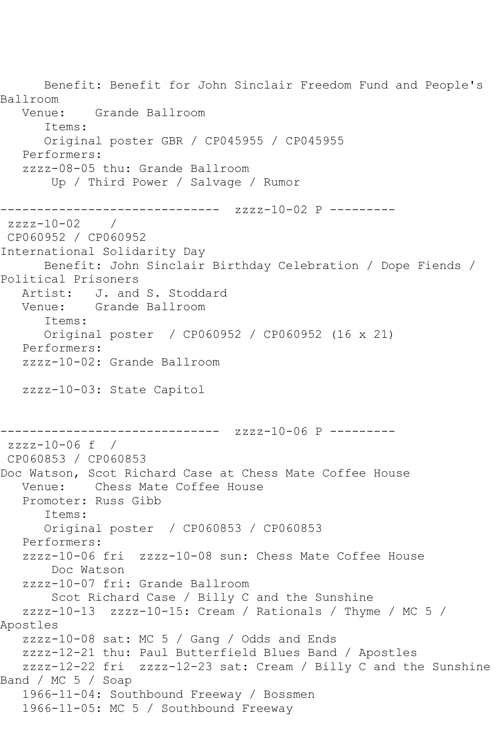```
      Benefit: Benefit for John Sinclair Freedom Fund and People's
Ballroom
   Venue:    Grande Ballroom
      Items:
      Original poster GBR / CP045955 / CP045955
   Performers:
   zzzz-08-05 thu: Grande Ballroom
       Up / Third Power / Salvage / Rumor

------------------------------  zzzz-10-02 P ---------
 zzzz-10-02    /
 CP060952 / CP060952
International Solidarity Day
      Benefit: John Sinclair Birthday Celebration / Dope Fiends /
Political Prisoners
   Artist:   J. and S. Stoddard
   Venue:    Grande Ballroom
      Items:
      Original poster  / CP060952 / CP060952 (16 x 21)
   Performers:
   zzzz-10-02: Grande Ballroom

   zzzz-10-03: State Capitol


------------------------------  zzzz-10-06 P ---------
 zzzz-10-06 f  /
 CP060853 / CP060853
Doc Watson, Scot Richard Case at Chess Mate Coffee House
   Venue:    Chess Mate Coffee House
   Promoter: Russ Gibb
      Items:
      Original poster  / CP060853 / CP060853
   Performers:
   zzzz-10-06 fri  zzzz-10-08 sun: Chess Mate Coffee House
       Doc Watson
   zzzz-10-07 fri: Grande Ballroom
       Scot Richard Case / Billy C and the Sunshine
   zzzz-10-13  zzzz-10-15: Cream / Rationals / Thyme / MC 5 /
Apostles
   zzzz-10-08 sat: MC 5 / Gang / Odds and Ends
   zzzz-12-21 thu: Paul Butterfield Blues Band / Apostles
   zzzz-12-22 fri  zzzz-12-23 sat: Cream / Billy C and the Sunshine
Band / MC 5 / Soap
   1966-11-04: Southbound Freeway / Bossmen
   1966-11-05: MC 5 / Southbound Freeway
```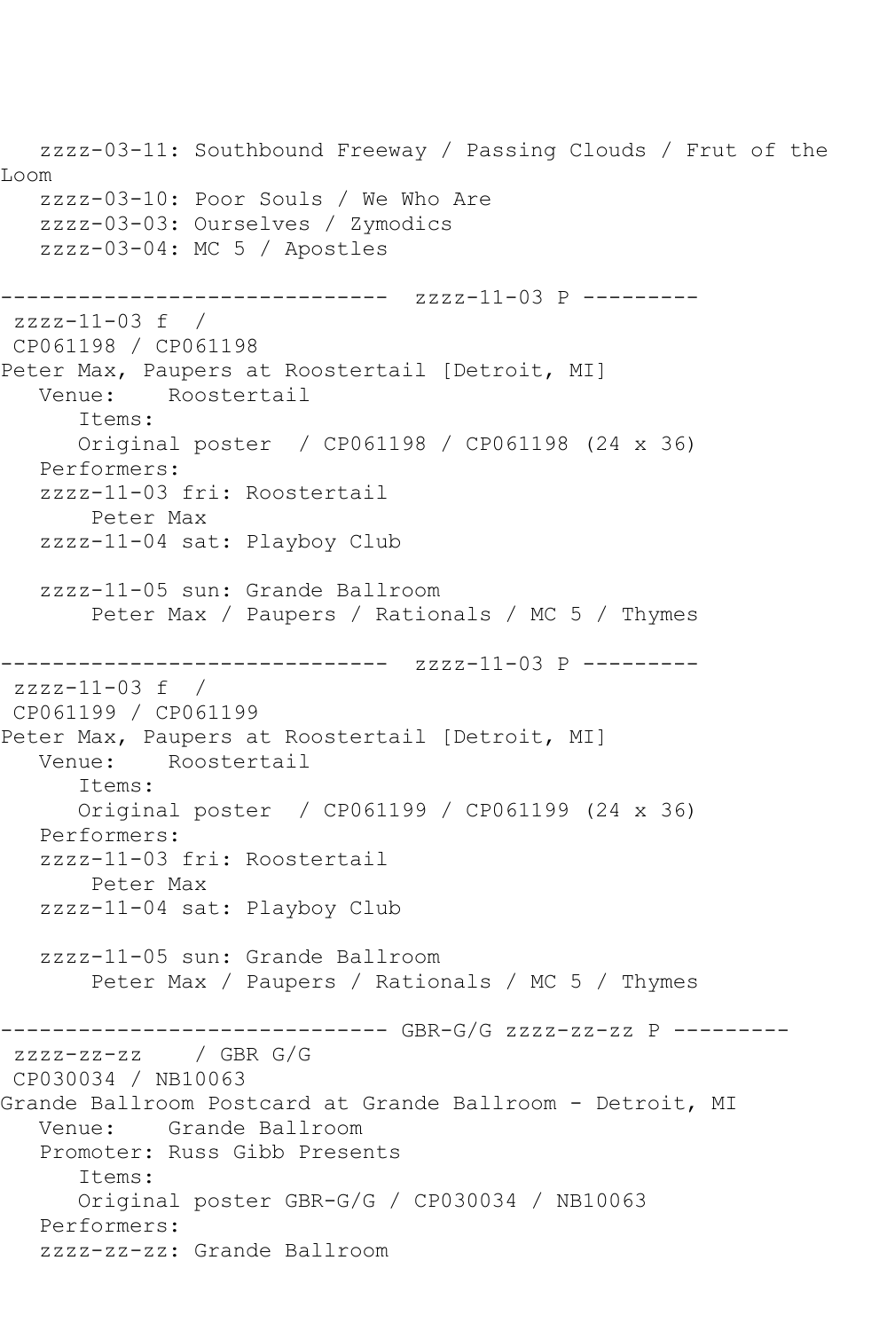```
   zzzz-03-11: Southbound Freeway / Passing Clouds / Frut of the
Loom
   zzzz-03-10: Poor Souls / We Who Are
   zzzz-03-03: Ourselves / Zymodics
   zzzz-03-04: MC 5 / Apostles

------------------------------  zzzz-11-03 P ---------
 zzzz-11-03 f  /
 CP061198 / CP061198
Peter Max, Paupers at Roostertail [Detroit, MI]
   Venue:    Roostertail
      Items:
      Original poster  / CP061198 / CP061198 (24 x 36)
   Performers:
   zzzz-11-03 fri: Roostertail
       Peter Max
   zzzz-11-04 sat: Playboy Club

   zzzz-11-05 sun: Grande Ballroom
       Peter Max / Paupers / Rationals / MC 5 / Thymes

------------------------------  zzzz-11-03 P ---------
 zzzz-11-03 f  /
 CP061199 / CP061199
Peter Max, Paupers at Roostertail [Detroit, MI]
   Venue:    Roostertail
      Items:
      Original poster  / CP061199 / CP061199 (24 x 36)
   Performers:
   zzzz-11-03 fri: Roostertail
       Peter Max
   zzzz-11-04 sat: Playboy Club

   zzzz-11-05 sun: Grande Ballroom
       Peter Max / Paupers / Rationals / MC 5 / Thymes

------------------------------ GBR-G/G zzzz-zz-zz P ---------
 zzzz-zz-zz    / GBR G/G
 CP030034 / NB10063
Grande Ballroom Postcard at Grande Ballroom - Detroit, MI
   Venue:    Grande Ballroom
   Promoter: Russ Gibb Presents
      Items:
      Original poster GBR-G/G / CP030034 / NB10063
   Performers:
   zzzz-zz-zz: Grande Ballroom
```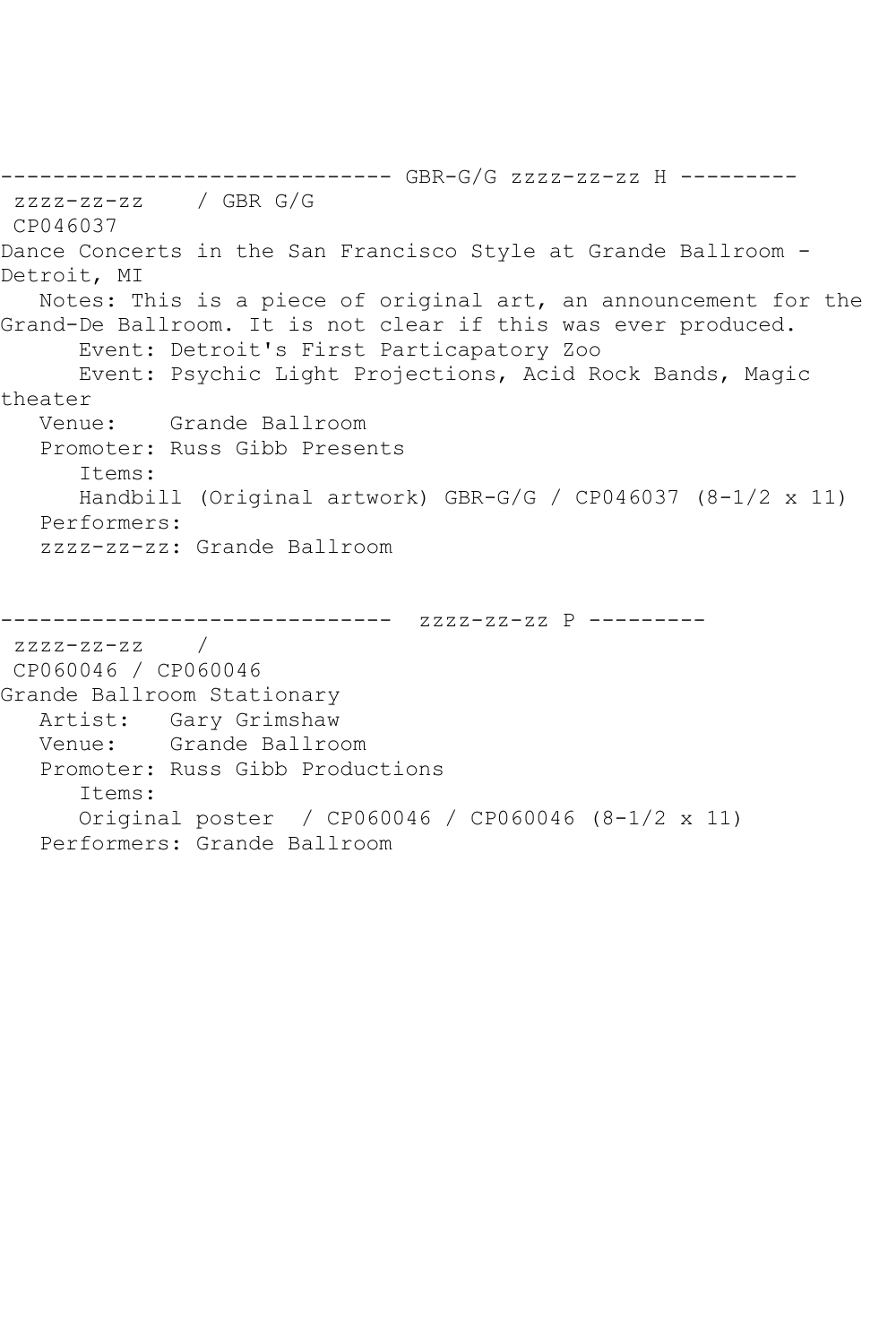------------------------------ GBR-G/G zzzz-zz-zz H ---------
 zzzz-zz-zz    / GBR G/G
 CP046037
Dance Concerts in the San Francisco Style at Grande Ballroom - Detroit, MI
   Notes: This is a piece of original art, an announcement for the Grand-De Ballroom. It is not clear if this was ever produced.
      Event: Detroit's First Particapatory Zoo
      Event: Psychic Light Projections, Acid Rock Bands, Magic theater
   Venue:    Grande Ballroom
   Promoter: Russ Gibb Presents
      Items:
      Handbill (Original artwork) GBR-G/G / CP046037 (8-1/2 x 11)
   Performers:
   zzzz-zz-zz: Grande Ballroom

------------------------------  zzzz-zz-zz P ---------
 zzzz-zz-zz    /
 CP060046 / CP060046
Grande Ballroom Stationary
   Artist:   Gary Grimshaw
   Venue:    Grande Ballroom
   Promoter: Russ Gibb Productions
      Items:
      Original poster  / CP060046 / CP060046 (8-1/2 x 11)
   Performers: Grande Ballroom